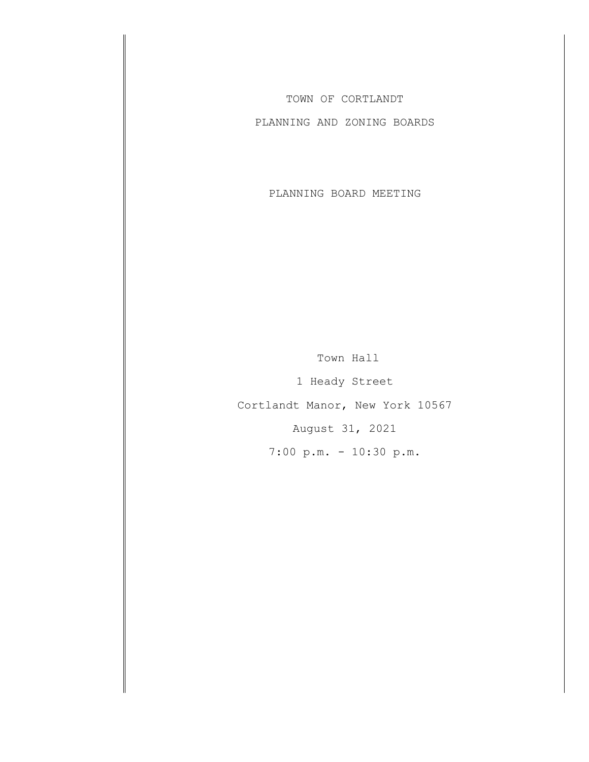# TOWN OF CORTLANDT

## PLANNING AND ZONING BOARDS

## PLANNING BOARD MEETING

Town Hall

1 Heady Street

Cortlandt Manor, New York 10567

August 31, 2021

7:00 p.m. - 10:30 p.m.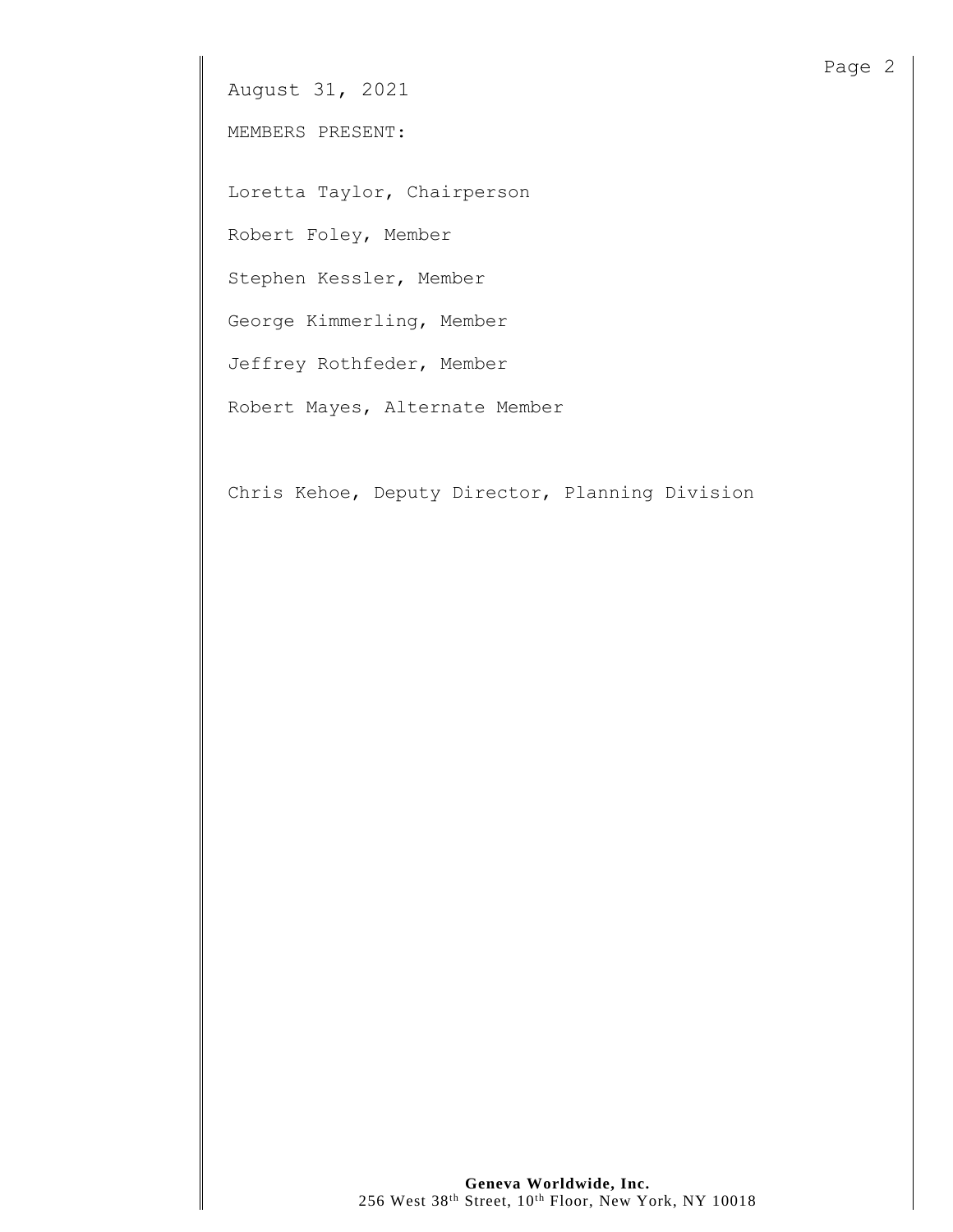August 31, 2021

MEMBERS PRESENT:

Loretta Taylor, Chairperson

Robert Foley, Member

Stephen Kessler, Member

George Kimmerling, Member

Jeffrey Rothfeder, Member

Robert Mayes, Alternate Member

Chris Kehoe, Deputy Director, Planning Division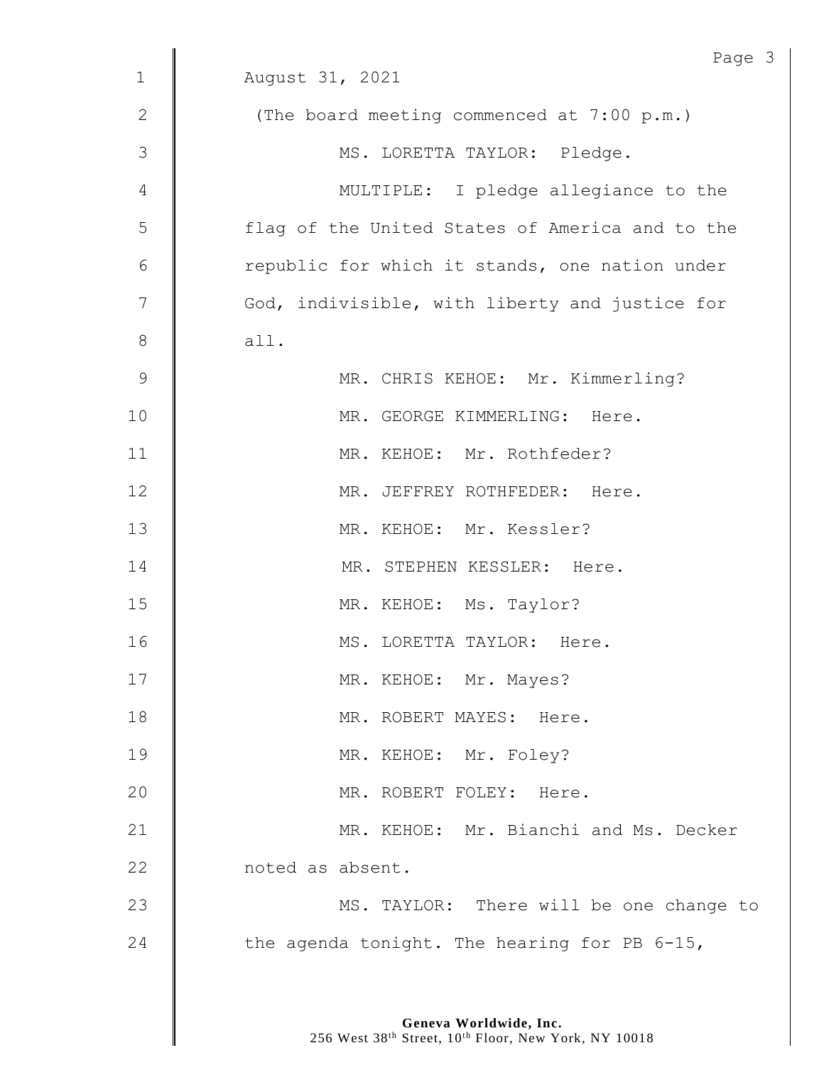August 31, 2021

(The board meeting commenced at 7:00 p.m.)

MS. LORETTA TAYLOR: Pledge.

MULTIPLE: I pledge allegiance to the flag of the United States of America and to the republic for which it stands, one nation under God, indivisible, with liberty and justice for all.

MR. CHRIS KEHOE: Mr. Kimmerling?

MR. GEORGE KIMMERLING: Here.

MR. KEHOE: Mr. Rothfeder?

MR. JEFFREY ROTHFEDER: Here.

MR. KEHOE: Mr. Kessler?

MR. STEPHEN KESSLER: Here.

MR. KEHOE: Ms. Taylor?

MS. LORETTA TAYLOR: Here.

MR. KEHOE: Mr. Mayes?

MR. ROBERT MAYES: Here.

MR. KEHOE: Mr. Foley?

MR. ROBERT FOLEY: Here.

MR. KEHOE: Mr. Bianchi and Ms. Decker noted as absent.

MS. TAYLOR: There will be one change to the agenda tonight. The hearing for PB 6-15,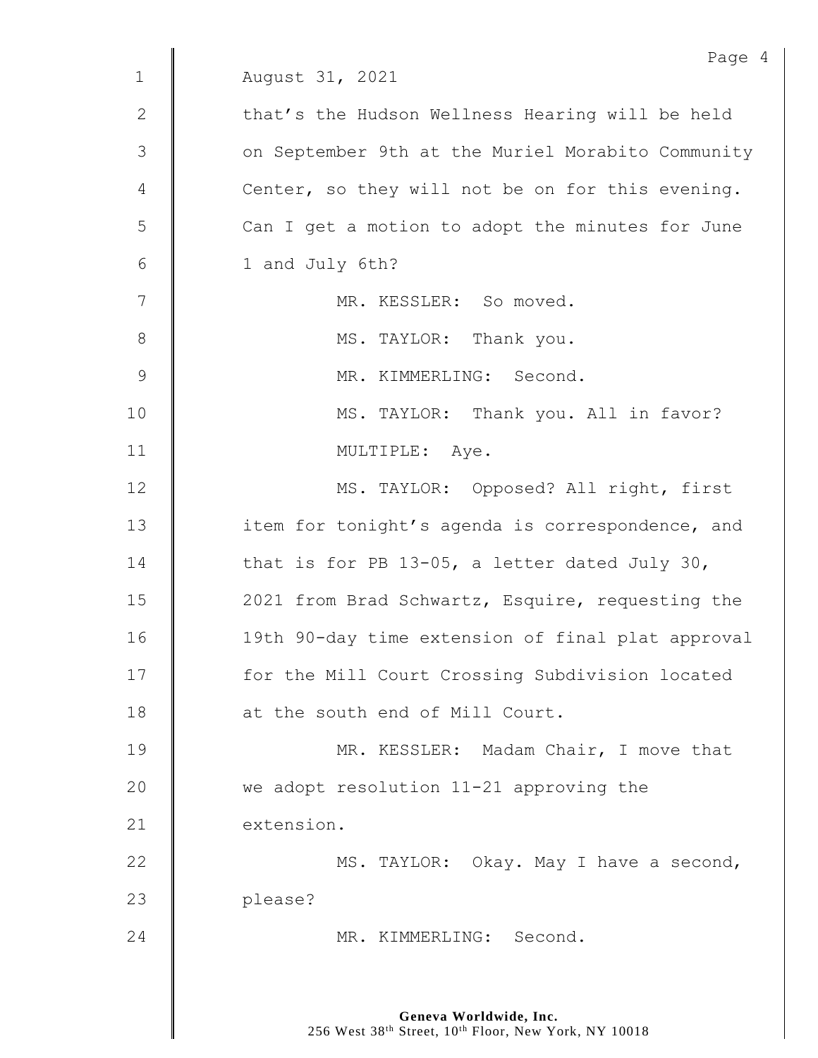August 31, 2021

that's the Hudson Wellness Hearing will be held on September 9th at the Muriel Morabito Community Center, so they will not be on for this evening. Can I get a motion to adopt the minutes for June 1 and July 6th?

MR. KESSLER: So moved.

MS. TAYLOR: Thank you.

MR. KIMMERLING: Second.

MS. TAYLOR: Thank you. All in favor?

MULTIPLE: Aye.

MS. TAYLOR: Opposed? All right, first item for tonight's agenda is correspondence, and that is for PB 13-05, a letter dated July 30, 2021 from Brad Schwartz, Esquire, requesting the 19th 90-day time extension of final plat approval for the Mill Court Crossing Subdivision located at the south end of Mill Court.

MR. KESSLER: Madam Chair, I move that we adopt resolution 11-21 approving the extension.

MS. TAYLOR: Okay. May I have a second, please?

MR. KIMMERLING: Second.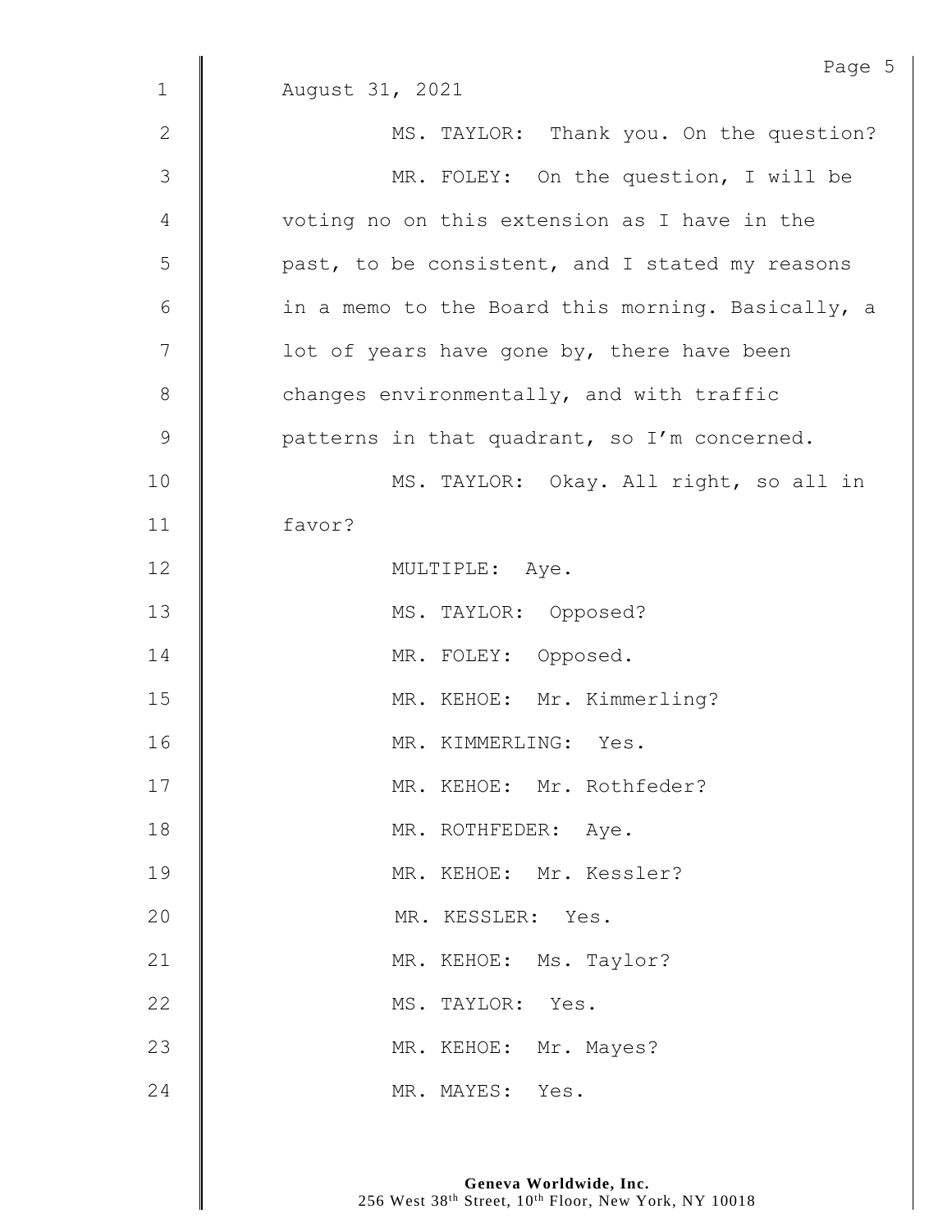August 31, 2021

MS. TAYLOR: Thank you. On the question?

MR. FOLEY: On the question, I will be voting no on this extension as I have in the past, to be consistent, and I stated my reasons in a memo to the Board this morning. Basically, a lot of years have gone by, there have been changes environmentally, and with traffic patterns in that quadrant, so I'm concerned.

MS. TAYLOR: Okay. All right, so all in favor?

MULTIPLE: Aye.

MS. TAYLOR: Opposed?

MR. FOLEY: Opposed.

MR. KEHOE: Mr. Kimmerling?

MR. KIMMERLING: Yes.

MR. KEHOE: Mr. Rothfeder?

MR. ROTHFEDER: Aye.

MR. KEHOE: Mr. Kessler?

MR. KESSLER: Yes.

MR. KEHOE: Ms. Taylor?

MS. TAYLOR: Yes.

MR. KEHOE: Mr. Mayes?

MR. MAYES: Yes.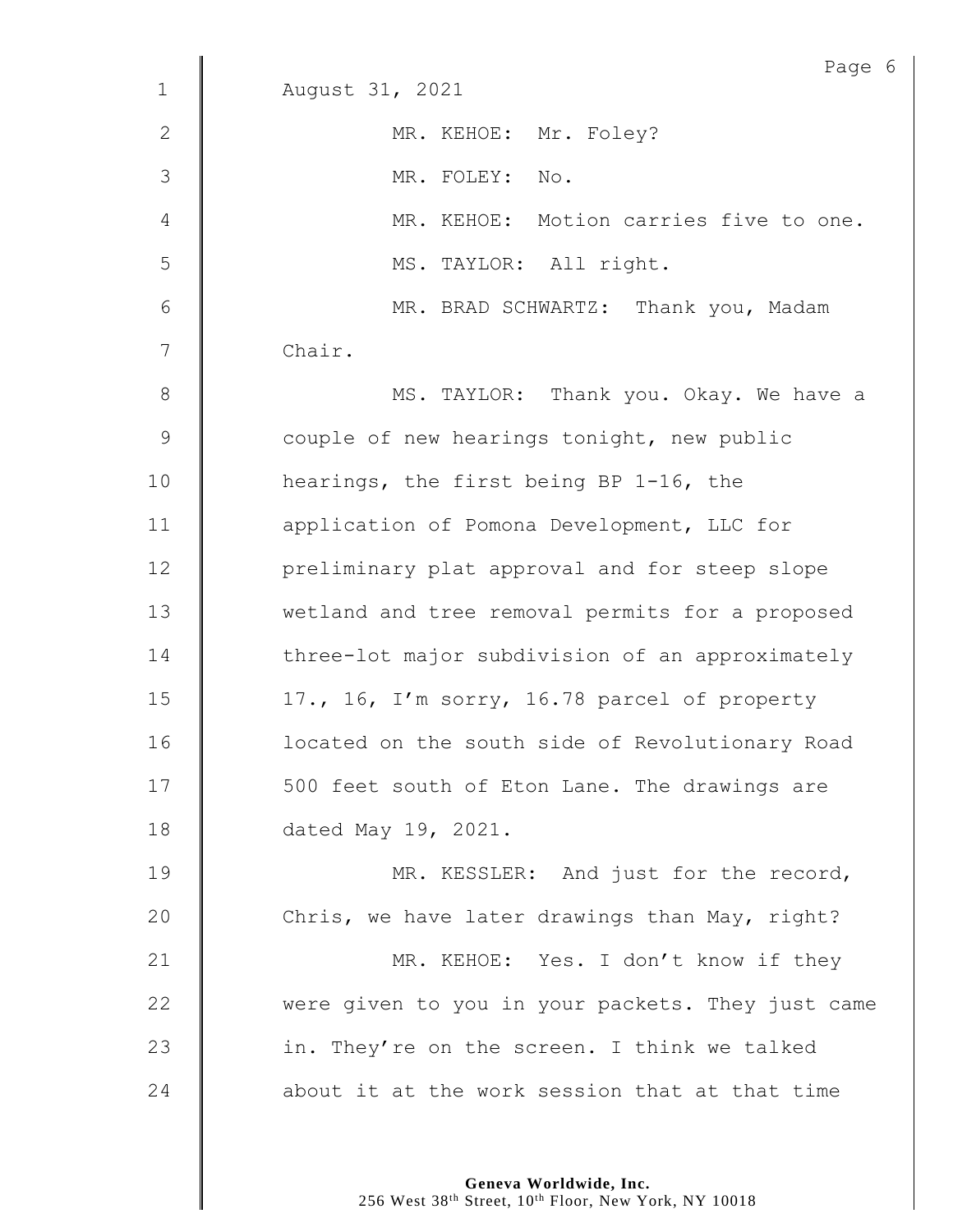August 31, 2021

MR. KEHOE: Mr. Foley?

MR. FOLEY: No.

MR. KEHOE: Motion carries five to one.

MS. TAYLOR: All right.

MR. BRAD SCHWARTZ: Thank you, Madam Chair.

MS. TAYLOR: Thank you. Okay. We have a couple of new hearings tonight, new public hearings, the first being BP 1-16, the application of Pomona Development, LLC for preliminary plat approval and for steep slope wetland and tree removal permits for a proposed three-lot major subdivision of an approximately 17., 16, I'm sorry, 16.78 parcel of property located on the south side of Revolutionary Road 500 feet south of Eton Lane. The drawings are dated May 19, 2021.

MR. KESSLER: And just for the record, Chris, we have later drawings than May, right?

MR. KEHOE: Yes. I don't know if they were given to you in your packets. They just came in. They're on the screen. I think we talked about it at the work session that at that time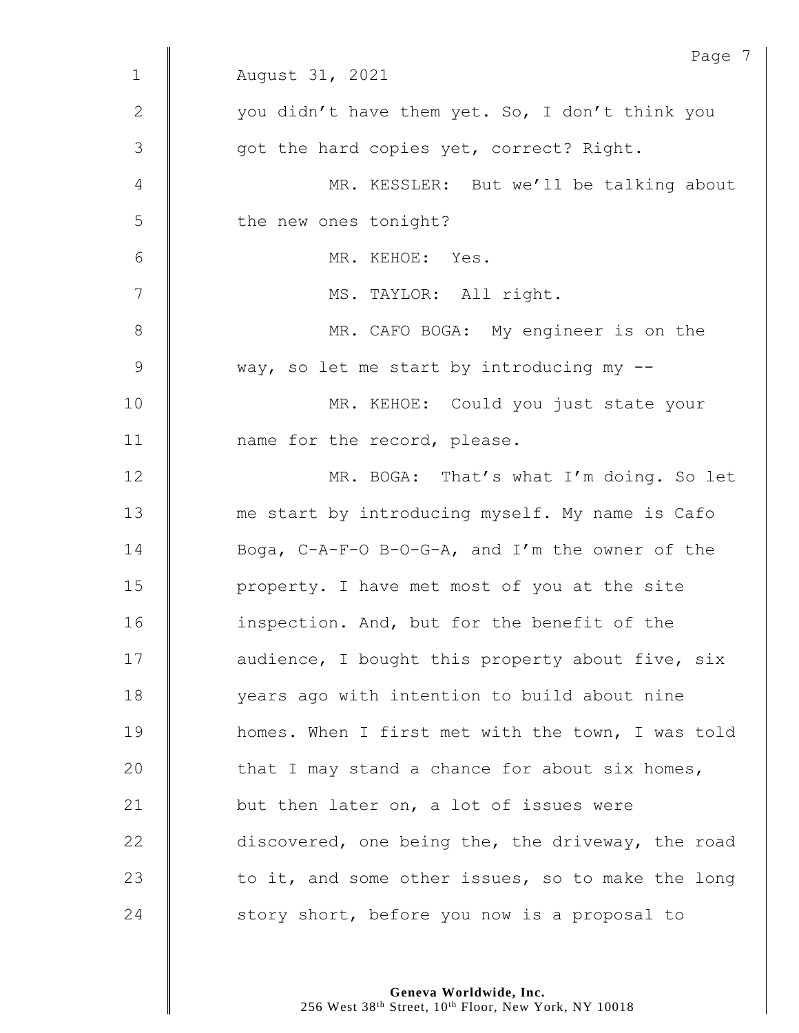August 31, 2021

you didn't have them yet. So, I don't think you got the hard copies yet, correct? Right.

MR. KESSLER: But we'll be talking about the new ones tonight?

MR. KEHOE: Yes.

MS. TAYLOR: All right.

MR. CAFO BOGA: My engineer is on the way, so let me start by introducing my --

MR. KEHOE: Could you just state your name for the record, please.

MR. BOGA: That's what I'm doing. So let me start by introducing myself. My name is Cafo Boga, C-A-F-O B-O-G-A, and I'm the owner of the property. I have met most of you at the site inspection. And, but for the benefit of the audience, I bought this property about five, six years ago with intention to build about nine homes. When I first met with the town, I was told that I may stand a chance for about six homes, but then later on, a lot of issues were discovered, one being the, the driveway, the road to it, and some other issues, so to make the long story short, before you now is a proposal to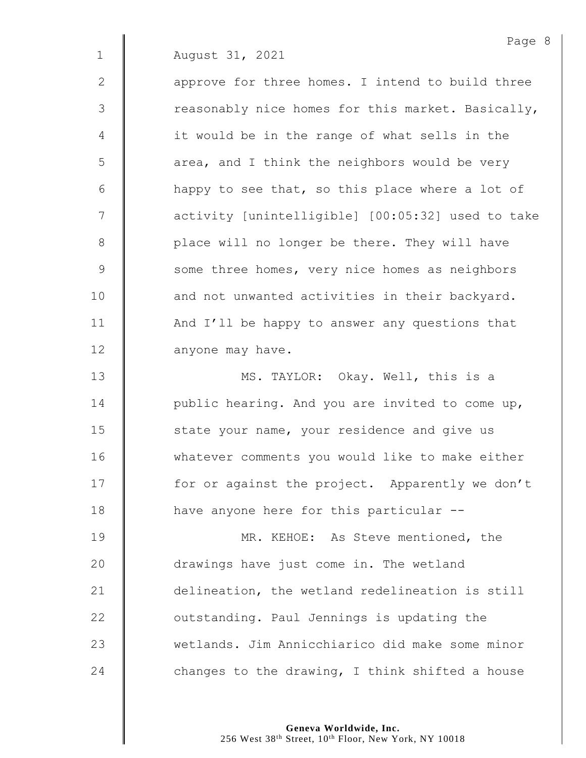August 31, 2021

approve for three homes. I intend to build three reasonably nice homes for this market. Basically, it would be in the range of what sells in the area, and I think the neighbors would be very happy to see that, so this place where a lot of activity [unintelligible] [00:05:32] used to take place will no longer be there. They will have some three homes, very nice homes as neighbors and not unwanted activities in their backyard. And I'll be happy to answer any questions that anyone may have.

MS. TAYLOR: Okay. Well, this is a public hearing. And you are invited to come up, state your name, your residence and give us whatever comments you would like to make either for or against the project. Apparently we don't have anyone here for this particular --

MR. KEHOE: As Steve mentioned, the drawings have just come in. The wetland delineation, the wetland redelineation is still outstanding. Paul Jennings is updating the wetlands. Jim Annicchiarico did make some minor changes to the drawing, I think shifted a house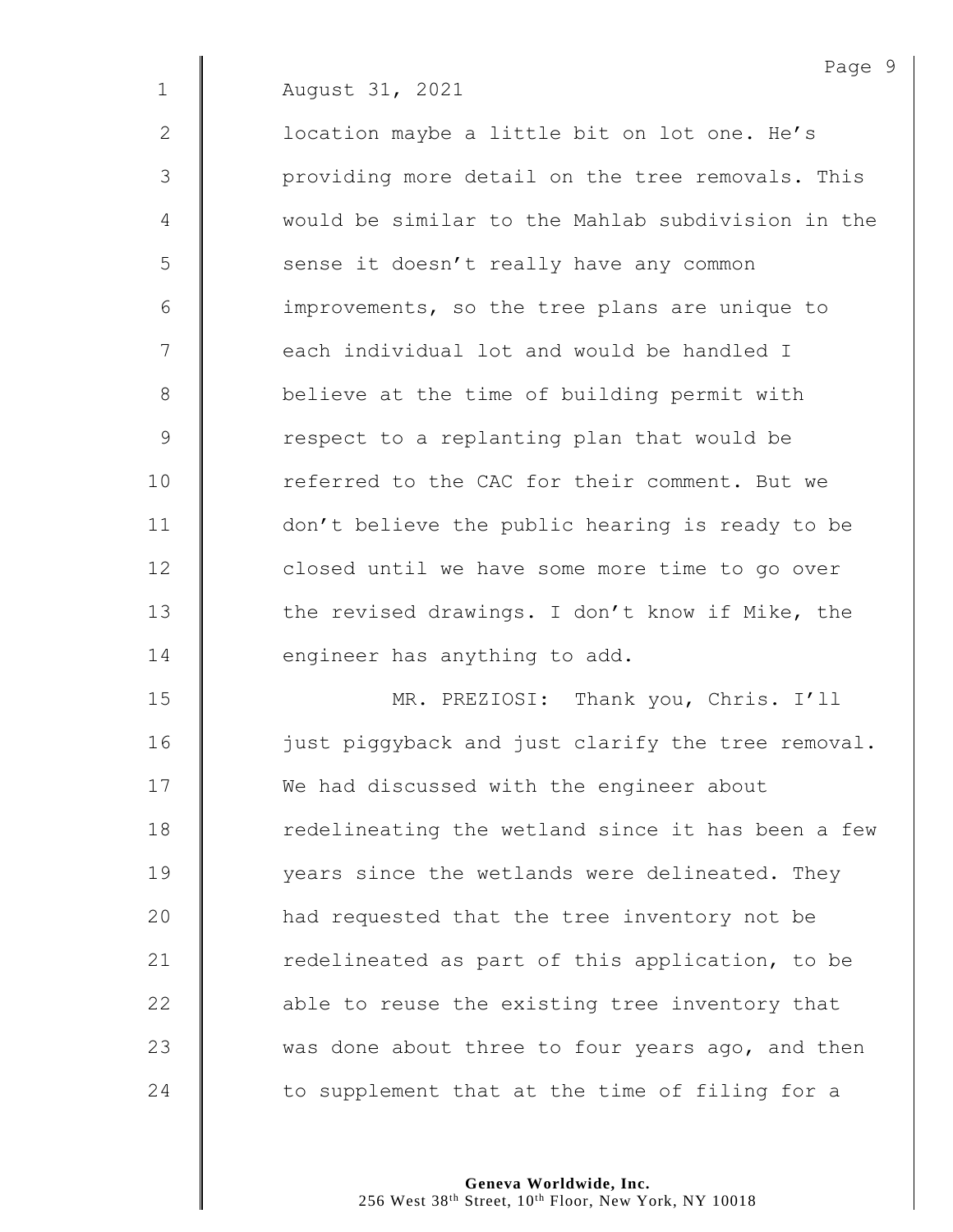August 31, 2021

location maybe a little bit on lot one. He's providing more detail on the tree removals. This would be similar to the Mahlab subdivision in the sense it doesn't really have any common improvements, so the tree plans are unique to each individual lot and would be handled I believe at the time of building permit with respect to a replanting plan that would be referred to the CAC for their comment. But we don't believe the public hearing is ready to be closed until we have some more time to go over the revised drawings. I don't know if Mike, the engineer has anything to add.

MR. PREZIOSI: Thank you, Chris. I'll just piggyback and just clarify the tree removal. We had discussed with the engineer about redelineating the wetland since it has been a few years since the wetlands were delineated. They had requested that the tree inventory not be redelineated as part of this application, to be able to reuse the existing tree inventory that was done about three to four years ago, and then to supplement that at the time of filing for a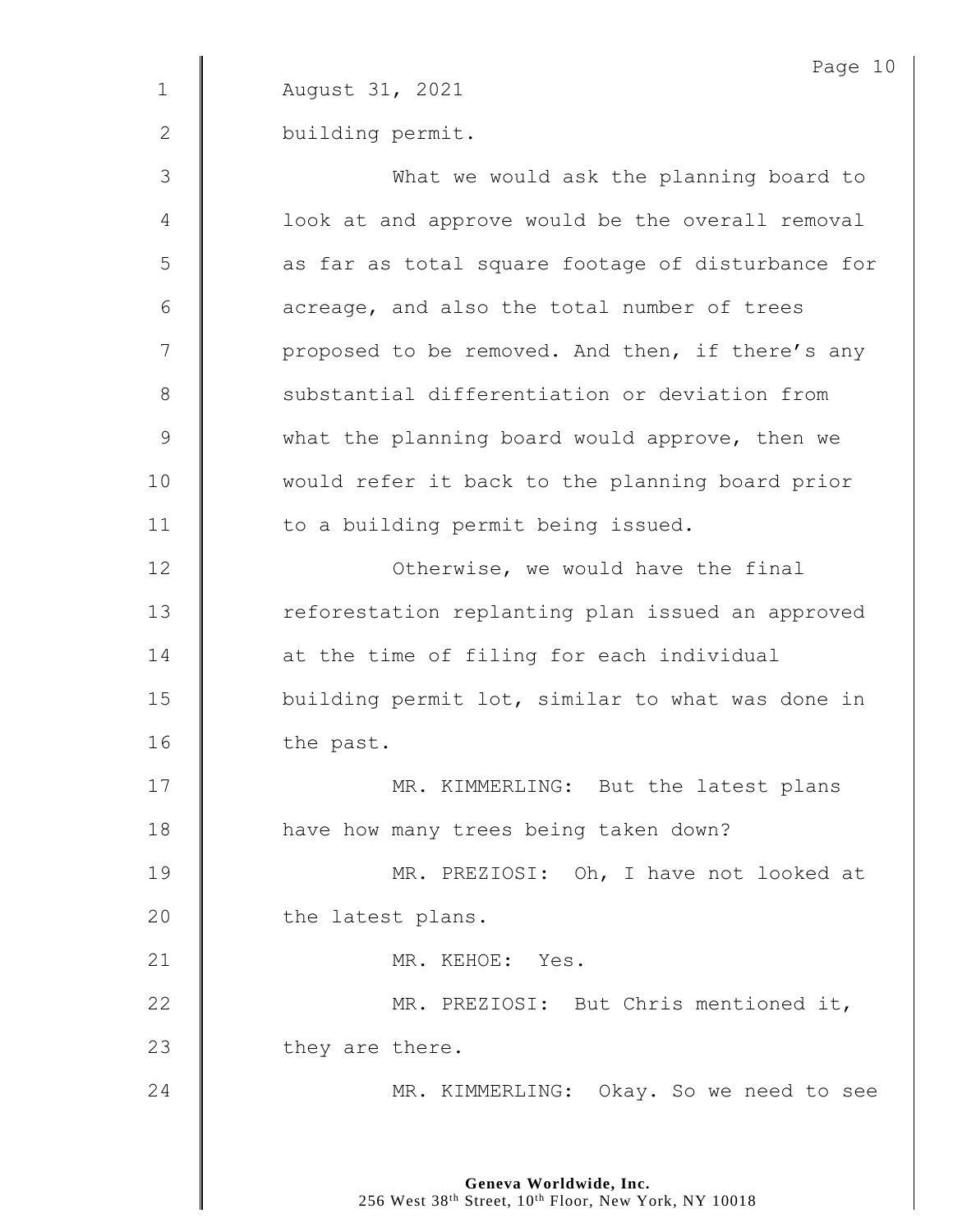August 31, 2021

building permit.

What we would ask the planning board to look at and approve would be the overall removal as far as total square footage of disturbance for acreage, and also the total number of trees proposed to be removed. And then, if there's any substantial differentiation or deviation from what the planning board would approve, then we would refer it back to the planning board prior to a building permit being issued.

Otherwise, we would have the final reforestation replanting plan issued an approved at the time of filing for each individual building permit lot, similar to what was done in the past.

MR. KIMMERLING: But the latest plans have how many trees being taken down?

MR. PREZIOSI: Oh, I have not looked at the latest plans.

MR. KEHOE: Yes.

MR. PREZIOSI: But Chris mentioned it, they are there.

MR. KIMMERLING: Okay. So we need to see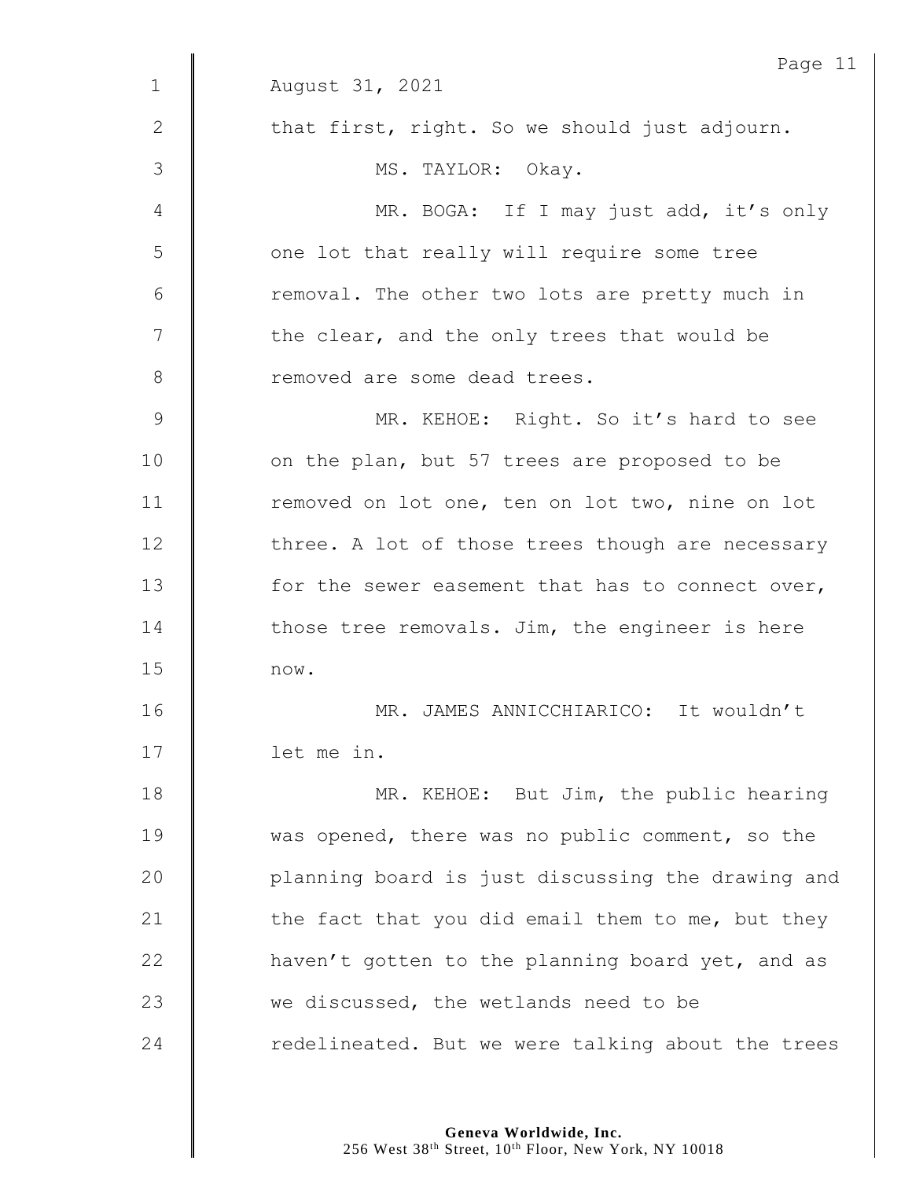August 31, 2021

that first, right. So we should just adjourn.

MS. TAYLOR: Okay.

MR. BOGA: If I may just add, it's only one lot that really will require some tree removal. The other two lots are pretty much in the clear, and the only trees that would be removed are some dead trees.

MR. KEHOE: Right. So it's hard to see on the plan, but 57 trees are proposed to be removed on lot one, ten on lot two, nine on lot three. A lot of those trees though are necessary for the sewer easement that has to connect over, those tree removals. Jim, the engineer is here now.

MR. JAMES ANNICCHIARICO: It wouldn't let me in.

MR. KEHOE: But Jim, the public hearing was opened, there was no public comment, so the planning board is just discussing the drawing and the fact that you did email them to me, but they haven't gotten to the planning board yet, and as we discussed, the wetlands need to be redelineated. But we were talking about the trees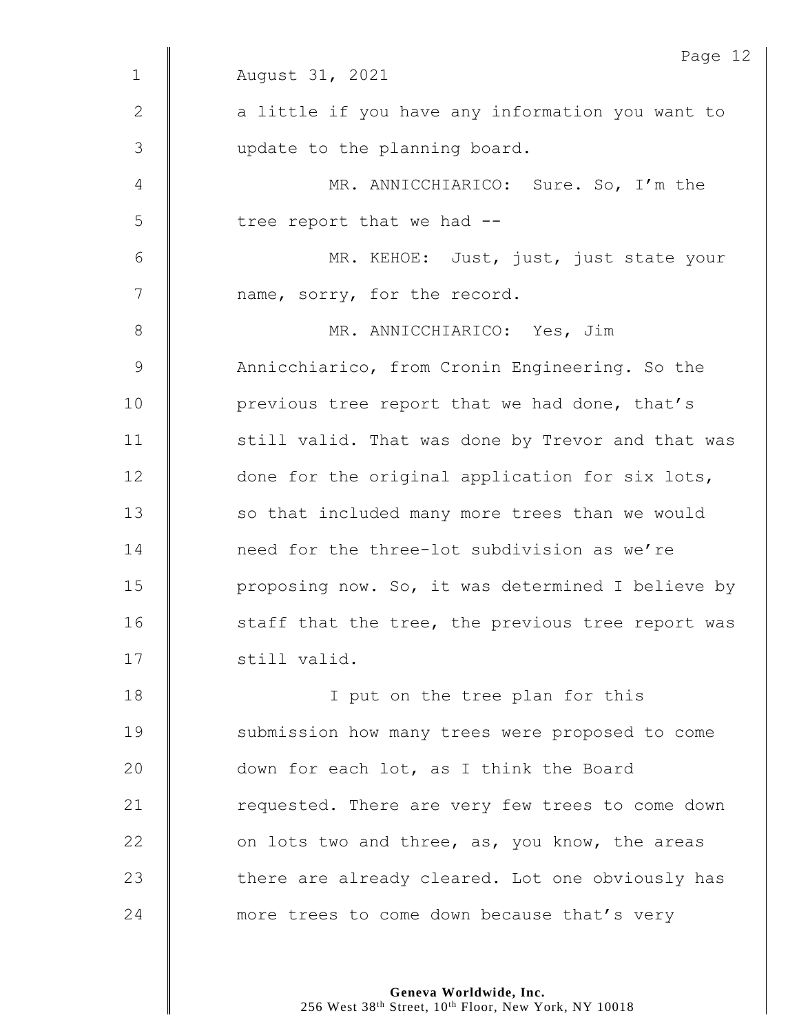August 31, 2021

a little if you have any information you want to update to the planning board.

MR. ANNICCHIARICO: Sure. So, I'm the tree report that we had --

MR. KEHOE: Just, just, just state your name, sorry, for the record.

MR. ANNICCHIARICO: Yes, Jim Annicchiarico, from Cronin Engineering. So the previous tree report that we had done, that's still valid. That was done by Trevor and that was done for the original application for six lots, so that included many more trees than we would need for the three-lot subdivision as we're proposing now. So, it was determined I believe by staff that the tree, the previous tree report was still valid.

I put on the tree plan for this submission how many trees were proposed to come down for each lot, as I think the Board requested. There are very few trees to come down on lots two and three, as, you know, the areas there are already cleared. Lot one obviously has more trees to come down because that's very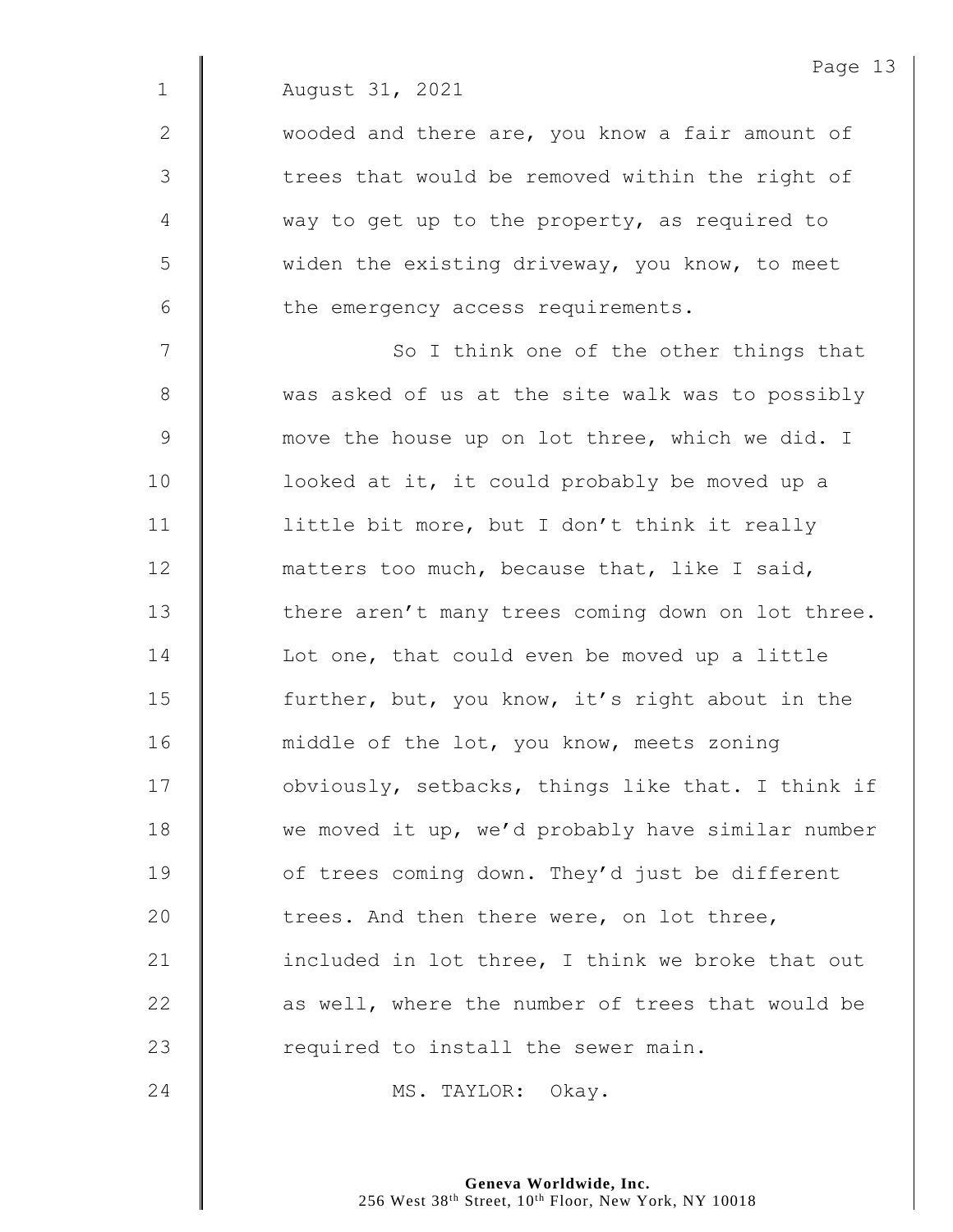August 31, 2021

wooded and there are, you know a fair amount of trees that would be removed within the right of way to get up to the property, as required to widen the existing driveway, you know, to meet the emergency access requirements.

So I think one of the other things that was asked of us at the site walk was to possibly move the house up on lot three, which we did. I looked at it, it could probably be moved up a little bit more, but I don't think it really matters too much, because that, like I said, there aren't many trees coming down on lot three. Lot one, that could even be moved up a little further, but, you know, it's right about in the middle of the lot, you know, meets zoning obviously, setbacks, things like that. I think if we moved it up, we'd probably have similar number of trees coming down. They'd just be different trees. And then there were, on lot three, included in lot three, I think we broke that out as well, where the number of trees that would be required to install the sewer main.

MS. TAYLOR: Okay.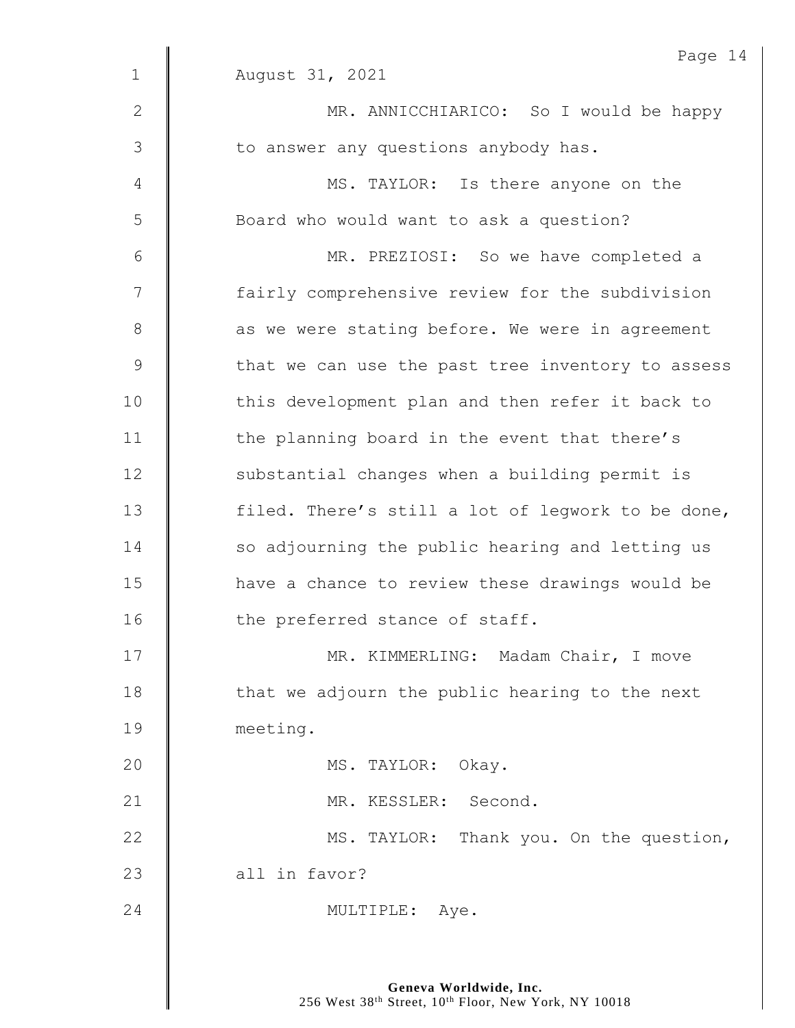August 31, 2021

MR. ANNICCHIARICO: So I would be happy to answer any questions anybody has.

MS. TAYLOR: Is there anyone on the Board who would want to ask a question?

MR. PREZIOSI: So we have completed a fairly comprehensive review for the subdivision as we were stating before. We were in agreement that we can use the past tree inventory to assess this development plan and then refer it back to the planning board in the event that there's substantial changes when a building permit is filed. There's still a lot of legwork to be done, so adjourning the public hearing and letting us have a chance to review these drawings would be the preferred stance of staff.

MR. KIMMERLING: Madam Chair, I move that we adjourn the public hearing to the next meeting.

MS. TAYLOR: Okay.

MR. KESSLER: Second.

MS. TAYLOR: Thank you. On the question, all in favor?

MULTIPLE: Aye.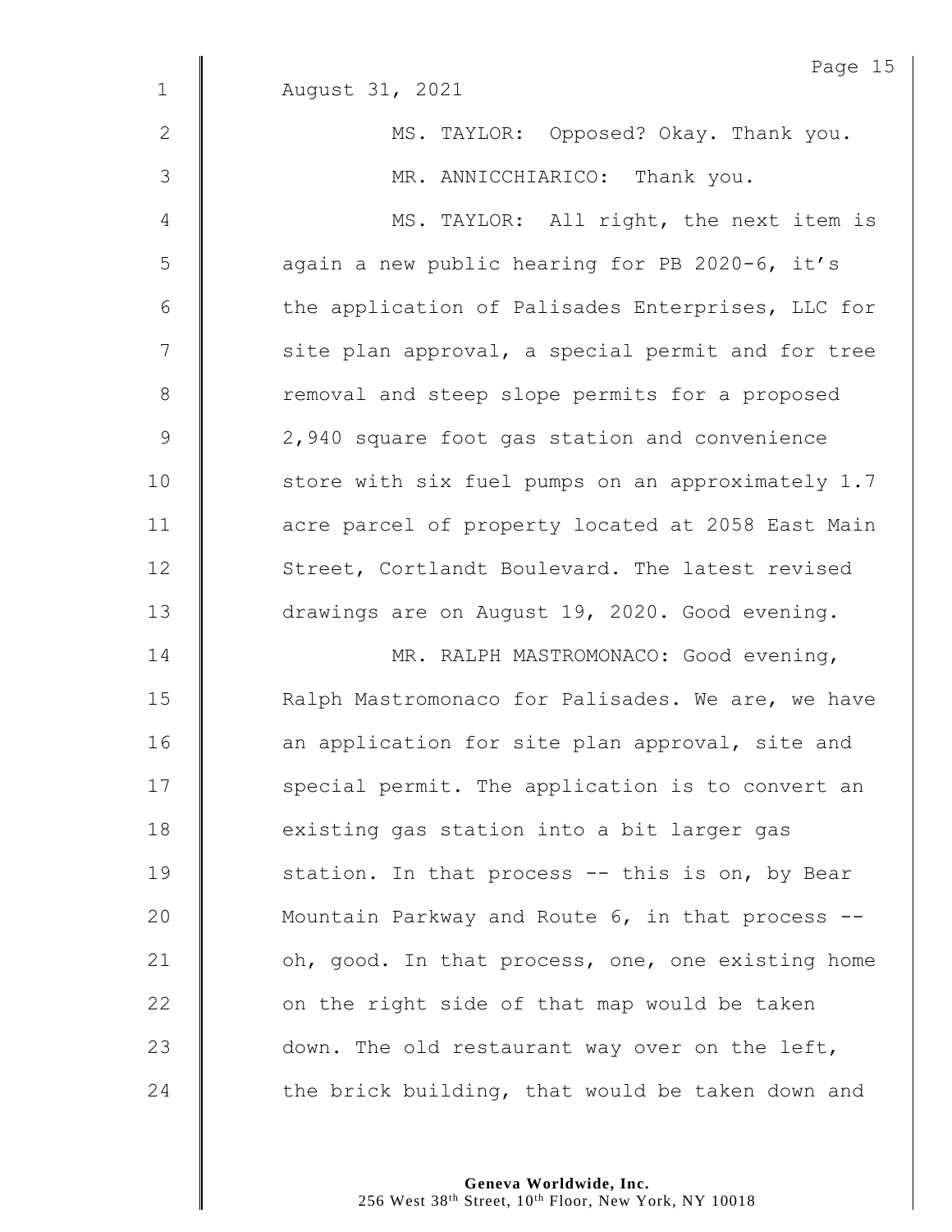August 31, 2021

MS. TAYLOR: Opposed? Okay. Thank you.

MR. ANNICCHIARICO: Thank you.

MS. TAYLOR: All right, the next item is again a new public hearing for PB 2020-6, it's the application of Palisades Enterprises, LLC for site plan approval, a special permit and for tree removal and steep slope permits for a proposed 2,940 square foot gas station and convenience store with six fuel pumps on an approximately 1.7 acre parcel of property located at 2058 East Main Street, Cortlandt Boulevard. The latest revised drawings are on August 19, 2020. Good evening.

MR. RALPH MASTROMONACO: Good evening, Ralph Mastromonaco for Palisades. We are, we have an application for site plan approval, site and special permit. The application is to convert an existing gas station into a bit larger gas station. In that process -- this is on, by Bear Mountain Parkway and Route 6, in that process -- oh, good. In that process, one, one existing home on the right side of that map would be taken down. The old restaurant way over on the left, the brick building, that would be taken down and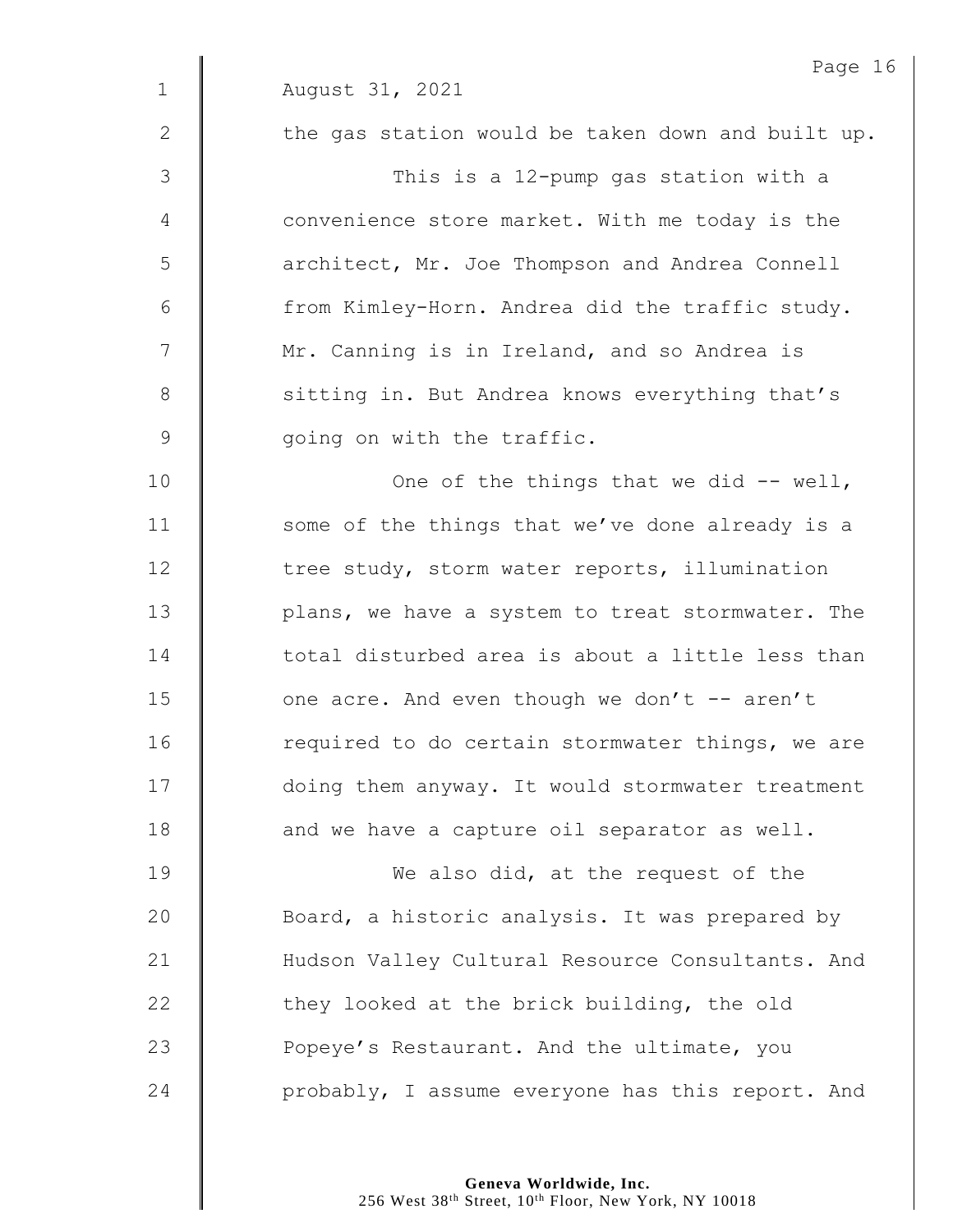August 31, 2021

the gas station would be taken down and built up.

This is a 12-pump gas station with a convenience store market. With me today is the architect, Mr. Joe Thompson and Andrea Connell from Kimley-Horn. Andrea did the traffic study. Mr. Canning is in Ireland, and so Andrea is sitting in. But Andrea knows everything that's going on with the traffic.

One of the things that we did -- well, some of the things that we've done already is a tree study, storm water reports, illumination plans, we have a system to treat stormwater. The total disturbed area is about a little less than one acre. And even though we don't -- aren't required to do certain stormwater things, we are doing them anyway. It would stormwater treatment and we have a capture oil separator as well.

We also did, at the request of the Board, a historic analysis. It was prepared by Hudson Valley Cultural Resource Consultants. And they looked at the brick building, the old Popeye's Restaurant. And the ultimate, you probably, I assume everyone has this report. And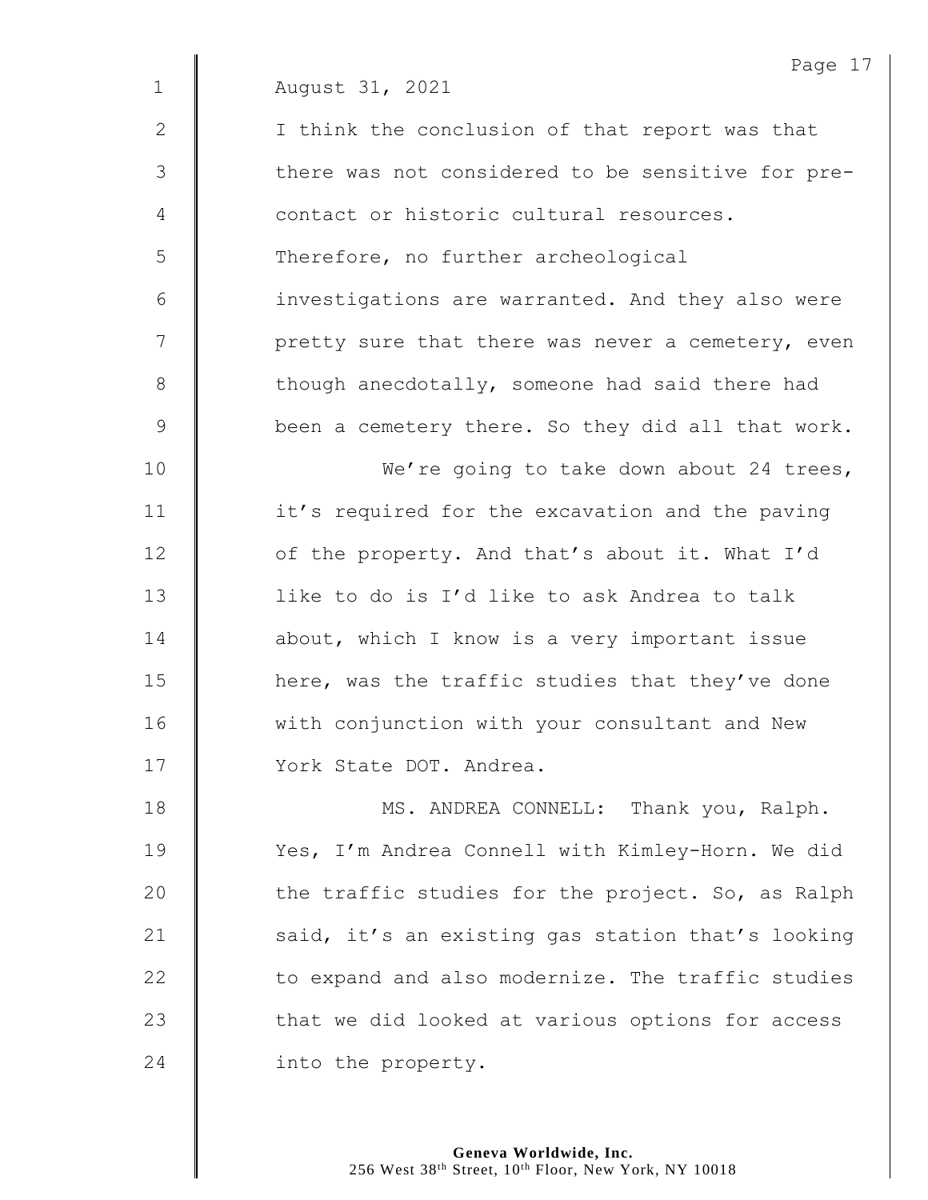August 31, 2021

I think the conclusion of that report was that there was not considered to be sensitive for pre-contact or historic cultural resources. Therefore, no further archeological investigations are warranted. And they also were pretty sure that there was never a cemetery, even though anecdotally, someone had said there had been a cemetery there. So they did all that work.

We're going to take down about 24 trees, it's required for the excavation and the paving of the property. And that's about it. What I'd like to do is I'd like to ask Andrea to talk about, which I know is a very important issue here, was the traffic studies that they've done with conjunction with your consultant and New York State DOT. Andrea.

MS. ANDREA CONNELL: Thank you, Ralph. Yes, I'm Andrea Connell with Kimley-Horn. We did the traffic studies for the project. So, as Ralph said, it's an existing gas station that's looking to expand and also modernize. The traffic studies that we did looked at various options for access into the property.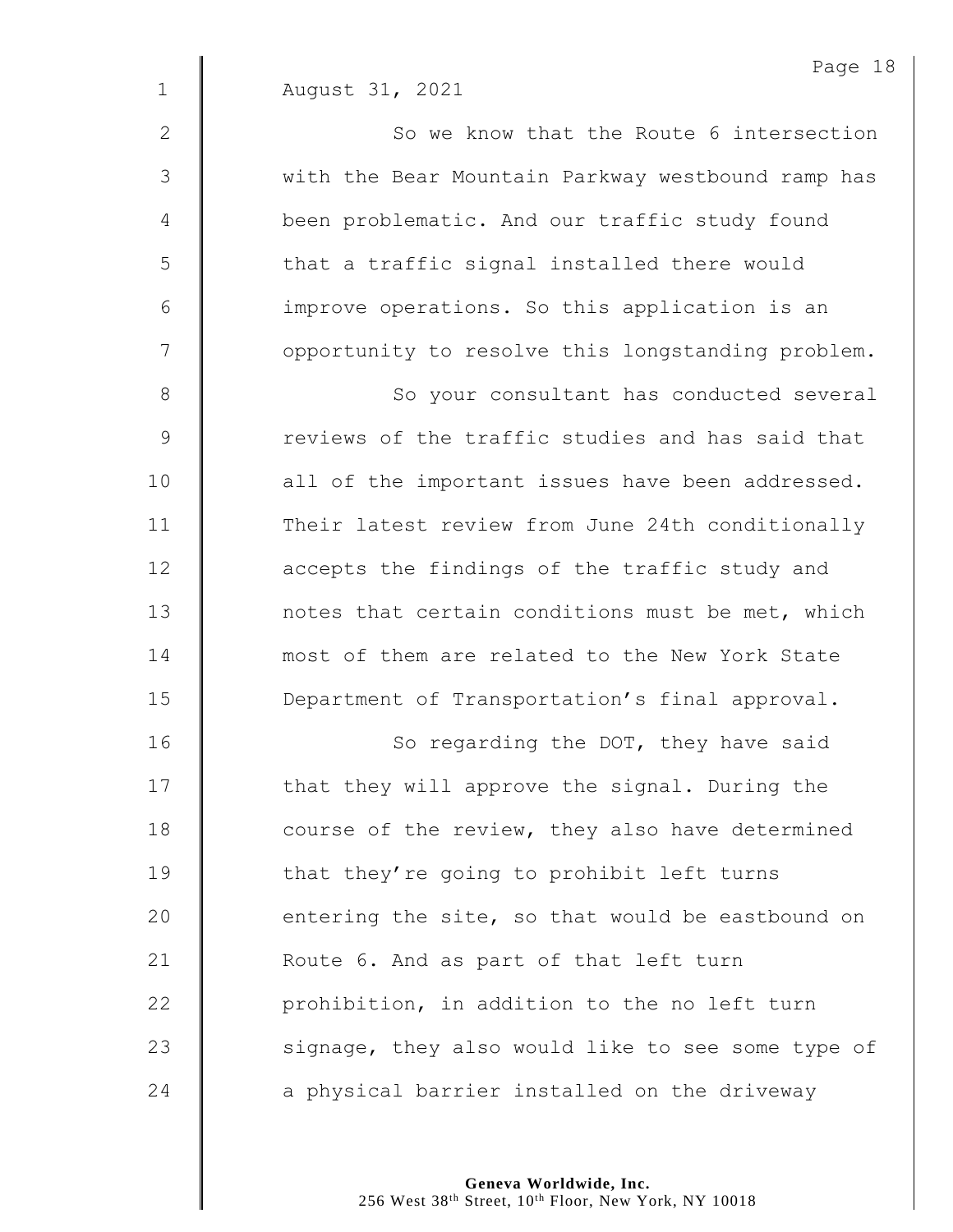August 31, 2021

So we know that the Route 6 intersection with the Bear Mountain Parkway westbound ramp has been problematic. And our traffic study found that a traffic signal installed there would improve operations. So this application is an opportunity to resolve this longstanding problem.

So your consultant has conducted several reviews of the traffic studies and has said that all of the important issues have been addressed. Their latest review from June 24th conditionally accepts the findings of the traffic study and notes that certain conditions must be met, which most of them are related to the New York State Department of Transportation's final approval.

So regarding the DOT, they have said that they will approve the signal. During the course of the review, they also have determined that they're going to prohibit left turns entering the site, so that would be eastbound on Route 6. And as part of that left turn prohibition, in addition to the no left turn signage, they also would like to see some type of a physical barrier installed on the driveway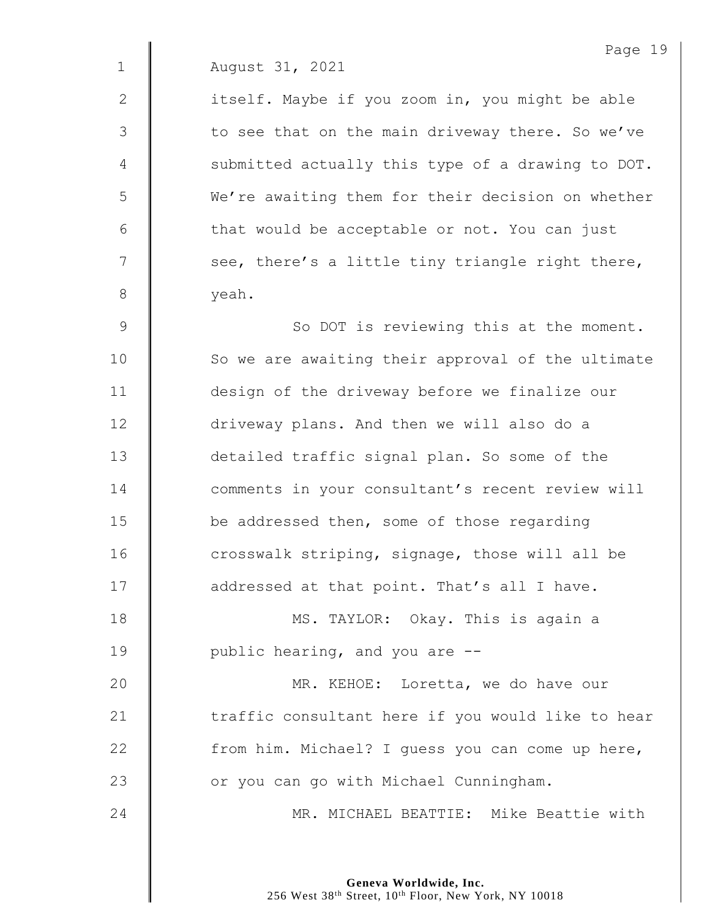August 31, 2021

itself. Maybe if you zoom in, you might be able to see that on the main driveway there. So we've submitted actually this type of a drawing to DOT. We're awaiting them for their decision on whether that would be acceptable or not. You can just see, there's a little tiny triangle right there, yeah.

So DOT is reviewing this at the moment. So we are awaiting their approval of the ultimate design of the driveway before we finalize our driveway plans. And then we will also do a detailed traffic signal plan. So some of the comments in your consultant's recent review will be addressed then, some of those regarding crosswalk striping, signage, those will all be addressed at that point. That's all I have.

MS. TAYLOR: Okay. This is again a public hearing, and you are --

MR. KEHOE: Loretta, we do have our traffic consultant here if you would like to hear from him. Michael? I guess you can come up here, or you can go with Michael Cunningham.

MR. MICHAEL BEATTIE: Mike Beattie with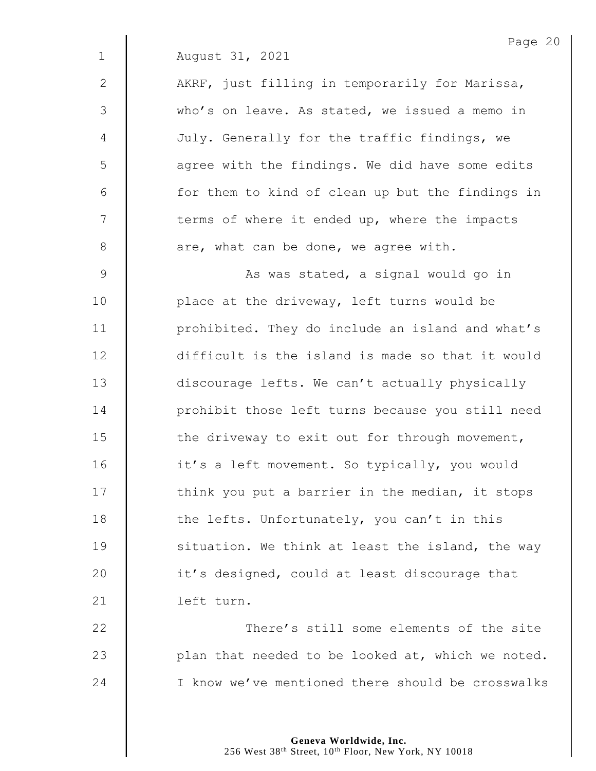August 31, 2021

AKRF, just filling in temporarily for Marissa, who's on leave. As stated, we issued a memo in July. Generally for the traffic findings, we agree with the findings. We did have some edits for them to kind of clean up but the findings in terms of where it ended up, where the impacts are, what can be done, we agree with.

As was stated, a signal would go in place at the driveway, left turns would be prohibited. They do include an island and what's difficult is the island is made so that it would discourage lefts. We can't actually physically prohibit those left turns because you still need the driveway to exit out for through movement, it's a left movement. So typically, you would think you put a barrier in the median, it stops the lefts. Unfortunately, you can't in this situation. We think at least the island, the way it's designed, could at least discourage that left turn.

There's still some elements of the site plan that needed to be looked at, which we noted. I know we've mentioned there should be crosswalks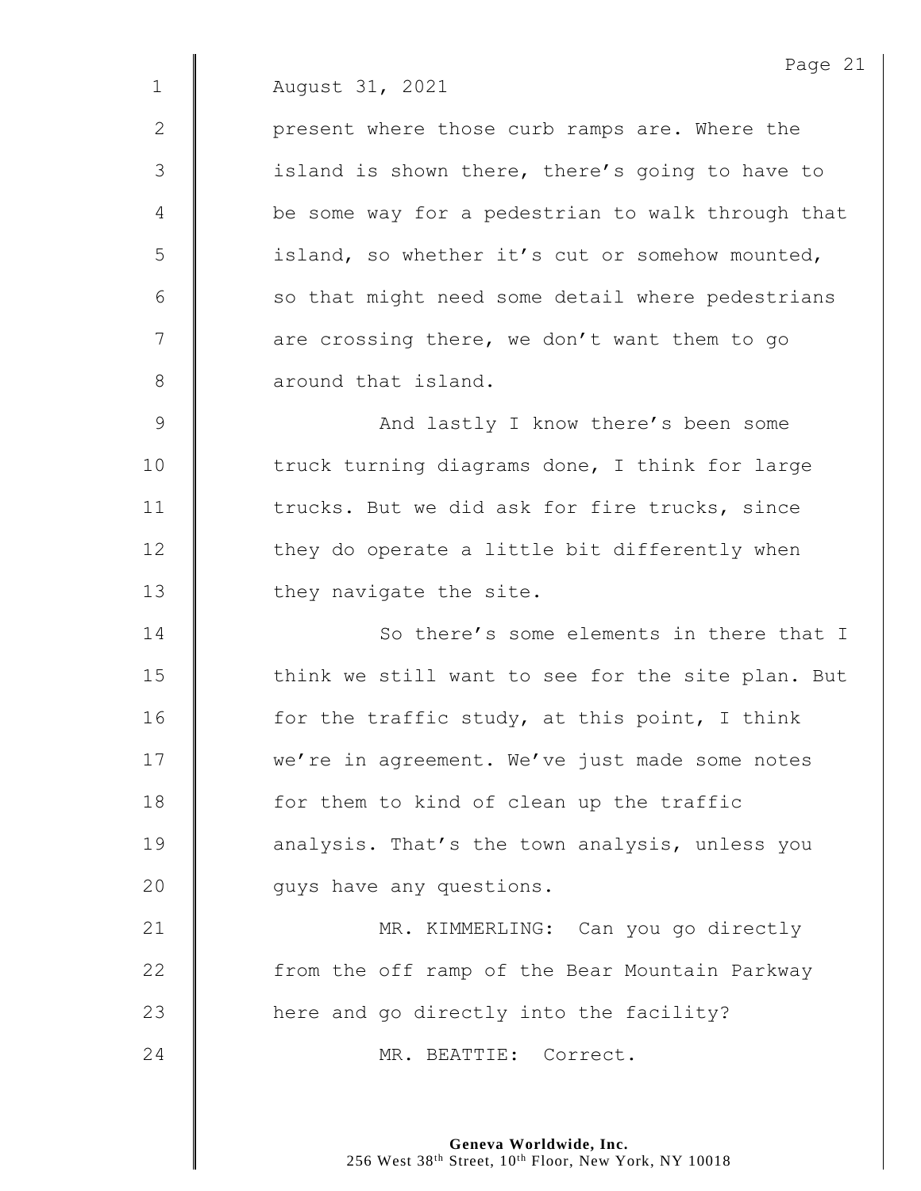August 31, 2021

present where those curb ramps are. Where the island is shown there, there's going to have to be some way for a pedestrian to walk through that island, so whether it's cut or somehow mounted, so that might need some detail where pedestrians are crossing there, we don't want them to go around that island.

And lastly I know there's been some truck turning diagrams done, I think for large trucks. But we did ask for fire trucks, since they do operate a little bit differently when they navigate the site.

So there's some elements in there that I think we still want to see for the site plan. But for the traffic study, at this point, I think we're in agreement. We've just made some notes for them to kind of clean up the traffic analysis. That's the town analysis, unless you guys have any questions.

MR. KIMMERLING: Can you go directly from the off ramp of the Bear Mountain Parkway here and go directly into the facility?

MR. BEATTIE: Correct.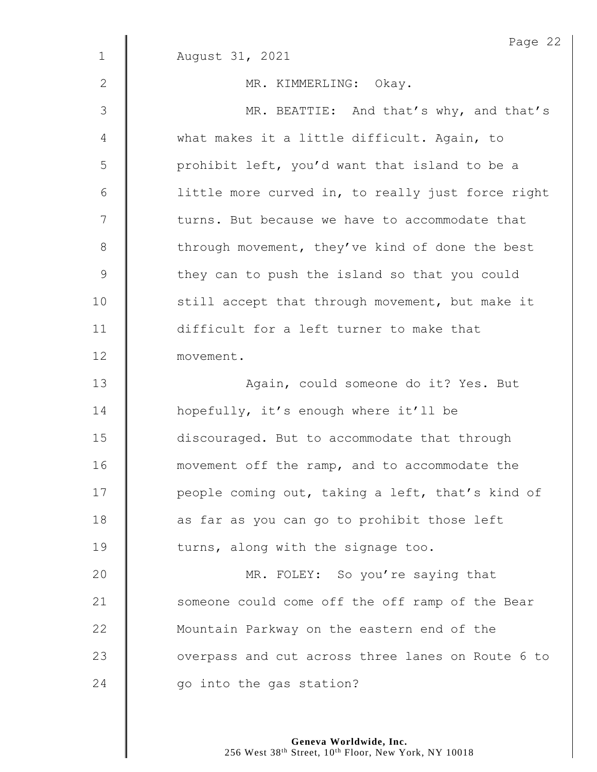August 31, 2021

MR. KIMMERLING: Okay.

MR. BEATTIE: And that's why, and that's what makes it a little difficult. Again, to prohibit left, you'd want that island to be a little more curved in, to really just force right turns. But because we have to accommodate that through movement, they've kind of done the best they can to push the island so that you could still accept that through movement, but make it difficult for a left turner to make that movement.

Again, could someone do it? Yes. But hopefully, it's enough where it'll be discouraged. But to accommodate that through movement off the ramp, and to accommodate the people coming out, taking a left, that's kind of as far as you can go to prohibit those left turns, along with the signage too.

MR. FOLEY: So you're saying that someone could come off the off ramp of the Bear Mountain Parkway on the eastern end of the overpass and cut across three lanes on Route 6 to go into the gas station?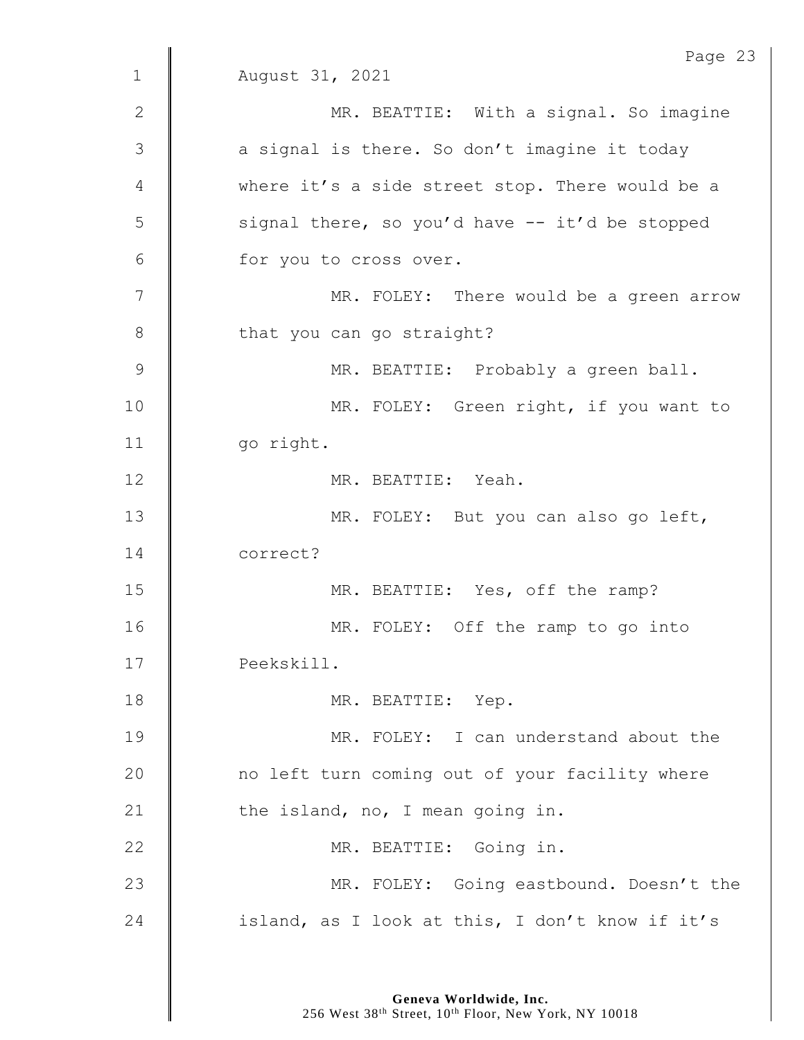August 31, 2021

MR. BEATTIE: With a signal. So imagine a signal is there. So don't imagine it today where it's a side street stop. There would be a signal there, so you'd have -- it'd be stopped for you to cross over.

MR. FOLEY: There would be a green arrow that you can go straight?

MR. BEATTIE: Probably a green ball.

MR. FOLEY: Green right, if you want to go right.

MR. BEATTIE: Yeah.

MR. FOLEY: But you can also go left, correct?

MR. BEATTIE: Yes, off the ramp?

MR. FOLEY: Off the ramp to go into Peekskill.

MR. BEATTIE: Yep.

MR. FOLEY: I can understand about the no left turn coming out of your facility where the island, no, I mean going in.

MR. BEATTIE: Going in.

MR. FOLEY: Going eastbound. Doesn't the island, as I look at this, I don't know if it's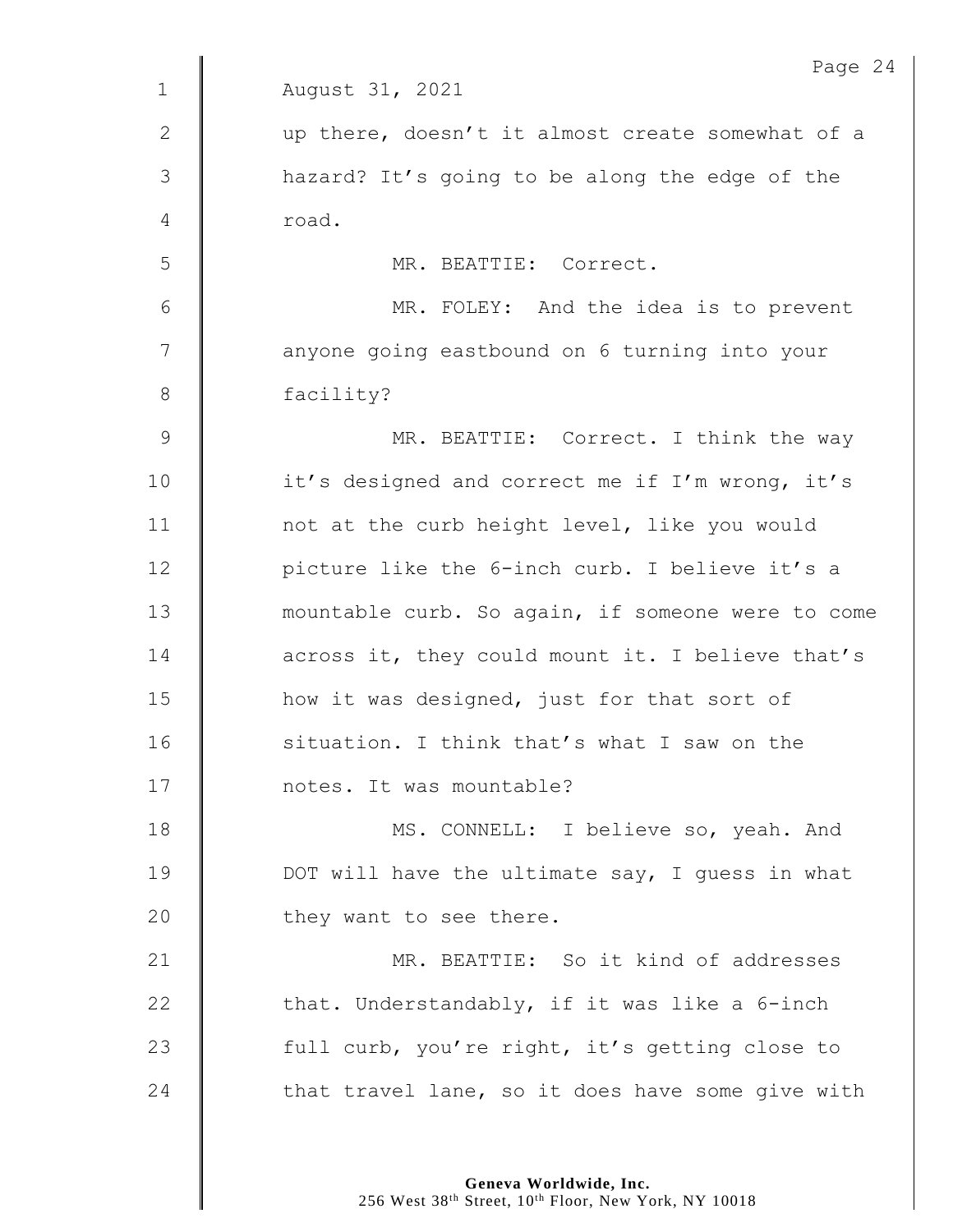August 31, 2021

up there, doesn't it almost create somewhat of a hazard? It's going to be along the edge of the road.

MR. BEATTIE: Correct.

MR. FOLEY: And the idea is to prevent anyone going eastbound on 6 turning into your facility?

MR. BEATTIE: Correct. I think the way it's designed and correct me if I'm wrong, it's not at the curb height level, like you would picture like the 6-inch curb. I believe it's a mountable curb. So again, if someone were to come across it, they could mount it. I believe that's how it was designed, just for that sort of situation. I think that's what I saw on the notes. It was mountable?

MS. CONNELL: I believe so, yeah. And DOT will have the ultimate say, I guess in what they want to see there.

MR. BEATTIE: So it kind of addresses that. Understandably, if it was like a 6-inch full curb, you're right, it's getting close to that travel lane, so it does have some give with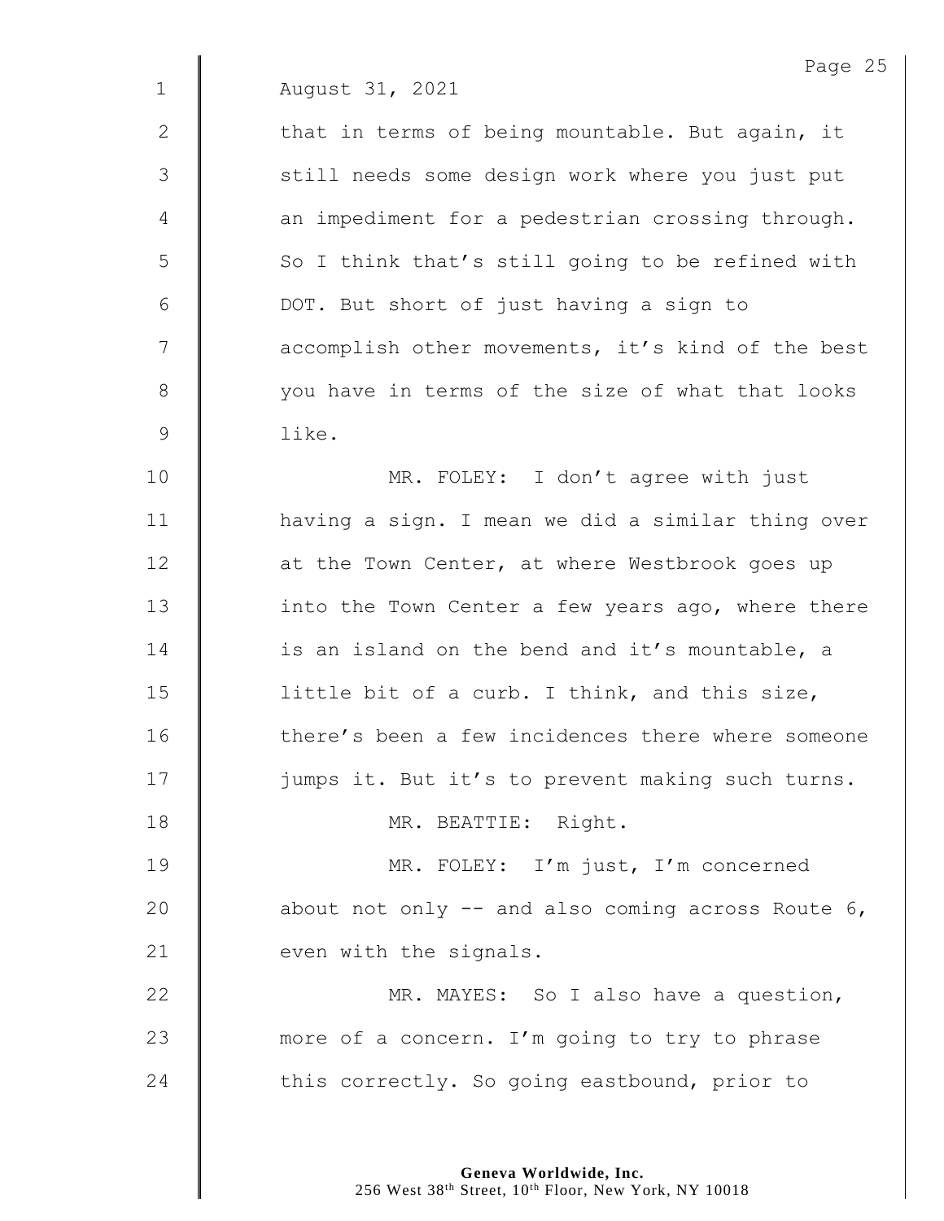August 31, 2021

that in terms of being mountable. But again, it still needs some design work where you just put an impediment for a pedestrian crossing through. So I think that's still going to be refined with DOT. But short of just having a sign to accomplish other movements, it's kind of the best you have in terms of the size of what that looks like.

MR. FOLEY: I don't agree with just having a sign. I mean we did a similar thing over at the Town Center, at where Westbrook goes up into the Town Center a few years ago, where there is an island on the bend and it's mountable, a little bit of a curb. I think, and this size, there's been a few incidences there where someone jumps it. But it's to prevent making such turns.

MR. BEATTIE: Right.

MR. FOLEY: I'm just, I'm concerned about not only -- and also coming across Route 6, even with the signals.

MR. MAYES: So I also have a question, more of a concern. I'm going to try to phrase this correctly. So going eastbound, prior to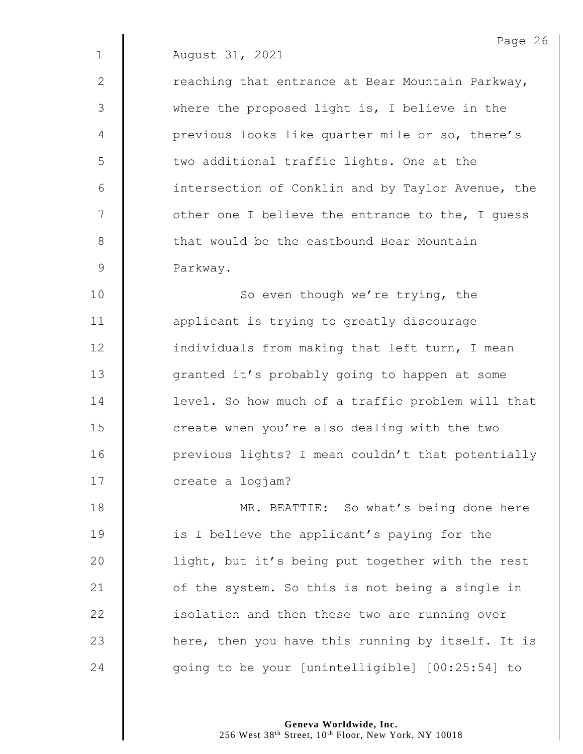August 31, 2021

reaching that entrance at Bear Mountain Parkway, where the proposed light is, I believe in the previous looks like quarter mile or so, there's two additional traffic lights. One at the intersection of Conklin and by Taylor Avenue, the other one I believe the entrance to the, I guess that would be the eastbound Bear Mountain Parkway.

So even though we're trying, the applicant is trying to greatly discourage individuals from making that left turn, I mean granted it's probably going to happen at some level. So how much of a traffic problem will that create when you're also dealing with the two previous lights? I mean couldn't that potentially create a logjam?

MR. BEATTIE: So what's being done here is I believe the applicant's paying for the light, but it's being put together with the rest of the system. So this is not being a single in isolation and then these two are running over here, then you have this running by itself. It is going to be your [unintelligible] [00:25:54] to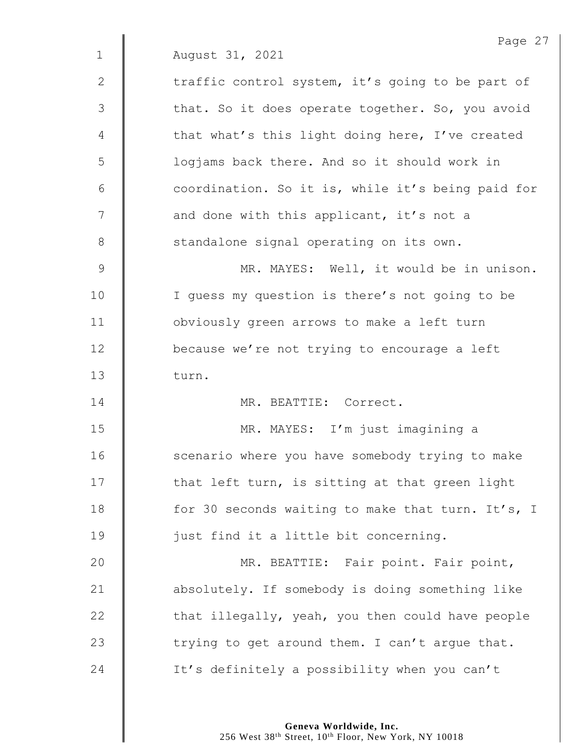August 31, 2021

traffic control system, it's going to be part of that. So it does operate together. So, you avoid that what's this light doing here, I've created logjams back there. And so it should work in coordination. So it is, while it's being paid for and done with this applicant, it's not a standalone signal operating on its own.

MR. MAYES: Well, it would be in unison. I guess my question is there's not going to be obviously green arrows to make a left turn because we're not trying to encourage a left turn.

MR. BEATTIE: Correct.

MR. MAYES: I'm just imagining a scenario where you have somebody trying to make that left turn, is sitting at that green light for 30 seconds waiting to make that turn. It's, I just find it a little bit concerning.

MR. BEATTIE: Fair point. Fair point, absolutely. If somebody is doing something like that illegally, yeah, you then could have people trying to get around them. I can't argue that. It's definitely a possibility when you can't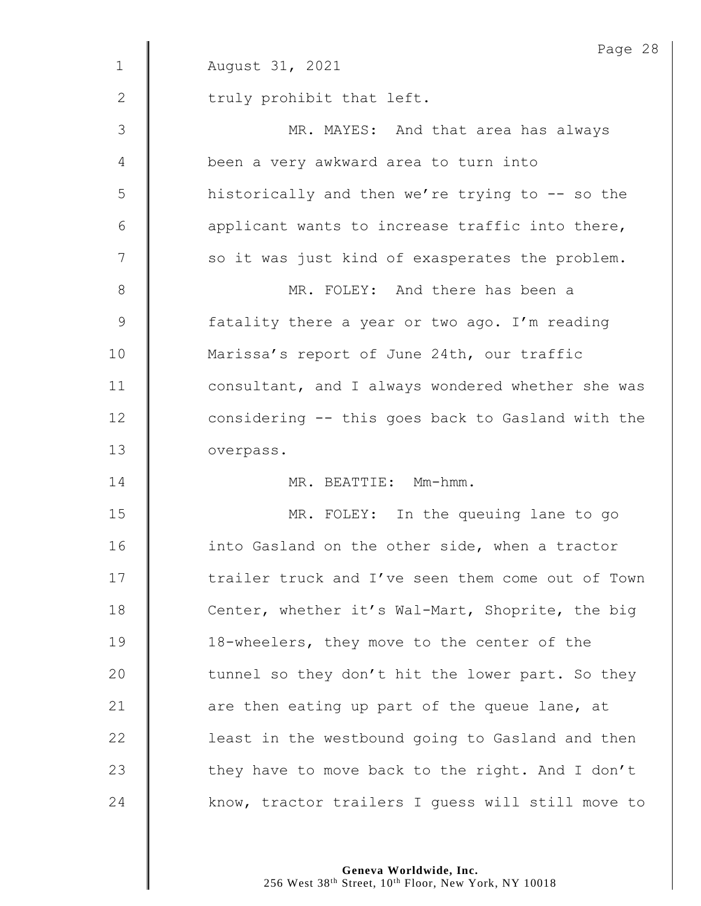August 31, 2021

truly prohibit that left.

MR. MAYES: And that area has always been a very awkward area to turn into historically and then we're trying to -- so the applicant wants to increase traffic into there, so it was just kind of exasperates the problem.

MR. FOLEY: And there has been a fatality there a year or two ago. I'm reading Marissa's report of June 24th, our traffic consultant, and I always wondered whether she was considering -- this goes back to Gasland with the overpass.

MR. BEATTIE: Mm-hmm.

MR. FOLEY: In the queuing lane to go into Gasland on the other side, when a tractor trailer truck and I've seen them come out of Town Center, whether it's Wal-Mart, Shoprite, the big 18-wheelers, they move to the center of the tunnel so they don't hit the lower part. So they are then eating up part of the queue lane, at least in the westbound going to Gasland and then they have to move back to the right. And I don't know, tractor trailers I guess will still move to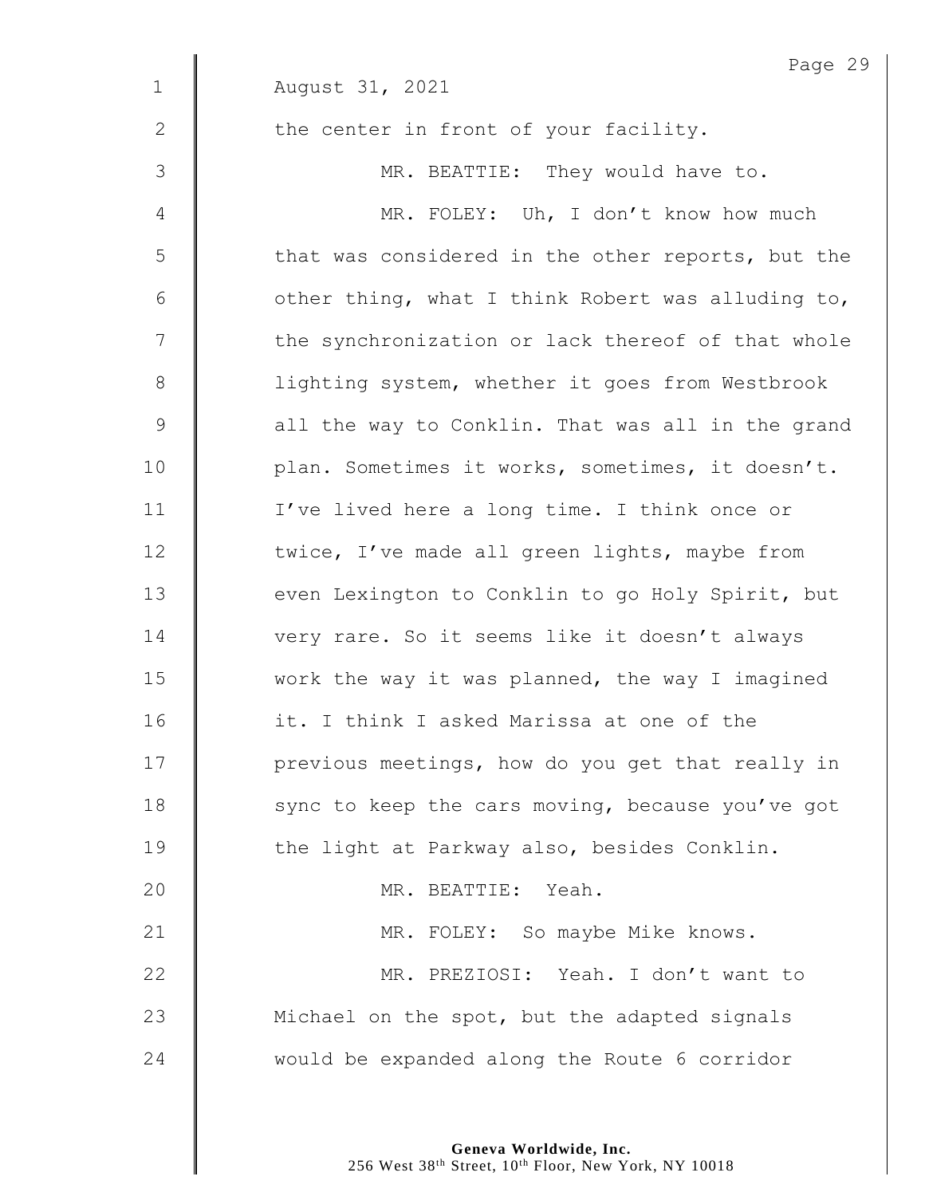August 31, 2021

the center in front of your facility.

MR. BEATTIE: They would have to.

MR. FOLEY: Uh, I don't know how much that was considered in the other reports, but the other thing, what I think Robert was alluding to, the synchronization or lack thereof of that whole lighting system, whether it goes from Westbrook all the way to Conklin. That was all in the grand plan. Sometimes it works, sometimes, it doesn't. I've lived here a long time. I think once or twice, I've made all green lights, maybe from even Lexington to Conklin to go Holy Spirit, but very rare. So it seems like it doesn't always work the way it was planned, the way I imagined it. I think I asked Marissa at one of the previous meetings, how do you get that really in sync to keep the cars moving, because you've got the light at Parkway also, besides Conklin.

MR. BEATTIE: Yeah.

MR. FOLEY: So maybe Mike knows.

MR. PREZIOSI: Yeah. I don't want to Michael on the spot, but the adapted signals would be expanded along the Route 6 corridor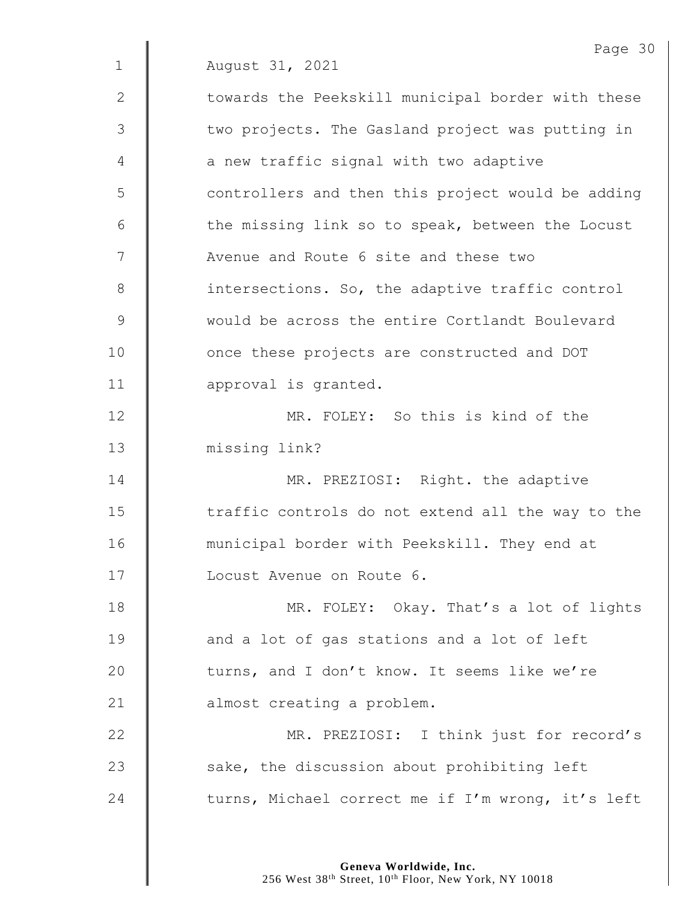August 31, 2021

towards the Peekskill municipal border with these two projects. The Gasland project was putting in a new traffic signal with two adaptive controllers and then this project would be adding the missing link so to speak, between the Locust Avenue and Route 6 site and these two intersections. So, the adaptive traffic control would be across the entire Cortlandt Boulevard once these projects are constructed and DOT approval is granted.

MR. FOLEY: So this is kind of the missing link?

MR. PREZIOSI: Right. the adaptive traffic controls do not extend all the way to the municipal border with Peekskill. They end at Locust Avenue on Route 6.

MR. FOLEY: Okay. That's a lot of lights and a lot of gas stations and a lot of left turns, and I don't know. It seems like we're almost creating a problem.

MR. PREZIOSI: I think just for record's sake, the discussion about prohibiting left turns, Michael correct me if I'm wrong, it's left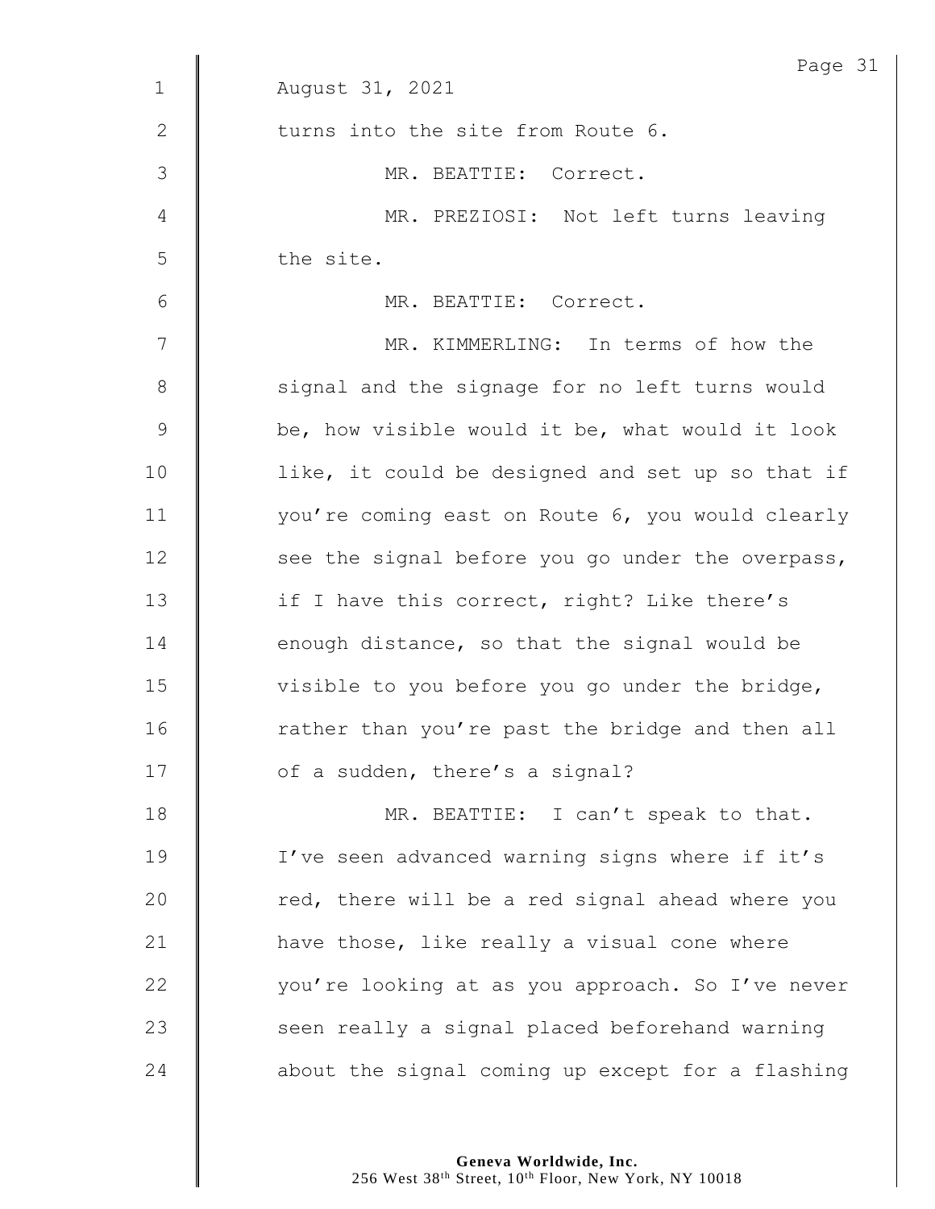August 31, 2021

turns into the site from Route 6.

MR. BEATTIE: Correct.

MR. PREZIOSI: Not left turns leaving the site.

MR. BEATTIE: Correct.

MR. KIMMERLING: In terms of how the signal and the signage for no left turns would be, how visible would it be, what would it look like, it could be designed and set up so that if you're coming east on Route 6, you would clearly see the signal before you go under the overpass, if I have this correct, right? Like there's enough distance, so that the signal would be visible to you before you go under the bridge, rather than you're past the bridge and then all of a sudden, there's a signal?

MR. BEATTIE: I can't speak to that. I've seen advanced warning signs where if it's red, there will be a red signal ahead where you have those, like really a visual cone where you're looking at as you approach. So I've never seen really a signal placed beforehand warning about the signal coming up except for a flashing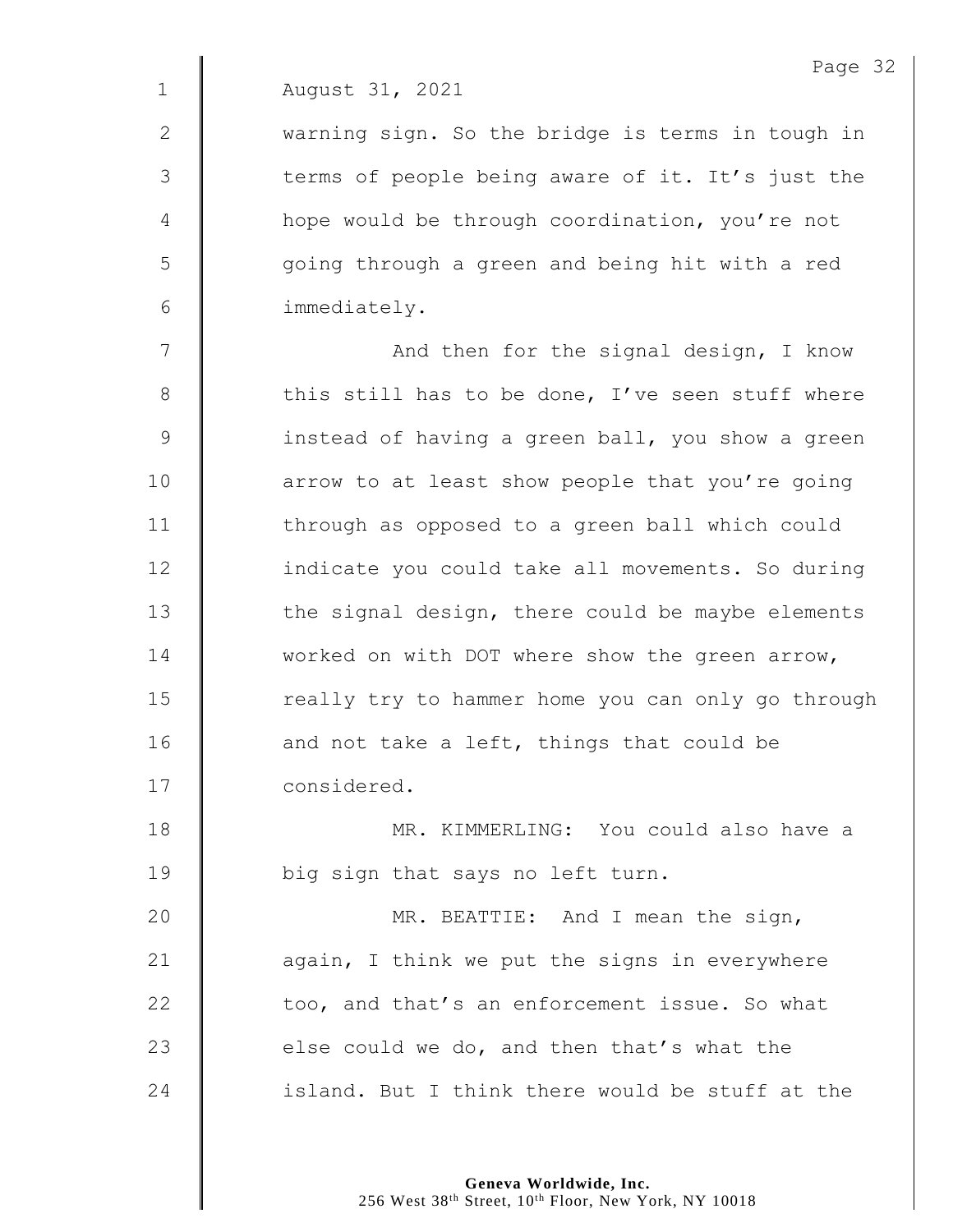August 31, 2021

warning sign. So the bridge is terms in tough in terms of people being aware of it. It's just the hope would be through coordination, you're not going through a green and being hit with a red immediately.

And then for the signal design, I know this still has to be done, I've seen stuff where instead of having a green ball, you show a green arrow to at least show people that you're going through as opposed to a green ball which could indicate you could take all movements. So during the signal design, there could be maybe elements worked on with DOT where show the green arrow, really try to hammer home you can only go through and not take a left, things that could be considered.

MR. KIMMERLING: You could also have a big sign that says no left turn.

MR. BEATTIE: And I mean the sign, again, I think we put the signs in everywhere too, and that's an enforcement issue. So what else could we do, and then that's what the island. But I think there would be stuff at the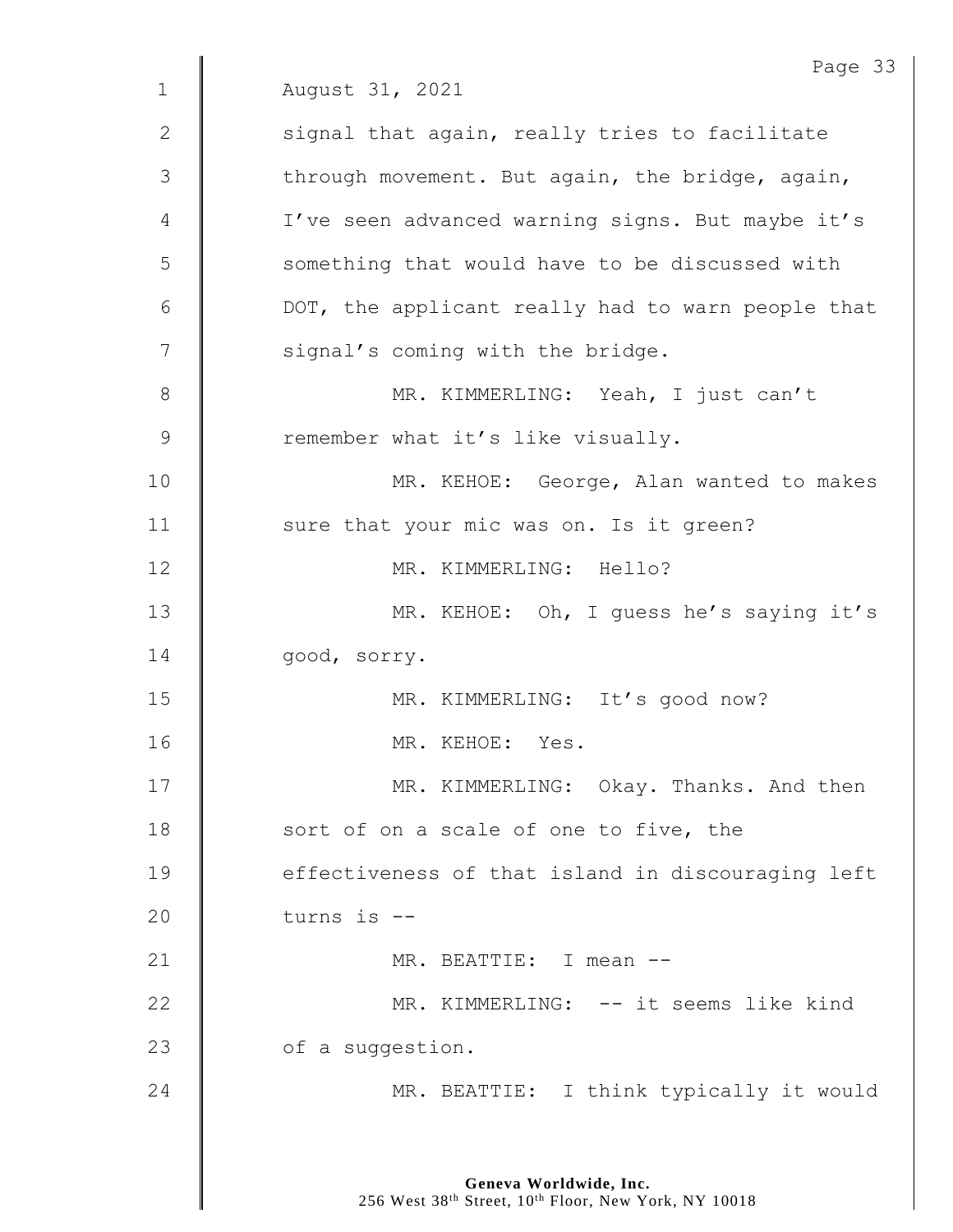August 31, 2021

signal that again, really tries to facilitate through movement. But again, the bridge, again, I've seen advanced warning signs. But maybe it's something that would have to be discussed with DOT, the applicant really had to warn people that signal's coming with the bridge.

MR. KIMMERLING: Yeah, I just can't remember what it's like visually.

MR. KEHOE: George, Alan wanted to makes sure that your mic was on. Is it green?

MR. KIMMERLING: Hello?

MR. KEHOE: Oh, I guess he's saying it's good, sorry.

MR. KIMMERLING: It's good now?

MR. KEHOE: Yes.

MR. KIMMERLING: Okay. Thanks. And then sort of on a scale of one to five, the effectiveness of that island in discouraging left turns is --

MR. BEATTIE: I mean --

MR. KIMMERLING: -- it seems like kind of a suggestion.

MR. BEATTIE: I think typically it would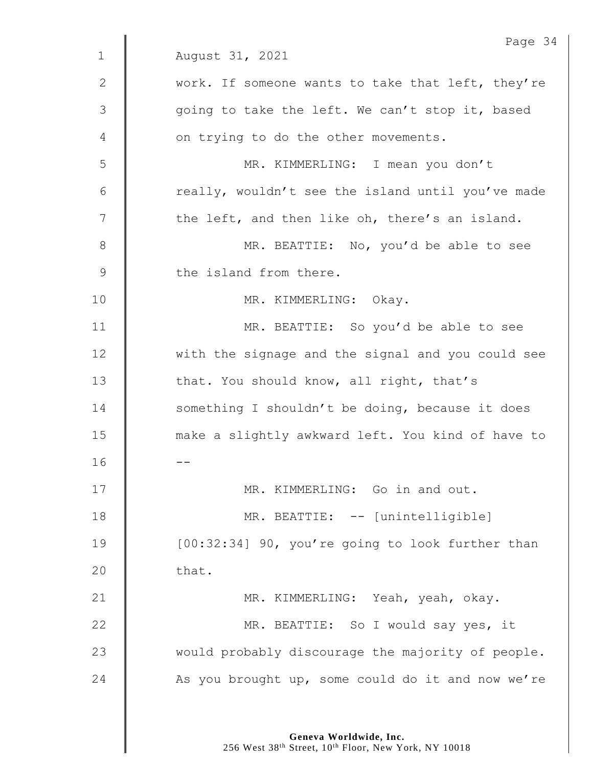August 31, 2021

work. If someone wants to take that left, they're going to take the left. We can't stop it, based on trying to do the other movements.

MR. KIMMERLING: I mean you don't really, wouldn't see the island until you've made the left, and then like oh, there's an island.

MR. BEATTIE: No, you'd be able to see the island from there.

MR. KIMMERLING: Okay.

MR. BEATTIE: So you'd be able to see with the signage and the signal and you could see that. You should know, all right, that's something I shouldn't be doing, because it does make a slightly awkward left. You kind of have to --

MR. KIMMERLING: Go in and out.

MR. BEATTIE: -- [unintelligible] [00:32:34] 90, you're going to look further than that.

MR. KIMMERLING: Yeah, yeah, okay.

MR. BEATTIE: So I would say yes, it would probably discourage the majority of people. As you brought up, some could do it and now we're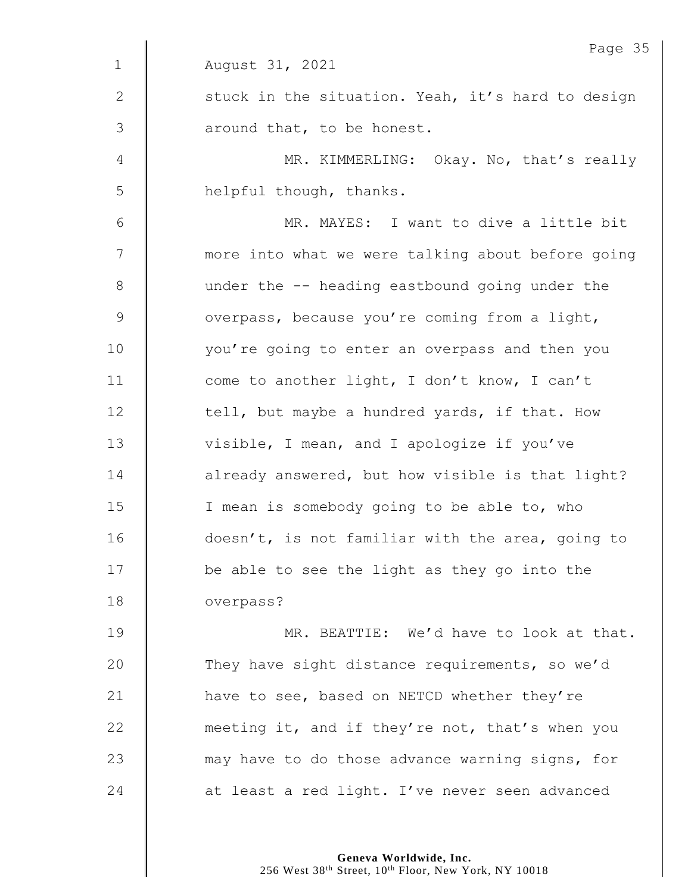August 31, 2021

stuck in the situation. Yeah, it's hard to design around that, to be honest.

MR. KIMMERLING: Okay. No, that's really helpful though, thanks.

MR. MAYES: I want to dive a little bit more into what we were talking about before going under the -- heading eastbound going under the overpass, because you're coming from a light, you're going to enter an overpass and then you come to another light, I don't know, I can't tell, but maybe a hundred yards, if that. How visible, I mean, and I apologize if you've already answered, but how visible is that light? I mean is somebody going to be able to, who doesn't, is not familiar with the area, going to be able to see the light as they go into the overpass?

MR. BEATTIE: We'd have to look at that. They have sight distance requirements, so we'd have to see, based on NETCD whether they're meeting it, and if they're not, that's when you may have to do those advance warning signs, for at least a red light. I've never seen advanced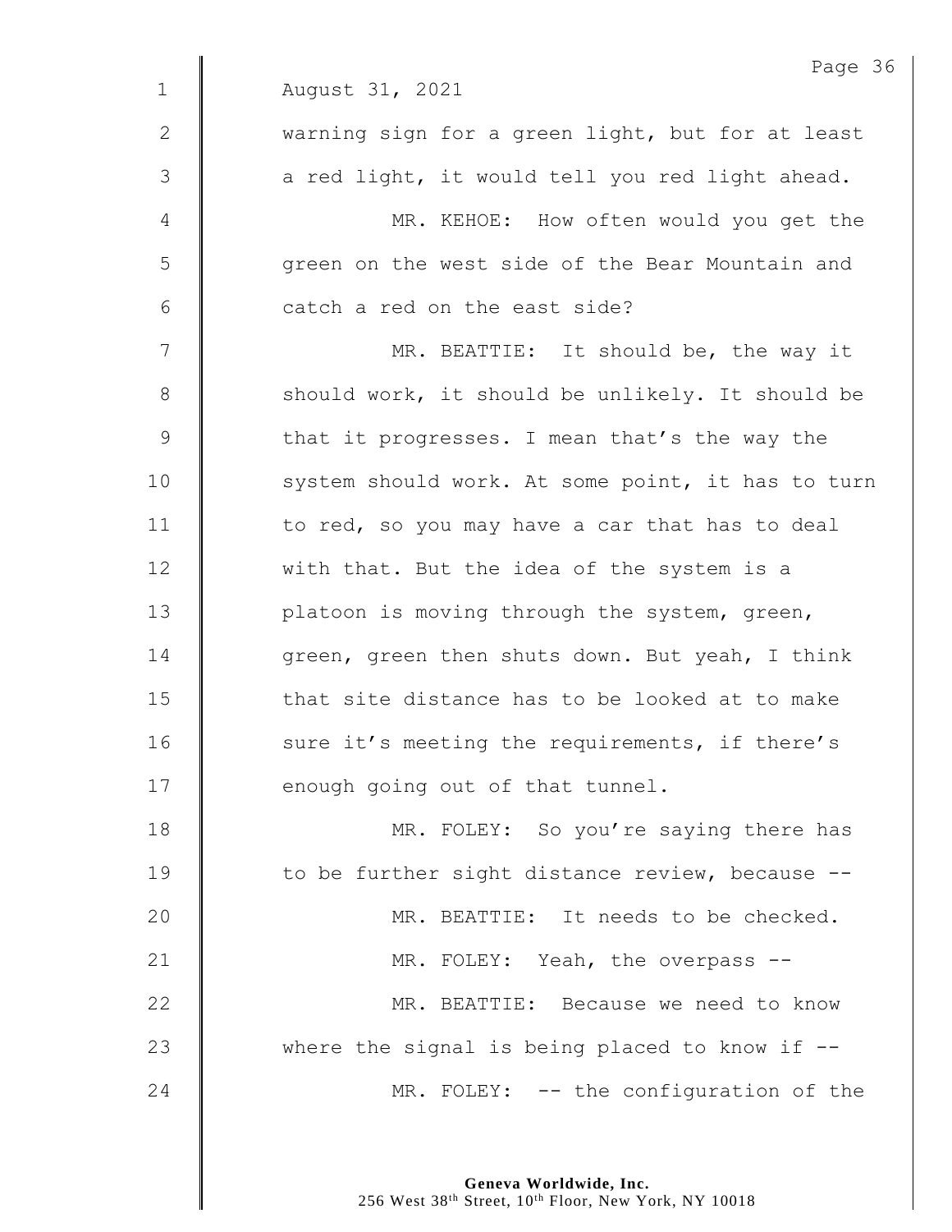August 31, 2021

warning sign for a green light, but for at least a red light, it would tell you red light ahead.

MR. KEHOE: How often would you get the green on the west side of the Bear Mountain and catch a red on the east side?

MR. BEATTIE: It should be, the way it should work, it should be unlikely. It should be that it progresses. I mean that's the way the system should work. At some point, it has to turn to red, so you may have a car that has to deal with that. But the idea of the system is a platoon is moving through the system, green, green, green then shuts down. But yeah, I think that site distance has to be looked at to make sure it's meeting the requirements, if there's enough going out of that tunnel.

MR. FOLEY: So you're saying there has to be further sight distance review, because --

MR. BEATTIE: It needs to be checked.

MR. FOLEY: Yeah, the overpass --

MR. BEATTIE: Because we need to know where the signal is being placed to know if --

MR. FOLEY: -- the configuration of the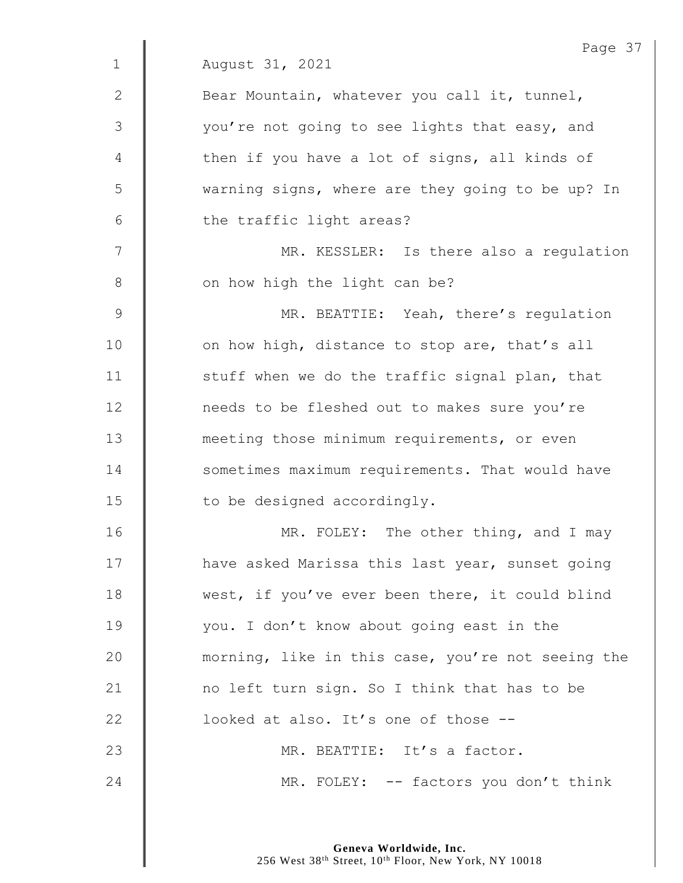August 31, 2021

Bear Mountain, whatever you call it, tunnel, you're not going to see lights that easy, and then if you have a lot of signs, all kinds of warning signs, where are they going to be up? In the traffic light areas?

MR. KESSLER: Is there also a regulation on how high the light can be?

MR. BEATTIE: Yeah, there's regulation on how high, distance to stop are, that's all stuff when we do the traffic signal plan, that needs to be fleshed out to makes sure you're meeting those minimum requirements, or even sometimes maximum requirements. That would have to be designed accordingly.

MR. FOLEY: The other thing, and I may have asked Marissa this last year, sunset going west, if you've ever been there, it could blind you. I don't know about going east in the morning, like in this case, you're not seeing the no left turn sign. So I think that has to be looked at also. It's one of those --

MR. BEATTIE: It's a factor.

MR. FOLEY: -- factors you don't think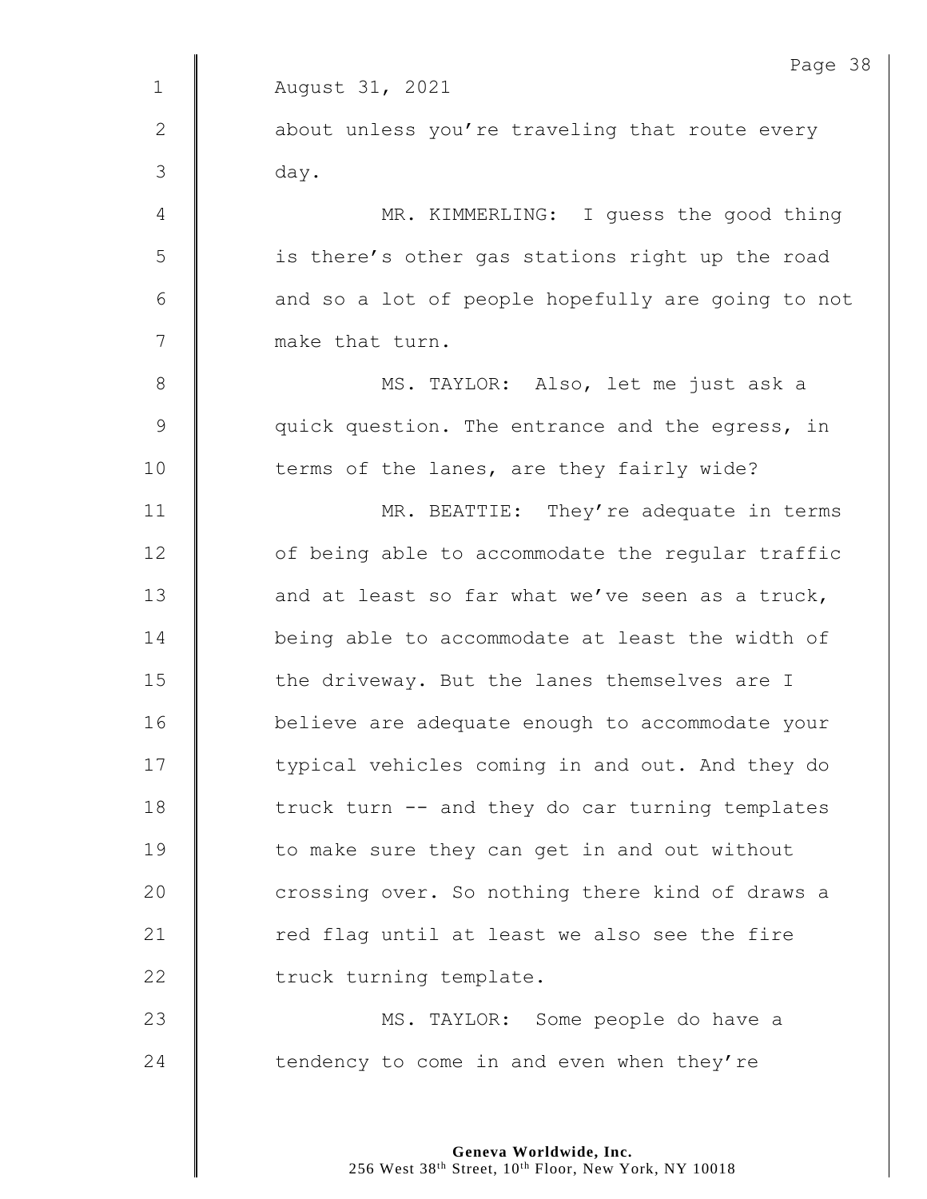August 31, 2021

about unless you're traveling that route every day.

MR. KIMMERLING: I guess the good thing is there's other gas stations right up the road and so a lot of people hopefully are going to not make that turn.

MS. TAYLOR: Also, let me just ask a quick question. The entrance and the egress, in terms of the lanes, are they fairly wide?

MR. BEATTIE: They're adequate in terms of being able to accommodate the regular traffic and at least so far what we've seen as a truck, being able to accommodate at least the width of the driveway. But the lanes themselves are I believe are adequate enough to accommodate your typical vehicles coming in and out. And they do truck turn -- and they do car turning templates to make sure they can get in and out without crossing over. So nothing there kind of draws a red flag until at least we also see the fire truck turning template.

MS. TAYLOR: Some people do have a tendency to come in and even when they're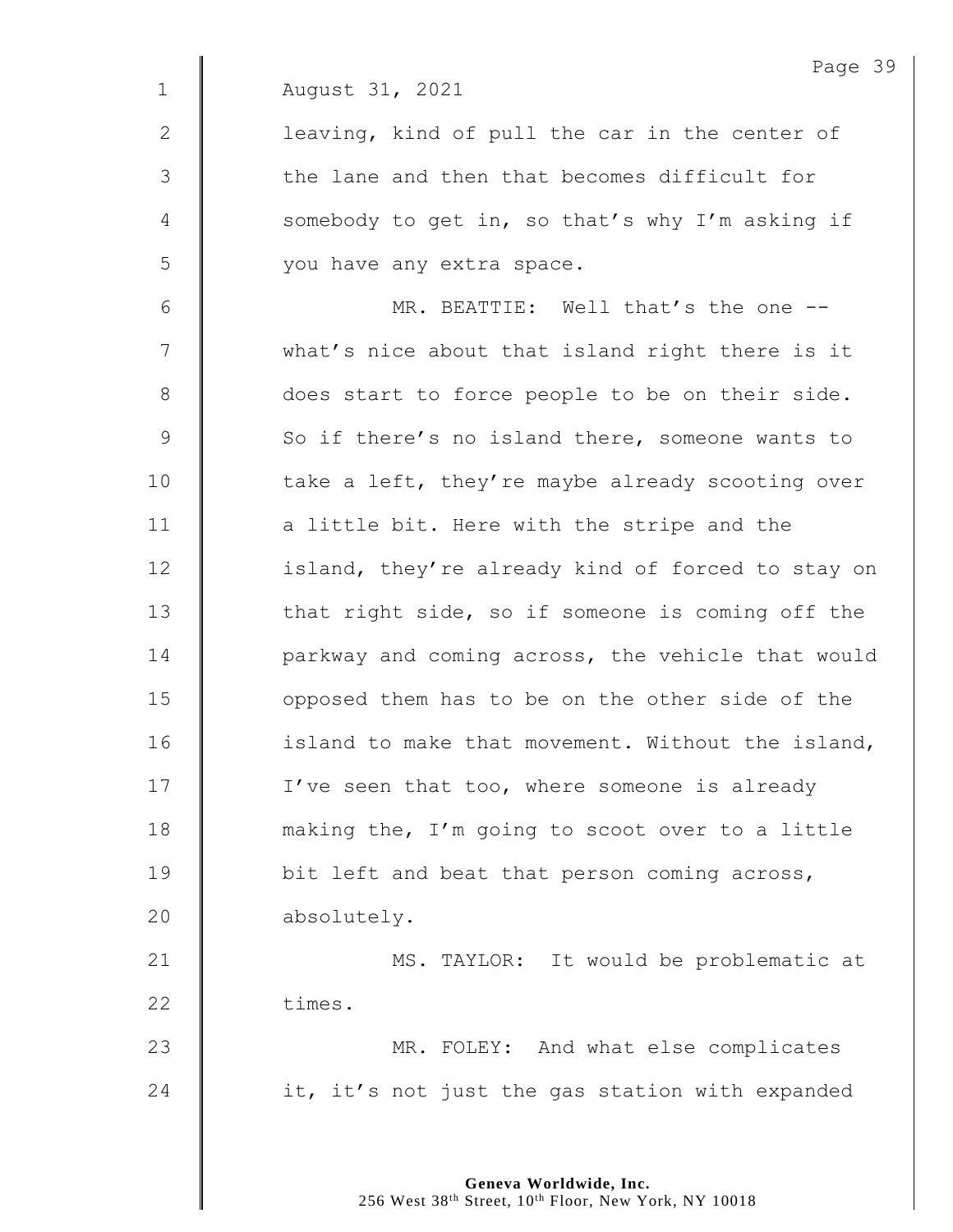August 31, 2021

leaving, kind of pull the car in the center of the lane and then that becomes difficult for somebody to get in, so that's why I'm asking if you have any extra space.

MR. BEATTIE: Well that's the one -- what's nice about that island right there is it does start to force people to be on their side. So if there's no island there, someone wants to take a left, they're maybe already scooting over a little bit. Here with the stripe and the island, they're already kind of forced to stay on that right side, so if someone is coming off the parkway and coming across, the vehicle that would opposed them has to be on the other side of the island to make that movement. Without the island, I've seen that too, where someone is already making the, I'm going to scoot over to a little bit left and beat that person coming across, absolutely.

MS. TAYLOR: It would be problematic at times.

MR. FOLEY: And what else complicates it, it's not just the gas station with expanded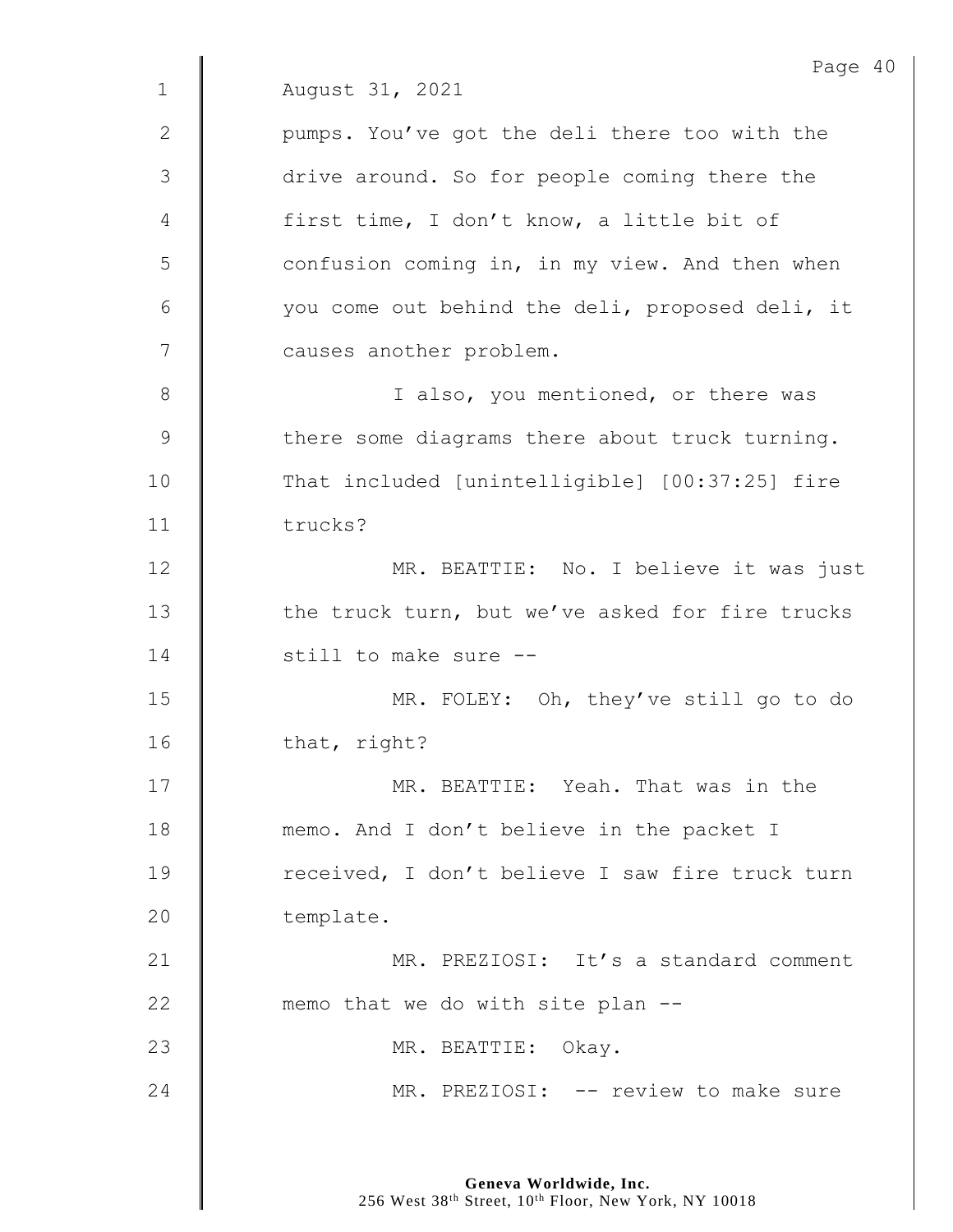August 31, 2021

pumps. You've got the deli there too with the drive around. So for people coming there the first time, I don't know, a little bit of confusion coming in, in my view. And then when you come out behind the deli, proposed deli, it causes another problem.

I also, you mentioned, or there was there some diagrams there about truck turning. That included [unintelligible] [00:37:25] fire trucks?

MR. BEATTIE: No. I believe it was just the truck turn, but we've asked for fire trucks still to make sure --

MR. FOLEY: Oh, they've still go to do that, right?

MR. BEATTIE: Yeah. That was in the memo. And I don't believe in the packet I received, I don't believe I saw fire truck turn template.

MR. PREZIOSI: It's a standard comment memo that we do with site plan --

MR. BEATTIE: Okay.

MR. PREZIOSI: -- review to make sure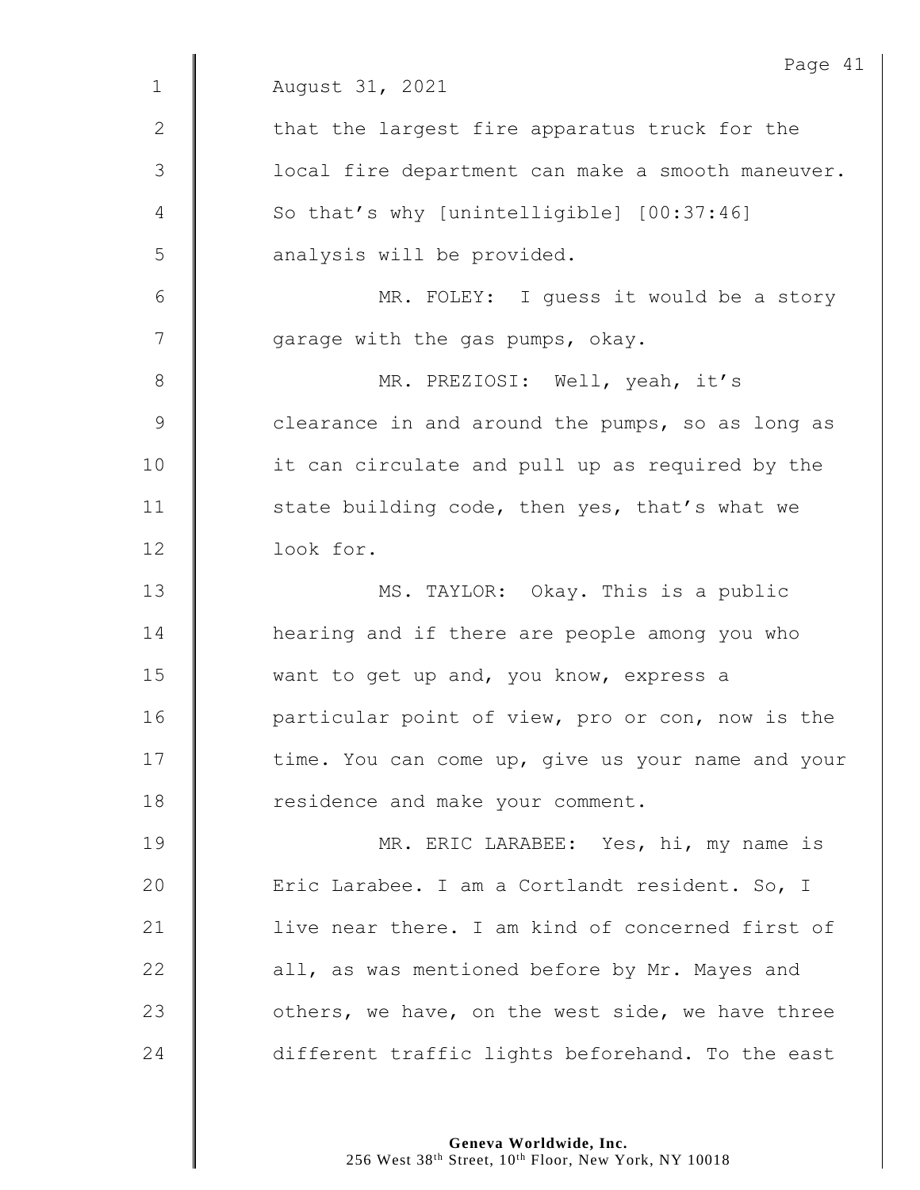August 31, 2021

that the largest fire apparatus truck for the local fire department can make a smooth maneuver. So that's why [unintelligible] [00:37:46] analysis will be provided.

MR. FOLEY: I guess it would be a story garage with the gas pumps, okay.

MR. PREZIOSI: Well, yeah, it's clearance in and around the pumps, so as long as it can circulate and pull up as required by the state building code, then yes, that's what we look for.

MS. TAYLOR: Okay. This is a public hearing and if there are people among you who want to get up and, you know, express a particular point of view, pro or con, now is the time. You can come up, give us your name and your residence and make your comment.

MR. ERIC LARABEE: Yes, hi, my name is Eric Larabee. I am a Cortlandt resident. So, I live near there. I am kind of concerned first of all, as was mentioned before by Mr. Mayes and others, we have, on the west side, we have three different traffic lights beforehand. To the east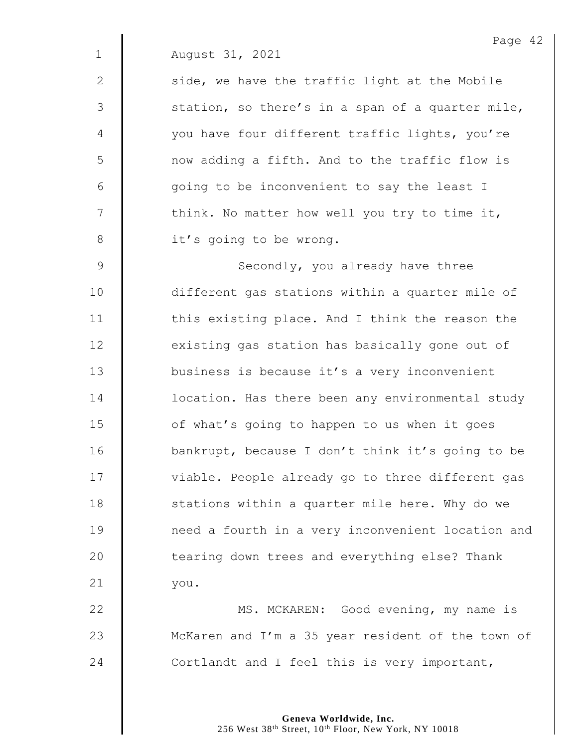August 31, 2021

side, we have the traffic light at the Mobile station, so there's in a span of a quarter mile, you have four different traffic lights, you're now adding a fifth. And to the traffic flow is going to be inconvenient to say the least I think. No matter how well you try to time it, it's going to be wrong.

Secondly, you already have three different gas stations within a quarter mile of this existing place. And I think the reason the existing gas station has basically gone out of business is because it's a very inconvenient location. Has there been any environmental study of what's going to happen to us when it goes bankrupt, because I don't think it's going to be viable. People already go to three different gas stations within a quarter mile here. Why do we need a fourth in a very inconvenient location and tearing down trees and everything else? Thank you.

MS. MCKAREN: Good evening, my name is McKaren and I'm a 35 year resident of the town of Cortlandt and I feel this is very important,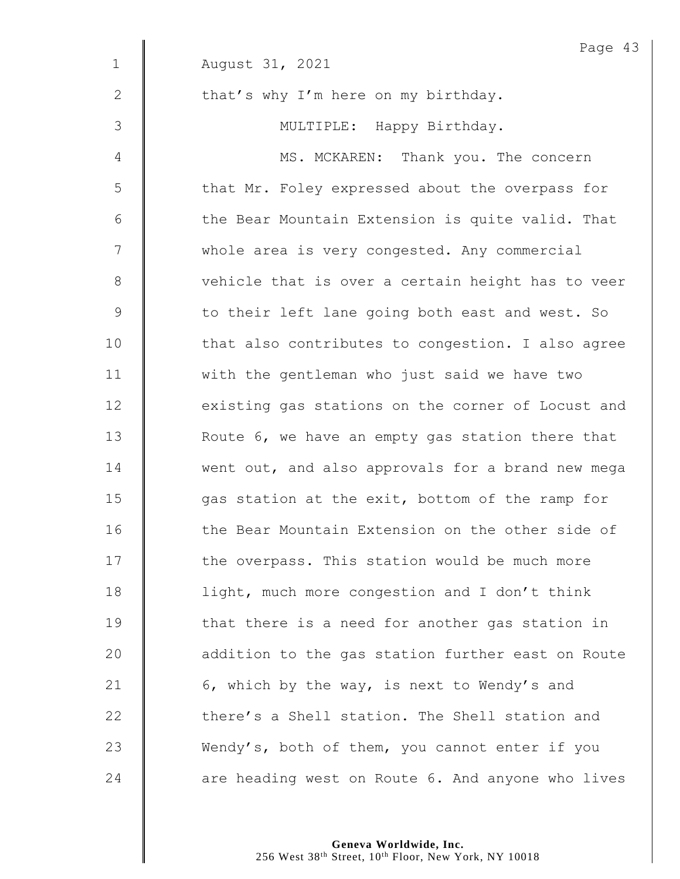August 31, 2021

that's why I'm here on my birthday.

MULTIPLE: Happy Birthday.

MS. MCKAREN: Thank you. The concern that Mr. Foley expressed about the overpass for the Bear Mountain Extension is quite valid. That whole area is very congested. Any commercial vehicle that is over a certain height has to veer to their left lane going both east and west. So that also contributes to congestion. I also agree with the gentleman who just said we have two existing gas stations on the corner of Locust and Route 6, we have an empty gas station there that went out, and also approvals for a brand new mega gas station at the exit, bottom of the ramp for the Bear Mountain Extension on the other side of the overpass. This station would be much more light, much more congestion and I don't think that there is a need for another gas station in addition to the gas station further east on Route 6, which by the way, is next to Wendy's and there's a Shell station. The Shell station and Wendy's, both of them, you cannot enter if you are heading west on Route 6. And anyone who lives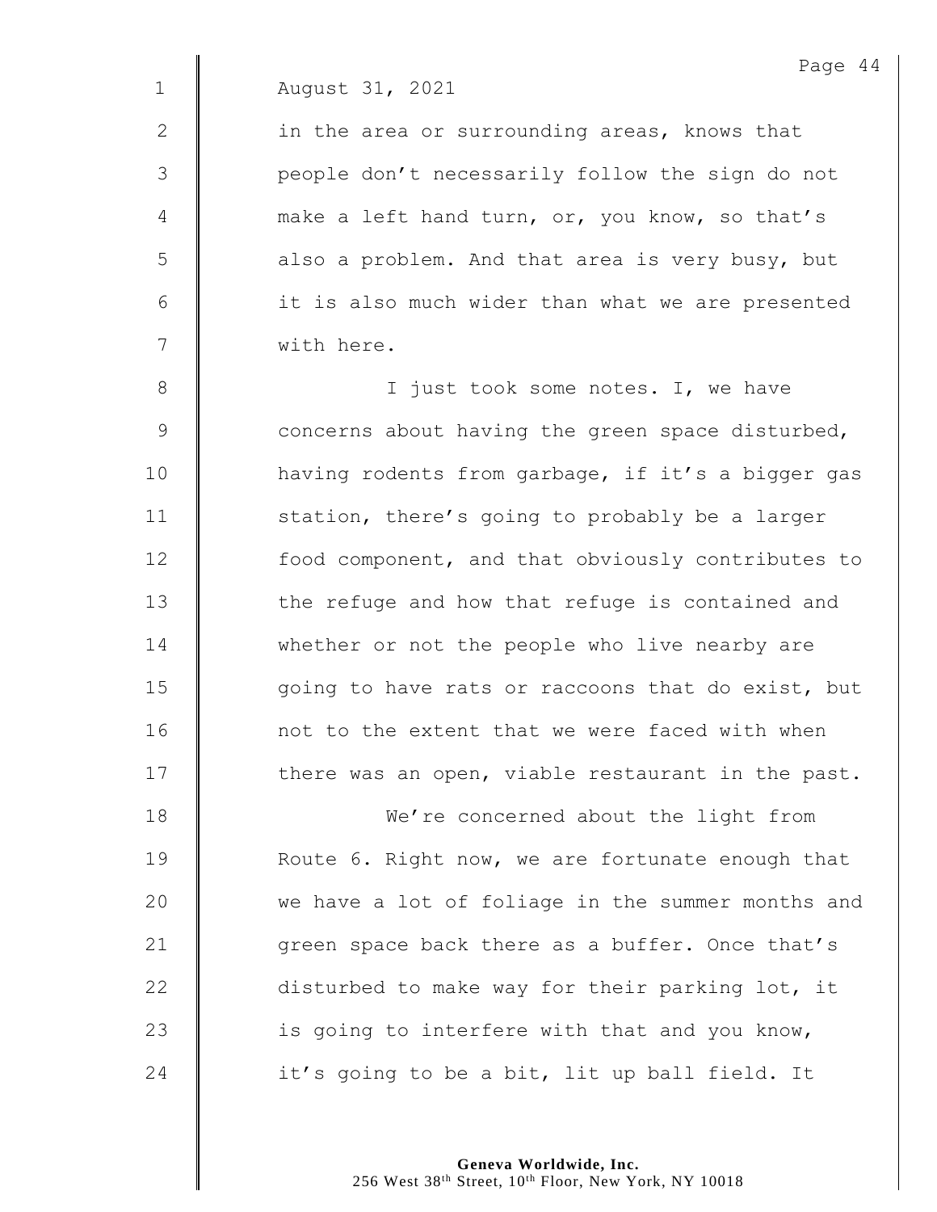August 31, 2021

in the area or surrounding areas, knows that people don't necessarily follow the sign do not make a left hand turn, or, you know, so that's also a problem. And that area is very busy, but it is also much wider than what we are presented with here.

I just took some notes. I, we have concerns about having the green space disturbed, having rodents from garbage, if it's a bigger gas station, there's going to probably be a larger food component, and that obviously contributes to the refuge and how that refuge is contained and whether or not the people who live nearby are going to have rats or raccoons that do exist, but not to the extent that we were faced with when there was an open, viable restaurant in the past.

We're concerned about the light from Route 6. Right now, we are fortunate enough that we have a lot of foliage in the summer months and green space back there as a buffer. Once that's disturbed to make way for their parking lot, it is going to interfere with that and you know, it's going to be a bit, lit up ball field. It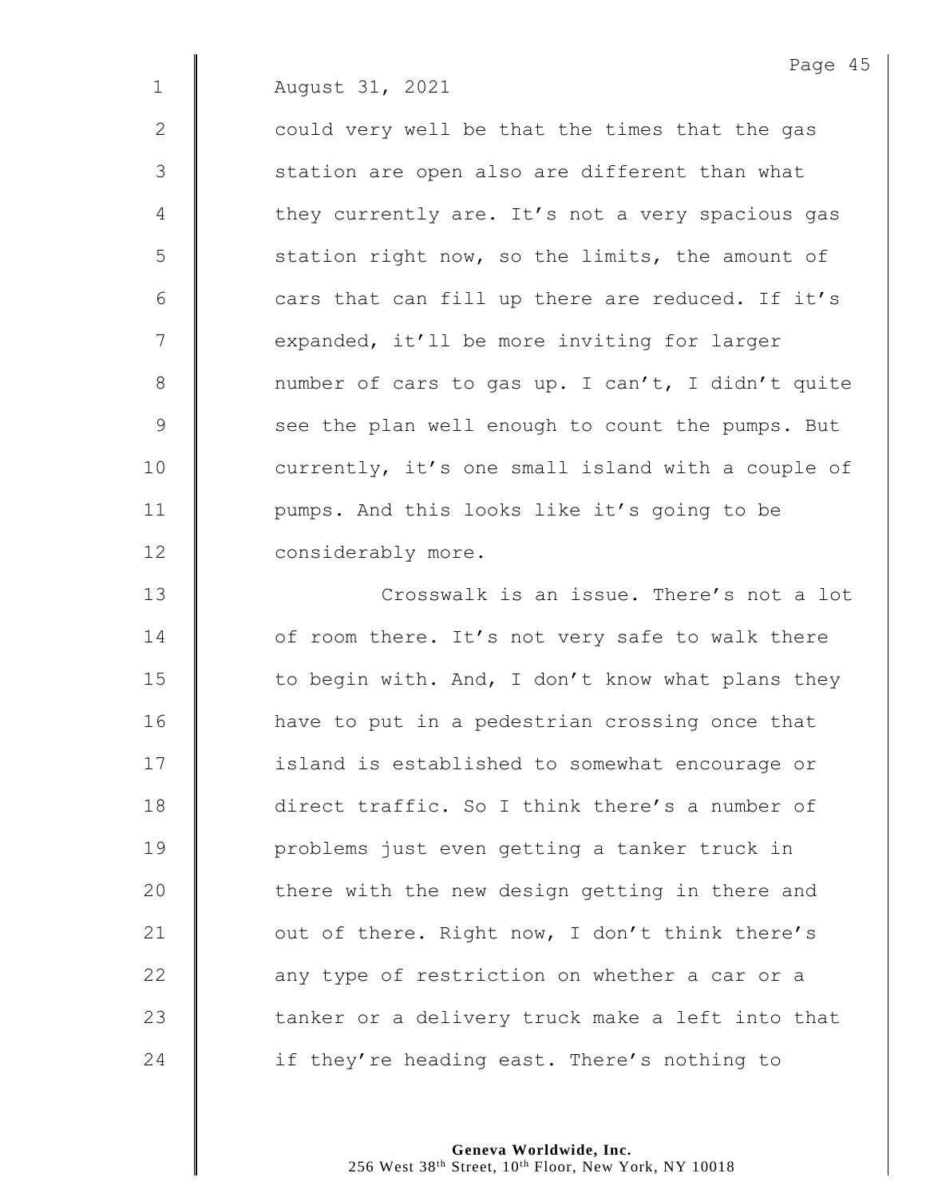August 31, 2021

could very well be that the times that the gas station are open also are different than what they currently are. It's not a very spacious gas station right now, so the limits, the amount of cars that can fill up there are reduced. If it's expanded, it'll be more inviting for larger number of cars to gas up. I can't, I didn't quite see the plan well enough to count the pumps. But currently, it's one small island with a couple of pumps. And this looks like it's going to be considerably more.

Crosswalk is an issue. There's not a lot of room there. It's not very safe to walk there to begin with. And, I don't know what plans they have to put in a pedestrian crossing once that island is established to somewhat encourage or direct traffic. So I think there's a number of problems just even getting a tanker truck in there with the new design getting in there and out of there. Right now, I don't think there's any type of restriction on whether a car or a tanker or a delivery truck make a left into that if they're heading east. There's nothing to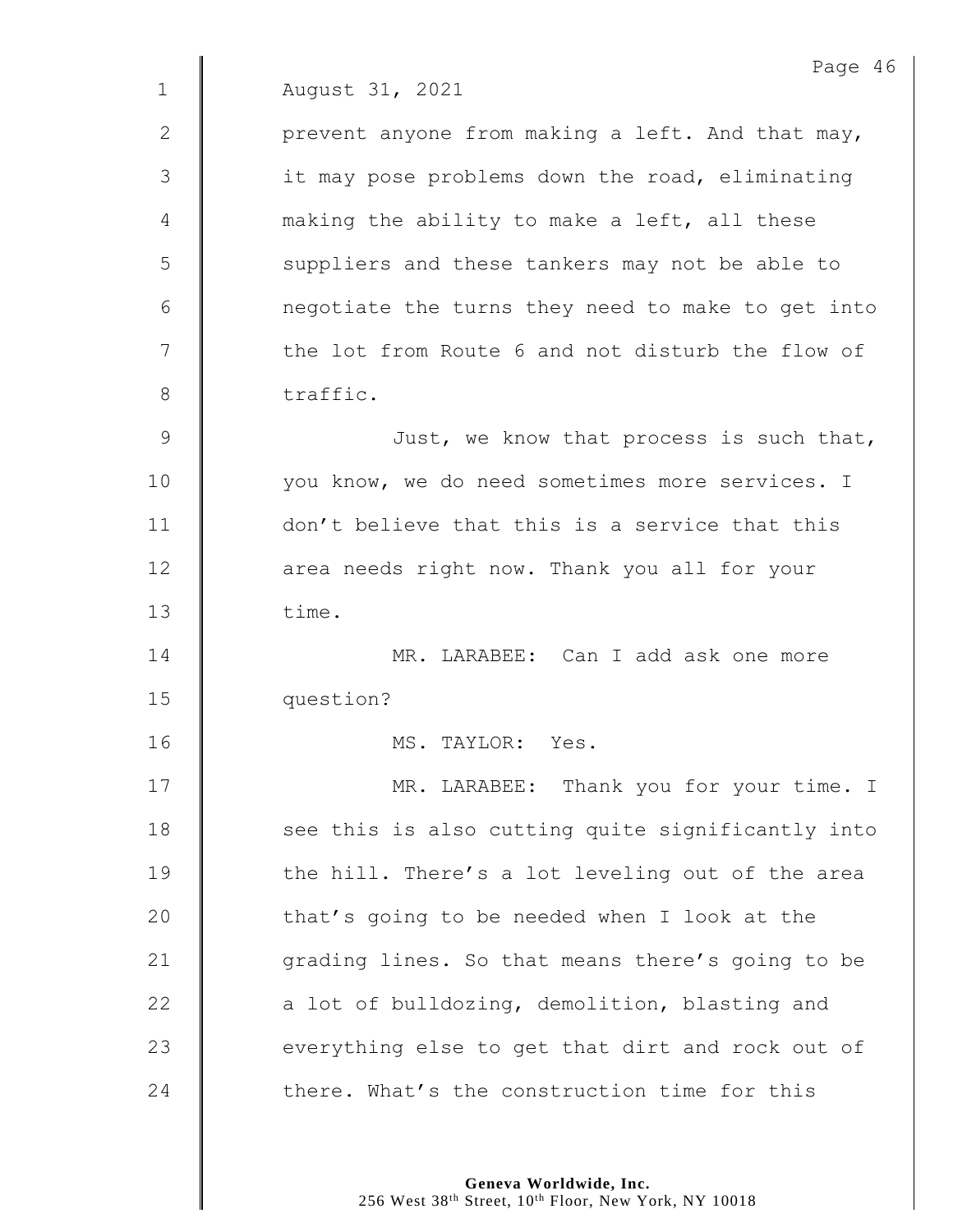August 31, 2021

prevent anyone from making a left. And that may, it may pose problems down the road, eliminating making the ability to make a left, all these suppliers and these tankers may not be able to negotiate the turns they need to make to get into the lot from Route 6 and not disturb the flow of traffic.

Just, we know that process is such that, you know, we do need sometimes more services. I don't believe that this is a service that this area needs right now. Thank you all for your time.

MR. LARABEE: Can I add ask one more question?

MS. TAYLOR: Yes.

MR. LARABEE: Thank you for your time. I see this is also cutting quite significantly into the hill. There's a lot leveling out of the area that's going to be needed when I look at the grading lines. So that means there's going to be a lot of bulldozing, demolition, blasting and everything else to get that dirt and rock out of there. What's the construction time for this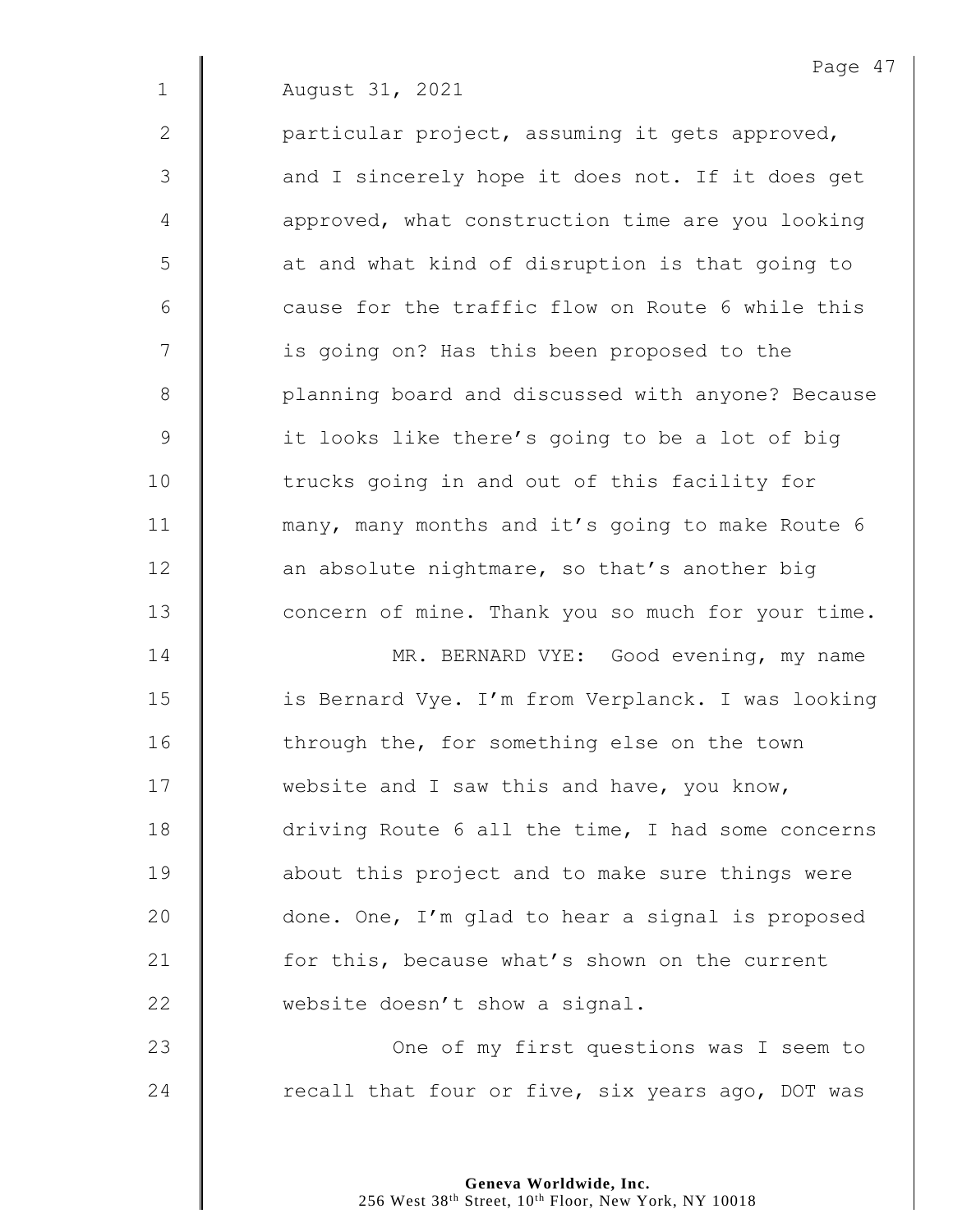August 31, 2021

particular project, assuming it gets approved, and I sincerely hope it does not. If it does get approved, what construction time are you looking at and what kind of disruption is that going to cause for the traffic flow on Route 6 while this is going on? Has this been proposed to the planning board and discussed with anyone? Because it looks like there's going to be a lot of big trucks going in and out of this facility for many, many months and it's going to make Route 6 an absolute nightmare, so that's another big concern of mine. Thank you so much for your time.

MR. BERNARD VYE: Good evening, my name is Bernard Vye. I'm from Verplanck. I was looking through the, for something else on the town website and I saw this and have, you know, driving Route 6 all the time, I had some concerns about this project and to make sure things were done. One, I'm glad to hear a signal is proposed for this, because what's shown on the current website doesn't show a signal.

One of my first questions was I seem to recall that four or five, six years ago, DOT was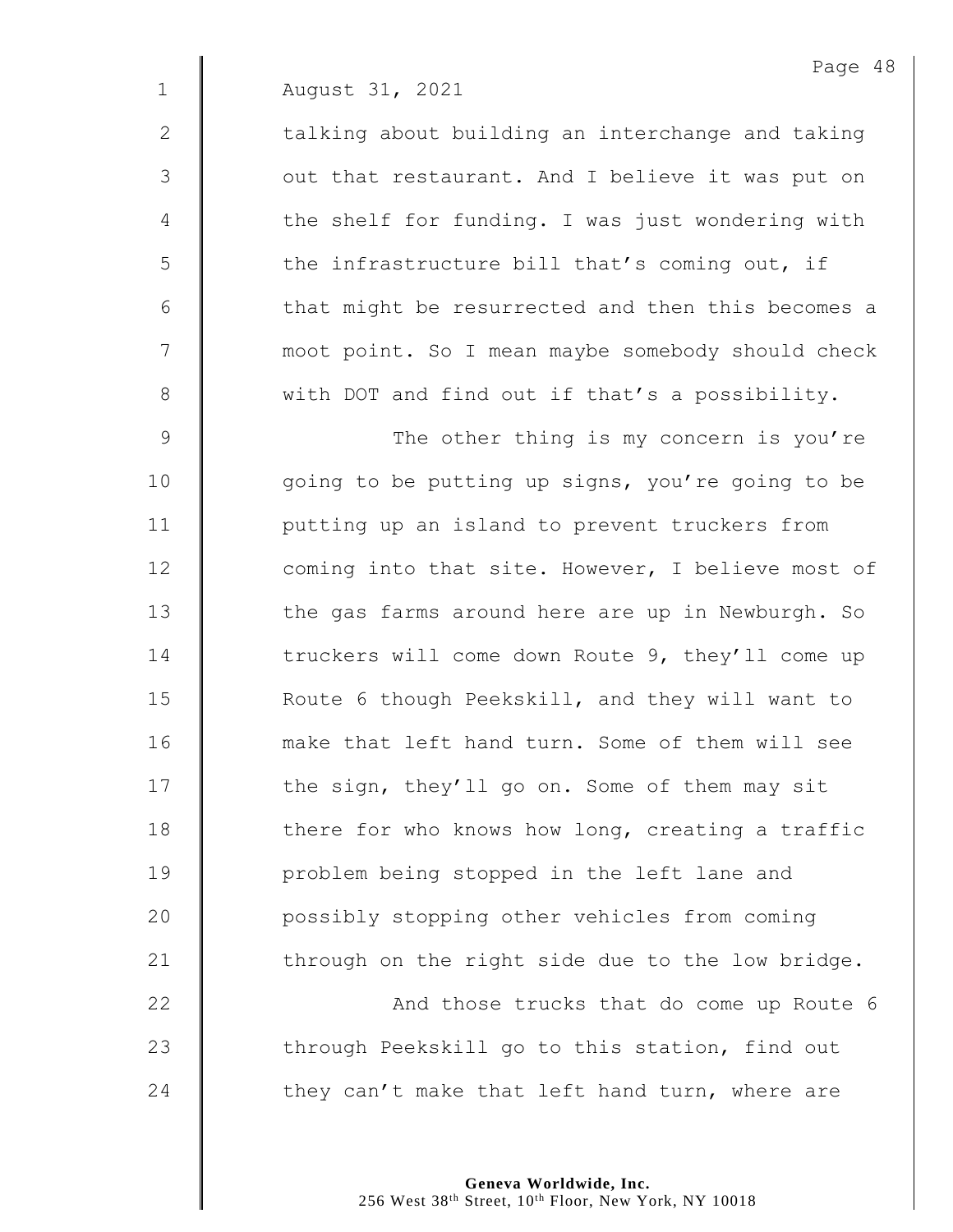August 31, 2021

talking about building an interchange and taking out that restaurant. And I believe it was put on the shelf for funding. I was just wondering with the infrastructure bill that's coming out, if that might be resurrected and then this becomes a moot point. So I mean maybe somebody should check with DOT and find out if that's a possibility.

The other thing is my concern is you're going to be putting up signs, you're going to be putting up an island to prevent truckers from coming into that site. However, I believe most of the gas farms around here are up in Newburgh. So truckers will come down Route 9, they'll come up Route 6 though Peekskill, and they will want to make that left hand turn. Some of them will see the sign, they'll go on. Some of them may sit there for who knows how long, creating a traffic problem being stopped in the left lane and possibly stopping other vehicles from coming through on the right side due to the low bridge.

And those trucks that do come up Route 6 through Peekskill go to this station, find out they can't make that left hand turn, where are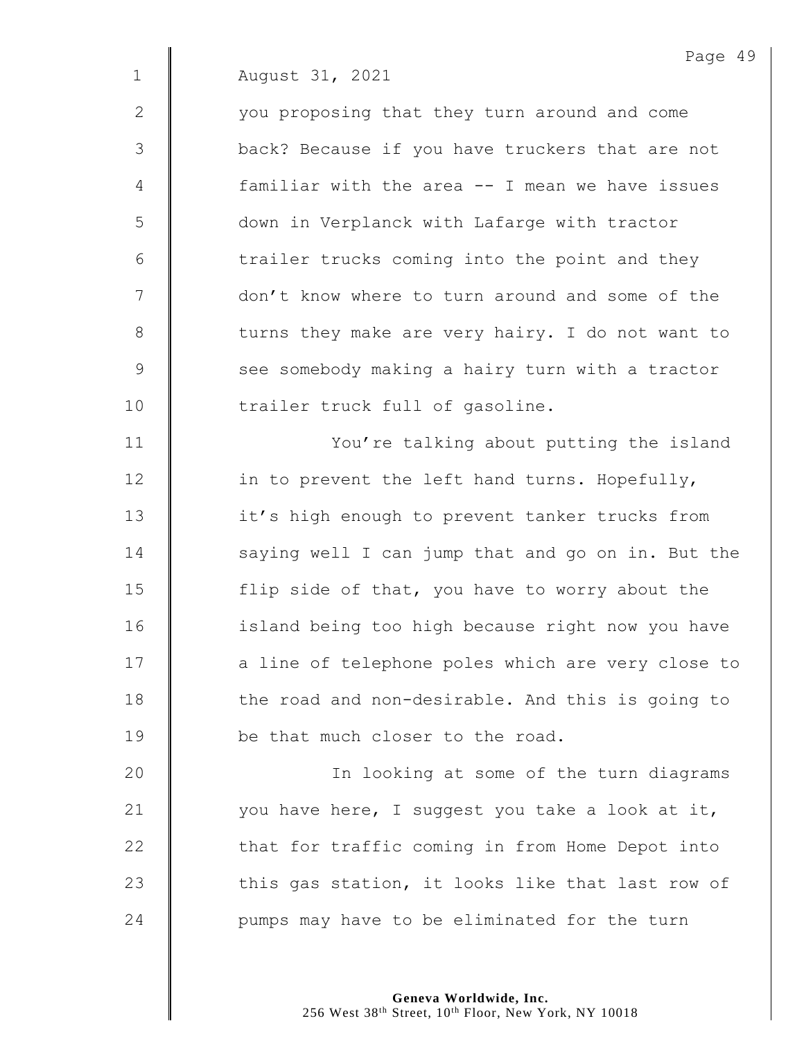August 31, 2021

you proposing that they turn around and come back? Because if you have truckers that are not familiar with the area -- I mean we have issues down in Verplanck with Lafarge with tractor trailer trucks coming into the point and they don't know where to turn around and some of the turns they make are very hairy. I do not want to see somebody making a hairy turn with a tractor trailer truck full of gasoline.

You're talking about putting the island in to prevent the left hand turns. Hopefully, it's high enough to prevent tanker trucks from saying well I can jump that and go on in. But the flip side of that, you have to worry about the island being too high because right now you have a line of telephone poles which are very close to the road and non-desirable. And this is going to be that much closer to the road.

In looking at some of the turn diagrams you have here, I suggest you take a look at it, that for traffic coming in from Home Depot into this gas station, it looks like that last row of pumps may have to be eliminated for the turn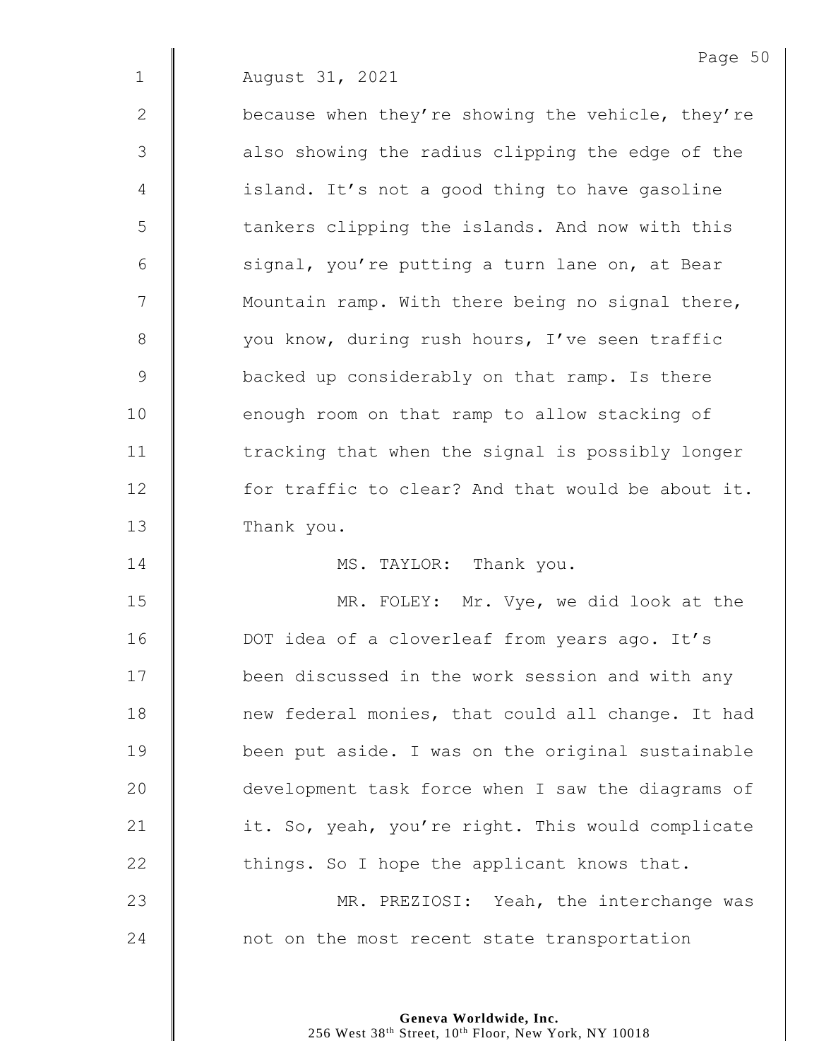August 31, 2021

because when they're showing the vehicle, they're also showing the radius clipping the edge of the island. It's not a good thing to have gasoline tankers clipping the islands. And now with this signal, you're putting a turn lane on, at Bear Mountain ramp. With there being no signal there, you know, during rush hours, I've seen traffic backed up considerably on that ramp. Is there enough room on that ramp to allow stacking of tracking that when the signal is possibly longer for traffic to clear? And that would be about it. Thank you.

MS. TAYLOR: Thank you.

MR. FOLEY: Mr. Vye, we did look at the DOT idea of a cloverleaf from years ago. It's been discussed in the work session and with any new federal monies, that could all change. It had been put aside. I was on the original sustainable development task force when I saw the diagrams of it. So, yeah, you're right. This would complicate things. So I hope the applicant knows that.

MR. PREZIOSI: Yeah, the interchange was not on the most recent state transportation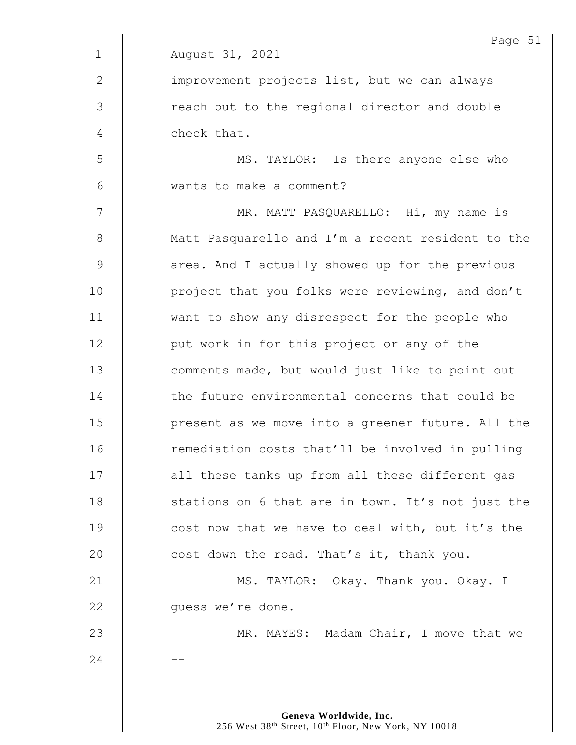August 31, 2021

improvement projects list, but we can always reach out to the regional director and double check that.

MS. TAYLOR: Is there anyone else who wants to make a comment?

MR. MATT PASQUARELLO: Hi, my name is Matt Pasquarello and I'm a recent resident to the area. And I actually showed up for the previous project that you folks were reviewing, and don't want to show any disrespect for the people who put work in for this project or any of the comments made, but would just like to point out the future environmental concerns that could be present as we move into a greener future. All the remediation costs that'll be involved in pulling all these tanks up from all these different gas stations on 6 that are in town. It's not just the cost now that we have to deal with, but it's the cost down the road. That's it, thank you.

MS. TAYLOR: Okay. Thank you. Okay. I guess we're done.

MR. MAYES: Madam Chair, I move that we --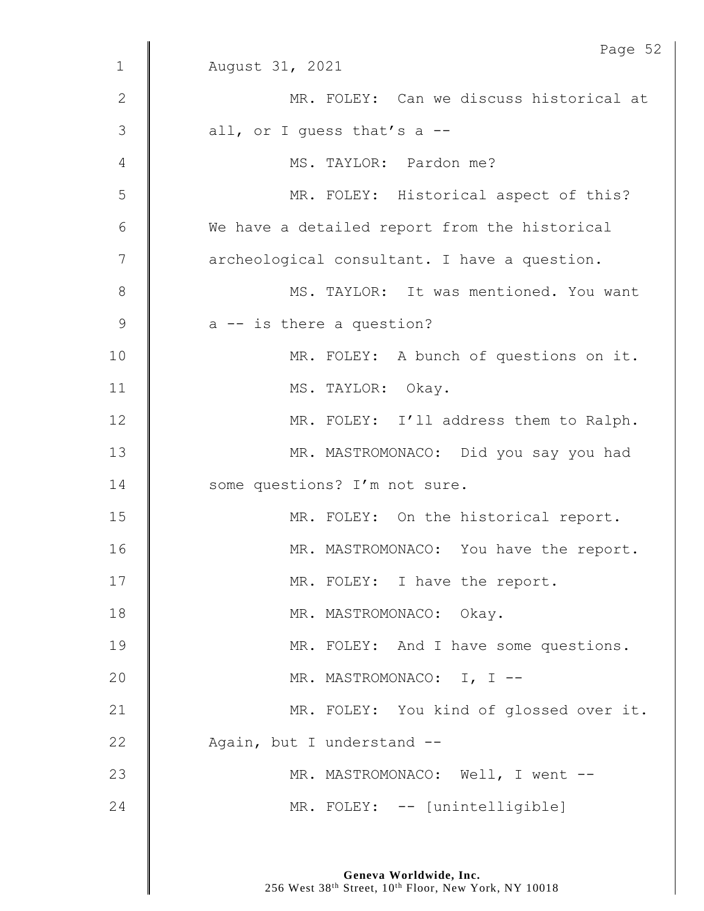August 31, 2021

MR. FOLEY: Can we discuss historical at all, or I guess that's a --

MS. TAYLOR: Pardon me?

MR. FOLEY: Historical aspect of this? We have a detailed report from the historical archeological consultant. I have a question.

MS. TAYLOR: It was mentioned. You want a -- is there a question?

MR. FOLEY: A bunch of questions on it.

MS. TAYLOR: Okay.

MR. FOLEY: I'll address them to Ralph.

MR. MASTROMONACO: Did you say you had some questions? I'm not sure.

MR. FOLEY: On the historical report.

MR. MASTROMONACO: You have the report.

MR. FOLEY: I have the report.

MR. MASTROMONACO: Okay.

MR. FOLEY: And I have some questions.

MR. MASTROMONACO: I, I --

MR. FOLEY: You kind of glossed over it. Again, but I understand --

MR. MASTROMONACO: Well, I went --

MR. FOLEY: -- [unintelligible]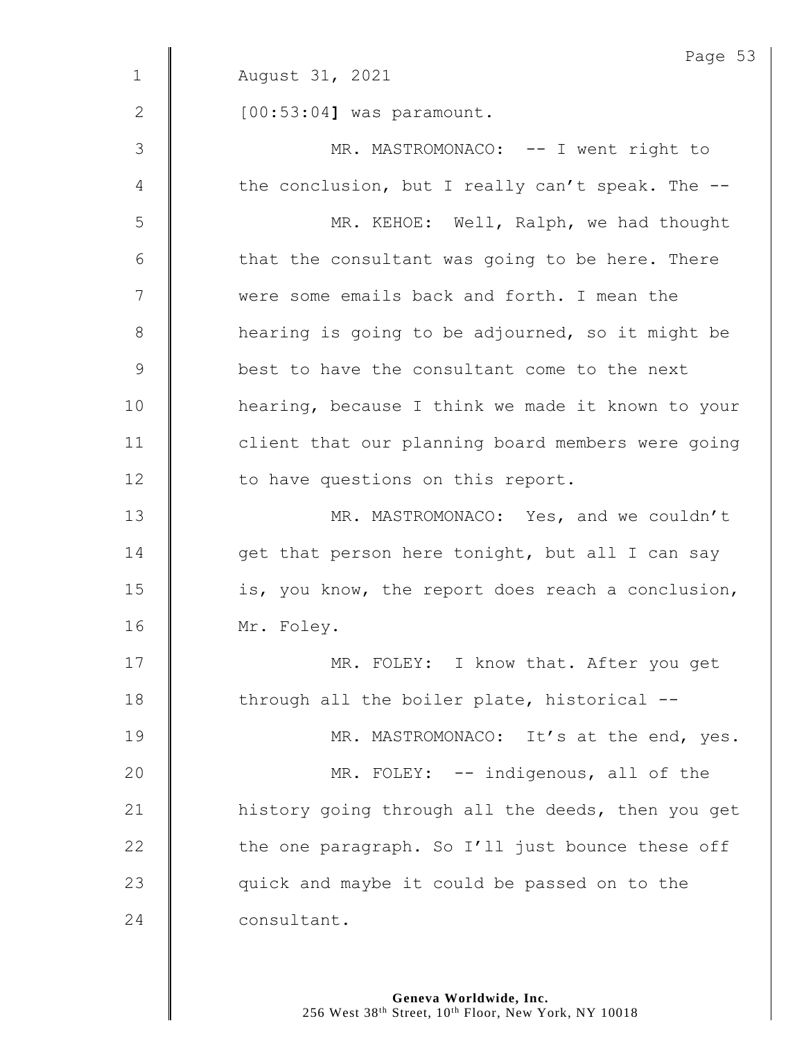August 31, 2021

[00:53:04] was paramount.

MR. MASTROMONACO: -- I went right to the conclusion, but I really can't speak. The --

MR. KEHOE: Well, Ralph, we had thought that the consultant was going to be here. There were some emails back and forth. I mean the hearing is going to be adjourned, so it might be best to have the consultant come to the next hearing, because I think we made it known to your client that our planning board members were going to have questions on this report.

MR. MASTROMONACO: Yes, and we couldn't get that person here tonight, but all I can say is, you know, the report does reach a conclusion, Mr. Foley.

MR. FOLEY: I know that. After you get through all the boiler plate, historical --

MR. MASTROMONACO: It's at the end, yes.

MR. FOLEY: -- indigenous, all of the history going through all the deeds, then you get the one paragraph. So I'll just bounce these off quick and maybe it could be passed on to the consultant.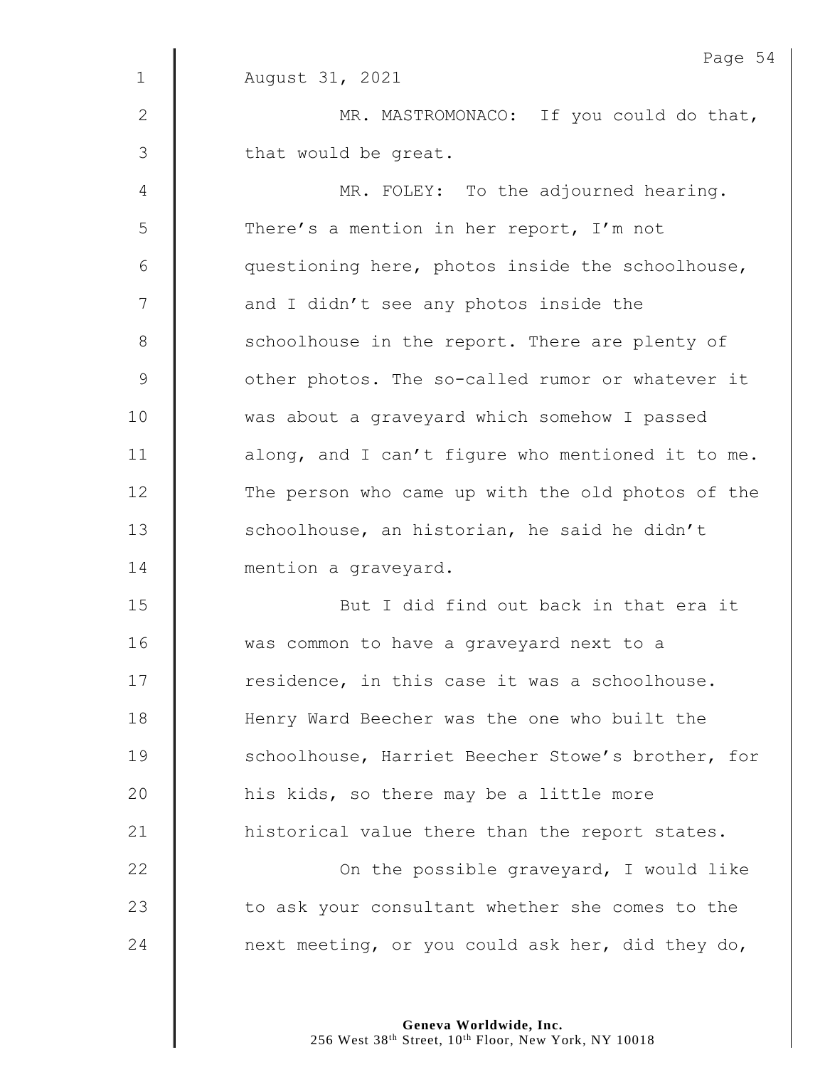August 31, 2021

MR. MASTROMONACO: If you could do that, that would be great.

MR. FOLEY: To the adjourned hearing. There's a mention in her report, I'm not questioning here, photos inside the schoolhouse, and I didn't see any photos inside the schoolhouse in the report. There are plenty of other photos. The so-called rumor or whatever it was about a graveyard which somehow I passed along, and I can't figure who mentioned it to me. The person who came up with the old photos of the schoolhouse, an historian, he said he didn't mention a graveyard.

But I did find out back in that era it was common to have a graveyard next to a residence, in this case it was a schoolhouse. Henry Ward Beecher was the one who built the schoolhouse, Harriet Beecher Stowe's brother, for his kids, so there may be a little more historical value there than the report states.

On the possible graveyard, I would like to ask your consultant whether she comes to the next meeting, or you could ask her, did they do,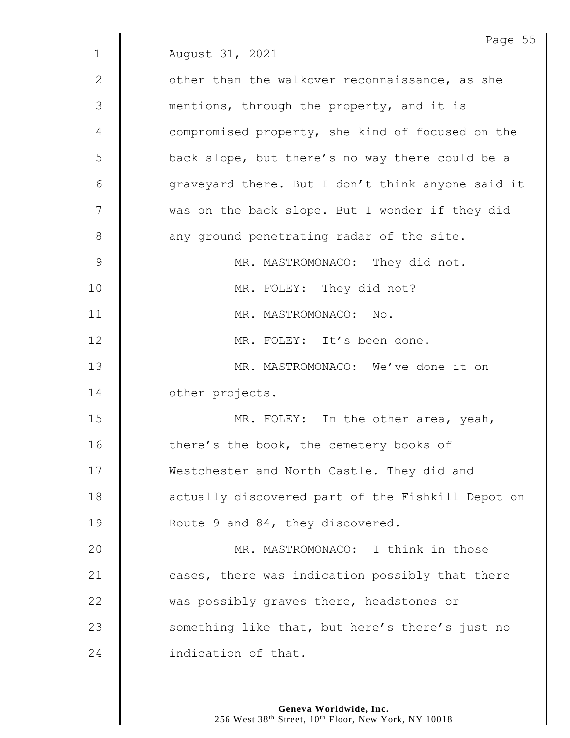August 31, 2021

other than the walkover reconnaissance, as she mentions, through the property, and it is compromised property, she kind of focused on the back slope, but there's no way there could be a graveyard there. But I don't think anyone said it was on the back slope. But I wonder if they did any ground penetrating radar of the site.

MR. MASTROMONACO: They did not.

MR. FOLEY: They did not?

MR. MASTROMONACO: No.

MR. FOLEY: It's been done.

MR. MASTROMONACO: We've done it on other projects.

MR. FOLEY: In the other area, yeah, there's the book, the cemetery books of Westchester and North Castle. They did and actually discovered part of the Fishkill Depot on Route 9 and 84, they discovered.

MR. MASTROMONACO: I think in those cases, there was indication possibly that there was possibly graves there, headstones or something like that, but here's there's just no indication of that.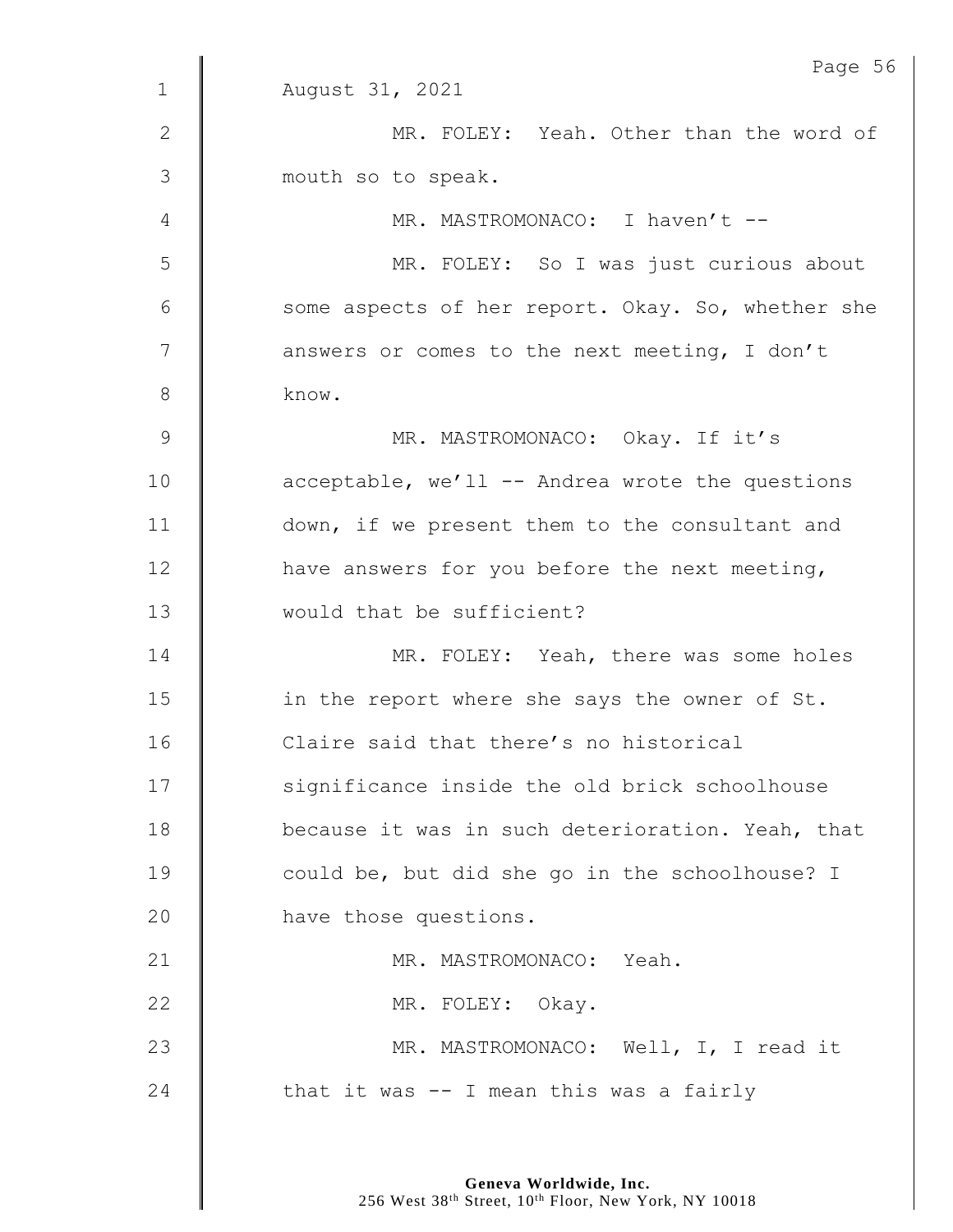August 31, 2021

MR. FOLEY: Yeah. Other than the word of mouth so to speak.

MR. MASTROMONACO: I haven't --

MR. FOLEY: So I was just curious about some aspects of her report. Okay. So, whether she answers or comes to the next meeting, I don't know.

MR. MASTROMONACO: Okay. If it's acceptable, we'll -- Andrea wrote the questions down, if we present them to the consultant and have answers for you before the next meeting, would that be sufficient?

MR. FOLEY: Yeah, there was some holes in the report where she says the owner of St. Claire said that there's no historical significance inside the old brick schoolhouse because it was in such deterioration. Yeah, that could be, but did she go in the schoolhouse? I have those questions.

MR. MASTROMONACO: Yeah.

MR. FOLEY: Okay.

MR. MASTROMONACO: Well, I, I read it that it was -- I mean this was a fairly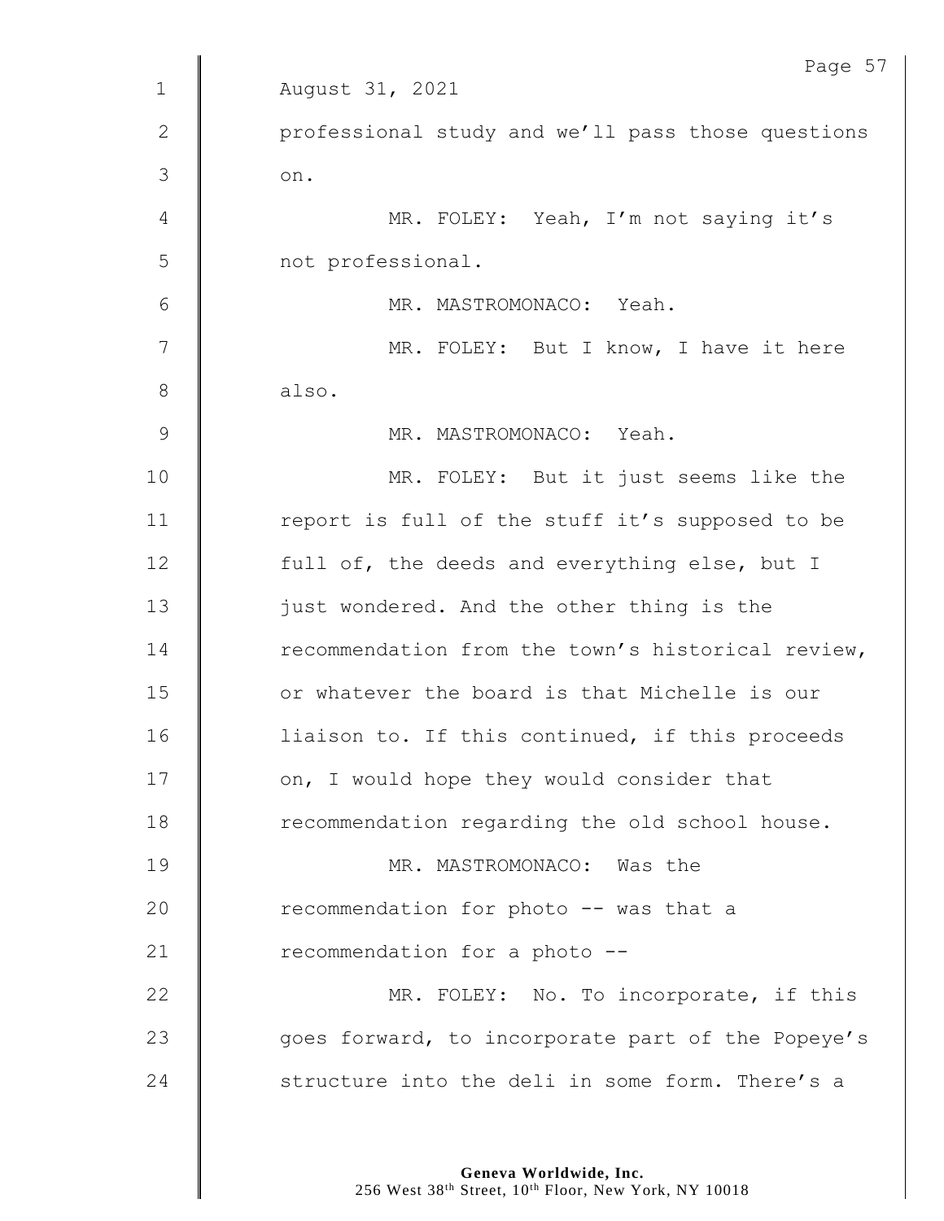August 31, 2021

professional study and we'll pass those questions on.

MR. FOLEY: Yeah, I'm not saying it's not professional.

MR. MASTROMONACO: Yeah.

MR. FOLEY: But I know, I have it here also.

MR. MASTROMONACO: Yeah.

MR. FOLEY: But it just seems like the report is full of the stuff it's supposed to be full of, the deeds and everything else, but I just wondered. And the other thing is the recommendation from the town's historical review, or whatever the board is that Michelle is our liaison to. If this continued, if this proceeds on, I would hope they would consider that recommendation regarding the old school house.

MR. MASTROMONACO: Was the recommendation for photo -- was that a recommendation for a photo --

MR. FOLEY: No. To incorporate, if this goes forward, to incorporate part of the Popeye's structure into the deli in some form. There's a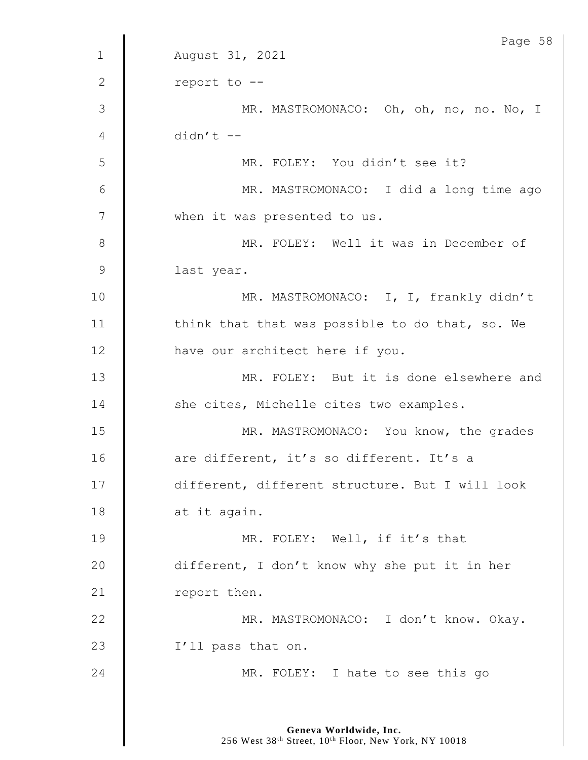August 31, 2021

report to --

MR. MASTROMONACO: Oh, oh, no, no. No, I didn't --

MR. FOLEY: You didn't see it?

MR. MASTROMONACO: I did a long time ago when it was presented to us.

MR. FOLEY: Well it was in December of last year.

MR. MASTROMONACO: I, I, frankly didn't think that that was possible to do that, so. We have our architect here if you.

MR. FOLEY: But it is done elsewhere and she cites, Michelle cites two examples.

MR. MASTROMONACO: You know, the grades are different, it's so different. It's a different, different structure. But I will look at it again.

MR. FOLEY: Well, if it's that different, I don't know why she put it in her report then.

MR. MASTROMONACO: I don't know. Okay. I'll pass that on.

MR. FOLEY: I hate to see this go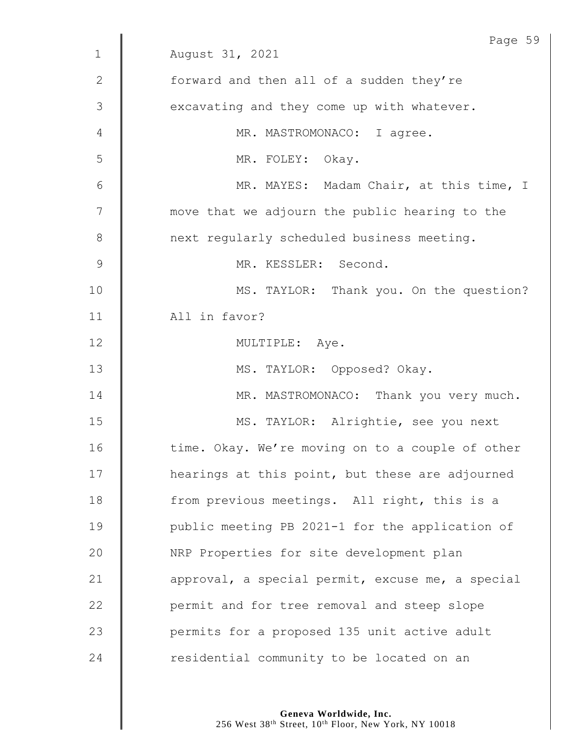August 31, 2021

forward and then all of a sudden they're excavating and they come up with whatever.

MR. MASTROMONACO: I agree.

MR. FOLEY: Okay.

MR. MAYES: Madam Chair, at this time, I move that we adjourn the public hearing to the next regularly scheduled business meeting.

MR. KESSLER: Second.

MS. TAYLOR: Thank you. On the question? All in favor?

MULTIPLE: Aye.

MS. TAYLOR: Opposed? Okay.

MR. MASTROMONACO: Thank you very much.

MS. TAYLOR: Alrightie, see you next time. Okay. We're moving on to a couple of other hearings at this point, but these are adjourned from previous meetings. All right, this is a public meeting PB 2021-1 for the application of NRP Properties for site development plan approval, a special permit, excuse me, a special permit and for tree removal and steep slope permits for a proposed 135 unit active adult residential community to be located on an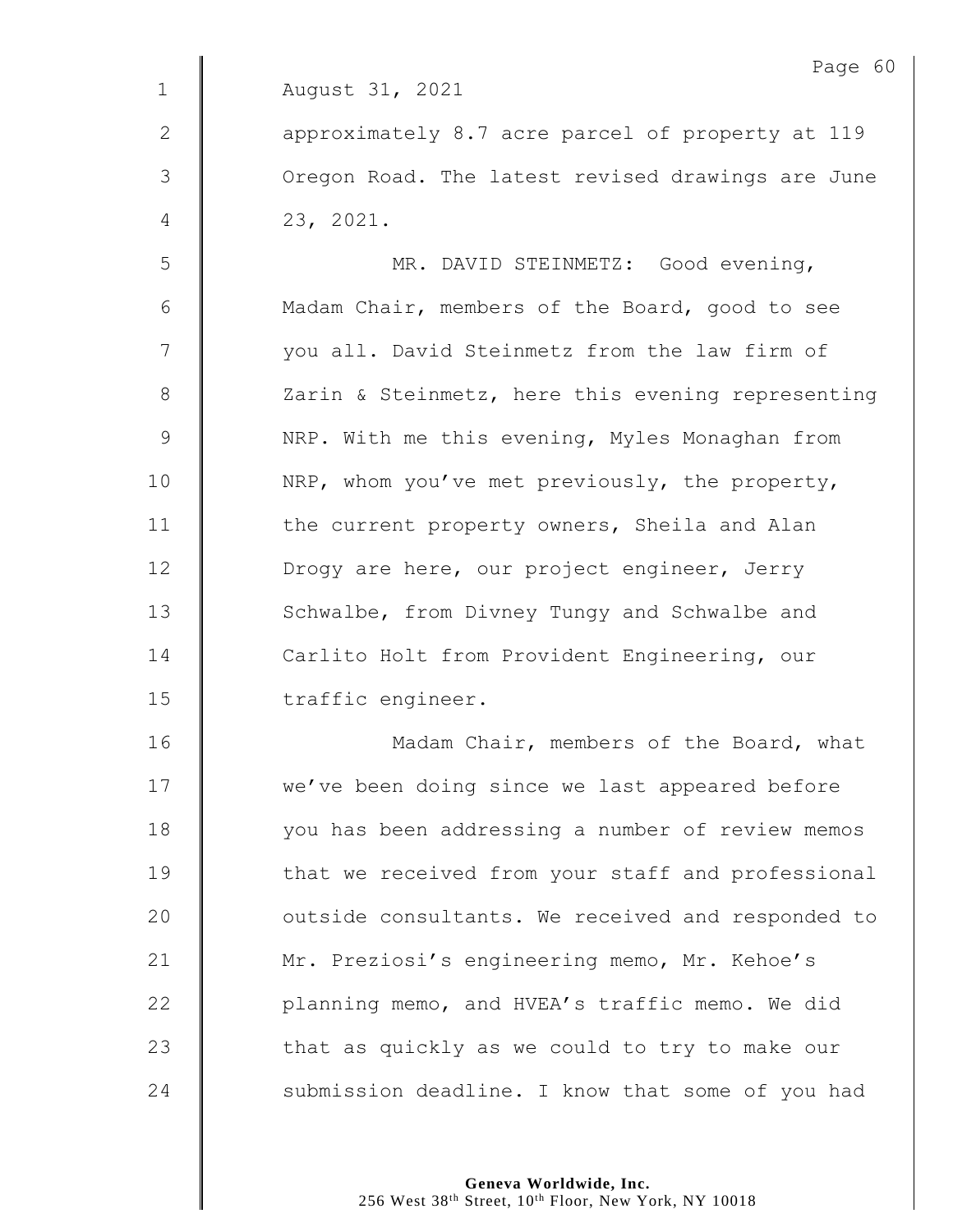August 31, 2021

approximately 8.7 acre parcel of property at 119 Oregon Road. The latest revised drawings are June 23, 2021.

MR. DAVID STEINMETZ: Good evening, Madam Chair, members of the Board, good to see you all. David Steinmetz from the law firm of Zarin & Steinmetz, here this evening representing NRP. With me this evening, Myles Monaghan from NRP, whom you've met previously, the property, the current property owners, Sheila and Alan Drogy are here, our project engineer, Jerry Schwalbe, from Divney Tungy and Schwalbe and Carlito Holt from Provident Engineering, our traffic engineer.

Madam Chair, members of the Board, what we've been doing since we last appeared before you has been addressing a number of review memos that we received from your staff and professional outside consultants. We received and responded to Mr. Preziosi's engineering memo, Mr. Kehoe's planning memo, and HVEA's traffic memo. We did that as quickly as we could to try to make our submission deadline. I know that some of you had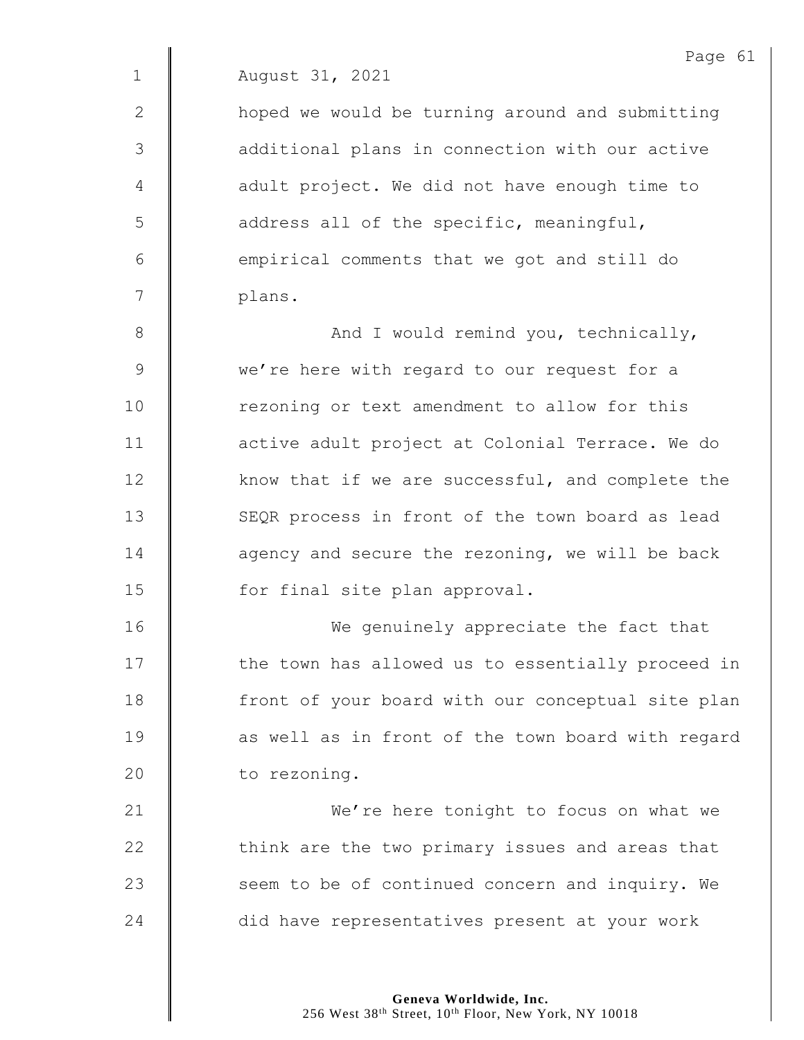August 31, 2021

hoped we would be turning around and submitting additional plans in connection with our active adult project. We did not have enough time to address all of the specific, meaningful, empirical comments that we got and still do plans.

And I would remind you, technically, we're here with regard to our request for a rezoning or text amendment to allow for this active adult project at Colonial Terrace. We do know that if we are successful, and complete the SEQR process in front of the town board as lead agency and secure the rezoning, we will be back for final site plan approval.

We genuinely appreciate the fact that the town has allowed us to essentially proceed in front of your board with our conceptual site plan as well as in front of the town board with regard to rezoning.

We're here tonight to focus on what we think are the two primary issues and areas that seem to be of continued concern and inquiry. We did have representatives present at your work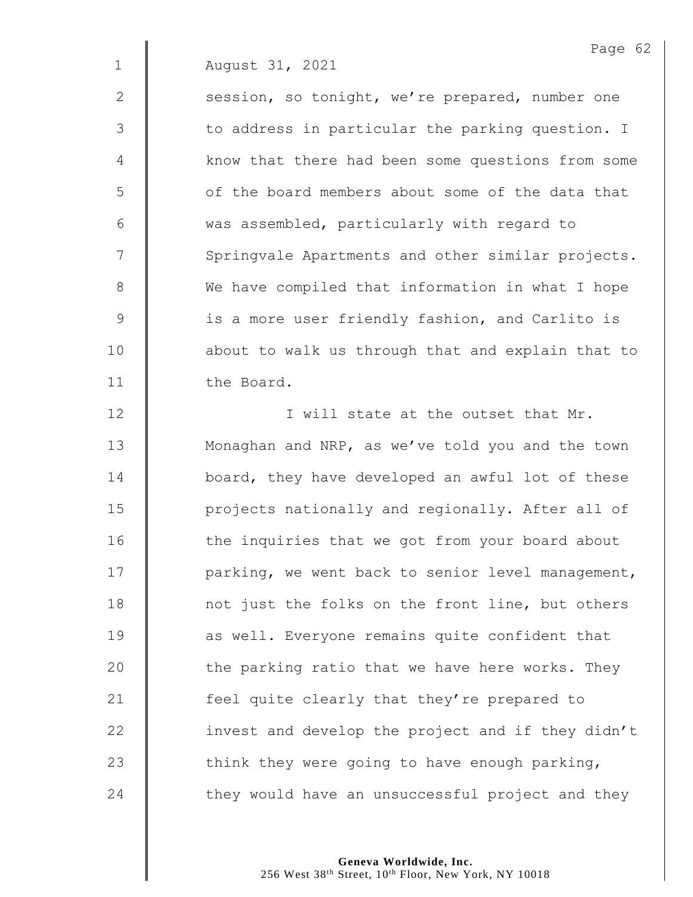August 31, 2021

session, so tonight, we're prepared, number one to address in particular the parking question. I know that there had been some questions from some of the board members about some of the data that was assembled, particularly with regard to Springvale Apartments and other similar projects. We have compiled that information in what I hope is a more user friendly fashion, and Carlito is about to walk us through that and explain that to the Board.

I will state at the outset that Mr. Monaghan and NRP, as we've told you and the town board, they have developed an awful lot of these projects nationally and regionally. After all of the inquiries that we got from your board about parking, we went back to senior level management, not just the folks on the front line, but others as well. Everyone remains quite confident that the parking ratio that we have here works. They feel quite clearly that they're prepared to invest and develop the project and if they didn't think they were going to have enough parking, they would have an unsuccessful project and they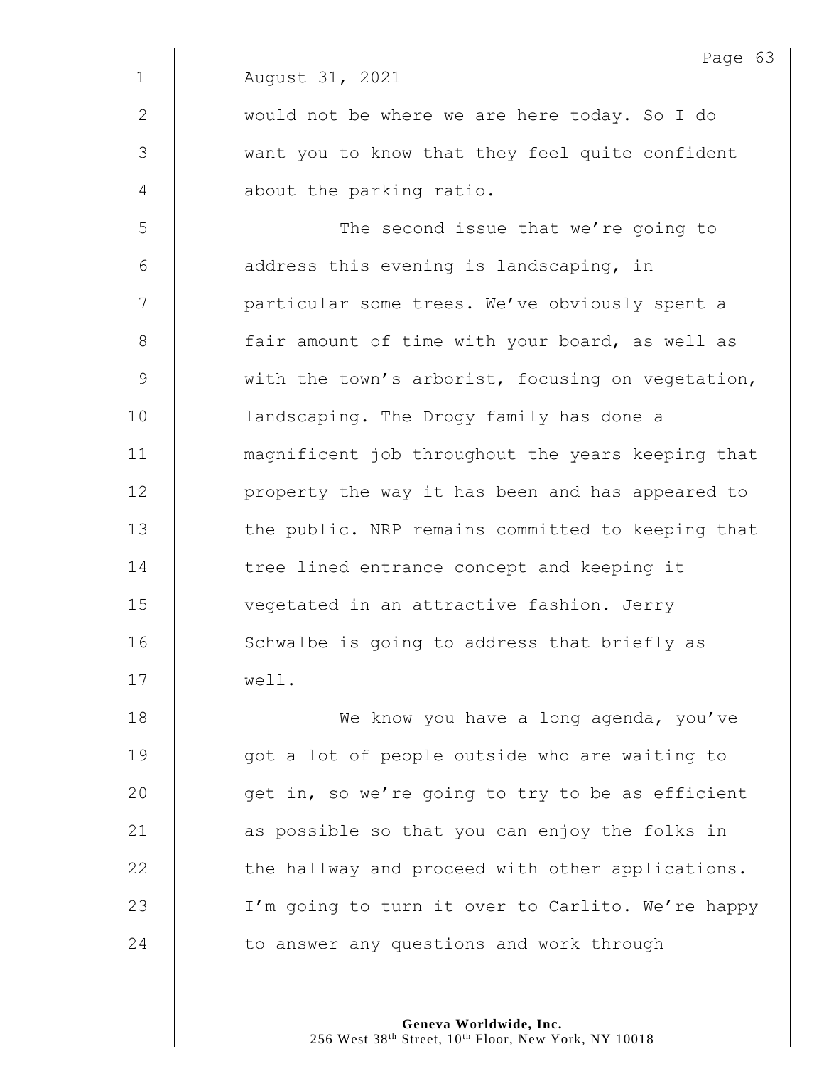August 31, 2021

would not be where we are here today. So I do want you to know that they feel quite confident about the parking ratio.

The second issue that we're going to address this evening is landscaping, in particular some trees. We've obviously spent a fair amount of time with your board, as well as with the town's arborist, focusing on vegetation, landscaping. The Drogy family has done a magnificent job throughout the years keeping that property the way it has been and has appeared to the public. NRP remains committed to keeping that tree lined entrance concept and keeping it vegetated in an attractive fashion. Jerry Schwalbe is going to address that briefly as well.

We know you have a long agenda, you've got a lot of people outside who are waiting to get in, so we're going to try to be as efficient as possible so that you can enjoy the folks in the hallway and proceed with other applications. I'm going to turn it over to Carlito. We're happy to answer any questions and work through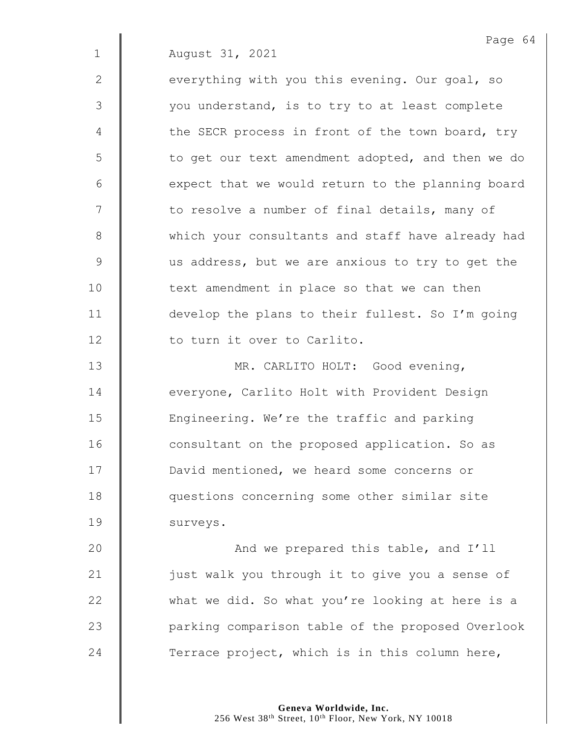August 31, 2021

everything with you this evening. Our goal, so you understand, is to try to at least complete the SECR process in front of the town board, try to get our text amendment adopted, and then we do expect that we would return to the planning board to resolve a number of final details, many of which your consultants and staff have already had us address, but we are anxious to try to get the text amendment in place so that we can then develop the plans to their fullest. So I'm going to turn it over to Carlito.

MR. CARLITO HOLT: Good evening, everyone, Carlito Holt with Provident Design Engineering. We're the traffic and parking consultant on the proposed application. So as David mentioned, we heard some concerns or questions concerning some other similar site surveys.

And we prepared this table, and I'll just walk you through it to give you a sense of what we did. So what you're looking at here is a parking comparison table of the proposed Overlook Terrace project, which is in this column here,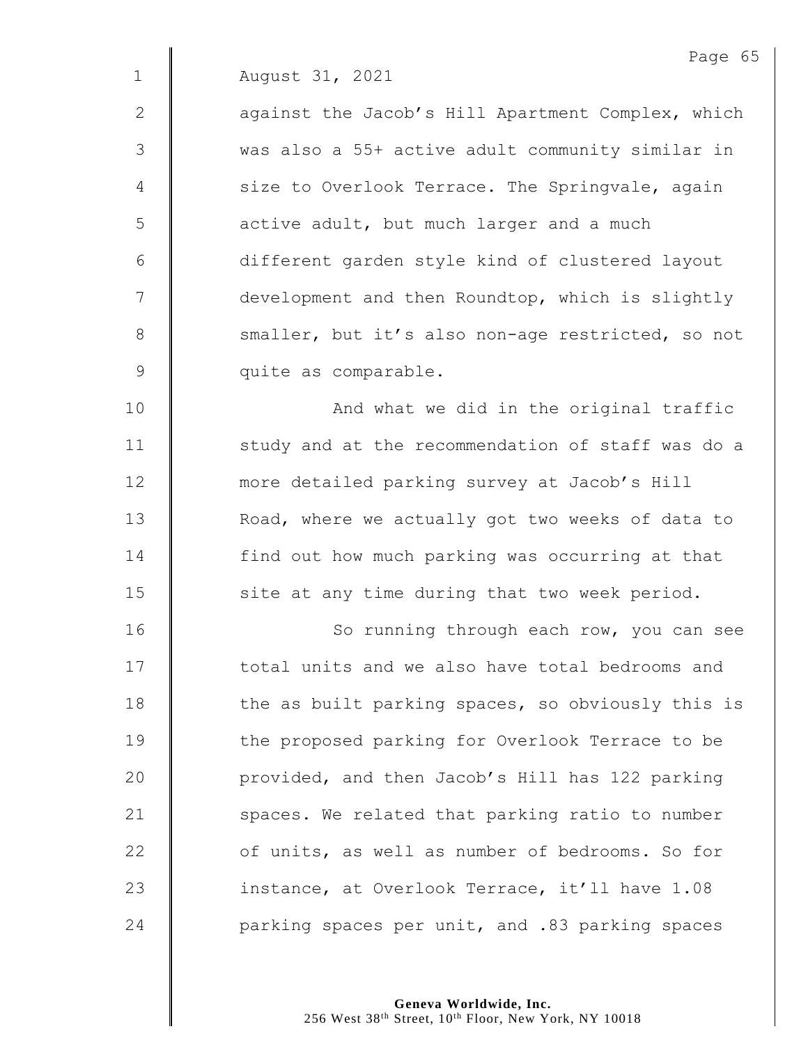August 31, 2021

against the Jacob's Hill Apartment Complex, which was also a 55+ active adult community similar in size to Overlook Terrace. The Springvale, again active adult, but much larger and a much different garden style kind of clustered layout development and then Roundtop, which is slightly smaller, but it's also non-age restricted, so not quite as comparable.

And what we did in the original traffic study and at the recommendation of staff was do a more detailed parking survey at Jacob's Hill Road, where we actually got two weeks of data to find out how much parking was occurring at that site at any time during that two week period.

So running through each row, you can see total units and we also have total bedrooms and the as built parking spaces, so obviously this is the proposed parking for Overlook Terrace to be provided, and then Jacob's Hill has 122 parking spaces. We related that parking ratio to number of units, as well as number of bedrooms. So for instance, at Overlook Terrace, it'll have 1.08 parking spaces per unit, and .83 parking spaces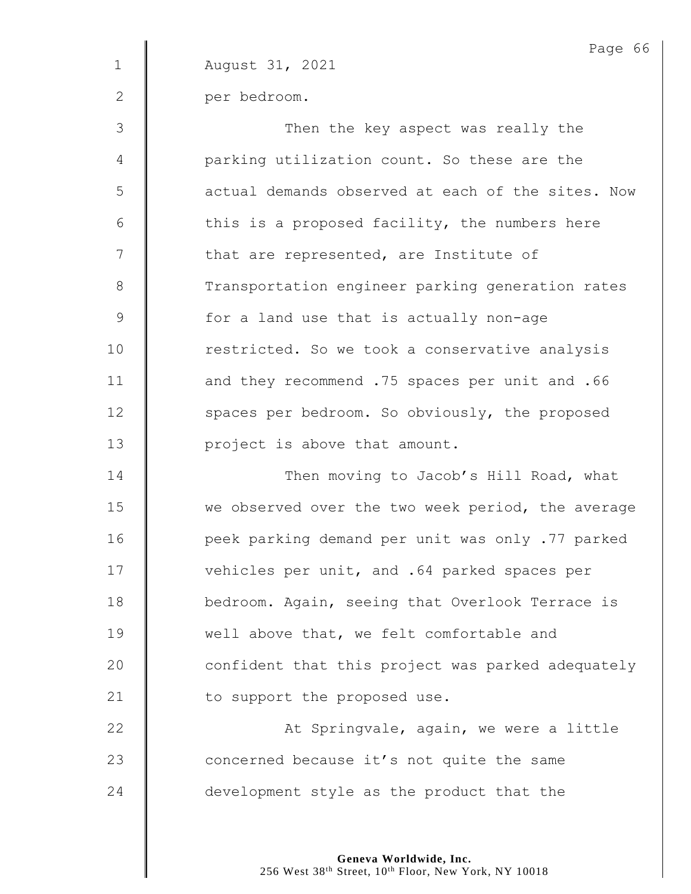August 31, 2021

per bedroom.

Then the key aspect was really the parking utilization count. So these are the actual demands observed at each of the sites. Now this is a proposed facility, the numbers here that are represented, are Institute of Transportation engineer parking generation rates for a land use that is actually non-age restricted. So we took a conservative analysis and they recommend .75 spaces per unit and .66 spaces per bedroom. So obviously, the proposed project is above that amount.

Then moving to Jacob's Hill Road, what we observed over the two week period, the average peek parking demand per unit was only .77 parked vehicles per unit, and .64 parked spaces per bedroom. Again, seeing that Overlook Terrace is well above that, we felt comfortable and confident that this project was parked adequately to support the proposed use.

At Springvale, again, we were a little concerned because it's not quite the same development style as the product that the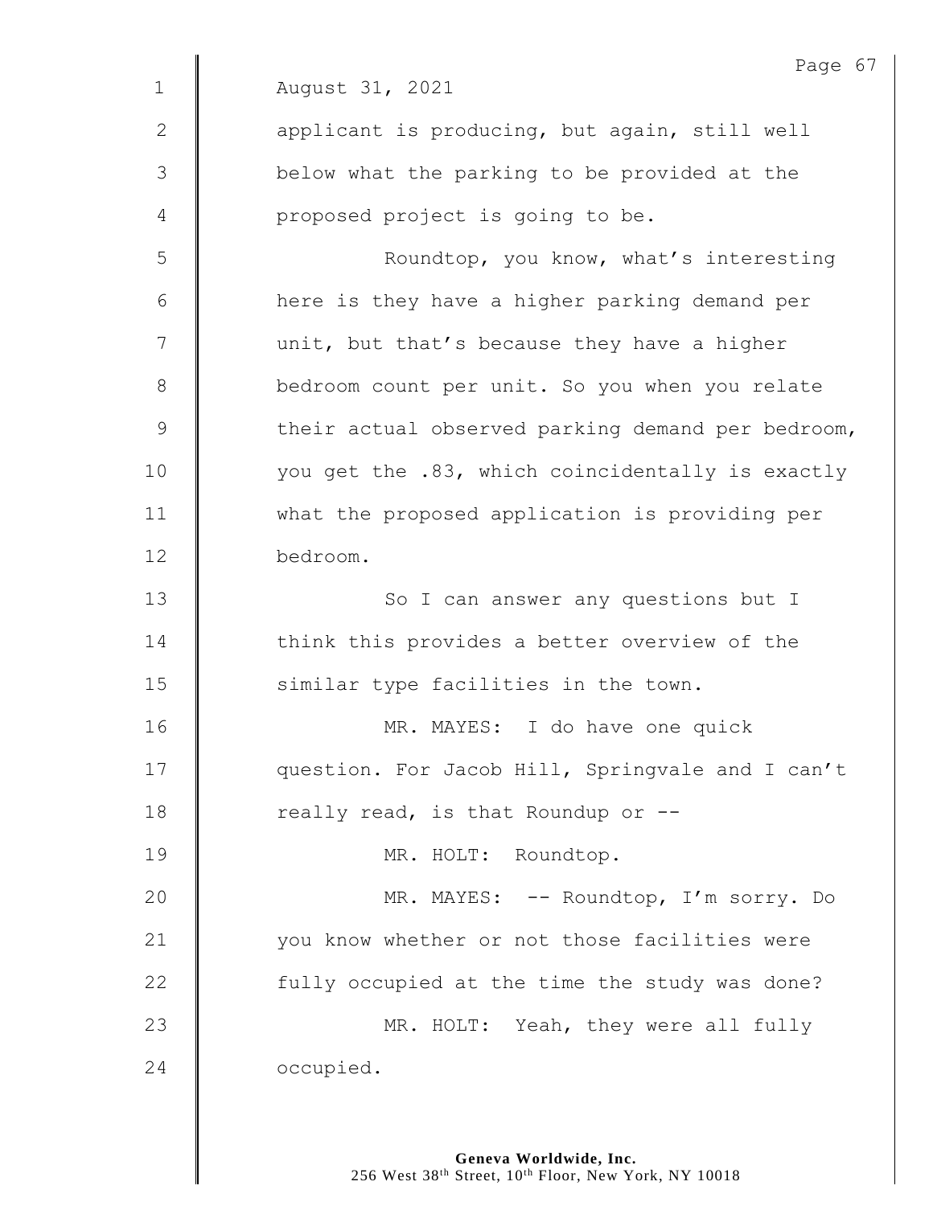August 31, 2021

applicant is producing, but again, still well below what the parking to be provided at the proposed project is going to be.

Roundtop, you know, what's interesting here is they have a higher parking demand per unit, but that's because they have a higher bedroom count per unit. So you when you relate their actual observed parking demand per bedroom, you get the .83, which coincidentally is exactly what the proposed application is providing per bedroom.

So I can answer any questions but I think this provides a better overview of the similar type facilities in the town.

MR. MAYES: I do have one quick question. For Jacob Hill, Springvale and I can't really read, is that Roundup or --

MR. HOLT: Roundtop.

MR. MAYES: -- Roundtop, I'm sorry. Do you know whether or not those facilities were fully occupied at the time the study was done?

MR. HOLT: Yeah, they were all fully occupied.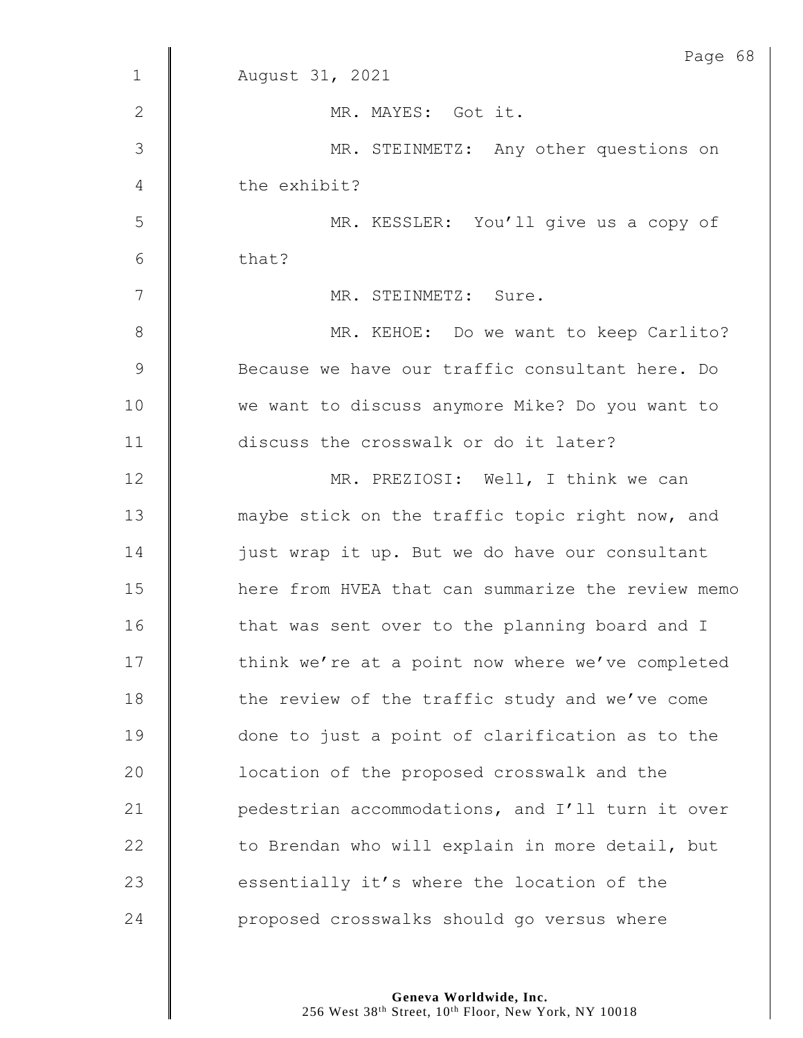August 31, 2021

MR. MAYES: Got it.

MR. STEINMETZ: Any other questions on the exhibit?

MR. KESSLER: You'll give us a copy of that?

MR. STEINMETZ: Sure.

MR. KEHOE: Do we want to keep Carlito? Because we have our traffic consultant here. Do we want to discuss anymore Mike? Do you want to discuss the crosswalk or do it later?

MR. PREZIOSI: Well, I think we can maybe stick on the traffic topic right now, and just wrap it up. But we do have our consultant here from HVEA that can summarize the review memo that was sent over to the planning board and I think we're at a point now where we've completed the review of the traffic study and we've come done to just a point of clarification as to the location of the proposed crosswalk and the pedestrian accommodations, and I'll turn it over to Brendan who will explain in more detail, but essentially it's where the location of the proposed crosswalks should go versus where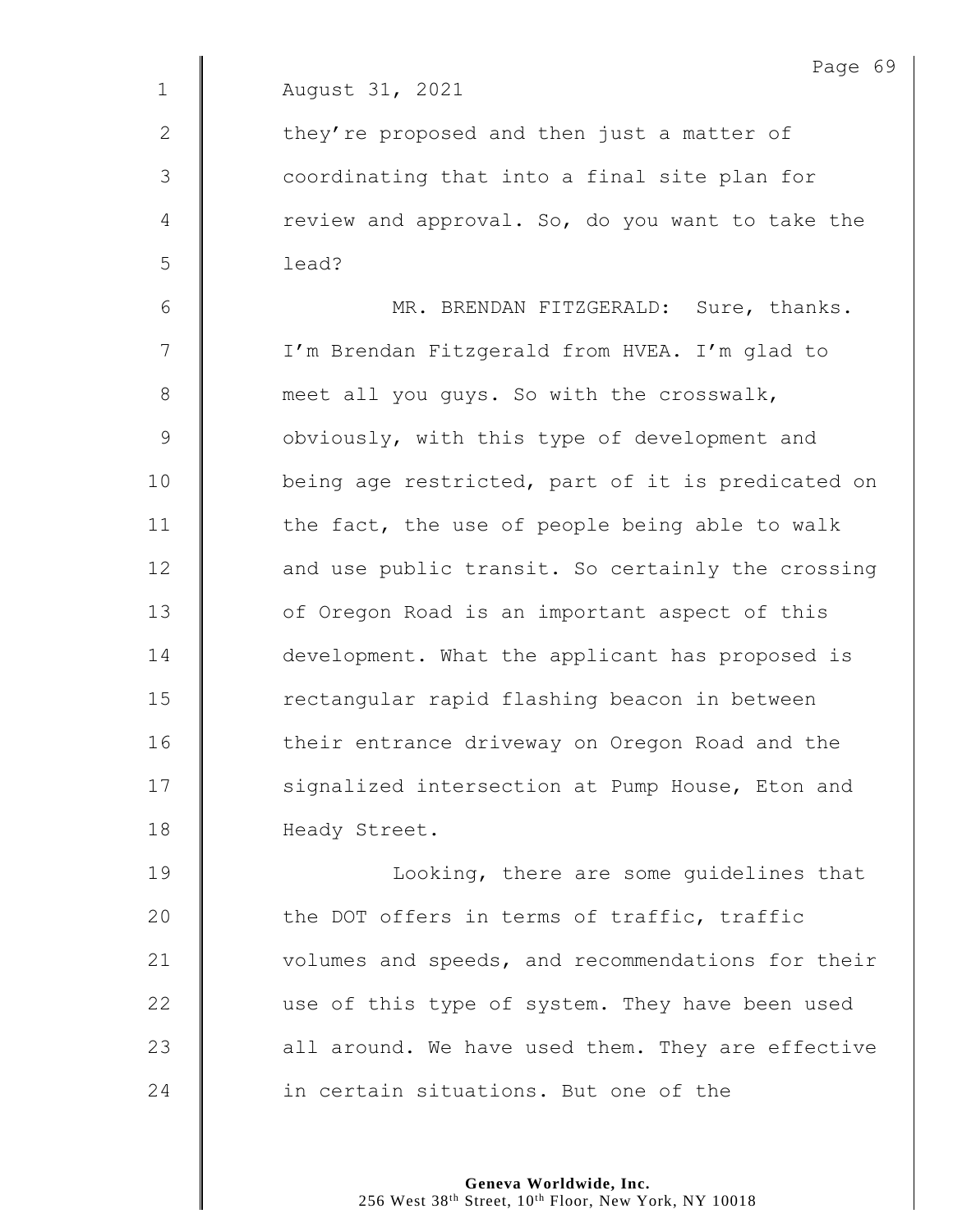August 31, 2021

they're proposed and then just a matter of coordinating that into a final site plan for review and approval. So, do you want to take the lead?

MR. BRENDAN FITZGERALD: Sure, thanks. I'm Brendan Fitzgerald from HVEA. I'm glad to meet all you guys. So with the crosswalk, obviously, with this type of development and being age restricted, part of it is predicated on the fact, the use of people being able to walk and use public transit. So certainly the crossing of Oregon Road is an important aspect of this development. What the applicant has proposed is rectangular rapid flashing beacon in between their entrance driveway on Oregon Road and the signalized intersection at Pump House, Eton and Heady Street.

Looking, there are some guidelines that the DOT offers in terms of traffic, traffic volumes and speeds, and recommendations for their use of this type of system. They have been used all around. We have used them. They are effective in certain situations. But one of the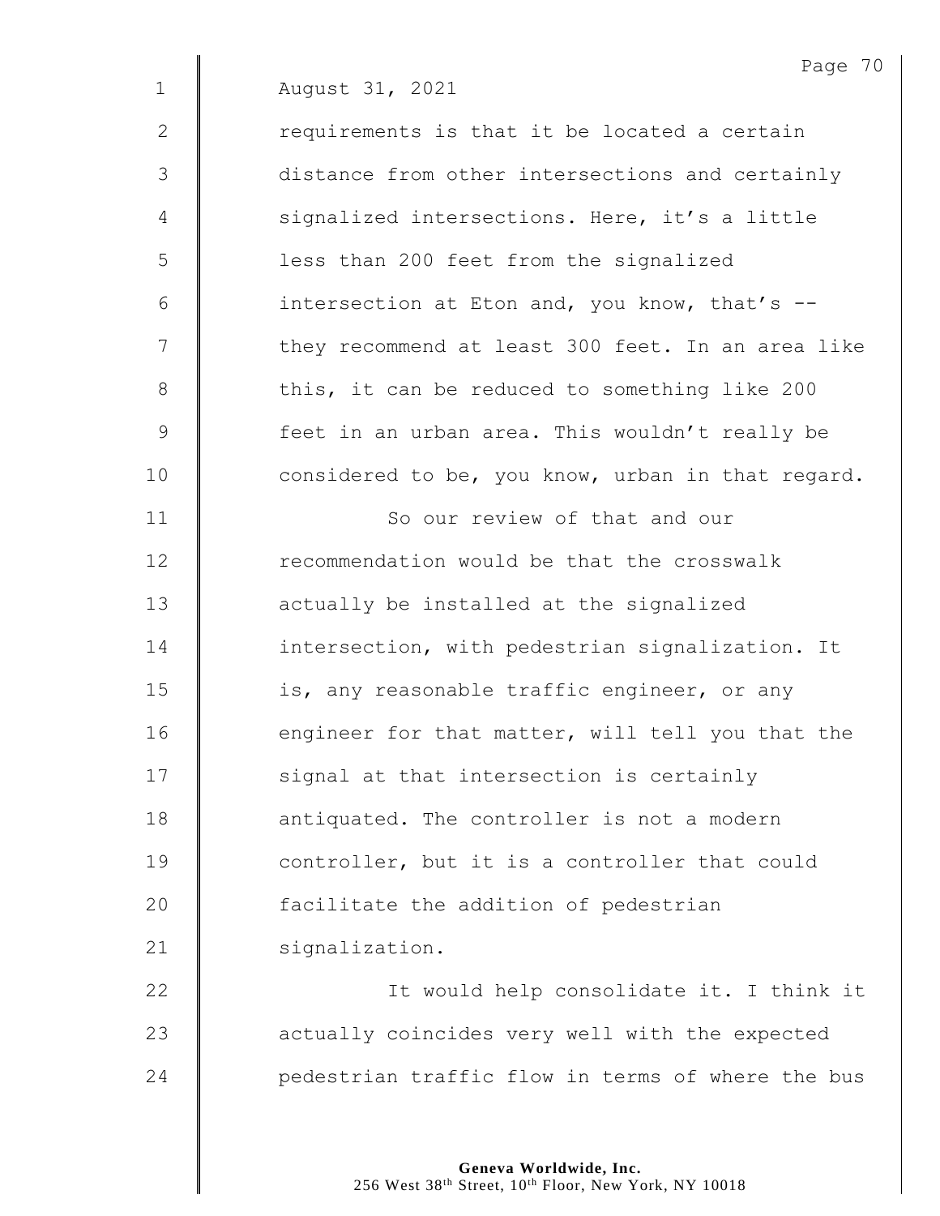August 31, 2021

requirements is that it be located a certain distance from other intersections and certainly signalized intersections. Here, it's a little less than 200 feet from the signalized intersection at Eton and, you know, that's -- they recommend at least 300 feet. In an area like this, it can be reduced to something like 200 feet in an urban area. This wouldn't really be considered to be, you know, urban in that regard.

So our review of that and our recommendation would be that the crosswalk actually be installed at the signalized intersection, with pedestrian signalization. It is, any reasonable traffic engineer, or any engineer for that matter, will tell you that the signal at that intersection is certainly antiquated. The controller is not a modern controller, but it is a controller that could facilitate the addition of pedestrian signalization.

It would help consolidate it. I think it actually coincides very well with the expected pedestrian traffic flow in terms of where the bus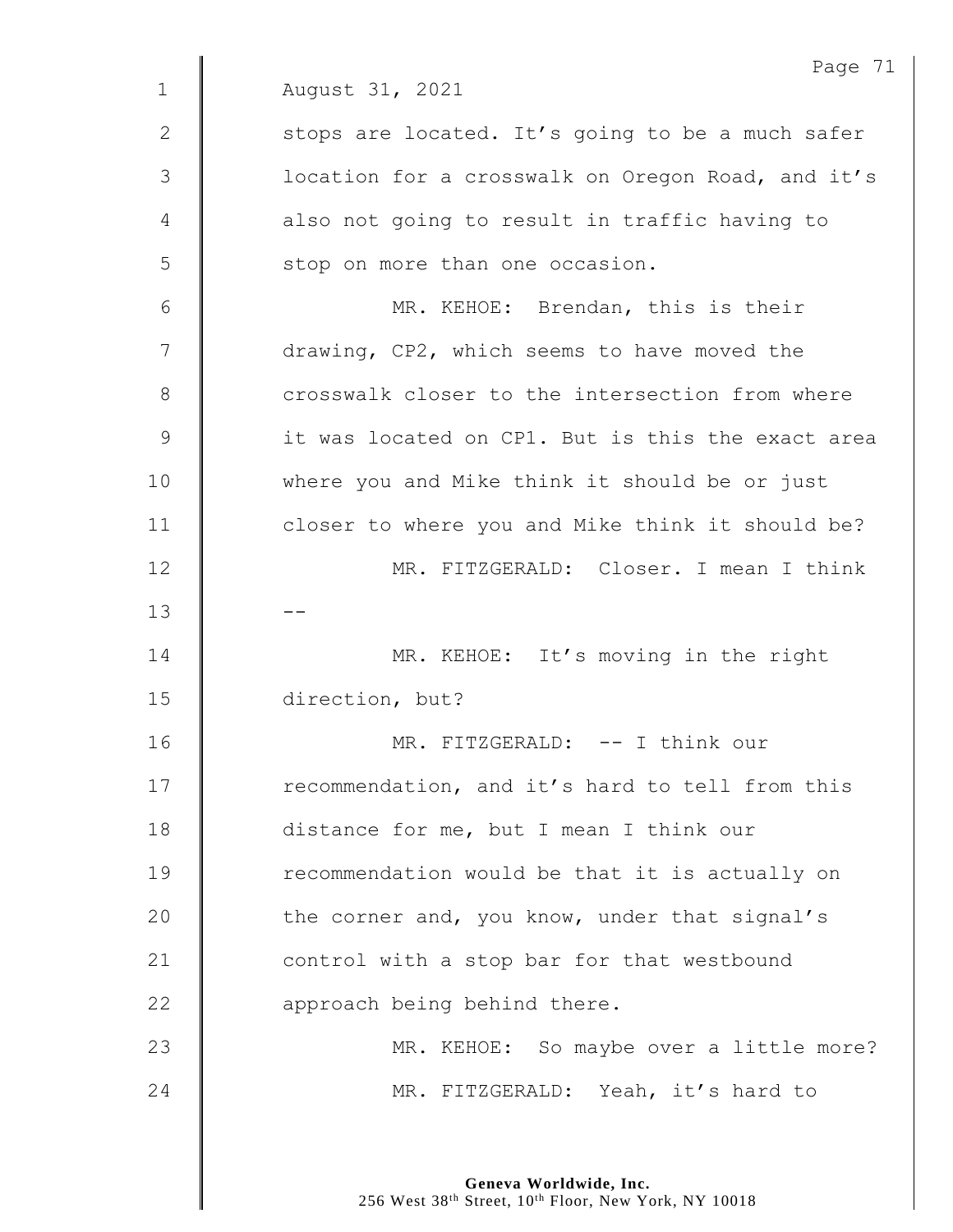August 31, 2021

stops are located. It's going to be a much safer location for a crosswalk on Oregon Road, and it's also not going to result in traffic having to stop on more than one occasion.

MR. KEHOE: Brendan, this is their drawing, CP2, which seems to have moved the crosswalk closer to the intersection from where it was located on CP1. But is this the exact area where you and Mike think it should be or just closer to where you and Mike think it should be?

MR. FITZGERALD: Closer. I mean I think --

MR. KEHOE: It's moving in the right direction, but?

MR. FITZGERALD: -- I think our recommendation, and it's hard to tell from this distance for me, but I mean I think our recommendation would be that it is actually on the corner and, you know, under that signal's control with a stop bar for that westbound approach being behind there.

MR. KEHOE: So maybe over a little more?

MR. FITZGERALD: Yeah, it's hard to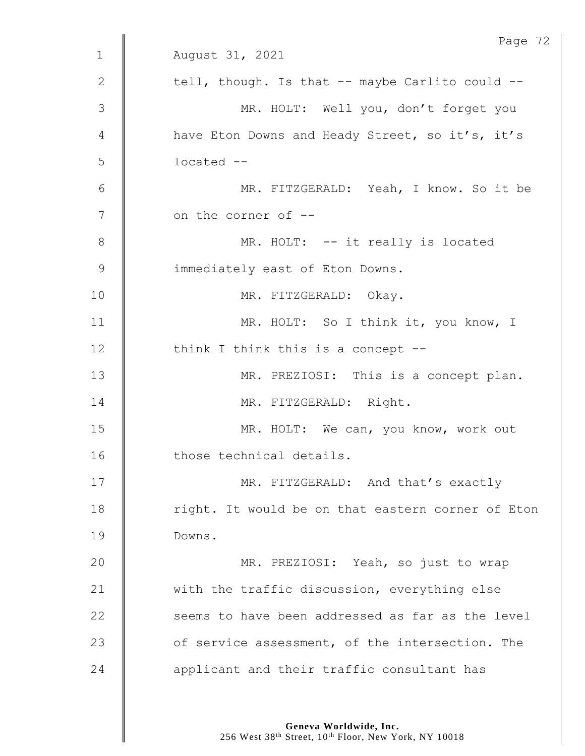August 31, 2021

tell, though. Is that -- maybe Carlito could --

MR. HOLT: Well you, don't forget you have Eton Downs and Heady Street, so it's, it's located --

MR. FITZGERALD: Yeah, I know. So it be on the corner of --

MR. HOLT: -- it really is located immediately east of Eton Downs.

MR. FITZGERALD: Okay.

MR. HOLT: So I think it, you know, I think I think this is a concept --

MR. PREZIOSI: This is a concept plan.

MR. FITZGERALD: Right.

MR. HOLT: We can, you know, work out those technical details.

MR. FITZGERALD: And that's exactly right. It would be on that eastern corner of Eton Downs.

MR. PREZIOSI: Yeah, so just to wrap with the traffic discussion, everything else seems to have been addressed as far as the level of service assessment, of the intersection. The applicant and their traffic consultant has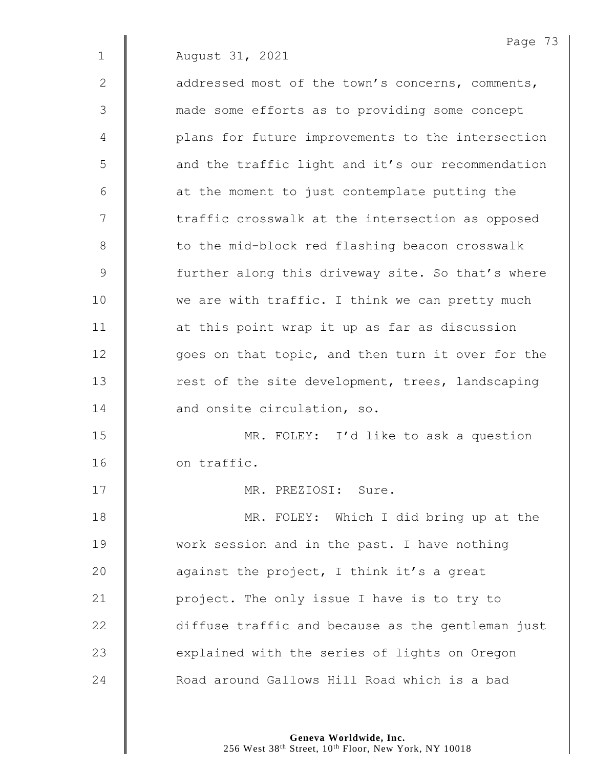August 31, 2021

addressed most of the town's concerns, comments, made some efforts as to providing some concept plans for future improvements to the intersection and the traffic light and it's our recommendation at the moment to just contemplate putting the traffic crosswalk at the intersection as opposed to the mid-block red flashing beacon crosswalk further along this driveway site. So that's where we are with traffic. I think we can pretty much at this point wrap it up as far as discussion goes on that topic, and then turn it over for the rest of the site development, trees, landscaping and onsite circulation, so.

MR. FOLEY: I'd like to ask a question on traffic.

MR. PREZIOSI: Sure.

MR. FOLEY: Which I did bring up at the work session and in the past. I have nothing against the project, I think it's a great project. The only issue I have is to try to diffuse traffic and because as the gentleman just explained with the series of lights on Oregon Road around Gallows Hill Road which is a bad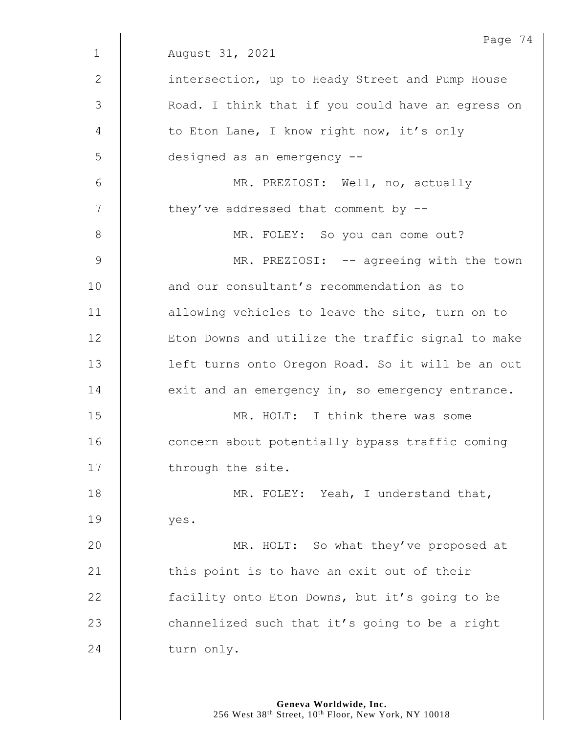August 31, 2021

intersection, up to Heady Street and Pump House Road. I think that if you could have an egress on to Eton Lane, I know right now, it's only designed as an emergency --

MR. PREZIOSI: Well, no, actually they've addressed that comment by --

MR. FOLEY: So you can come out?

MR. PREZIOSI: -- agreeing with the town and our consultant's recommendation as to allowing vehicles to leave the site, turn on to Eton Downs and utilize the traffic signal to make left turns onto Oregon Road. So it will be an out exit and an emergency in, so emergency entrance.

MR. HOLT: I think there was some concern about potentially bypass traffic coming through the site.

MR. FOLEY: Yeah, I understand that, yes.

MR. HOLT: So what they've proposed at this point is to have an exit out of their facility onto Eton Downs, but it's going to be channelized such that it's going to be a right turn only.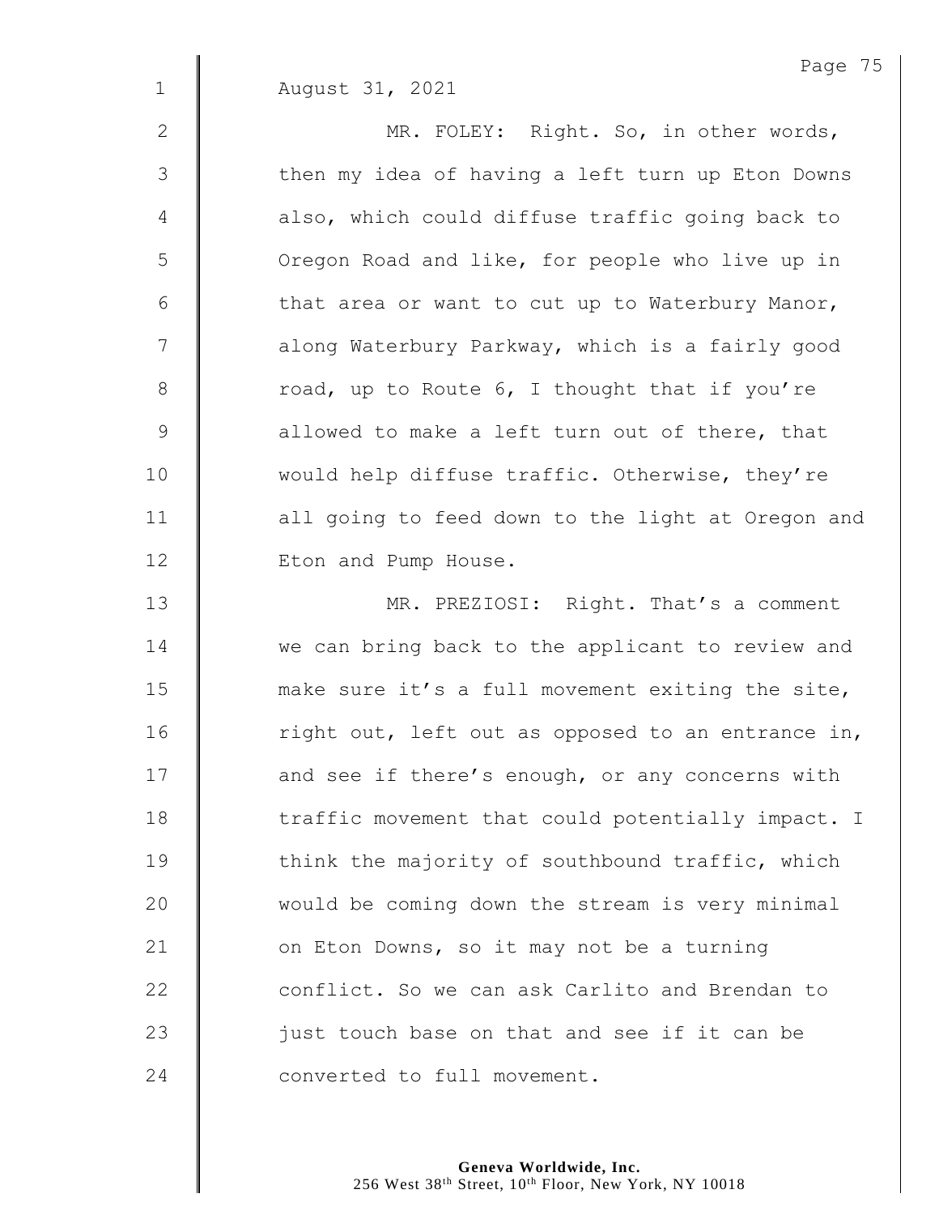August 31, 2021

MR. FOLEY: Right. So, in other words, then my idea of having a left turn up Eton Downs also, which could diffuse traffic going back to Oregon Road and like, for people who live up in that area or want to cut up to Waterbury Manor, along Waterbury Parkway, which is a fairly good road, up to Route 6, I thought that if you're allowed to make a left turn out of there, that would help diffuse traffic. Otherwise, they're all going to feed down to the light at Oregon and Eton and Pump House.

MR. PREZIOSI: Right. That's a comment we can bring back to the applicant to review and make sure it's a full movement exiting the site, right out, left out as opposed to an entrance in, and see if there's enough, or any concerns with traffic movement that could potentially impact. I think the majority of southbound traffic, which would be coming down the stream is very minimal on Eton Downs, so it may not be a turning conflict. So we can ask Carlito and Brendan to just touch base on that and see if it can be converted to full movement.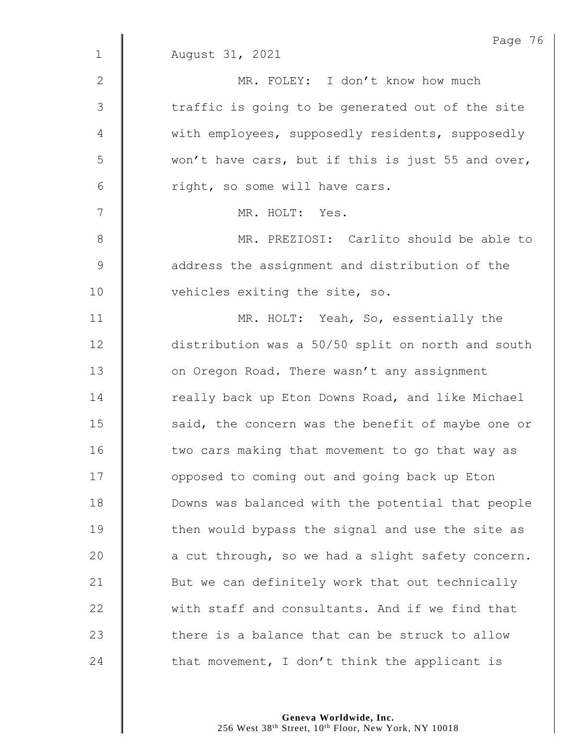August 31, 2021

MR. FOLEY: I don't know how much traffic is going to be generated out of the site with employees, supposedly residents, supposedly won't have cars, but if this is just 55 and over, right, so some will have cars.

MR. HOLT: Yes.

MR. PREZIOSI: Carlito should be able to address the assignment and distribution of the vehicles exiting the site, so.

MR. HOLT: Yeah, So, essentially the distribution was a 50/50 split on north and south on Oregon Road. There wasn't any assignment really back up Eton Downs Road, and like Michael said, the concern was the benefit of maybe one or two cars making that movement to go that way as opposed to coming out and going back up Eton Downs was balanced with the potential that people then would bypass the signal and use the site as a cut through, so we had a slight safety concern. But we can definitely work that out technically with staff and consultants. And if we find that there is a balance that can be struck to allow that movement, I don't think the applicant is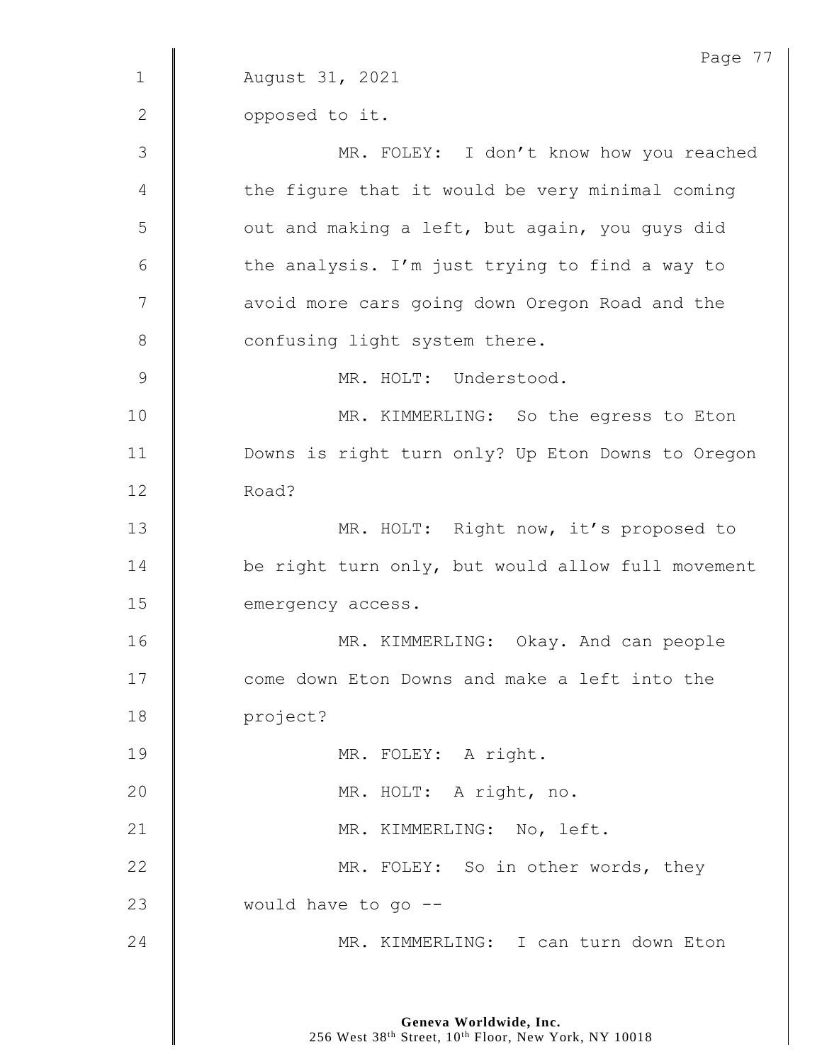August 31, 2021

opposed to it.

MR. FOLEY: I don't know how you reached the figure that it would be very minimal coming out and making a left, but again, you guys did the analysis. I'm just trying to find a way to avoid more cars going down Oregon Road and the confusing light system there.

MR. HOLT: Understood.

MR. KIMMERLING: So the egress to Eton Downs is right turn only? Up Eton Downs to Oregon Road?

MR. HOLT: Right now, it's proposed to be right turn only, but would allow full movement emergency access.

MR. KIMMERLING: Okay. And can people come down Eton Downs and make a left into the project?

MR. FOLEY: A right.

MR. HOLT: A right, no.

MR. KIMMERLING: No, left.

MR. FOLEY: So in other words, they would have to go --

MR. KIMMERLING: I can turn down Eton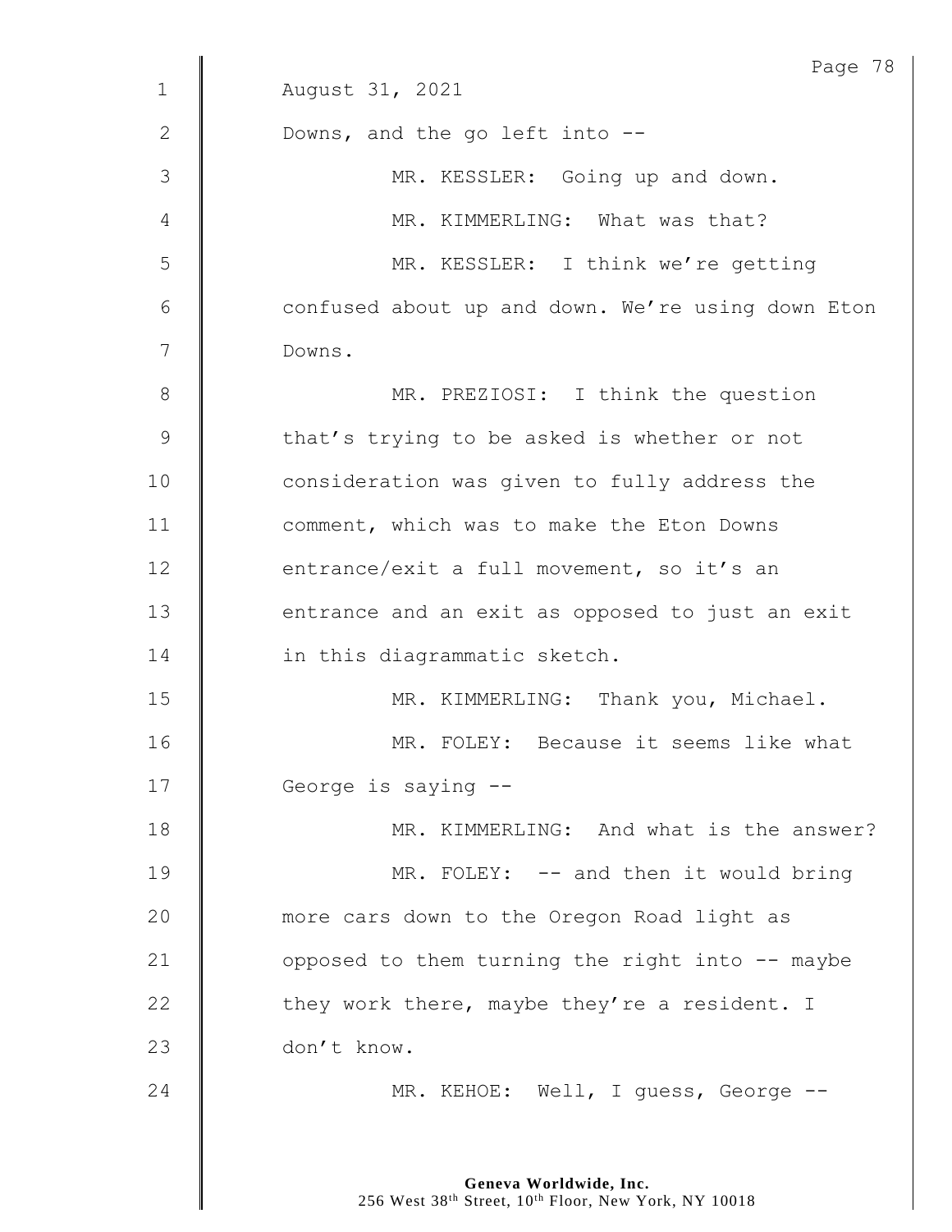August 31, 2021

Downs, and the go left into --

MR. KESSLER: Going up and down.

MR. KIMMERLING: What was that?

MR. KESSLER: I think we're getting confused about up and down. We're using down Eton Downs.

MR. PREZIOSI: I think the question that's trying to be asked is whether or not consideration was given to fully address the comment, which was to make the Eton Downs entrance/exit a full movement, so it's an entrance and an exit as opposed to just an exit in this diagrammatic sketch.

MR. KIMMERLING: Thank you, Michael.

MR. FOLEY: Because it seems like what George is saying --

MR. KIMMERLING: And what is the answer?

MR. FOLEY: -- and then it would bring more cars down to the Oregon Road light as opposed to them turning the right into -- maybe they work there, maybe they're a resident. I don't know.

MR. KEHOE: Well, I guess, George --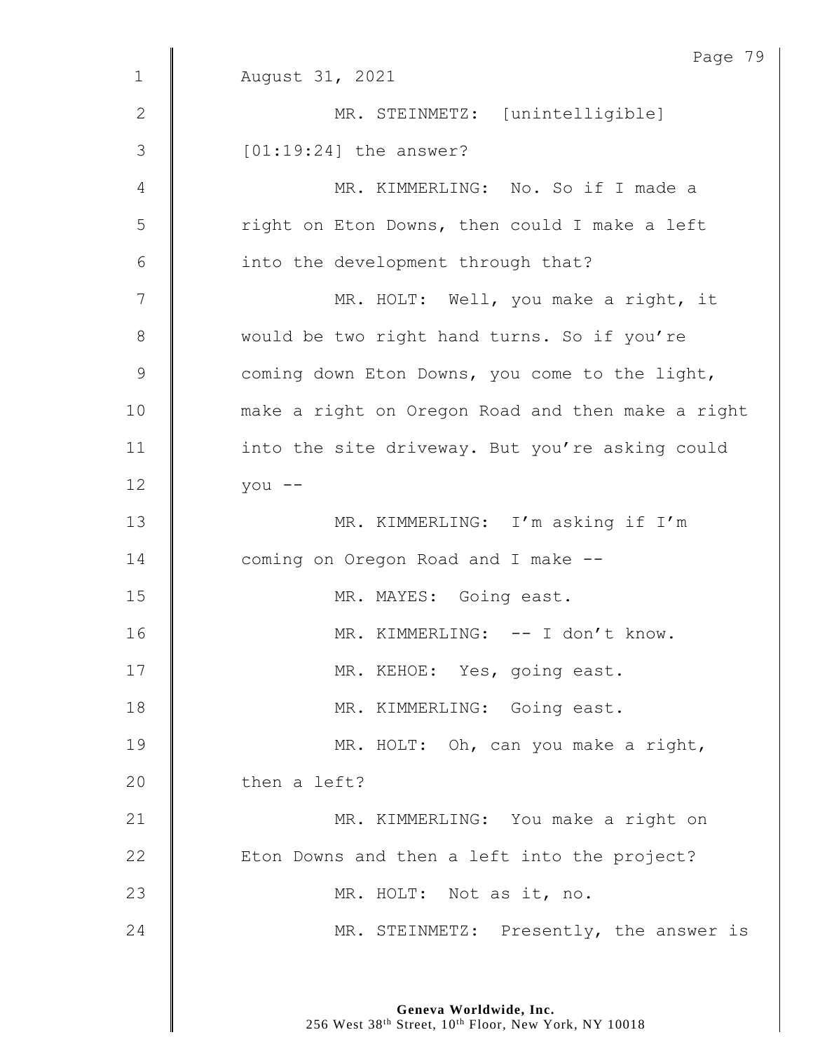August 31, 2021

MR. STEINMETZ: [unintelligible] [01:19:24] the answer?

MR. KIMMERLING: No. So if I made a right on Eton Downs, then could I make a left into the development through that?

MR. HOLT: Well, you make a right, it would be two right hand turns. So if you're coming down Eton Downs, you come to the light, make a right on Oregon Road and then make a right into the site driveway. But you're asking could you --

MR. KIMMERLING: I'm asking if I'm coming on Oregon Road and I make --

MR. MAYES: Going east.

MR. KIMMERLING: -- I don't know.

MR. KEHOE: Yes, going east.

MR. KIMMERLING: Going east.

MR. HOLT: Oh, can you make a right, then a left?

MR. KIMMERLING: You make a right on Eton Downs and then a left into the project?

MR. HOLT: Not as it, no.

MR. STEINMETZ: Presently, the answer is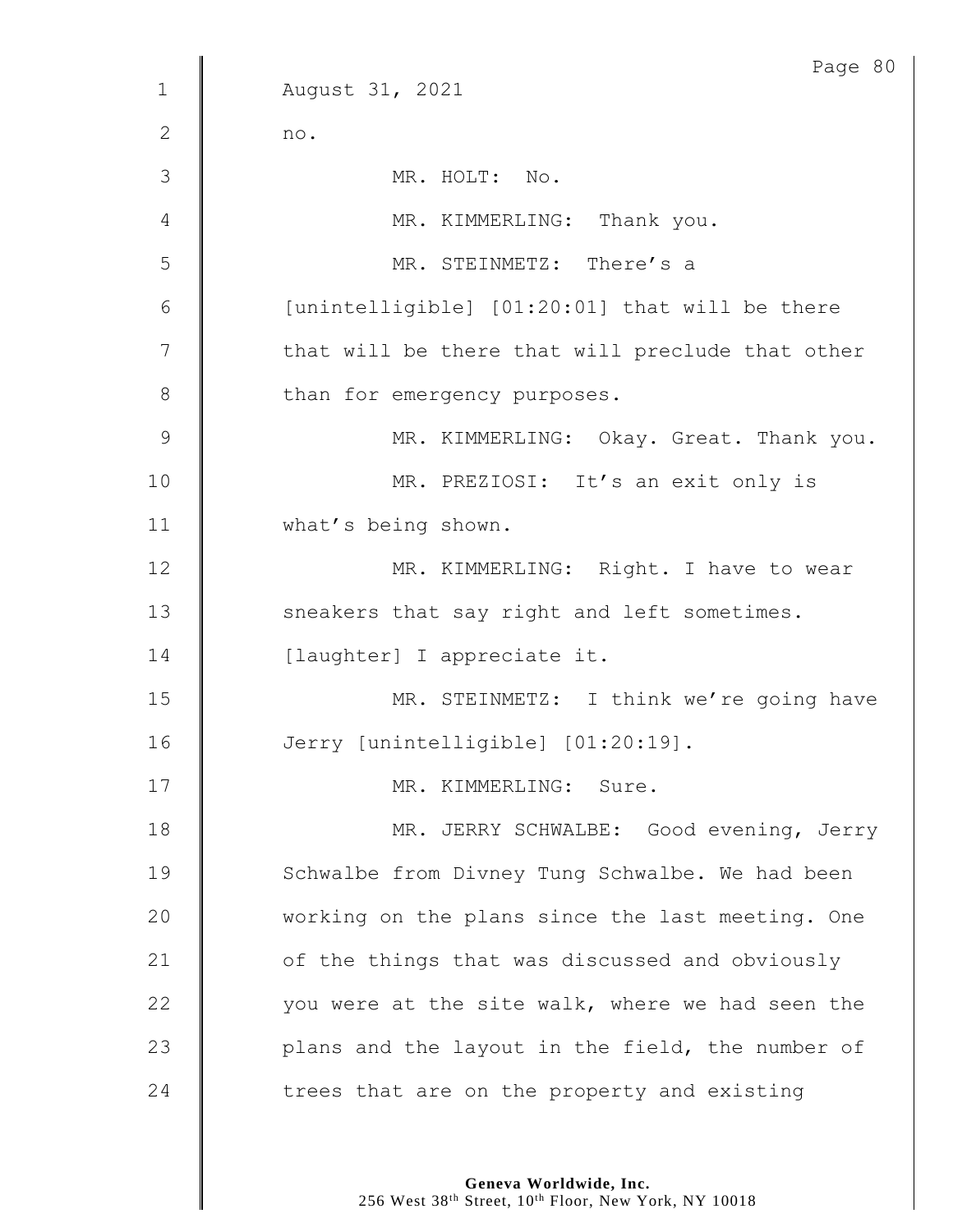August 31, 2021

no.

MR. HOLT: No.

MR. KIMMERLING: Thank you.

MR. STEINMETZ: There's a [unintelligible] [01:20:01] that will be there that will be there that will preclude that other than for emergency purposes.

MR. KIMMERLING: Okay. Great. Thank you.

MR. PREZIOSI: It's an exit only is what's being shown.

MR. KIMMERLING: Right. I have to wear sneakers that say right and left sometimes. [laughter] I appreciate it.

MR. STEINMETZ: I think we're going have Jerry [unintelligible] [01:20:19].

MR. KIMMERLING: Sure.

MR. JERRY SCHWALBE: Good evening, Jerry Schwalbe from Divney Tung Schwalbe. We had been working on the plans since the last meeting. One of the things that was discussed and obviously you were at the site walk, where we had seen the plans and the layout in the field, the number of trees that are on the property and existing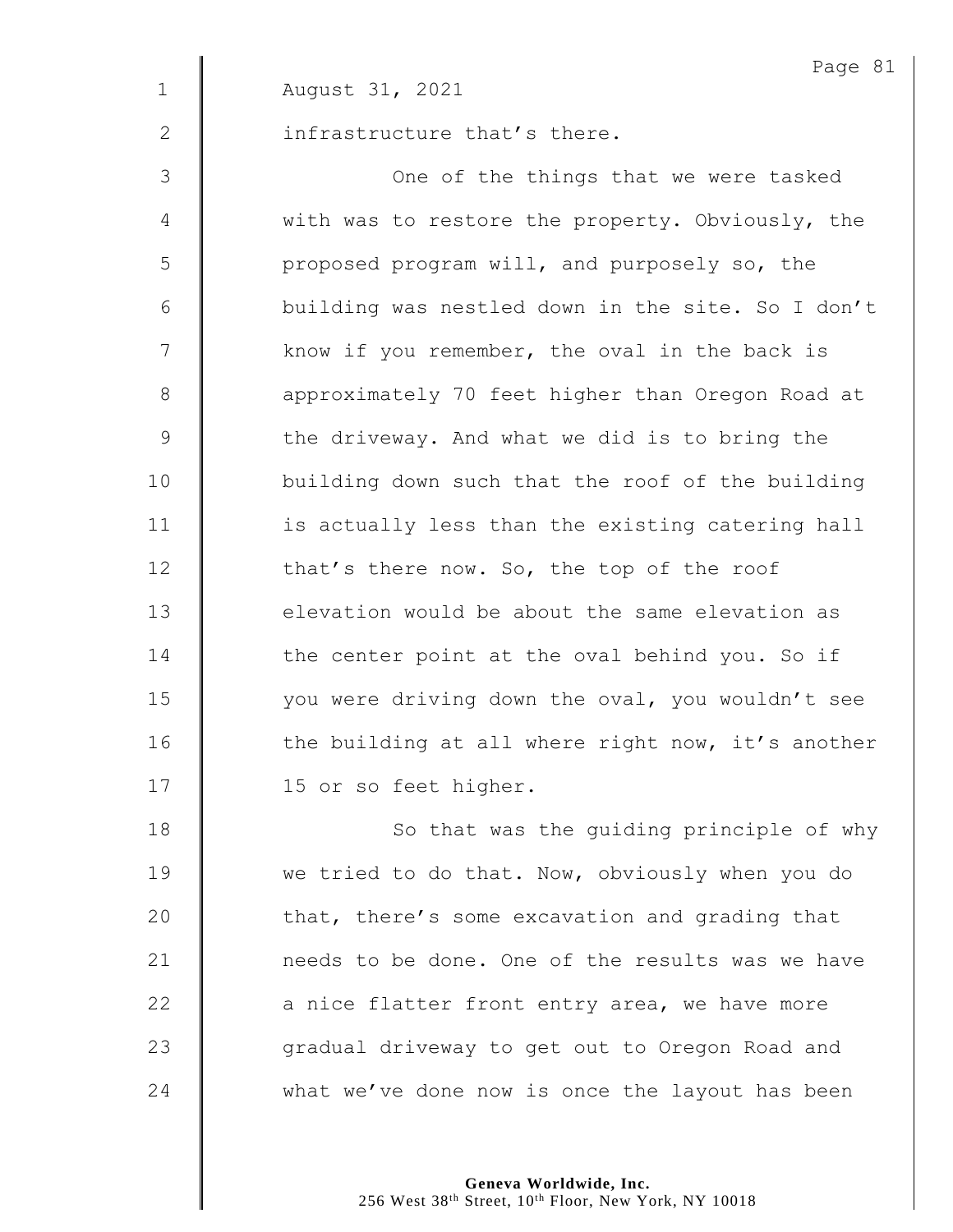August 31, 2021

infrastructure that's there.

One of the things that we were tasked with was to restore the property. Obviously, the proposed program will, and purposely so, the building was nestled down in the site. So I don't know if you remember, the oval in the back is approximately 70 feet higher than Oregon Road at the driveway. And what we did is to bring the building down such that the roof of the building is actually less than the existing catering hall that's there now. So, the top of the roof elevation would be about the same elevation as the center point at the oval behind you. So if you were driving down the oval, you wouldn't see the building at all where right now, it's another 15 or so feet higher.

So that was the guiding principle of why we tried to do that. Now, obviously when you do that, there's some excavation and grading that needs to be done. One of the results was we have a nice flatter front entry area, we have more gradual driveway to get out to Oregon Road and what we've done now is once the layout has been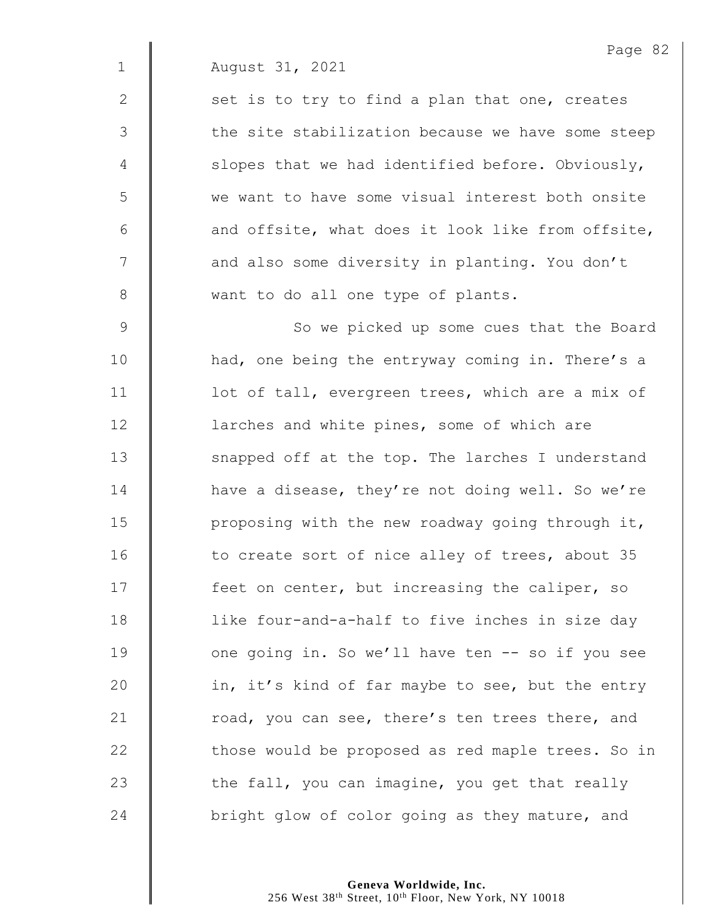August 31, 2021

set is to try to find a plan that one, creates the site stabilization because we have some steep slopes that we had identified before. Obviously, we want to have some visual interest both onsite and offsite, what does it look like from offsite, and also some diversity in planting. You don't want to do all one type of plants.

So we picked up some cues that the Board had, one being the entryway coming in. There's a lot of tall, evergreen trees, which are a mix of larches and white pines, some of which are snapped off at the top. The larches I understand have a disease, they're not doing well. So we're proposing with the new roadway going through it, to create sort of nice alley of trees, about 35 feet on center, but increasing the caliper, so like four-and-a-half to five inches in size day one going in. So we'll have ten -- so if you see in, it's kind of far maybe to see, but the entry road, you can see, there's ten trees there, and those would be proposed as red maple trees. So in the fall, you can imagine, you get that really bright glow of color going as they mature, and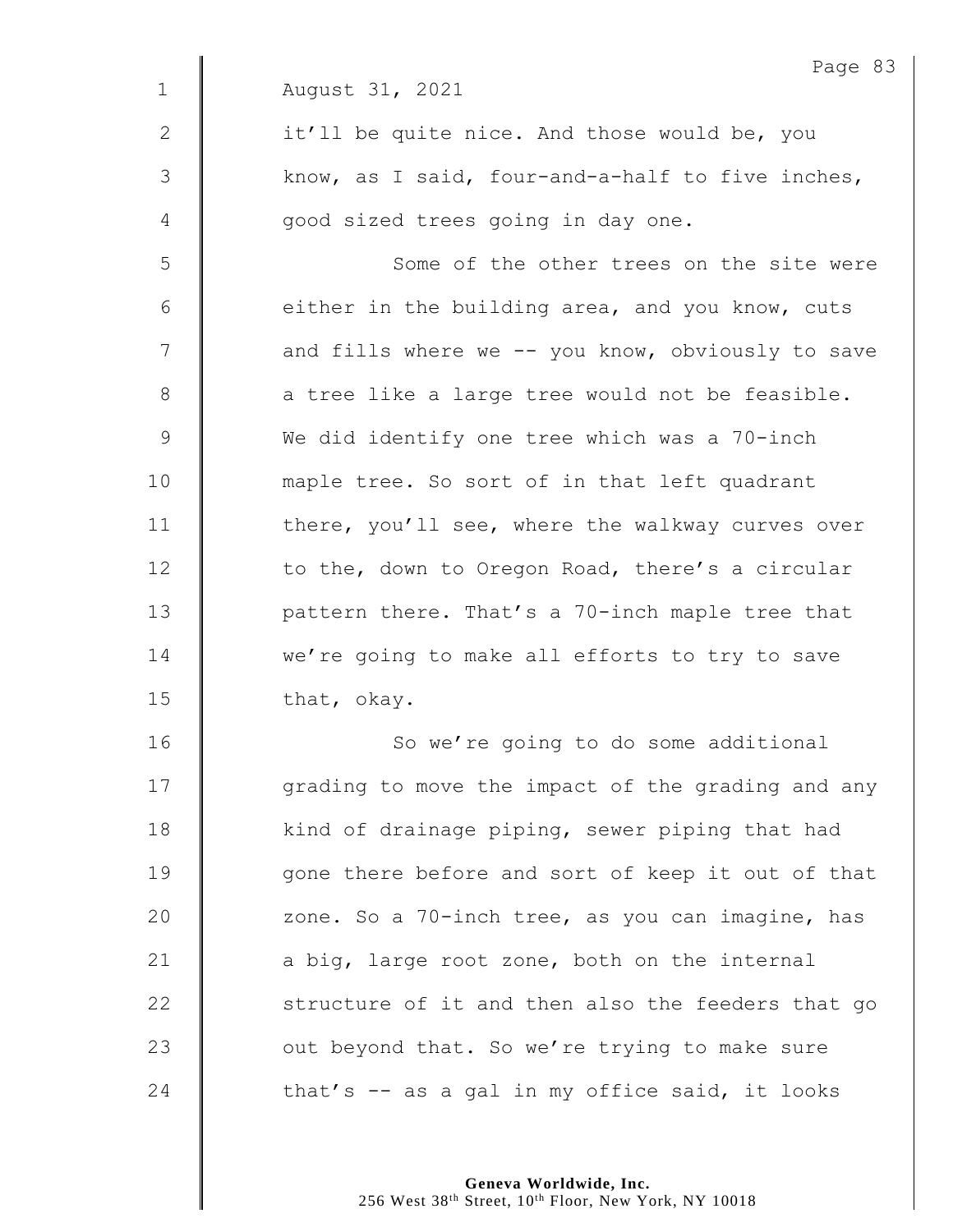August 31, 2021

it'll be quite nice. And those would be, you know, as I said, four-and-a-half to five inches, good sized trees going in day one.

Some of the other trees on the site were either in the building area, and you know, cuts and fills where we -- you know, obviously to save a tree like a large tree would not be feasible. We did identify one tree which was a 70-inch maple tree. So sort of in that left quadrant there, you'll see, where the walkway curves over to the, down to Oregon Road, there's a circular pattern there. That's a 70-inch maple tree that we're going to make all efforts to try to save that, okay.

So we're going to do some additional grading to move the impact of the grading and any kind of drainage piping, sewer piping that had gone there before and sort of keep it out of that zone. So a 70-inch tree, as you can imagine, has a big, large root zone, both on the internal structure of it and then also the feeders that go out beyond that. So we're trying to make sure that's -- as a gal in my office said, it looks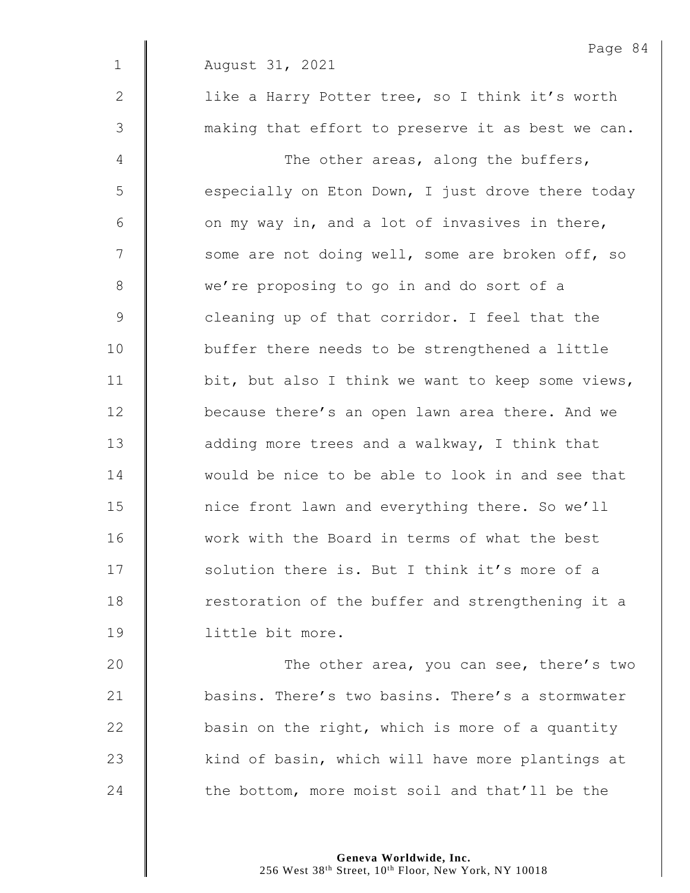August 31, 2021

like a Harry Potter tree, so I think it's worth making that effort to preserve it as best we can.

The other areas, along the buffers, especially on Eton Down, I just drove there today on my way in, and a lot of invasives in there, some are not doing well, some are broken off, so we're proposing to go in and do sort of a cleaning up of that corridor. I feel that the buffer there needs to be strengthened a little bit, but also I think we want to keep some views, because there's an open lawn area there. And we adding more trees and a walkway, I think that would be nice to be able to look in and see that nice front lawn and everything there. So we'll work with the Board in terms of what the best solution there is. But I think it's more of a restoration of the buffer and strengthening it a little bit more.

The other area, you can see, there's two basins. There's two basins. There's a stormwater basin on the right, which is more of a quantity kind of basin, which will have more plantings at the bottom, more moist soil and that'll be the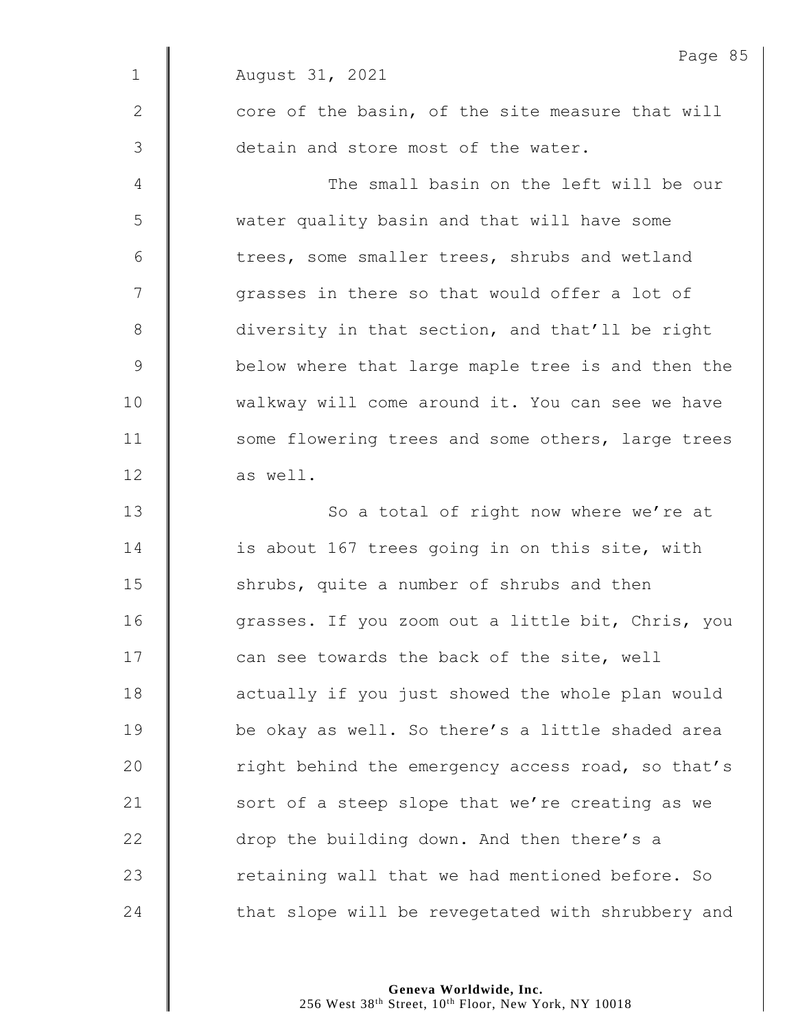August 31, 2021

core of the basin, of the site measure that will detain and store most of the water.

The small basin on the left will be our water quality basin and that will have some trees, some smaller trees, shrubs and wetland grasses in there so that would offer a lot of diversity in that section, and that'll be right below where that large maple tree is and then the walkway will come around it. You can see we have some flowering trees and some others, large trees as well.

So a total of right now where we're at is about 167 trees going in on this site, with shrubs, quite a number of shrubs and then grasses. If you zoom out a little bit, Chris, you can see towards the back of the site, well actually if you just showed the whole plan would be okay as well. So there's a little shaded area right behind the emergency access road, so that's sort of a steep slope that we're creating as we drop the building down. And then there's a retaining wall that we had mentioned before. So that slope will be revegetated with shrubbery and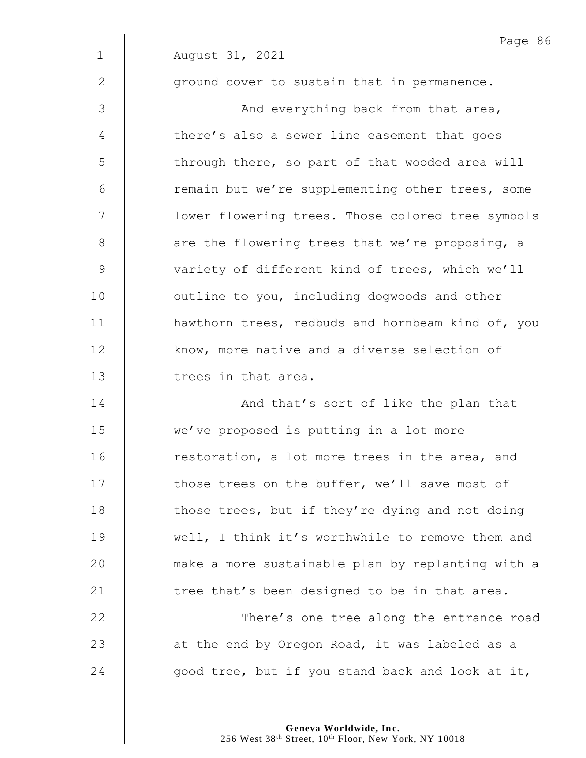August 31, 2021

ground cover to sustain that in permanence.

And everything back from that area, there's also a sewer line easement that goes through there, so part of that wooded area will remain but we're supplementing other trees, some lower flowering trees. Those colored tree symbols are the flowering trees that we're proposing, a variety of different kind of trees, which we'll outline to you, including dogwoods and other hawthorn trees, redbuds and hornbeam kind of, you know, more native and a diverse selection of trees in that area.

And that's sort of like the plan that we've proposed is putting in a lot more restoration, a lot more trees in the area, and those trees on the buffer, we'll save most of those trees, but if they're dying and not doing well, I think it's worthwhile to remove them and make a more sustainable plan by replanting with a tree that's been designed to be in that area.

There's one tree along the entrance road at the end by Oregon Road, it was labeled as a good tree, but if you stand back and look at it,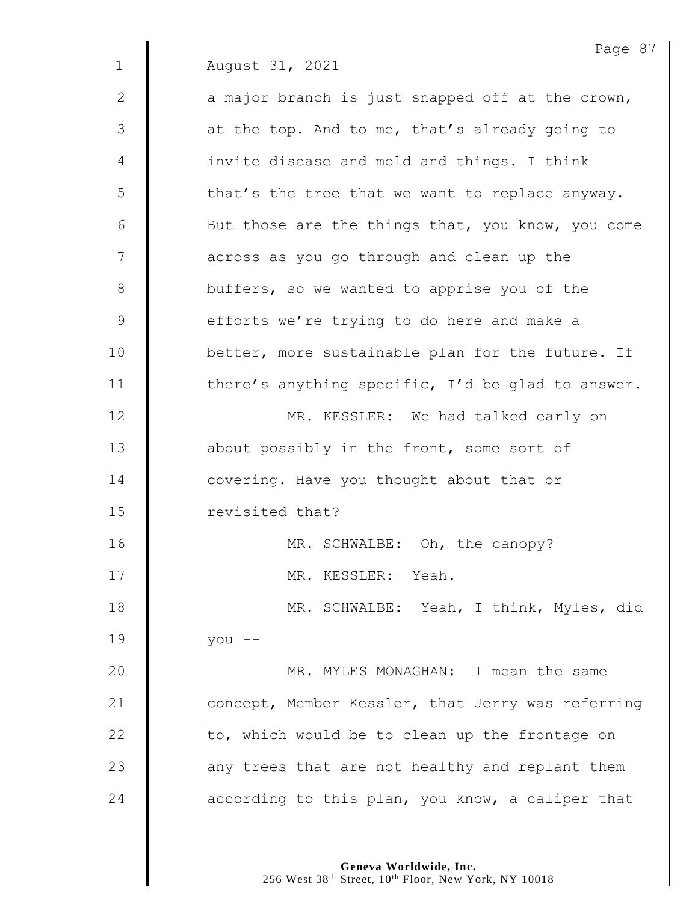August 31, 2021

a major branch is just snapped off at the crown, at the top. And to me, that's already going to invite disease and mold and things. I think that's the tree that we want to replace anyway. But those are the things that, you know, you come across as you go through and clean up the buffers, so we wanted to apprise you of the efforts we're trying to do here and make a better, more sustainable plan for the future. If there's anything specific, I'd be glad to answer.

MR. KESSLER: We had talked early on about possibly in the front, some sort of covering. Have you thought about that or revisited that?

MR. SCHWALBE: Oh, the canopy?

MR. KESSLER: Yeah.

MR. SCHWALBE: Yeah, I think, Myles, did you --

MR. MYLES MONAGHAN: I mean the same concept, Member Kessler, that Jerry was referring to, which would be to clean up the frontage on any trees that are not healthy and replant them according to this plan, you know, a caliper that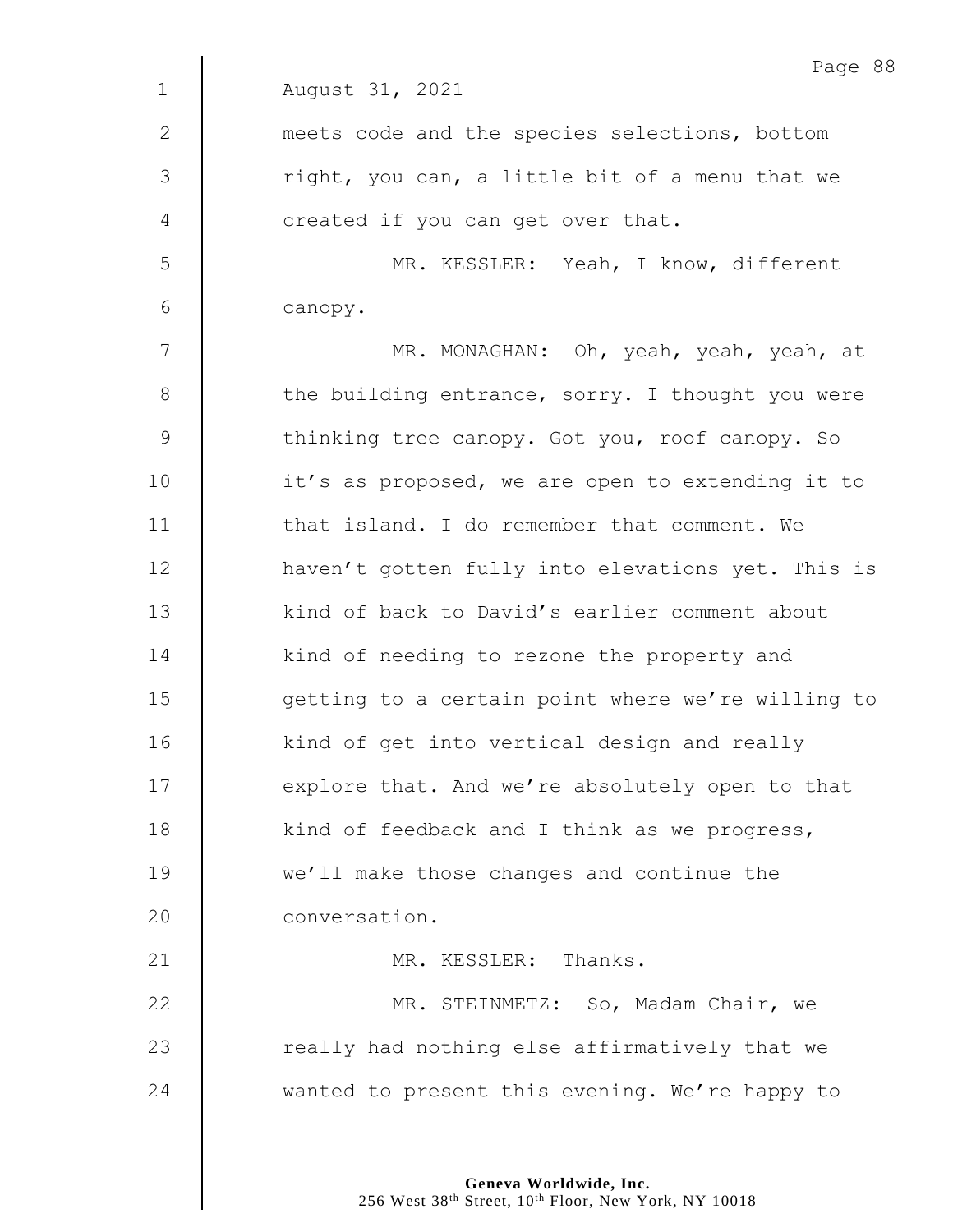August 31, 2021

meets code and the species selections, bottom right, you can, a little bit of a menu that we created if you can get over that.

MR. KESSLER: Yeah, I know, different canopy.

MR. MONAGHAN: Oh, yeah, yeah, yeah, at the building entrance, sorry. I thought you were thinking tree canopy. Got you, roof canopy. So it's as proposed, we are open to extending it to that island. I do remember that comment. We haven't gotten fully into elevations yet. This is kind of back to David's earlier comment about kind of needing to rezone the property and getting to a certain point where we're willing to kind of get into vertical design and really explore that. And we're absolutely open to that kind of feedback and I think as we progress, we'll make those changes and continue the conversation.

MR. KESSLER: Thanks.

MR. STEINMETZ: So, Madam Chair, we really had nothing else affirmatively that we wanted to present this evening. We're happy to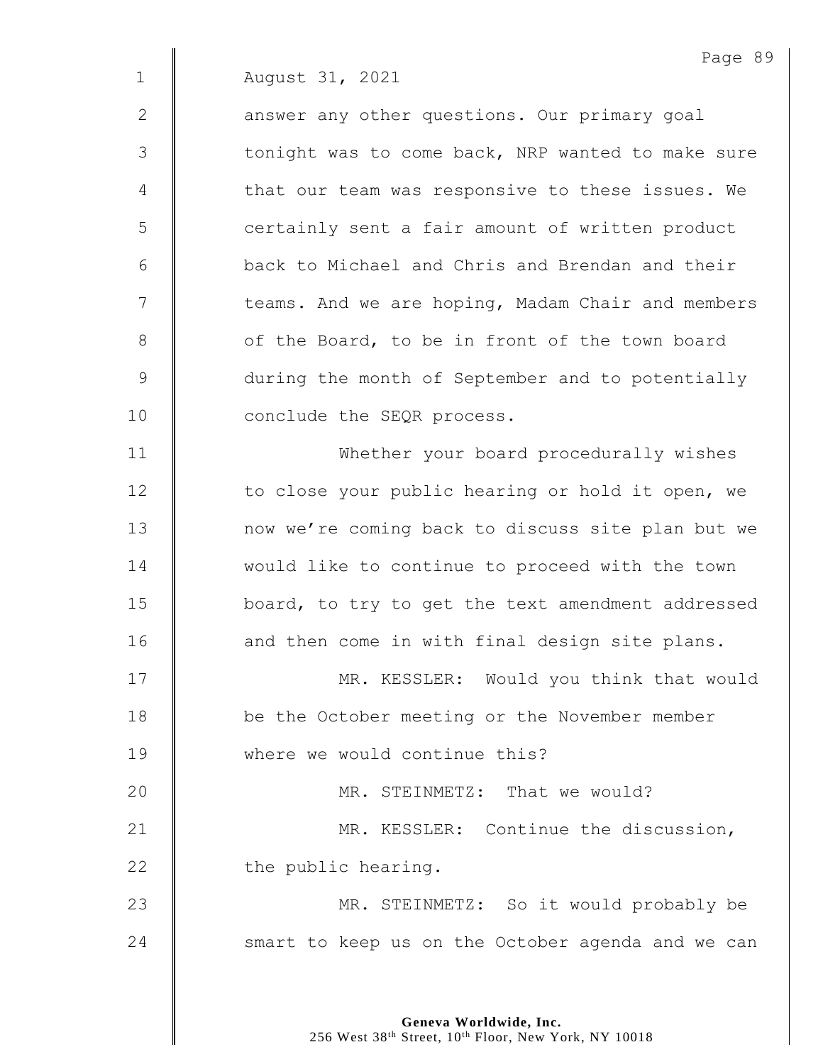August 31, 2021

answer any other questions. Our primary goal tonight was to come back, NRP wanted to make sure that our team was responsive to these issues. We certainly sent a fair amount of written product back to Michael and Chris and Brendan and their teams. And we are hoping, Madam Chair and members of the Board, to be in front of the town board during the month of September and to potentially conclude the SEQR process.

Whether your board procedurally wishes to close your public hearing or hold it open, we now we're coming back to discuss site plan but we would like to continue to proceed with the town board, to try to get the text amendment addressed and then come in with final design site plans.

MR. KESSLER: Would you think that would be the October meeting or the November member where we would continue this?

MR. STEINMETZ: That we would?

MR. KESSLER: Continue the discussion, the public hearing.

MR. STEINMETZ: So it would probably be smart to keep us on the October agenda and we can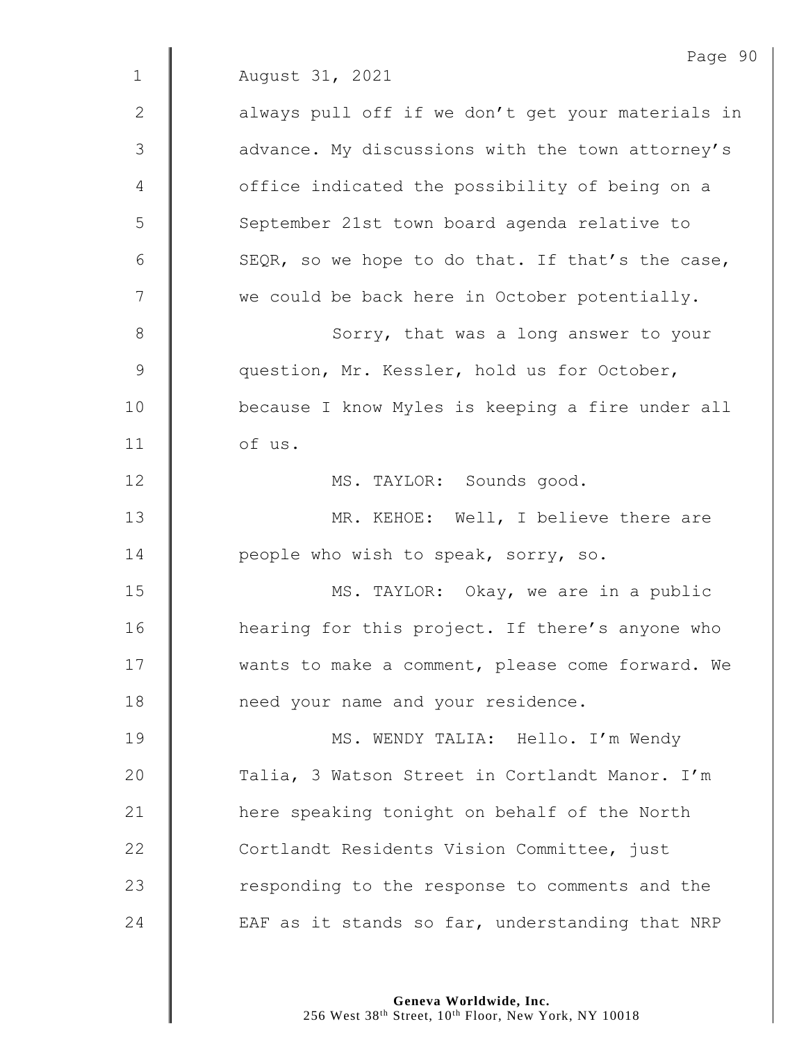August 31, 2021

always pull off if we don't get your materials in advance. My discussions with the town attorney's office indicated the possibility of being on a September 21st town board agenda relative to SEQR, so we hope to do that. If that's the case, we could be back here in October potentially.

Sorry, that was a long answer to your question, Mr. Kessler, hold us for October, because I know Myles is keeping a fire under all of us.

MS. TAYLOR: Sounds good.

MR. KEHOE: Well, I believe there are people who wish to speak, sorry, so.

MS. TAYLOR: Okay, we are in a public hearing for this project. If there's anyone who wants to make a comment, please come forward. We need your name and your residence.

MS. WENDY TALIA: Hello. I'm Wendy Talia, 3 Watson Street in Cortlandt Manor. I'm here speaking tonight on behalf of the North Cortlandt Residents Vision Committee, just responding to the response to comments and the EAF as it stands so far, understanding that NRP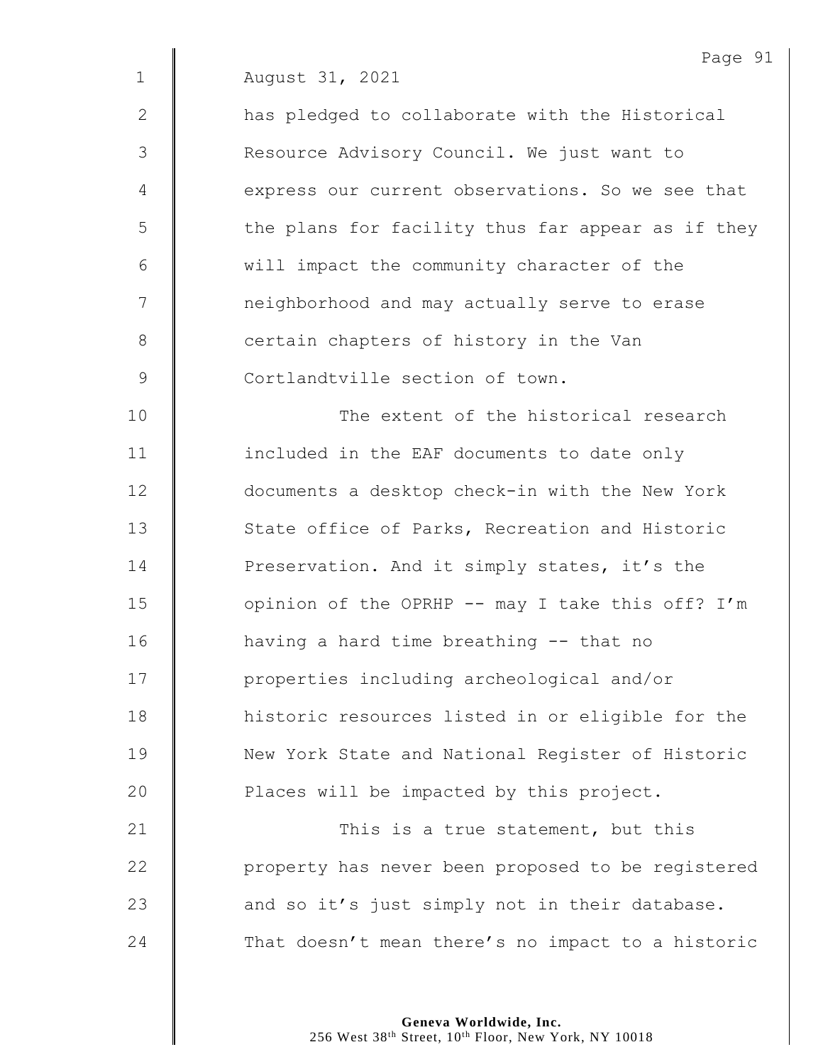August 31, 2021

has pledged to collaborate with the Historical Resource Advisory Council. We just want to express our current observations. So we see that the plans for facility thus far appear as if they will impact the community character of the neighborhood and may actually serve to erase certain chapters of history in the Van Cortlandtville section of town.

The extent of the historical research included in the EAF documents to date only documents a desktop check-in with the New York State office of Parks, Recreation and Historic Preservation. And it simply states, it's the opinion of the OPRHP -- may I take this off? I'm having a hard time breathing -- that no properties including archeological and/or historic resources listed in or eligible for the New York State and National Register of Historic Places will be impacted by this project.

This is a true statement, but this property has never been proposed to be registered and so it's just simply not in their database. That doesn't mean there's no impact to a historic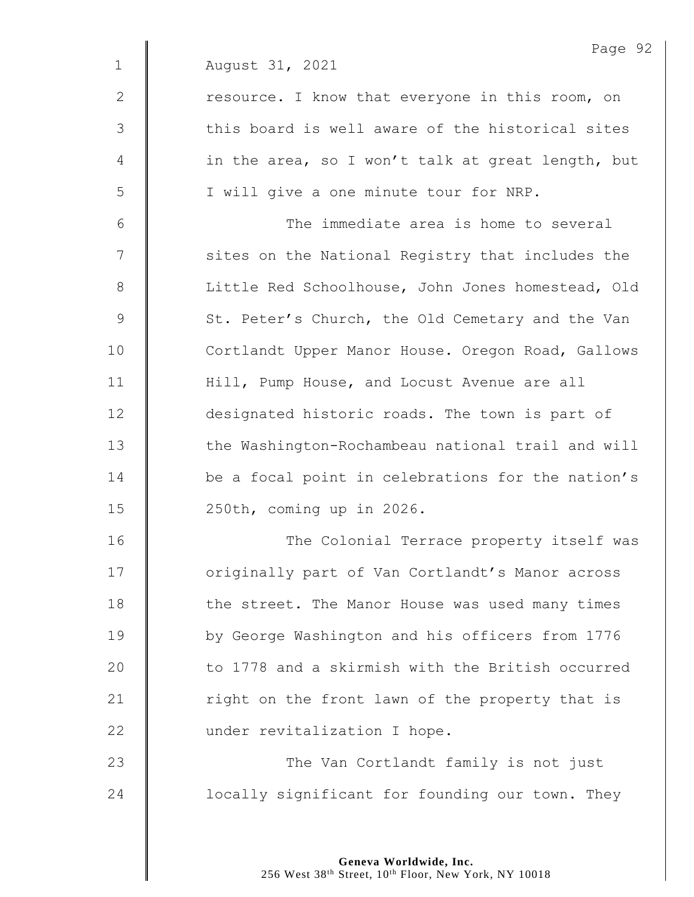August 31, 2021

resource. I know that everyone in this room, on this board is well aware of the historical sites in the area, so I won't talk at great length, but I will give a one minute tour for NRP.

The immediate area is home to several sites on the National Registry that includes the Little Red Schoolhouse, John Jones homestead, Old St. Peter's Church, the Old Cemetary and the Van Cortlandt Upper Manor House. Oregon Road, Gallows Hill, Pump House, and Locust Avenue are all designated historic roads. The town is part of the Washington-Rochambeau national trail and will be a focal point in celebrations for the nation's 250th, coming up in 2026.

The Colonial Terrace property itself was originally part of Van Cortlandt's Manor across the street. The Manor House was used many times by George Washington and his officers from 1776 to 1778 and a skirmish with the British occurred right on the front lawn of the property that is under revitalization I hope.

The Van Cortlandt family is not just locally significant for founding our town. They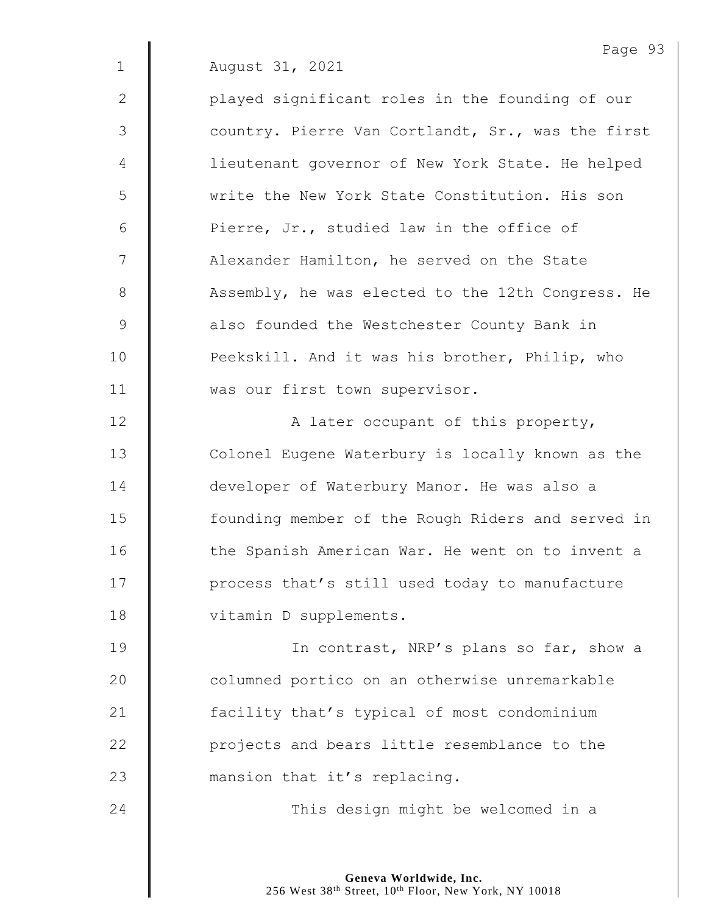August 31, 2021

played significant roles in the founding of our country. Pierre Van Cortlandt, Sr., was the first lieutenant governor of New York State. He helped write the New York State Constitution. His son Pierre, Jr., studied law in the office of Alexander Hamilton, he served on the State Assembly, he was elected to the 12th Congress. He also founded the Westchester County Bank in Peekskill. And it was his brother, Philip, who was our first town supervisor.

A later occupant of this property, Colonel Eugene Waterbury is locally known as the developer of Waterbury Manor. He was also a founding member of the Rough Riders and served in the Spanish American War. He went on to invent a process that's still used today to manufacture vitamin D supplements.

In contrast, NRP's plans so far, show a columned portico on an otherwise unremarkable facility that's typical of most condominium projects and bears little resemblance to the mansion that it's replacing.

This design might be welcomed in a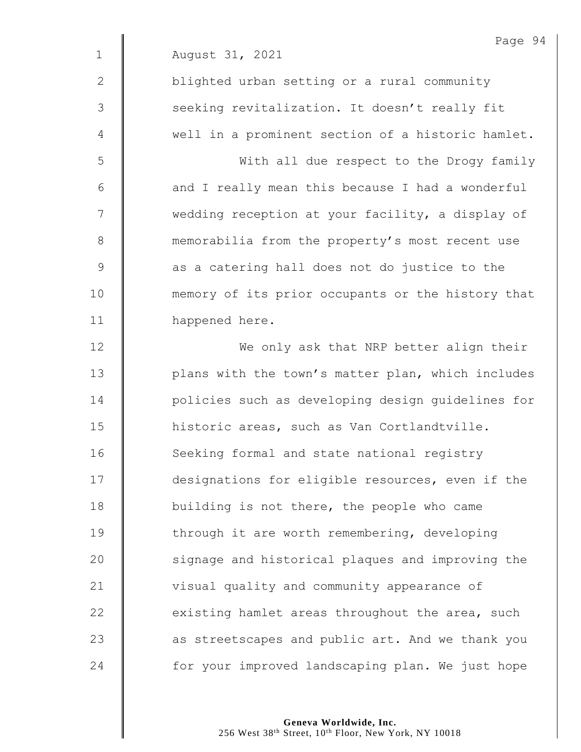August 31, 2021

blighted urban setting or a rural community seeking revitalization. It doesn't really fit well in a prominent section of a historic hamlet.

With all due respect to the Drogy family and I really mean this because I had a wonderful wedding reception at your facility, a display of memorabilia from the property's most recent use as a catering hall does not do justice to the memory of its prior occupants or the history that happened here.

We only ask that NRP better align their plans with the town's matter plan, which includes policies such as developing design guidelines for historic areas, such as Van Cortlandtville. Seeking formal and state national registry designations for eligible resources, even if the building is not there, the people who came through it are worth remembering, developing signage and historical plaques and improving the visual quality and community appearance of existing hamlet areas throughout the area, such as streetscapes and public art. And we thank you for your improved landscaping plan. We just hope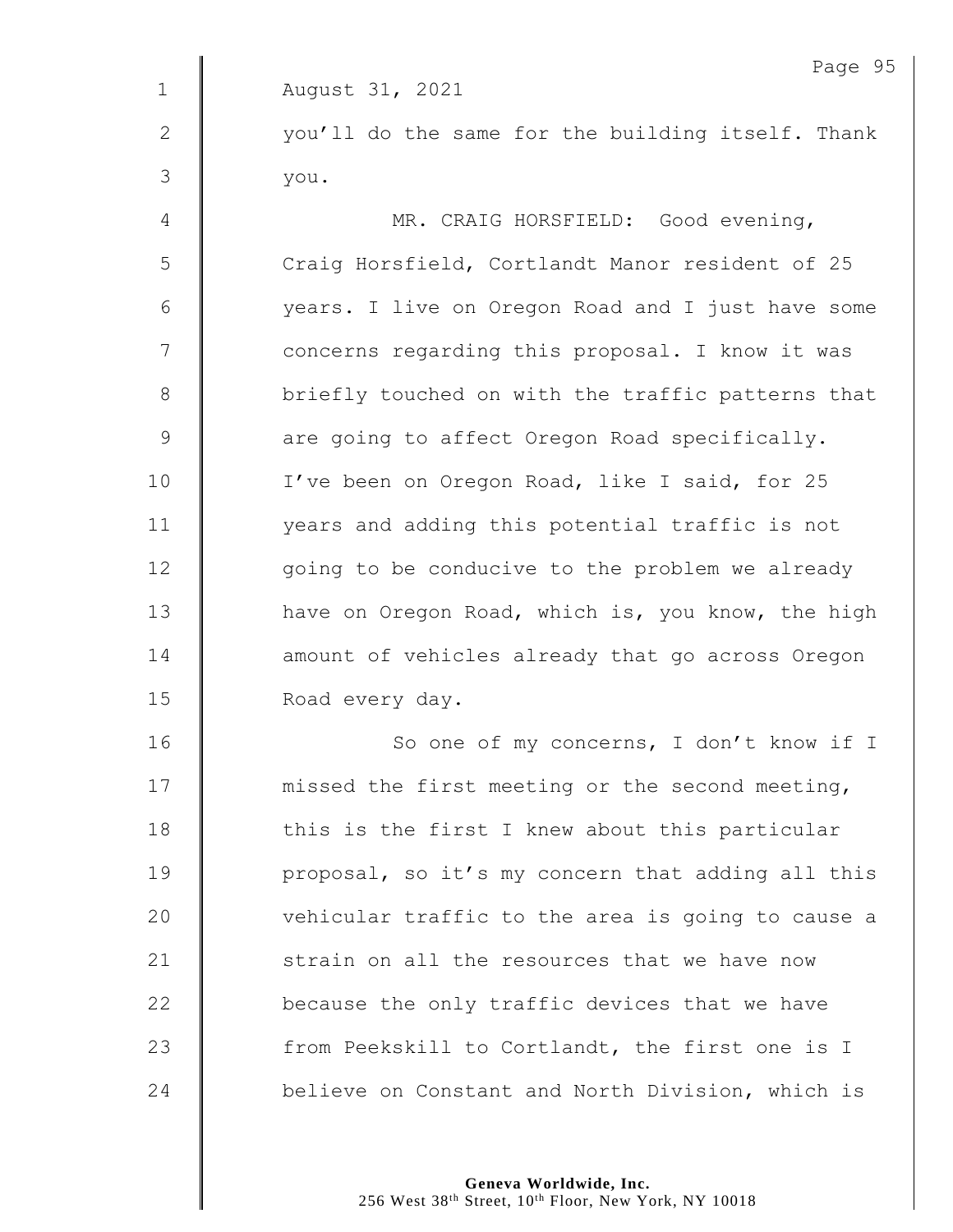August 31, 2021

you'll do the same for the building itself. Thank you.

MR. CRAIG HORSFIELD: Good evening, Craig Horsfield, Cortlandt Manor resident of 25 years. I live on Oregon Road and I just have some concerns regarding this proposal. I know it was briefly touched on with the traffic patterns that are going to affect Oregon Road specifically. I've been on Oregon Road, like I said, for 25 years and adding this potential traffic is not going to be conducive to the problem we already have on Oregon Road, which is, you know, the high amount of vehicles already that go across Oregon Road every day.

So one of my concerns, I don't know if I missed the first meeting or the second meeting, this is the first I knew about this particular proposal, so it's my concern that adding all this vehicular traffic to the area is going to cause a strain on all the resources that we have now because the only traffic devices that we have from Peekskill to Cortlandt, the first one is I believe on Constant and North Division, which is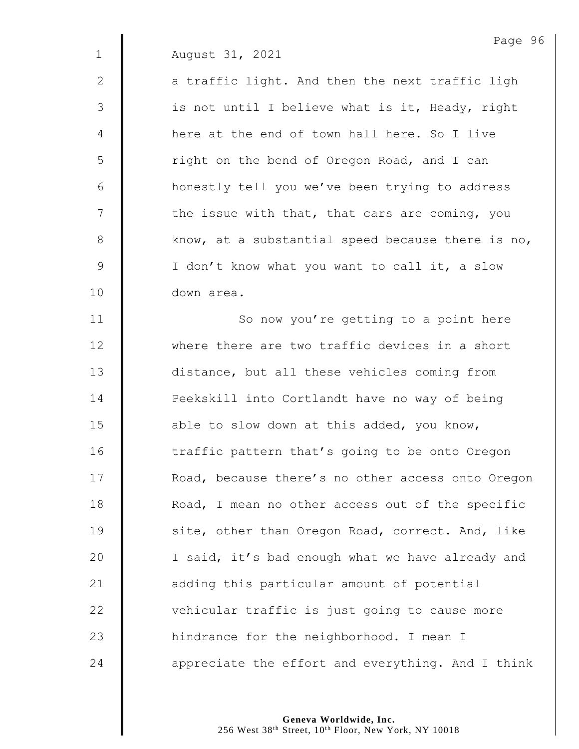August 31, 2021

a traffic light. And then the next traffic ligh is not until I believe what is it, Heady, right here at the end of town hall here. So I live right on the bend of Oregon Road, and I can honestly tell you we've been trying to address the issue with that, that cars are coming, you know, at a substantial speed because there is no, I don't know what you want to call it, a slow down area.

So now you're getting to a point here where there are two traffic devices in a short distance, but all these vehicles coming from Peekskill into Cortlandt have no way of being able to slow down at this added, you know, traffic pattern that's going to be onto Oregon Road, because there's no other access onto Oregon Road, I mean no other access out of the specific site, other than Oregon Road, correct. And, like I said, it's bad enough what we have already and adding this particular amount of potential vehicular traffic is just going to cause more hindrance for the neighborhood. I mean I appreciate the effort and everything. And I think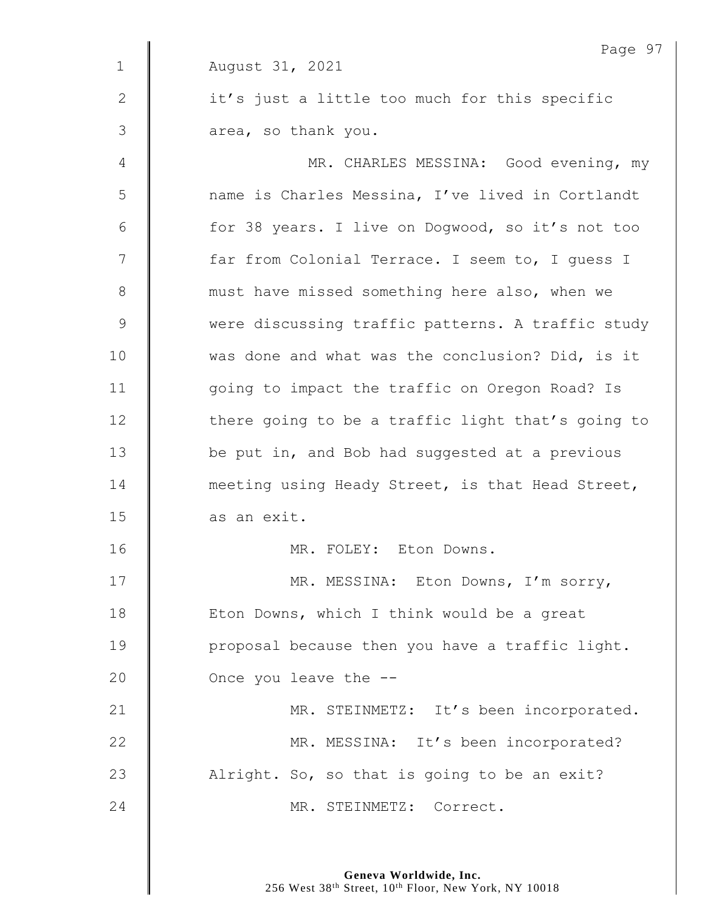August 31, 2021

it's just a little too much for this specific area, so thank you.

MR. CHARLES MESSINA: Good evening, my name is Charles Messina, I've lived in Cortlandt for 38 years. I live on Dogwood, so it's not too far from Colonial Terrace. I seem to, I guess I must have missed something here also, when we were discussing traffic patterns. A traffic study was done and what was the conclusion? Did, is it going to impact the traffic on Oregon Road? Is there going to be a traffic light that's going to be put in, and Bob had suggested at a previous meeting using Heady Street, is that Head Street, as an exit.

MR. FOLEY: Eton Downs.

MR. MESSINA: Eton Downs, I'm sorry, Eton Downs, which I think would be a great proposal because then you have a traffic light. Once you leave the --

MR. STEINMETZ: It's been incorporated.

MR. MESSINA: It's been incorporated? Alright. So, so that is going to be an exit?

MR. STEINMETZ: Correct.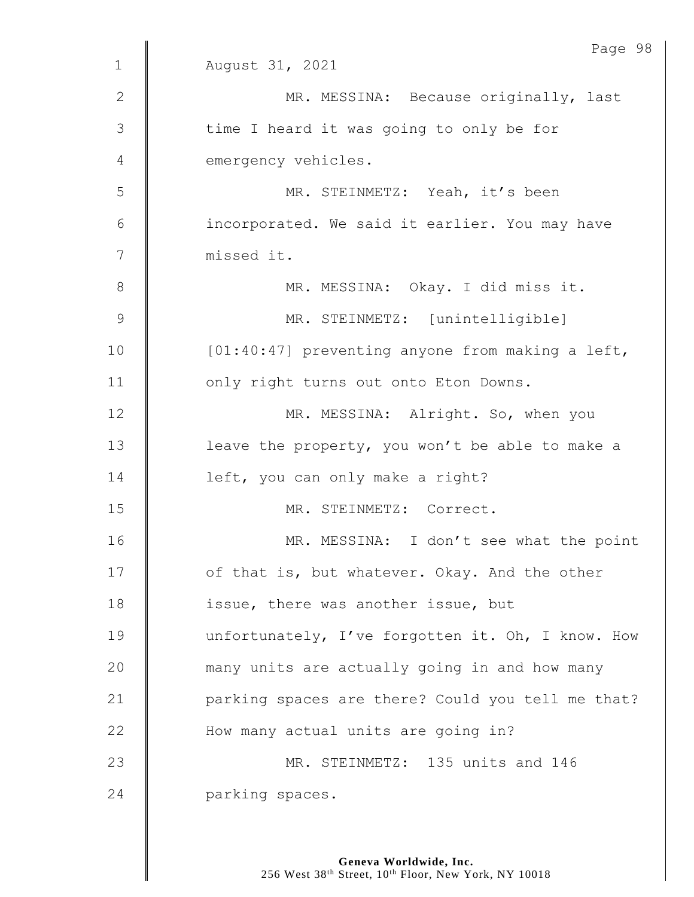August 31, 2021

MR. MESSINA: Because originally, last time I heard it was going to only be for emergency vehicles.

MR. STEINMETZ: Yeah, it's been incorporated. We said it earlier. You may have missed it.

MR. MESSINA: Okay. I did miss it.

MR. STEINMETZ: [unintelligible] [01:40:47] preventing anyone from making a left, only right turns out onto Eton Downs.

MR. MESSINA: Alright. So, when you leave the property, you won't be able to make a left, you can only make a right?

MR. STEINMETZ: Correct.

MR. MESSINA: I don't see what the point of that is, but whatever. Okay. And the other issue, there was another issue, but unfortunately, I've forgotten it. Oh, I know. How many units are actually going in and how many parking spaces are there? Could you tell me that? How many actual units are going in?

MR. STEINMETZ: 135 units and 146 parking spaces.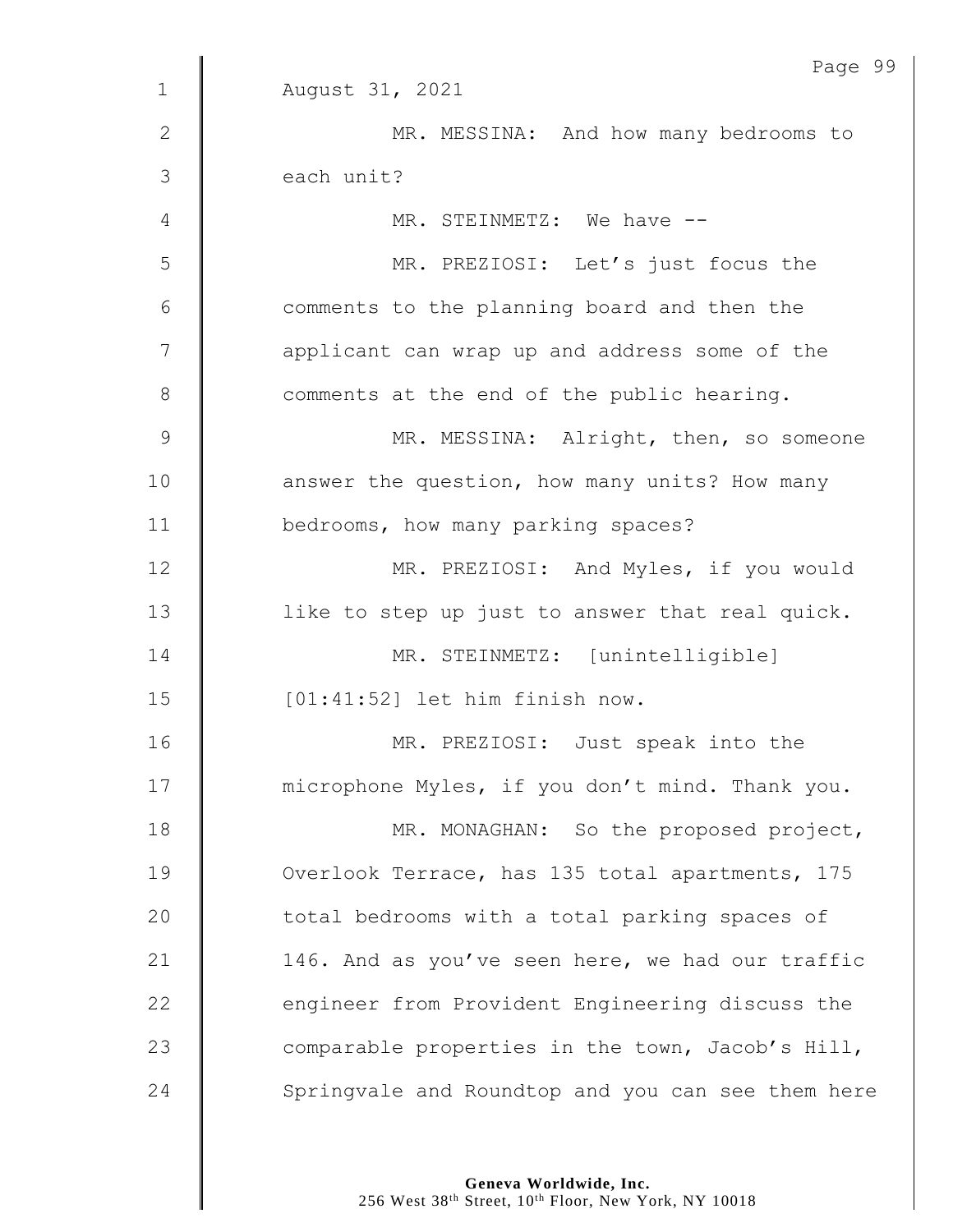August 31, 2021

MR. MESSINA: And how many bedrooms to each unit?

MR. STEINMETZ: We have --

MR. PREZIOSI: Let's just focus the comments to the planning board and then the applicant can wrap up and address some of the comments at the end of the public hearing.

MR. MESSINA: Alright, then, so someone answer the question, how many units? How many bedrooms, how many parking spaces?

MR. PREZIOSI: And Myles, if you would like to step up just to answer that real quick.

MR. STEINMETZ: [unintelligible] [01:41:52] let him finish now.

MR. PREZIOSI: Just speak into the microphone Myles, if you don't mind. Thank you.

MR. MONAGHAN: So the proposed project, Overlook Terrace, has 135 total apartments, 175 total bedrooms with a total parking spaces of 146. And as you've seen here, we had our traffic engineer from Provident Engineering discuss the comparable properties in the town, Jacob's Hill, Springvale and Roundtop and you can see them here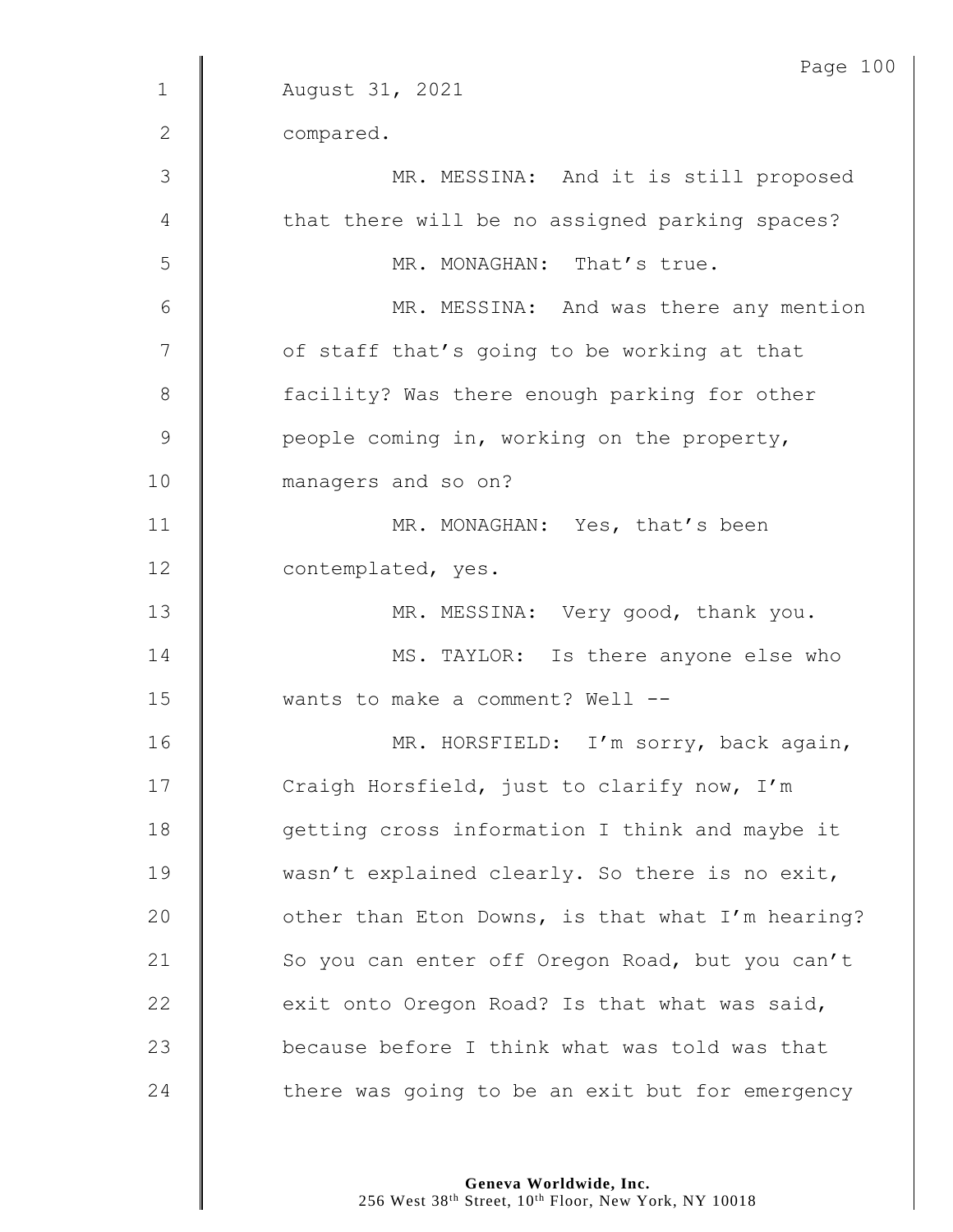August 31, 2021

compared.

MR. MESSINA: And it is still proposed that there will be no assigned parking spaces?

MR. MONAGHAN: That's true.

MR. MESSINA: And was there any mention of staff that's going to be working at that facility? Was there enough parking for other people coming in, working on the property, managers and so on?

MR. MONAGHAN: Yes, that's been contemplated, yes.

MR. MESSINA: Very good, thank you.

MS. TAYLOR: Is there anyone else who wants to make a comment? Well --

MR. HORSFIELD: I'm sorry, back again, Craigh Horsfield, just to clarify now, I'm getting cross information I think and maybe it wasn't explained clearly. So there is no exit, other than Eton Downs, is that what I'm hearing? So you can enter off Oregon Road, but you can't exit onto Oregon Road? Is that what was said, because before I think what was told was that there was going to be an exit but for emergency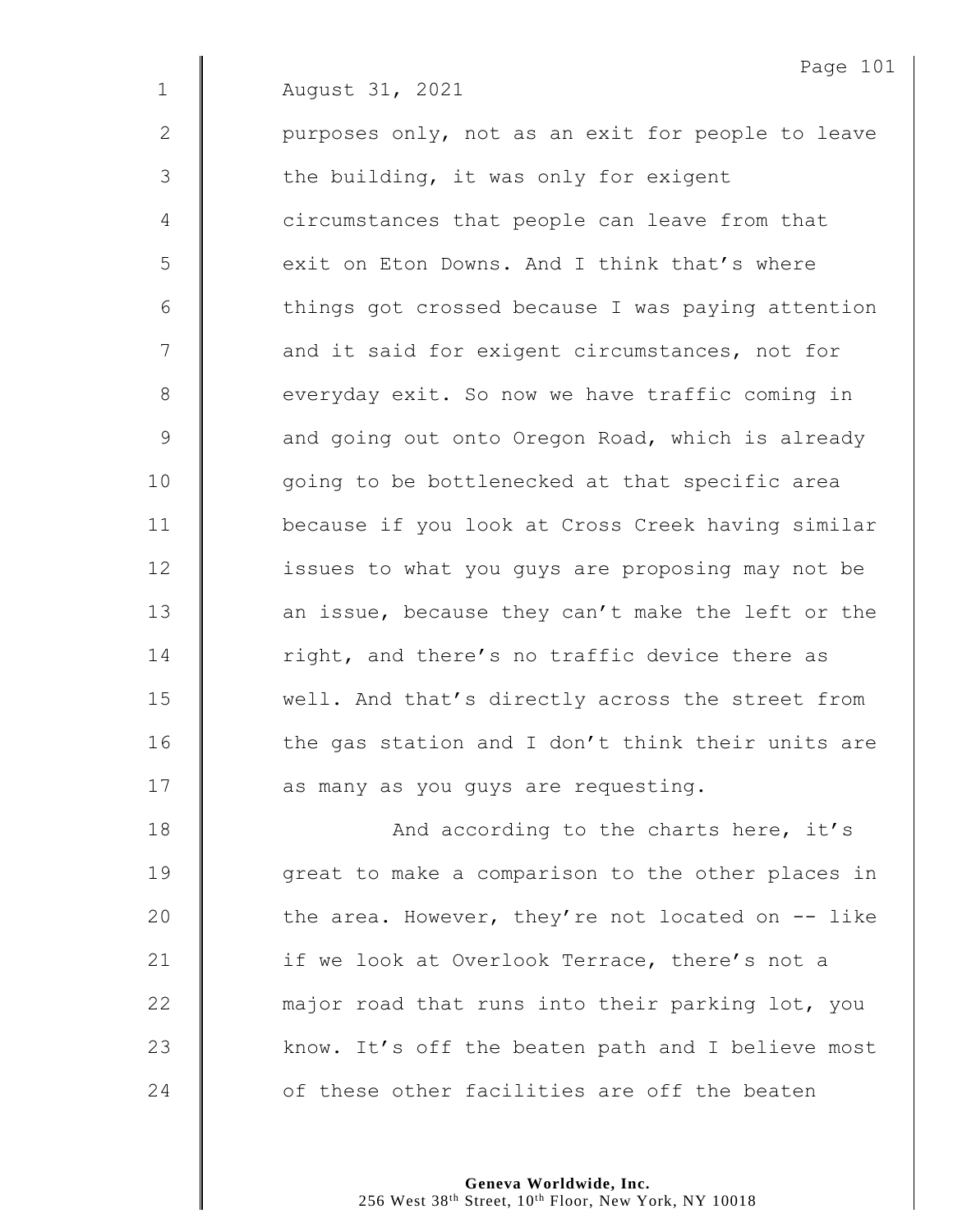August 31, 2021

purposes only, not as an exit for people to leave the building, it was only for exigent circumstances that people can leave from that exit on Eton Downs. And I think that's where things got crossed because I was paying attention and it said for exigent circumstances, not for everyday exit. So now we have traffic coming in and going out onto Oregon Road, which is already going to be bottlenecked at that specific area because if you look at Cross Creek having similar issues to what you guys are proposing may not be an issue, because they can't make the left or the right, and there's no traffic device there as well. And that's directly across the street from the gas station and I don't think their units are as many as you guys are requesting.

And according to the charts here, it's great to make a comparison to the other places in the area. However, they're not located on -- like if we look at Overlook Terrace, there's not a major road that runs into their parking lot, you know. It's off the beaten path and I believe most of these other facilities are off the beaten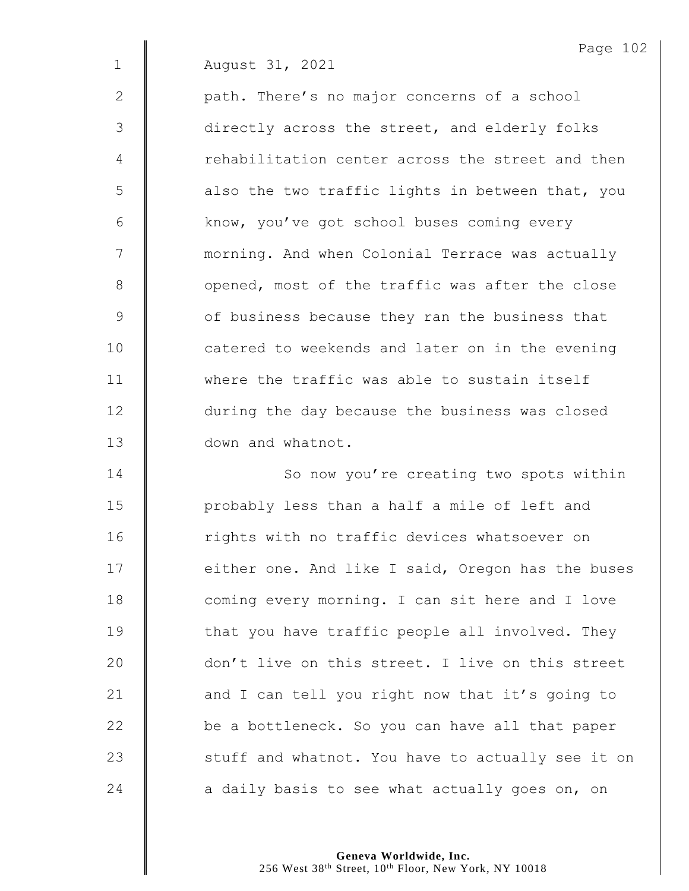August 31, 2021

path. There's no major concerns of a school directly across the street, and elderly folks rehabilitation center across the street and then also the two traffic lights in between that, you know, you've got school buses coming every morning. And when Colonial Terrace was actually opened, most of the traffic was after the close of business because they ran the business that catered to weekends and later on in the evening where the traffic was able to sustain itself during the day because the business was closed down and whatnot.

So now you're creating two spots within probably less than a half a mile of left and rights with no traffic devices whatsoever on either one. And like I said, Oregon has the buses coming every morning. I can sit here and I love that you have traffic people all involved. They don't live on this street. I live on this street and I can tell you right now that it's going to be a bottleneck. So you can have all that paper stuff and whatnot. You have to actually see it on a daily basis to see what actually goes on, on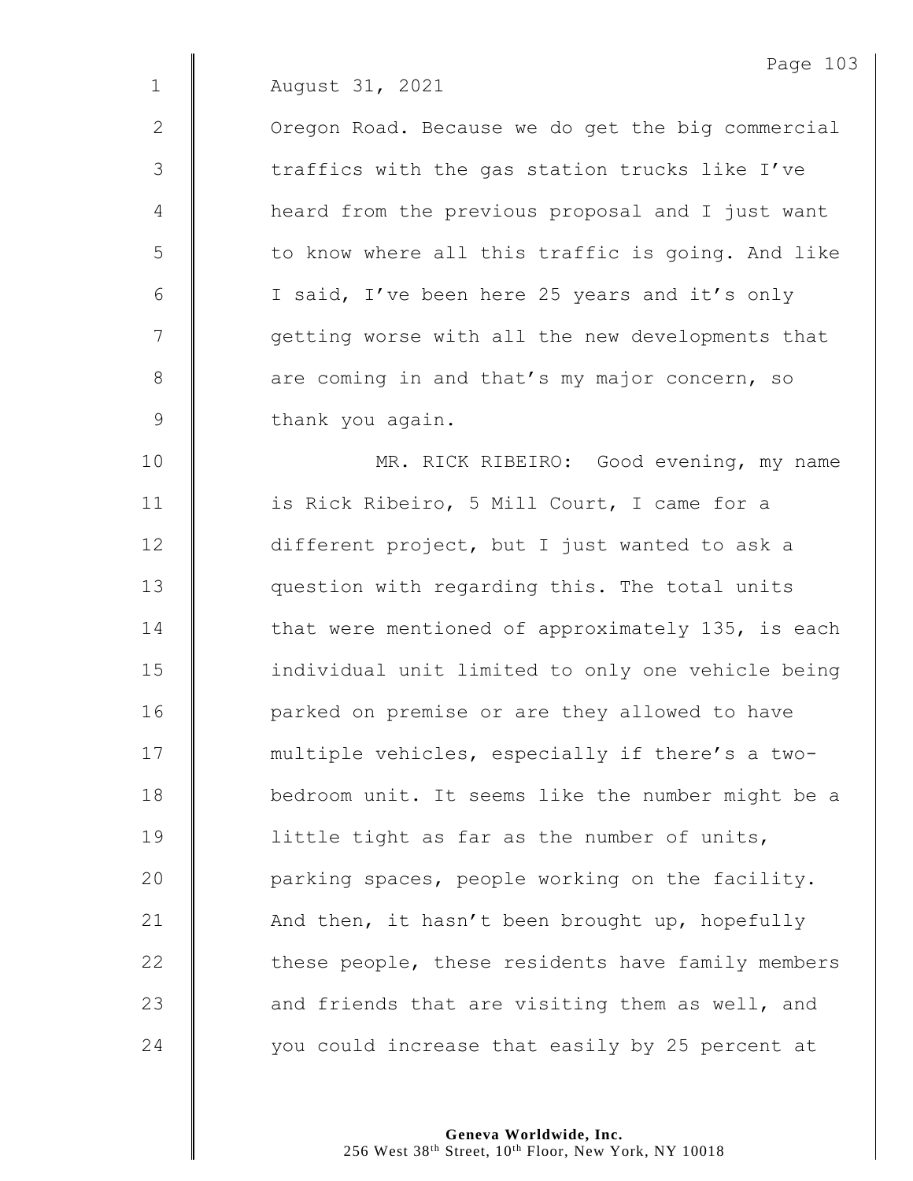August 31, 2021

Oregon Road. Because we do get the big commercial traffics with the gas station trucks like I've heard from the previous proposal and I just want to know where all this traffic is going. And like I said, I've been here 25 years and it's only getting worse with all the new developments that are coming in and that's my major concern, so thank you again.

MR. RICK RIBEIRO: Good evening, my name is Rick Ribeiro, 5 Mill Court, I came for a different project, but I just wanted to ask a question with regarding this. The total units that were mentioned of approximately 135, is each individual unit limited to only one vehicle being parked on premise or are they allowed to have multiple vehicles, especially if there's a two-bedroom unit. It seems like the number might be a little tight as far as the number of units, parking spaces, people working on the facility. And then, it hasn't been brought up, hopefully these people, these residents have family members and friends that are visiting them as well, and you could increase that easily by 25 percent at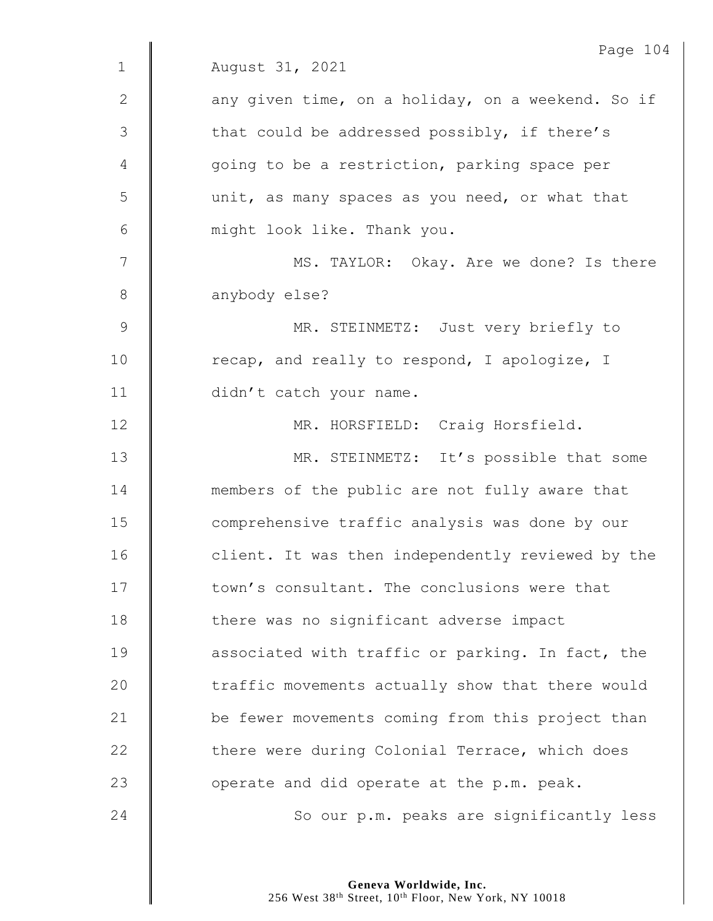August 31, 2021

any given time, on a holiday, on a weekend. So if that could be addressed possibly, if there's going to be a restriction, parking space per unit, as many spaces as you need, or what that might look like. Thank you.

MS. TAYLOR: Okay. Are we done? Is there anybody else?

MR. STEINMETZ: Just very briefly to recap, and really to respond, I apologize, I didn't catch your name.

MR. HORSFIELD: Craig Horsfield.

MR. STEINMETZ: It's possible that some members of the public are not fully aware that comprehensive traffic analysis was done by our client. It was then independently reviewed by the town's consultant. The conclusions were that there was no significant adverse impact associated with traffic or parking. In fact, the traffic movements actually show that there would be fewer movements coming from this project than there were during Colonial Terrace, which does operate and did operate at the p.m. peak.

So our p.m. peaks are significantly less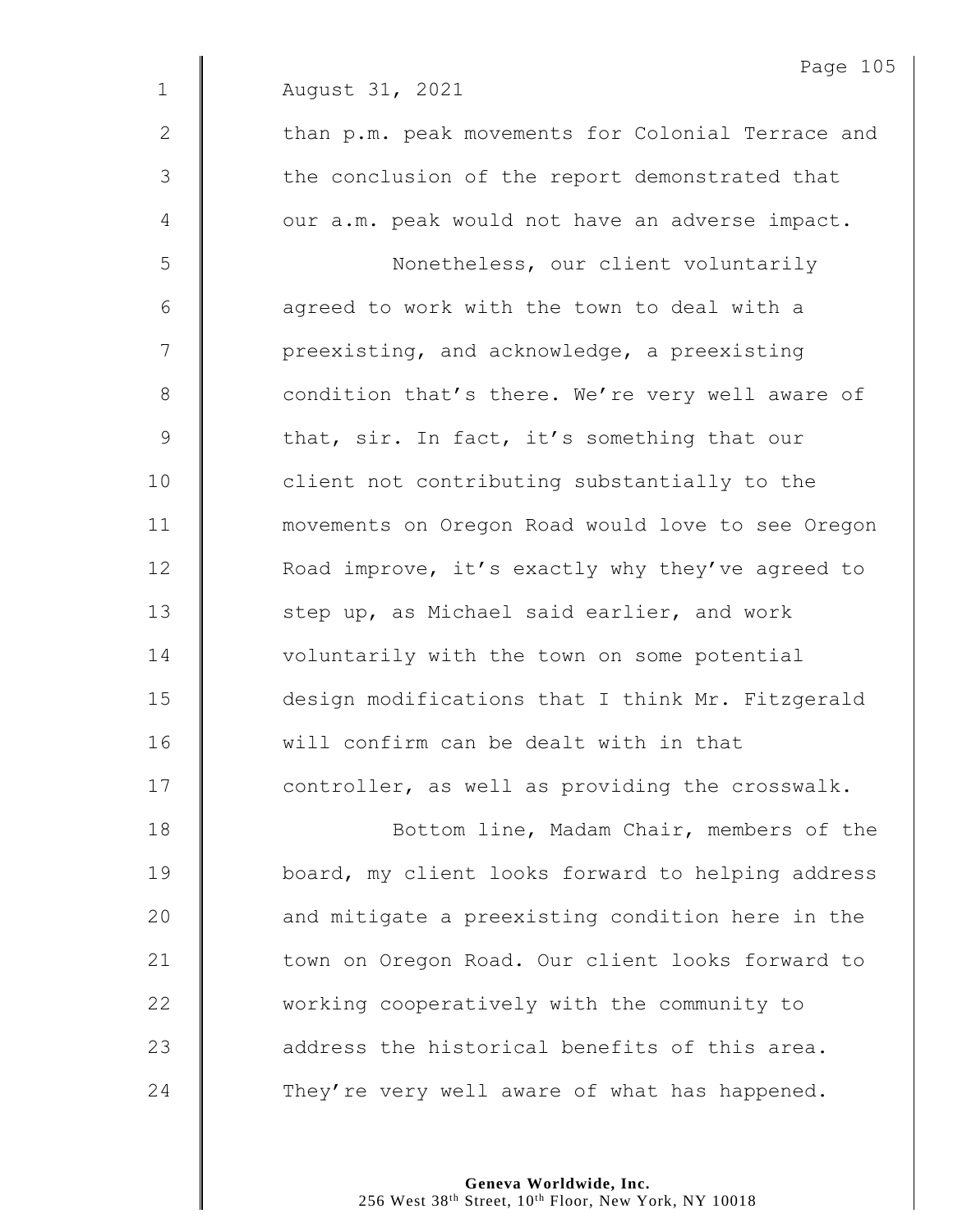August 31, 2021

than p.m. peak movements for Colonial Terrace and the conclusion of the report demonstrated that our a.m. peak would not have an adverse impact.

Nonetheless, our client voluntarily agreed to work with the town to deal with a preexisting, and acknowledge, a preexisting condition that's there. We're very well aware of that, sir. In fact, it's something that our client not contributing substantially to the movements on Oregon Road would love to see Oregon Road improve, it's exactly why they've agreed to step up, as Michael said earlier, and work voluntarily with the town on some potential design modifications that I think Mr. Fitzgerald will confirm can be dealt with in that controller, as well as providing the crosswalk.

Bottom line, Madam Chair, members of the board, my client looks forward to helping address and mitigate a preexisting condition here in the town on Oregon Road. Our client looks forward to working cooperatively with the community to address the historical benefits of this area. They're very well aware of what has happened.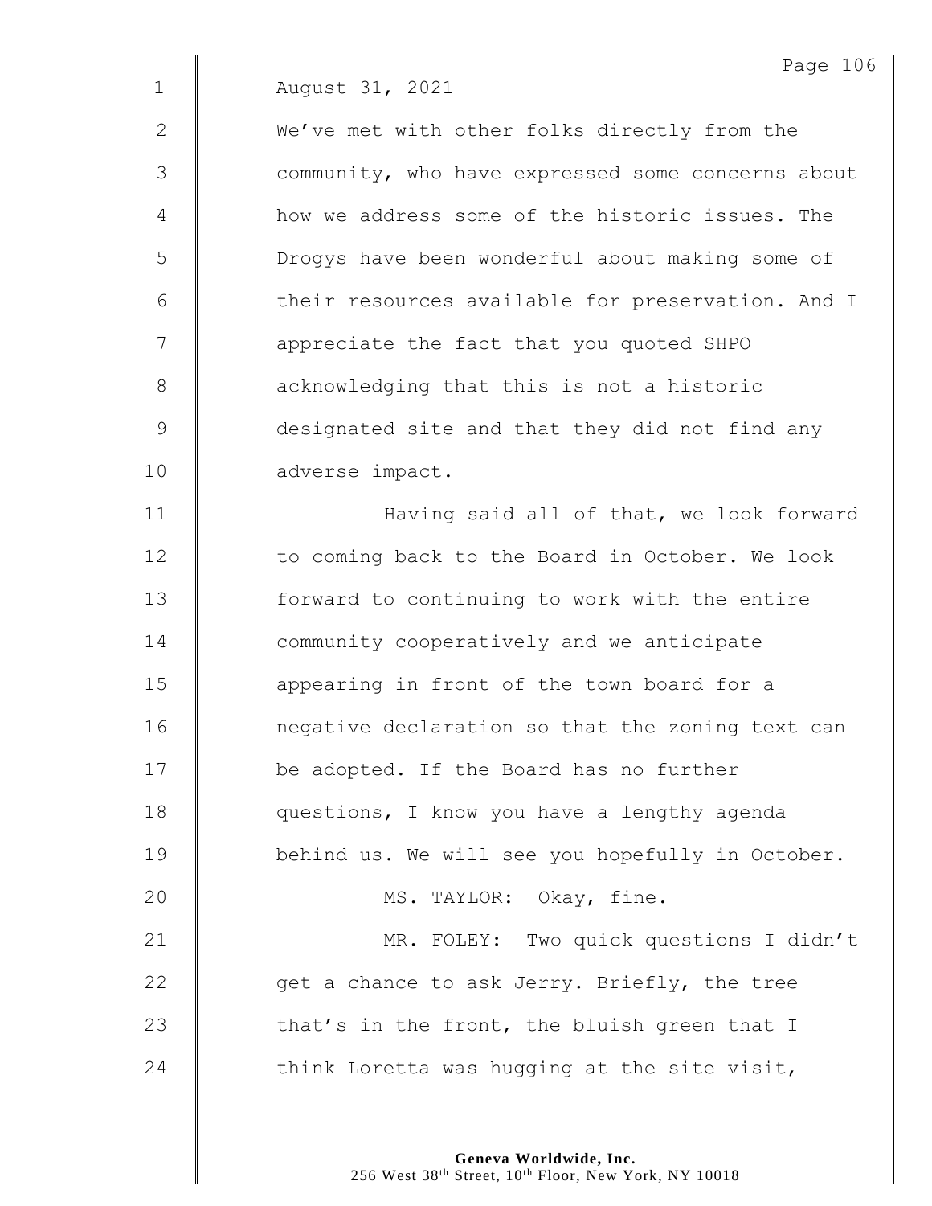August 31, 2021

We've met with other folks directly from the community, who have expressed some concerns about how we address some of the historic issues. The Drogys have been wonderful about making some of their resources available for preservation. And I appreciate the fact that you quoted SHPO acknowledging that this is not a historic designated site and that they did not find any adverse impact.

Having said all of that, we look forward to coming back to the Board in October. We look forward to continuing to work with the entire community cooperatively and we anticipate appearing in front of the town board for a negative declaration so that the zoning text can be adopted. If the Board has no further questions, I know you have a lengthy agenda behind us. We will see you hopefully in October.

MS. TAYLOR: Okay, fine.

MR. FOLEY: Two quick questions I didn't get a chance to ask Jerry. Briefly, the tree that's in the front, the bluish green that I think Loretta was hugging at the site visit,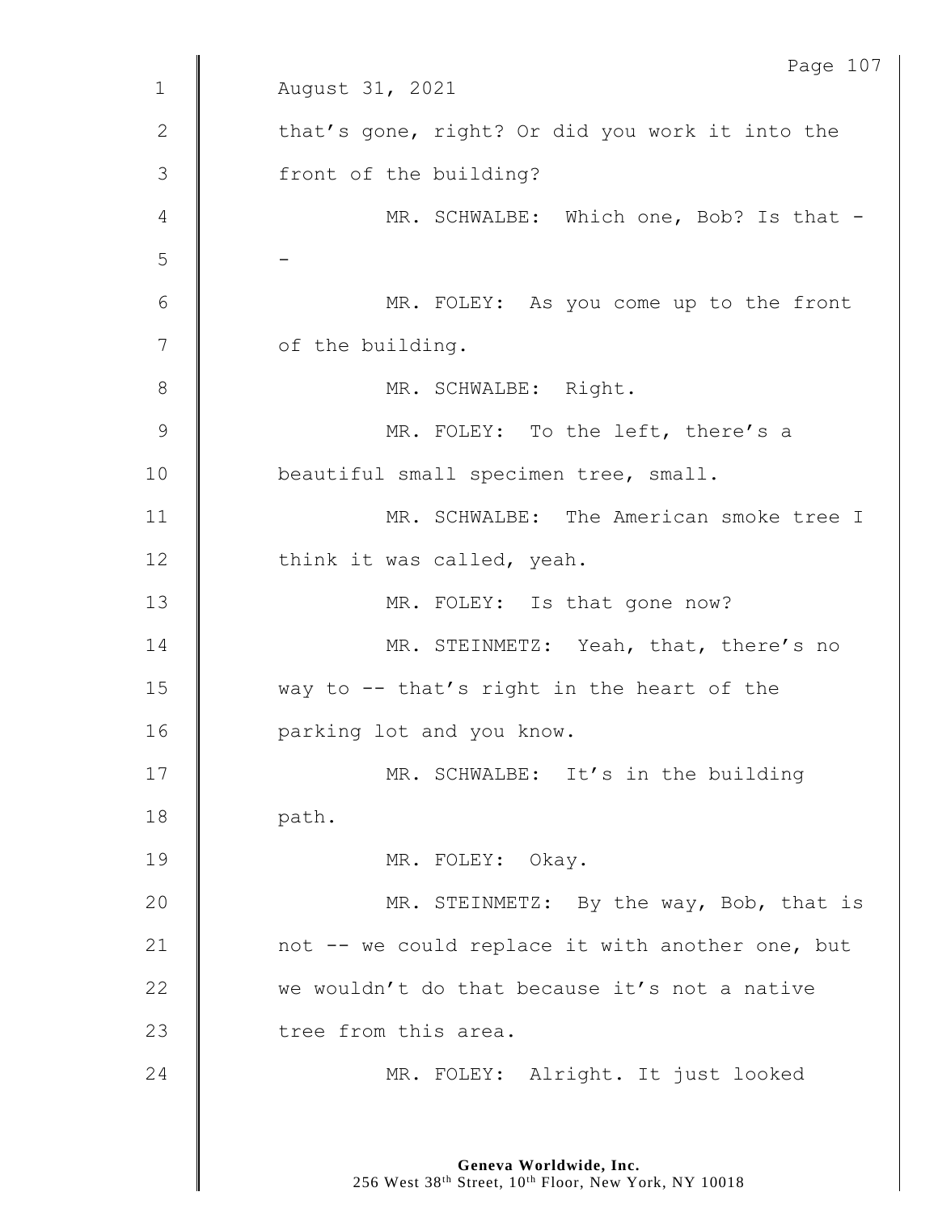August 31, 2021

that's gone, right? Or did you work it into the front of the building?

MR. SCHWALBE: Which one, Bob? Is that --

MR. FOLEY: As you come up to the front of the building.

MR. SCHWALBE: Right.

MR. FOLEY: To the left, there's a beautiful small specimen tree, small.

MR. SCHWALBE: The American smoke tree I think it was called, yeah.

MR. FOLEY: Is that gone now?

MR. STEINMETZ: Yeah, that, there's no way to -- that's right in the heart of the parking lot and you know.

MR. SCHWALBE: It's in the building path.

MR. FOLEY: Okay.

MR. STEINMETZ: By the way, Bob, that is not -- we could replace it with another one, but we wouldn't do that because it's not a native tree from this area.

MR. FOLEY: Alright. It just looked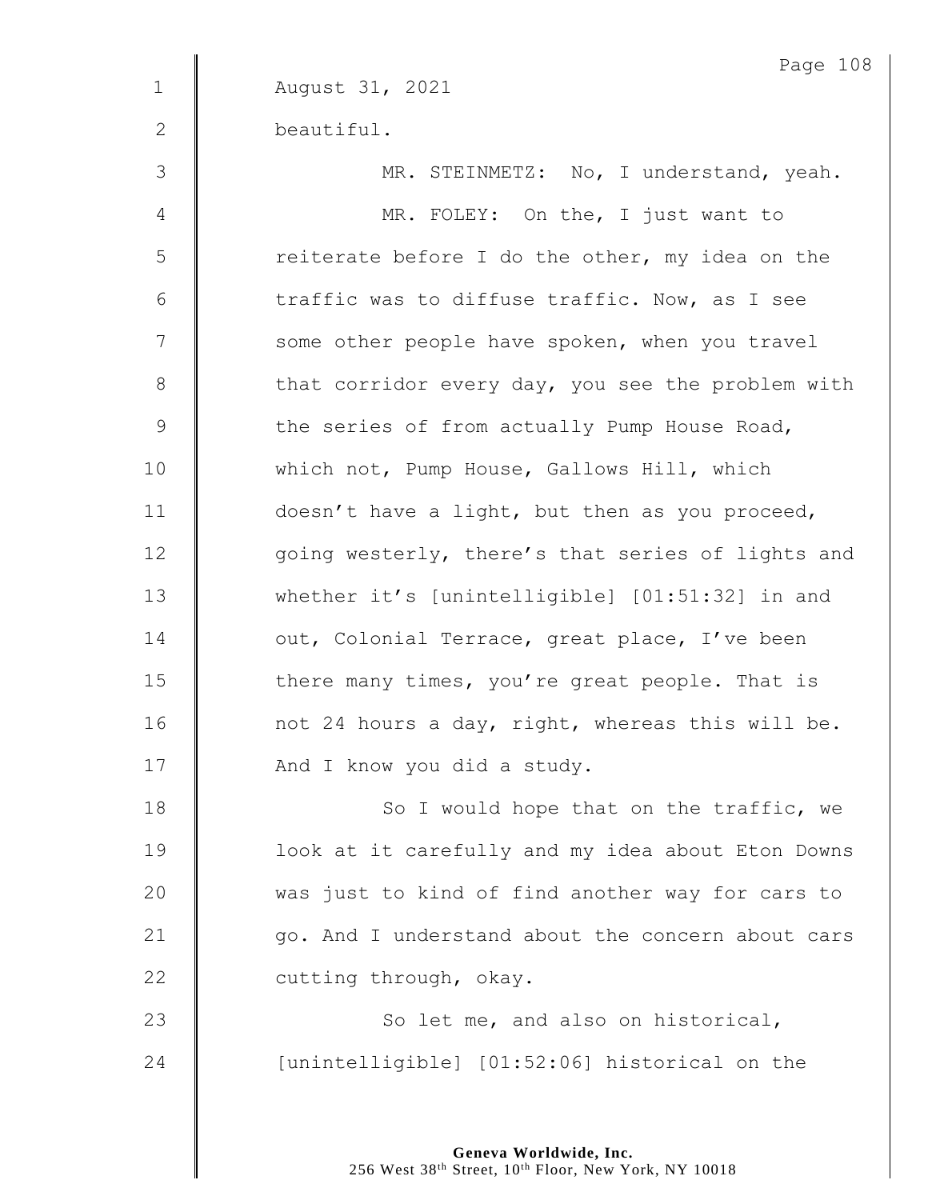August 31, 2021

beautiful.

MR. STEINMETZ: No, I understand, yeah.

MR. FOLEY: On the, I just want to reiterate before I do the other, my idea on the traffic was to diffuse traffic. Now, as I see some other people have spoken, when you travel that corridor every day, you see the problem with the series of from actually Pump House Road, which not, Pump House, Gallows Hill, which doesn't have a light, but then as you proceed, going westerly, there's that series of lights and whether it's [unintelligible] [01:51:32] in and out, Colonial Terrace, great place, I've been there many times, you're great people. That is not 24 hours a day, right, whereas this will be. And I know you did a study.

So I would hope that on the traffic, we look at it carefully and my idea about Eton Downs was just to kind of find another way for cars to go. And I understand about the concern about cars cutting through, okay.

So let me, and also on historical, [unintelligible] [01:52:06] historical on the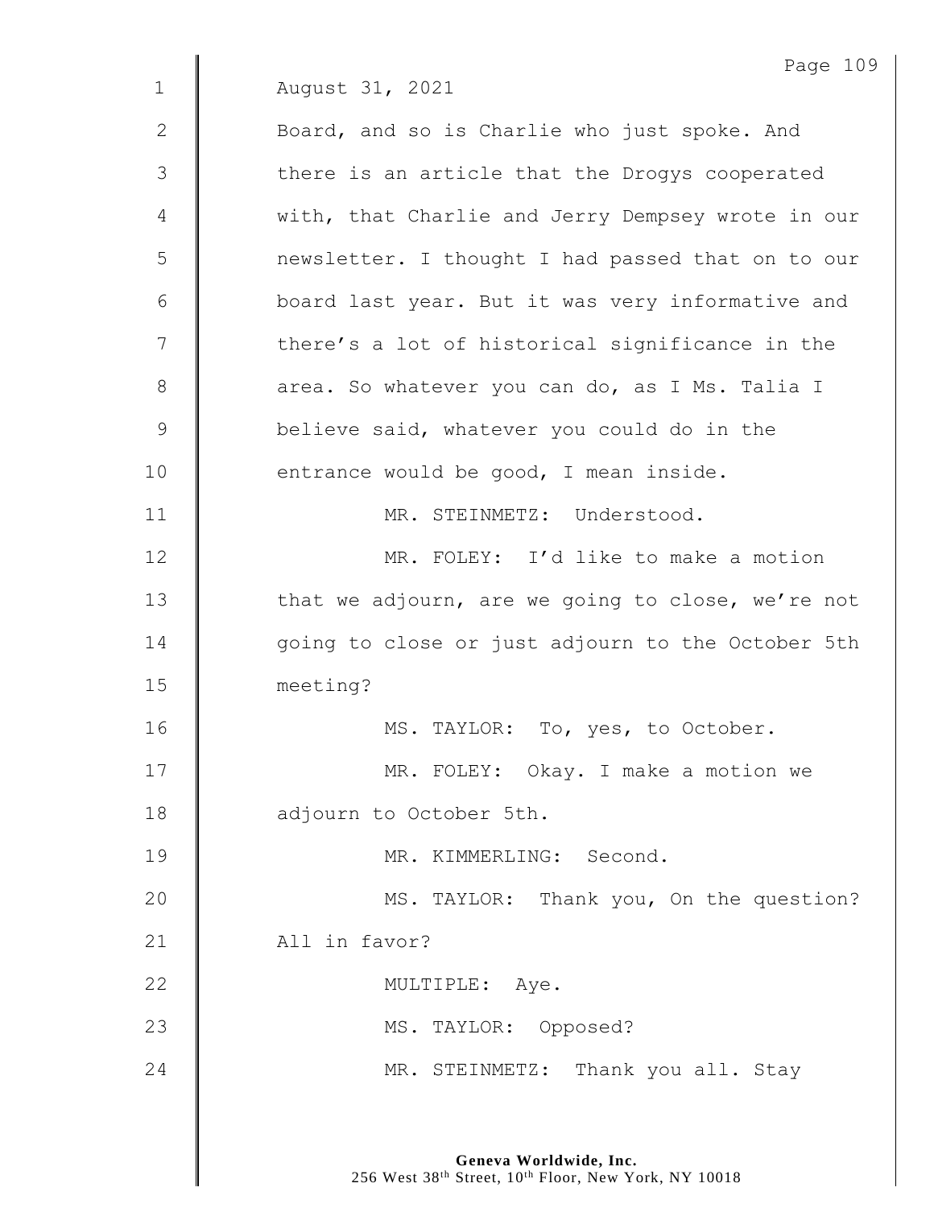August 31, 2021

Board, and so is Charlie who just spoke. And there is an article that the Drogys cooperated with, that Charlie and Jerry Dempsey wrote in our newsletter. I thought I had passed that on to our board last year. But it was very informative and there's a lot of historical significance in the area. So whatever you can do, as I Ms. Talia I believe said, whatever you could do in the entrance would be good, I mean inside.

MR. STEINMETZ: Understood.

MR. FOLEY: I'd like to make a motion that we adjourn, are we going to close, we're not going to close or just adjourn to the October 5th meeting?

MS. TAYLOR: To, yes, to October.

MR. FOLEY: Okay. I make a motion we adjourn to October 5th.

MR. KIMMERLING: Second.

MS. TAYLOR: Thank you, On the question? All in favor?

MULTIPLE: Aye.

MS. TAYLOR: Opposed?

MR. STEINMETZ: Thank you all. Stay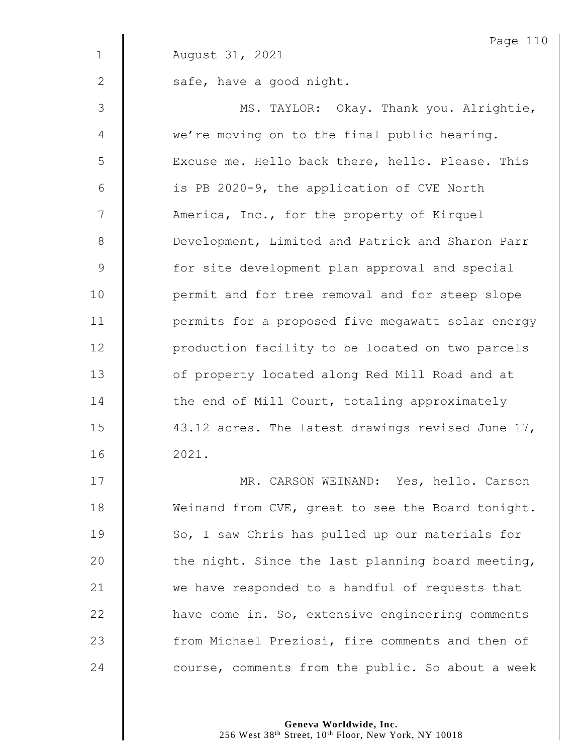August 31, 2021

safe, have a good night.

MS. TAYLOR: Okay. Thank you. Alrightie, we're moving on to the final public hearing. Excuse me. Hello back there, hello. Please. This is PB 2020-9, the application of CVE North America, Inc., for the property of Kirquel Development, Limited and Patrick and Sharon Parr for site development plan approval and special permit and for tree removal and for steep slope permits for a proposed five megawatt solar energy production facility to be located on two parcels of property located along Red Mill Road and at the end of Mill Court, totaling approximately 43.12 acres. The latest drawings revised June 17, 2021.

MR. CARSON WEINAND: Yes, hello. Carson Weinand from CVE, great to see the Board tonight. So, I saw Chris has pulled up our materials for the night. Since the last planning board meeting, we have responded to a handful of requests that have come in. So, extensive engineering comments from Michael Preziosi, fire comments and then of course, comments from the public. So about a week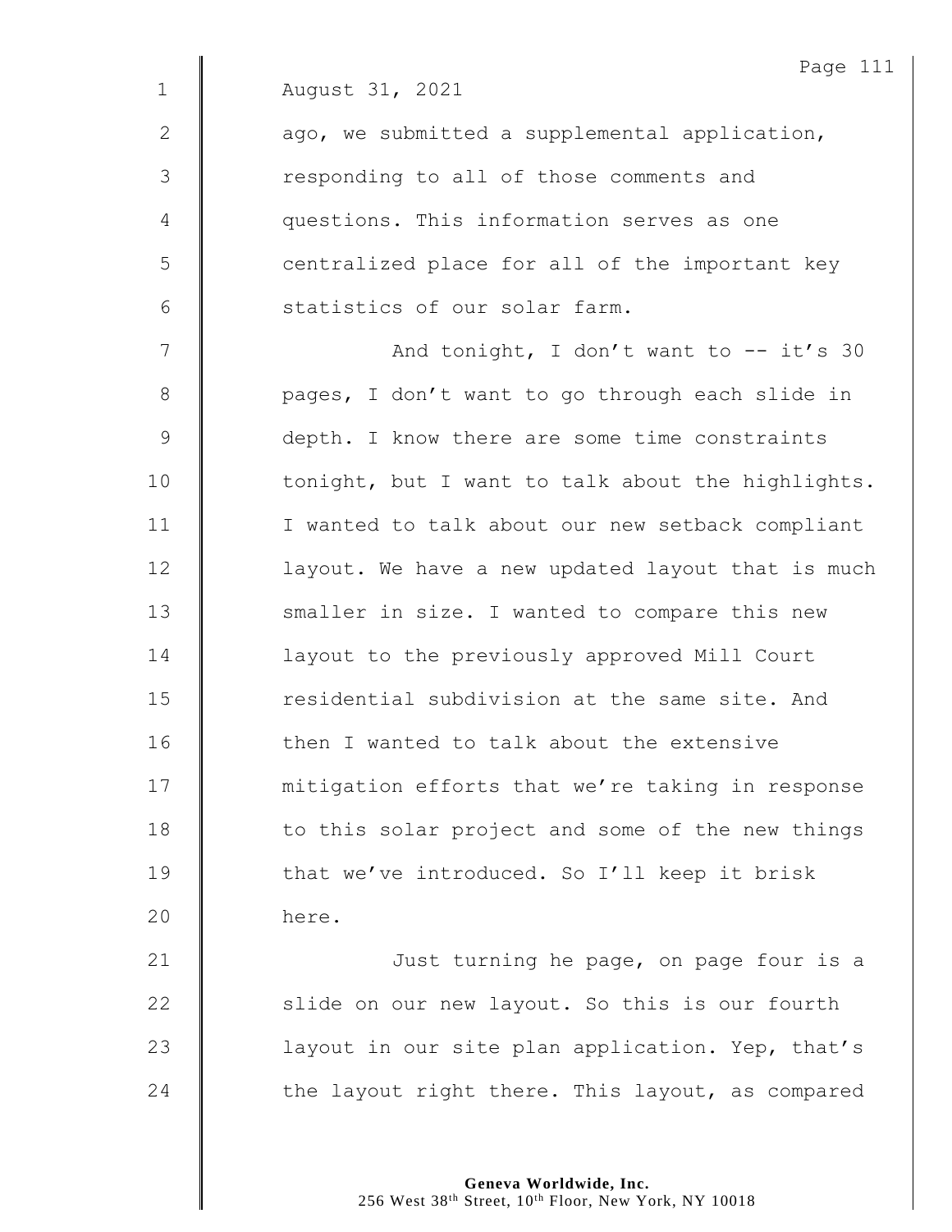August 31, 2021

ago, we submitted a supplemental application, responding to all of those comments and questions. This information serves as one centralized place for all of the important key statistics of our solar farm.

And tonight, I don't want to -- it's 30 pages, I don't want to go through each slide in depth. I know there are some time constraints tonight, but I want to talk about the highlights. I wanted to talk about our new setback compliant layout. We have a new updated layout that is much smaller in size. I wanted to compare this new layout to the previously approved Mill Court residential subdivision at the same site. And then I wanted to talk about the extensive mitigation efforts that we're taking in response to this solar project and some of the new things that we've introduced. So I'll keep it brisk here.

Just turning he page, on page four is a slide on our new layout. So this is our fourth layout in our site plan application. Yep, that's the layout right there. This layout, as compared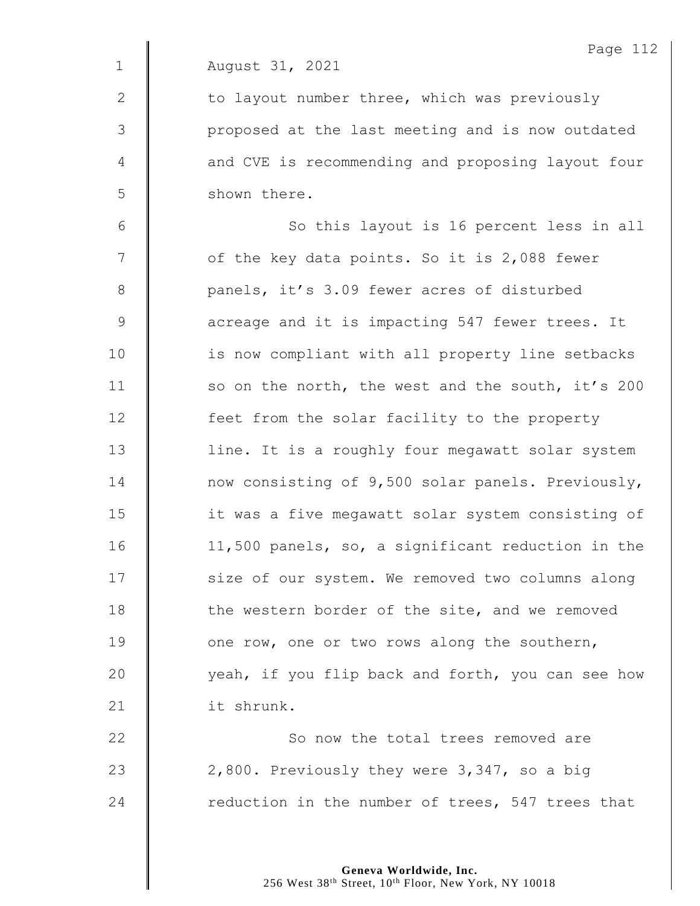August 31, 2021

to layout number three, which was previously proposed at the last meeting and is now outdated and CVE is recommending and proposing layout four shown there.

So this layout is 16 percent less in all of the key data points. So it is 2,088 fewer panels, it's 3.09 fewer acres of disturbed acreage and it is impacting 547 fewer trees. It is now compliant with all property line setbacks so on the north, the west and the south, it's 200 feet from the solar facility to the property line. It is a roughly four megawatt solar system now consisting of 9,500 solar panels. Previously, it was a five megawatt solar system consisting of 11,500 panels, so, a significant reduction in the size of our system. We removed two columns along the western border of the site, and we removed one row, one or two rows along the southern, yeah, if you flip back and forth, you can see how it shrunk.

So now the total trees removed are 2,800. Previously they were 3,347, so a big reduction in the number of trees, 547 trees that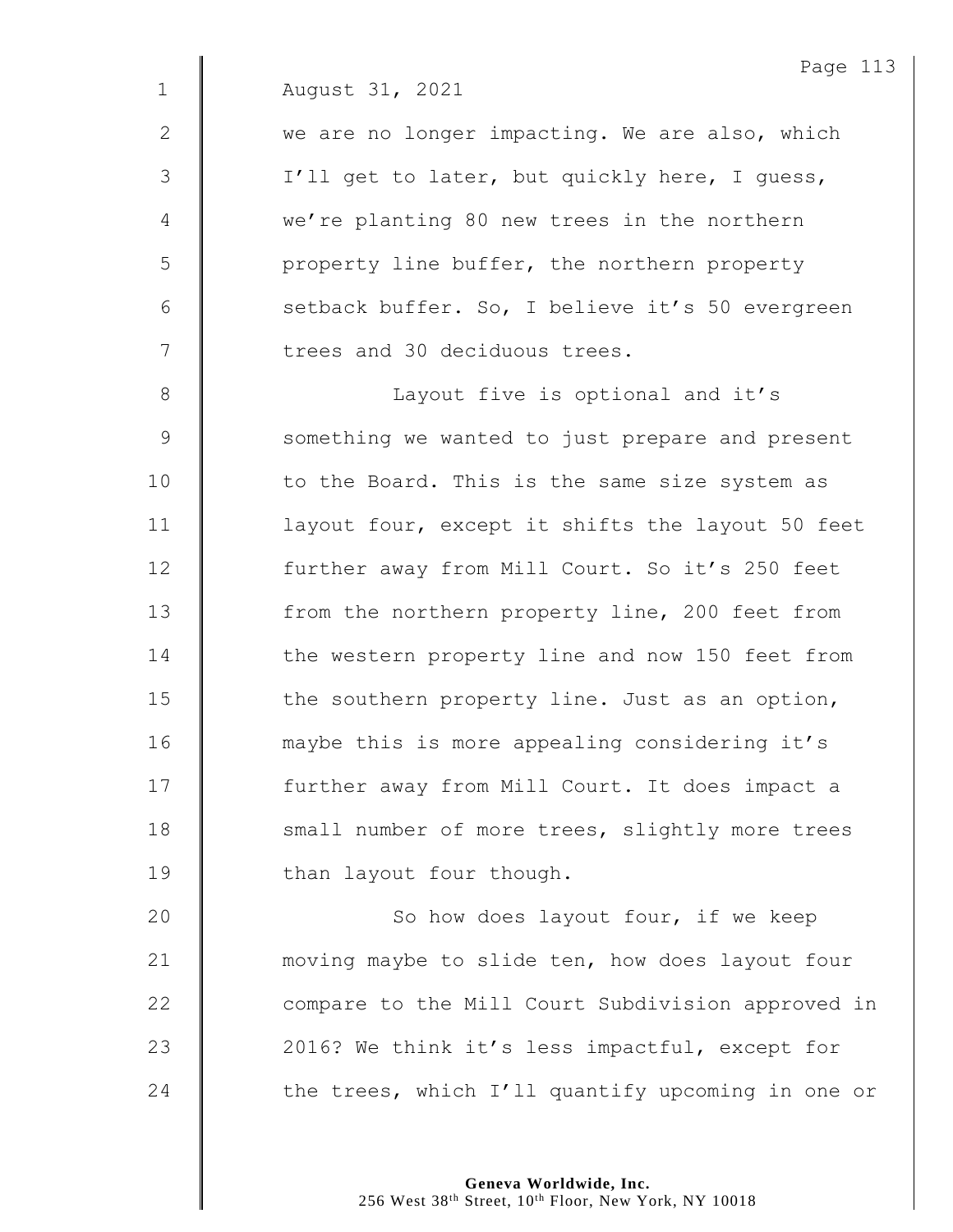August 31, 2021

we are no longer impacting. We are also, which I'll get to later, but quickly here, I guess, we're planting 80 new trees in the northern property line buffer, the northern property setback buffer. So, I believe it's 50 evergreen trees and 30 deciduous trees.

Layout five is optional and it's something we wanted to just prepare and present to the Board. This is the same size system as layout four, except it shifts the layout 50 feet further away from Mill Court. So it's 250 feet from the northern property line, 200 feet from the western property line and now 150 feet from the southern property line. Just as an option, maybe this is more appealing considering it's further away from Mill Court. It does impact a small number of more trees, slightly more trees than layout four though.

So how does layout four, if we keep moving maybe to slide ten, how does layout four compare to the Mill Court Subdivision approved in 2016? We think it's less impactful, except for the trees, which I'll quantify upcoming in one or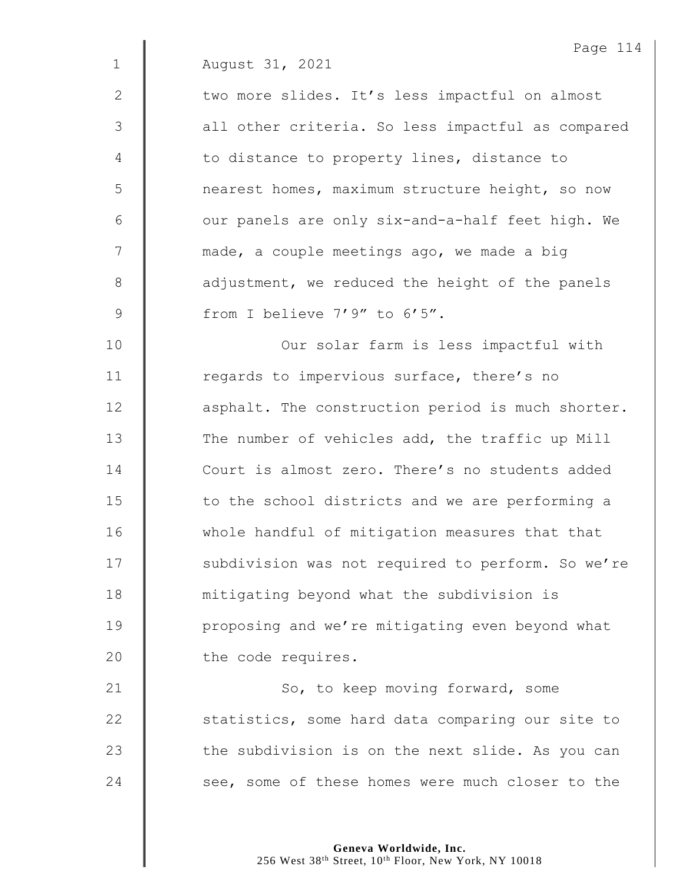August 31, 2021

two more slides. It's less impactful on almost all other criteria. So less impactful as compared to distance to property lines, distance to nearest homes, maximum structure height, so now our panels are only six-and-a-half feet high. We made, a couple meetings ago, we made a big adjustment, we reduced the height of the panels from I believe 7'9" to 6'5".

Our solar farm is less impactful with regards to impervious surface, there's no asphalt. The construction period is much shorter. The number of vehicles add, the traffic up Mill Court is almost zero. There's no students added to the school districts and we are performing a whole handful of mitigation measures that that subdivision was not required to perform. So we're mitigating beyond what the subdivision is proposing and we're mitigating even beyond what the code requires.

So, to keep moving forward, some statistics, some hard data comparing our site to the subdivision is on the next slide. As you can see, some of these homes were much closer to the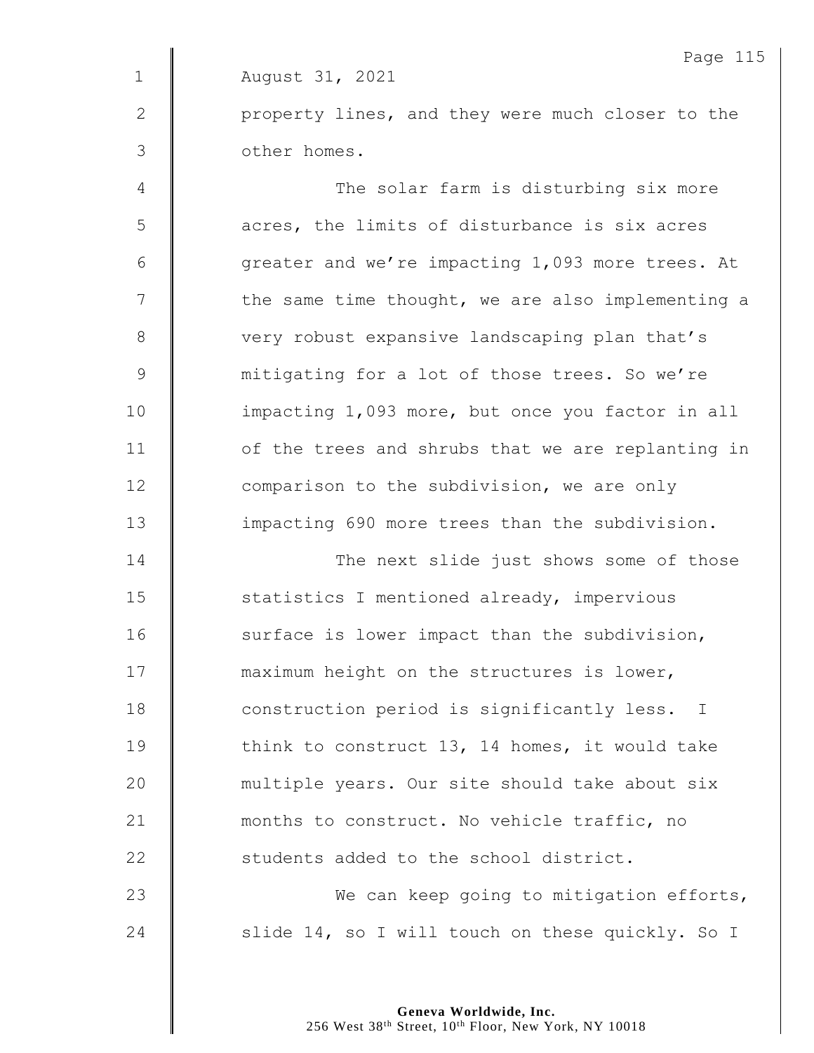August 31, 2021

property lines, and they were much closer to the other homes.

The solar farm is disturbing six more acres, the limits of disturbance is six acres greater and we're impacting 1,093 more trees. At the same time thought, we are also implementing a very robust expansive landscaping plan that's mitigating for a lot of those trees. So we're impacting 1,093 more, but once you factor in all of the trees and shrubs that we are replanting in comparison to the subdivision, we are only impacting 690 more trees than the subdivision.

The next slide just shows some of those statistics I mentioned already, impervious surface is lower impact than the subdivision, maximum height on the structures is lower, construction period is significantly less. I think to construct 13, 14 homes, it would take multiple years. Our site should take about six months to construct. No vehicle traffic, no students added to the school district.

We can keep going to mitigation efforts, slide 14, so I will touch on these quickly. So I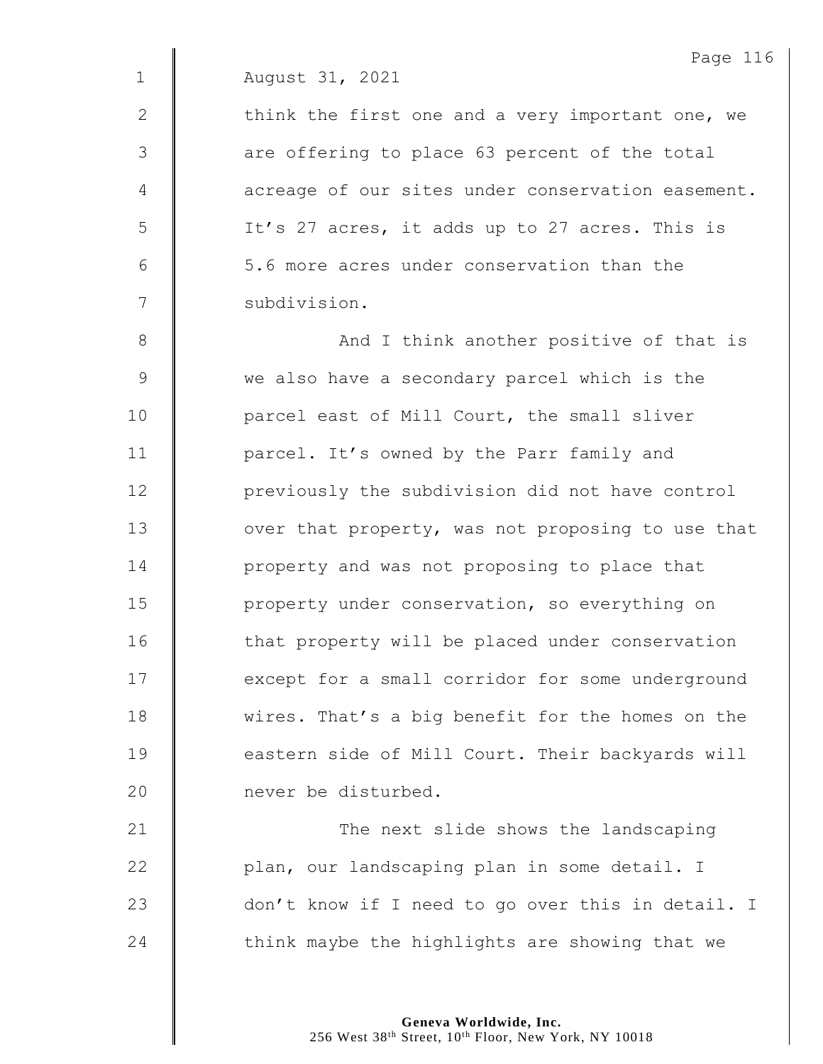August 31, 2021

think the first one and a very important one, we are offering to place 63 percent of the total acreage of our sites under conservation easement. It's 27 acres, it adds up to 27 acres. This is 5.6 more acres under conservation than the subdivision.

And I think another positive of that is we also have a secondary parcel which is the parcel east of Mill Court, the small sliver parcel. It's owned by the Parr family and previously the subdivision did not have control over that property, was not proposing to use that property and was not proposing to place that property under conservation, so everything on that property will be placed under conservation except for a small corridor for some underground wires. That's a big benefit for the homes on the eastern side of Mill Court. Their backyards will never be disturbed.

The next slide shows the landscaping plan, our landscaping plan in some detail. I don't know if I need to go over this in detail. I think maybe the highlights are showing that we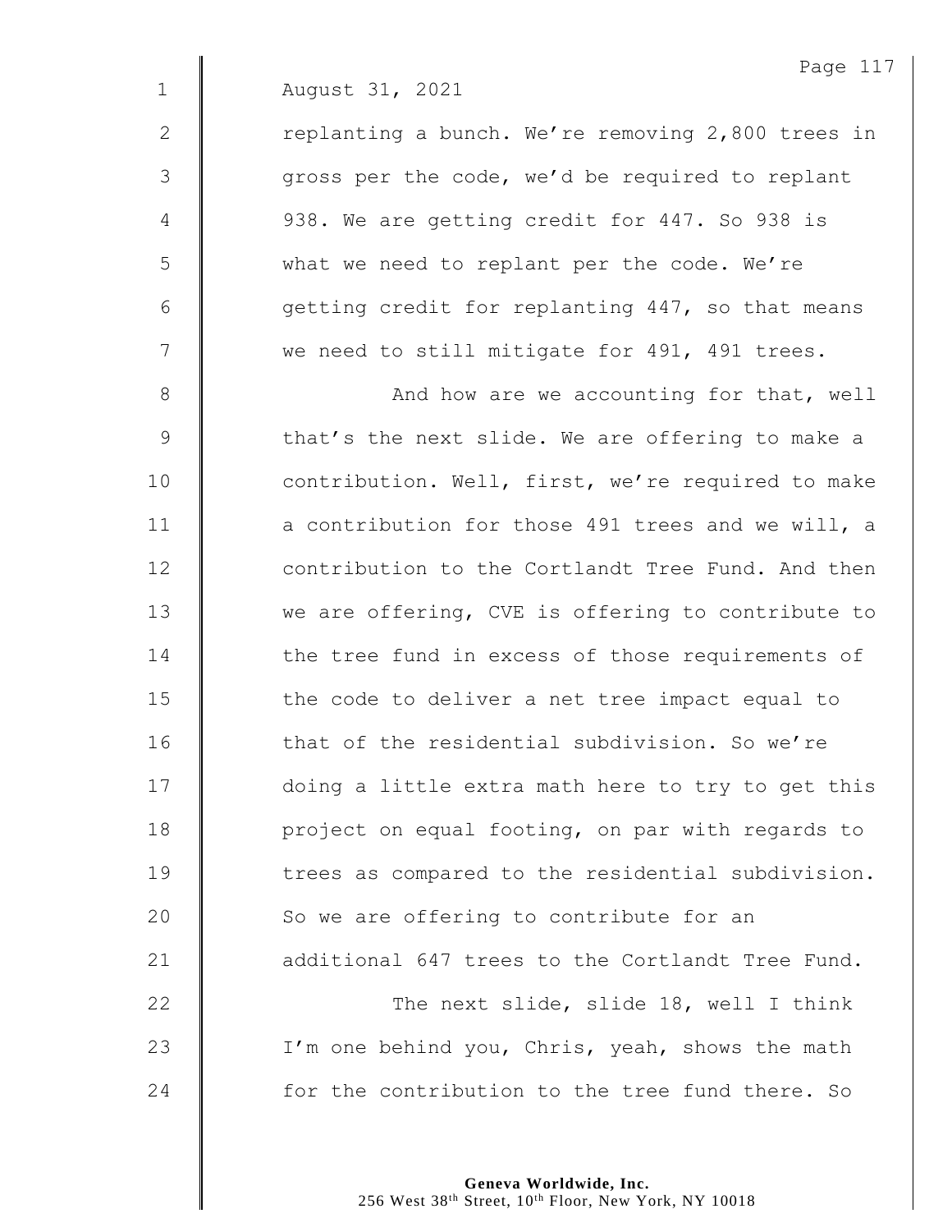August 31, 2021

replanting a bunch. We're removing 2,800 trees in gross per the code, we'd be required to replant 938. We are getting credit for 447. So 938 is what we need to replant per the code. We're getting credit for replanting 447, so that means we need to still mitigate for 491, 491 trees.

And how are we accounting for that, well that's the next slide. We are offering to make a contribution. Well, first, we're required to make a contribution for those 491 trees and we will, a contribution to the Cortlandt Tree Fund. And then we are offering, CVE is offering to contribute to the tree fund in excess of those requirements of the code to deliver a net tree impact equal to that of the residential subdivision. So we're doing a little extra math here to try to get this project on equal footing, on par with regards to trees as compared to the residential subdivision. So we are offering to contribute for an additional 647 trees to the Cortlandt Tree Fund.

The next slide, slide 18, well I think I'm one behind you, Chris, yeah, shows the math for the contribution to the tree fund there. So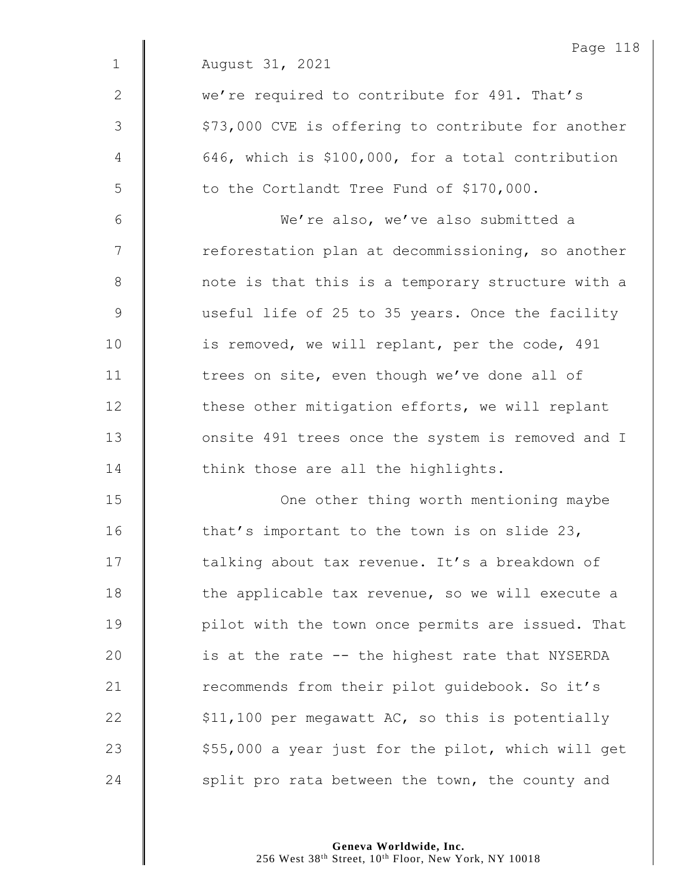August 31, 2021

we're required to contribute for 491. That's $73,000 CVE is offering to contribute for another 646, which is $100,000, for a total contribution to the Cortlandt Tree Fund of $170,000.

We're also, we've also submitted a reforestation plan at decommissioning, so another note is that this is a temporary structure with a useful life of 25 to 35 years. Once the facility is removed, we will replant, per the code, 491 trees on site, even though we've done all of these other mitigation efforts, we will replant onsite 491 trees once the system is removed and I think those are all the highlights.

One other thing worth mentioning maybe that's important to the town is on slide 23, talking about tax revenue. It's a breakdown of the applicable tax revenue, so we will execute a pilot with the town once permits are issued. That is at the rate -- the highest rate that NYSERDA recommends from their pilot guidebook. So it's $11,100 per megawatt AC, so this is potentially $55,000 a year just for the pilot, which will get split pro rata between the town, the county and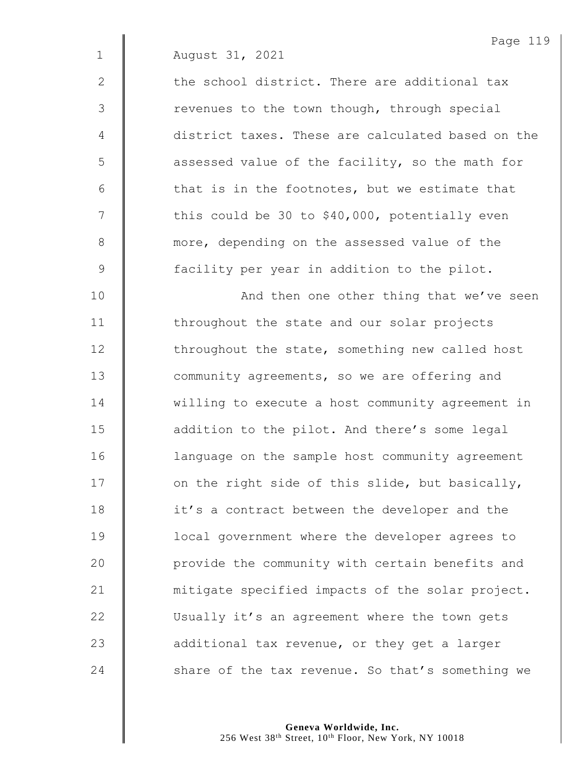August 31, 2021

the school district. There are additional tax revenues to the town though, through special district taxes. These are calculated based on the assessed value of the facility, so the math for that is in the footnotes, but we estimate that this could be 30 to $40,000, potentially even more, depending on the assessed value of the facility per year in addition to the pilot.

And then one other thing that we've seen throughout the state and our solar projects throughout the state, something new called host community agreements, so we are offering and willing to execute a host community agreement in addition to the pilot. And there's some legal language on the sample host community agreement on the right side of this slide, but basically, it's a contract between the developer and the local government where the developer agrees to provide the community with certain benefits and mitigate specified impacts of the solar project. Usually it's an agreement where the town gets additional tax revenue, or they get a larger share of the tax revenue. So that's something we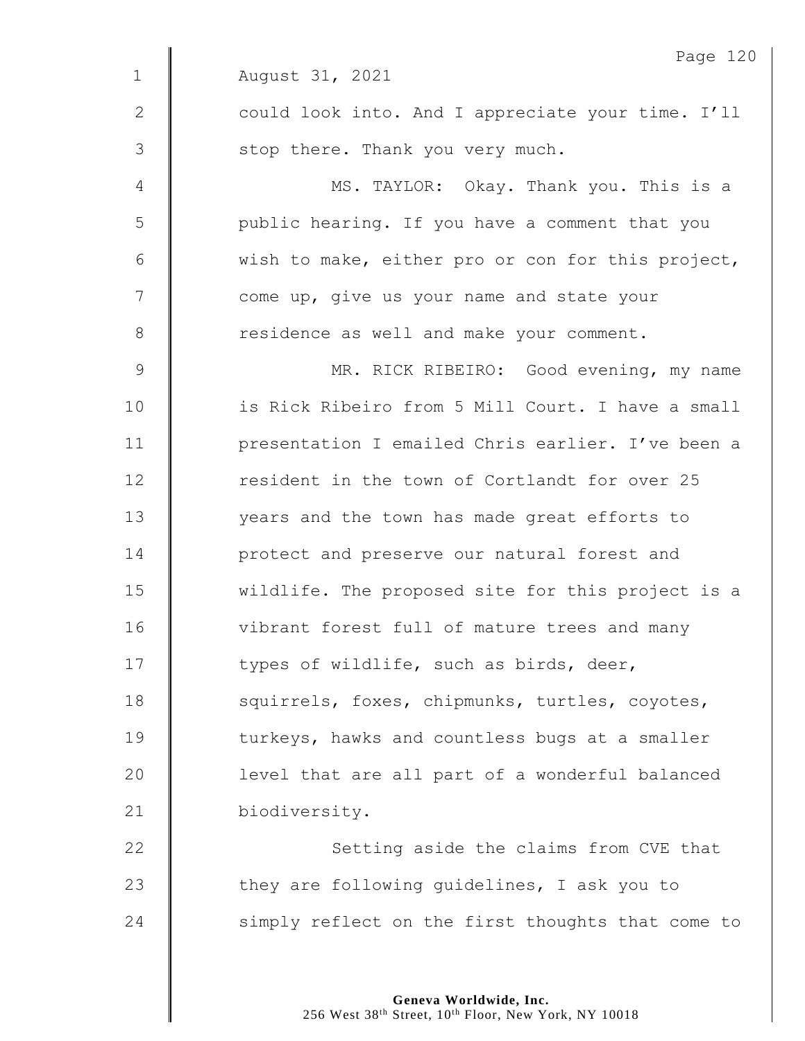August 31, 2021

could look into. And I appreciate your time. I'll stop there. Thank you very much.

MS. TAYLOR: Okay. Thank you. This is a public hearing. If you have a comment that you wish to make, either pro or con for this project, come up, give us your name and state your residence as well and make your comment.

MR. RICK RIBEIRO: Good evening, my name is Rick Ribeiro from 5 Mill Court. I have a small presentation I emailed Chris earlier. I've been a resident in the town of Cortlandt for over 25 years and the town has made great efforts to protect and preserve our natural forest and wildlife. The proposed site for this project is a vibrant forest full of mature trees and many types of wildlife, such as birds, deer, squirrels, foxes, chipmunks, turtles, coyotes, turkeys, hawks and countless bugs at a smaller level that are all part of a wonderful balanced biodiversity.

Setting aside the claims from CVE that they are following guidelines, I ask you to simply reflect on the first thoughts that come to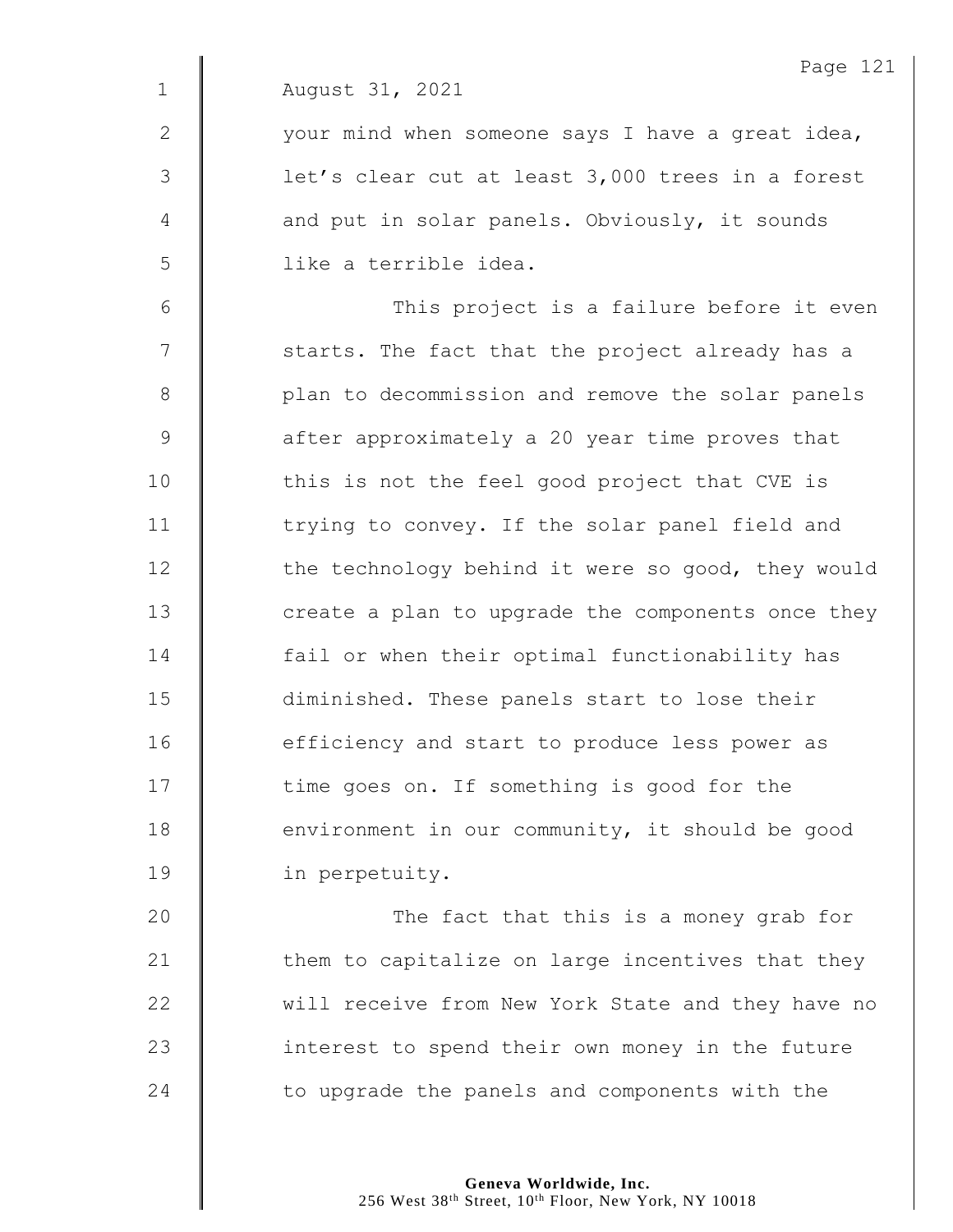August 31, 2021

your mind when someone says I have a great idea, let's clear cut at least 3,000 trees in a forest and put in solar panels. Obviously, it sounds like a terrible idea.

This project is a failure before it even starts. The fact that the project already has a plan to decommission and remove the solar panels after approximately a 20 year time proves that this is not the feel good project that CVE is trying to convey. If the solar panel field and the technology behind it were so good, they would create a plan to upgrade the components once they fail or when their optimal functionability has diminished. These panels start to lose their efficiency and start to produce less power as time goes on. If something is good for the environment in our community, it should be good in perpetuity.

The fact that this is a money grab for them to capitalize on large incentives that they will receive from New York State and they have no interest to spend their own money in the future to upgrade the panels and components with the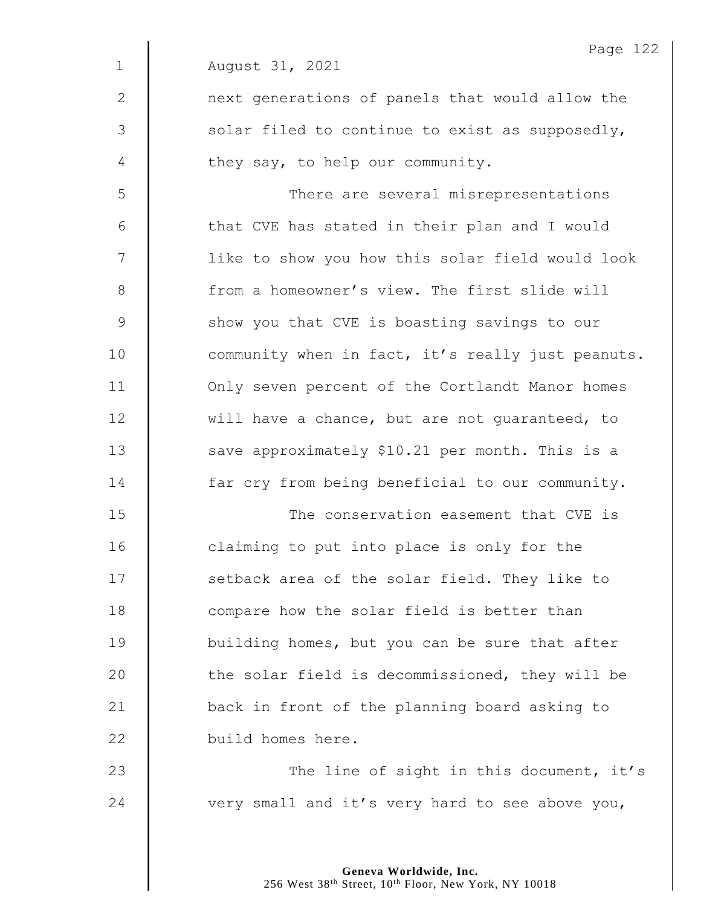August 31, 2021

next generations of panels that would allow the solar filed to continue to exist as supposedly, they say, to help our community.

There are several misrepresentations that CVE has stated in their plan and I would like to show you how this solar field would look from a homeowner's view. The first slide will show you that CVE is boasting savings to our community when in fact, it's really just peanuts. Only seven percent of the Cortlandt Manor homes will have a chance, but are not guaranteed, to save approximately $10.21 per month. This is a far cry from being beneficial to our community.

The conservation easement that CVE is claiming to put into place is only for the setback area of the solar field. They like to compare how the solar field is better than building homes, but you can be sure that after the solar field is decommissioned, they will be back in front of the planning board asking to build homes here.

The line of sight in this document, it's very small and it's very hard to see above you,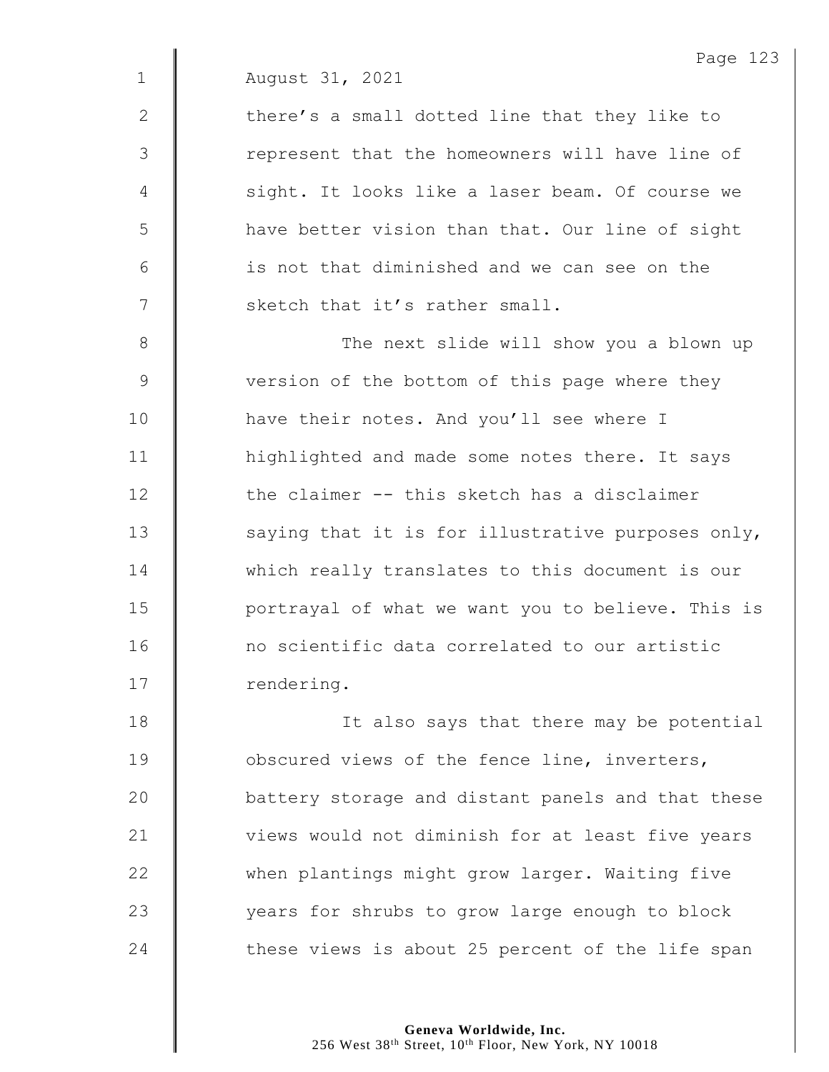August 31, 2021

there's a small dotted line that they like to represent that the homeowners will have line of sight. It looks like a laser beam. Of course we have better vision than that. Our line of sight is not that diminished and we can see on the sketch that it's rather small.

The next slide will show you a blown up version of the bottom of this page where they have their notes. And you'll see where I highlighted and made some notes there. It says the claimer -- this sketch has a disclaimer saying that it is for illustrative purposes only, which really translates to this document is our portrayal of what we want you to believe. This is no scientific data correlated to our artistic rendering.

It also says that there may be potential obscured views of the fence line, inverters, battery storage and distant panels and that these views would not diminish for at least five years when plantings might grow larger. Waiting five years for shrubs to grow large enough to block these views is about 25 percent of the life span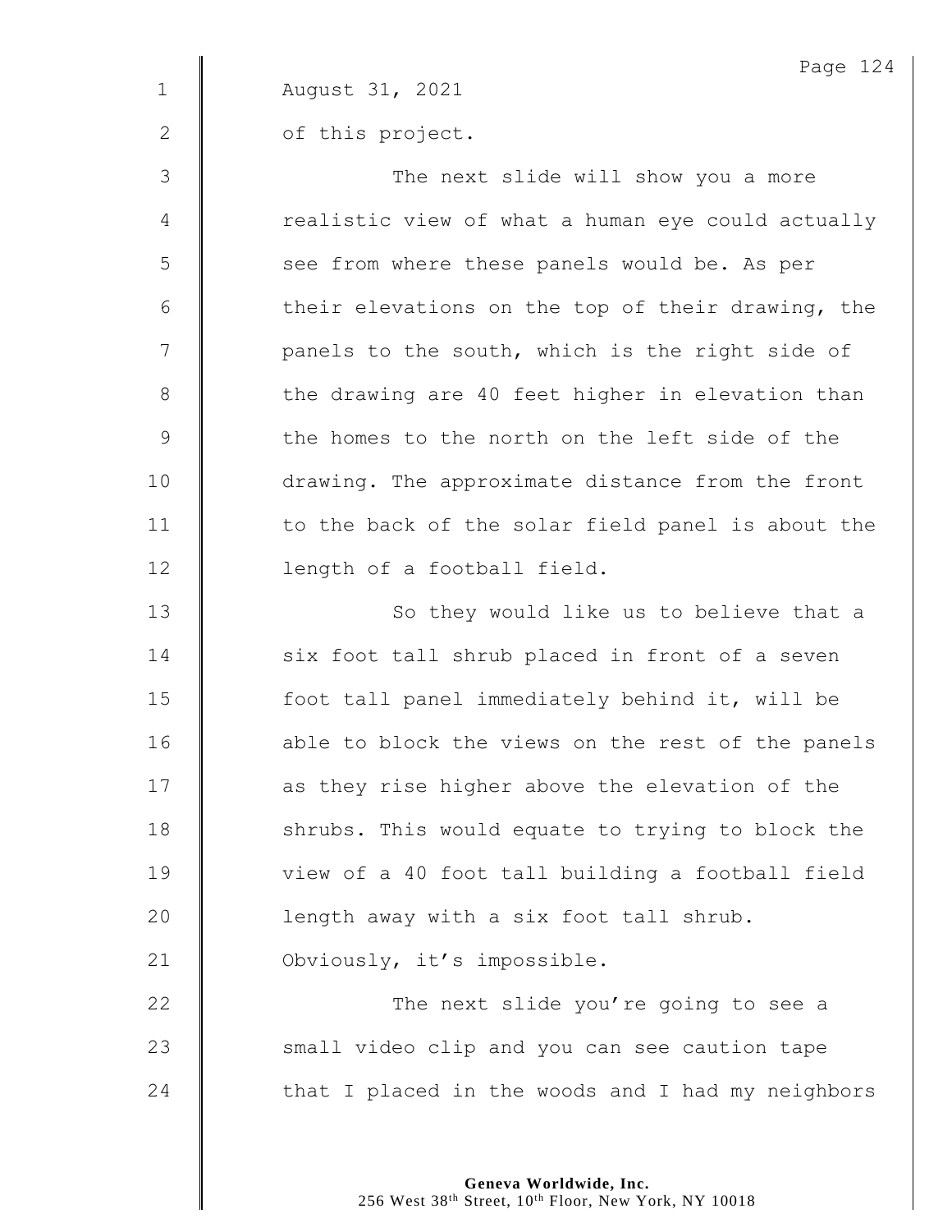August 31, 2021

of this project.

The next slide will show you a more realistic view of what a human eye could actually see from where these panels would be. As per their elevations on the top of their drawing, the panels to the south, which is the right side of the drawing are 40 feet higher in elevation than the homes to the north on the left side of the drawing. The approximate distance from the front to the back of the solar field panel is about the length of a football field.

So they would like us to believe that a six foot tall shrub placed in front of a seven foot tall panel immediately behind it, will be able to block the views on the rest of the panels as they rise higher above the elevation of the shrubs. This would equate to trying to block the view of a 40 foot tall building a football field length away with a six foot tall shrub. Obviously, it's impossible.

The next slide you're going to see a small video clip and you can see caution tape that I placed in the woods and I had my neighbors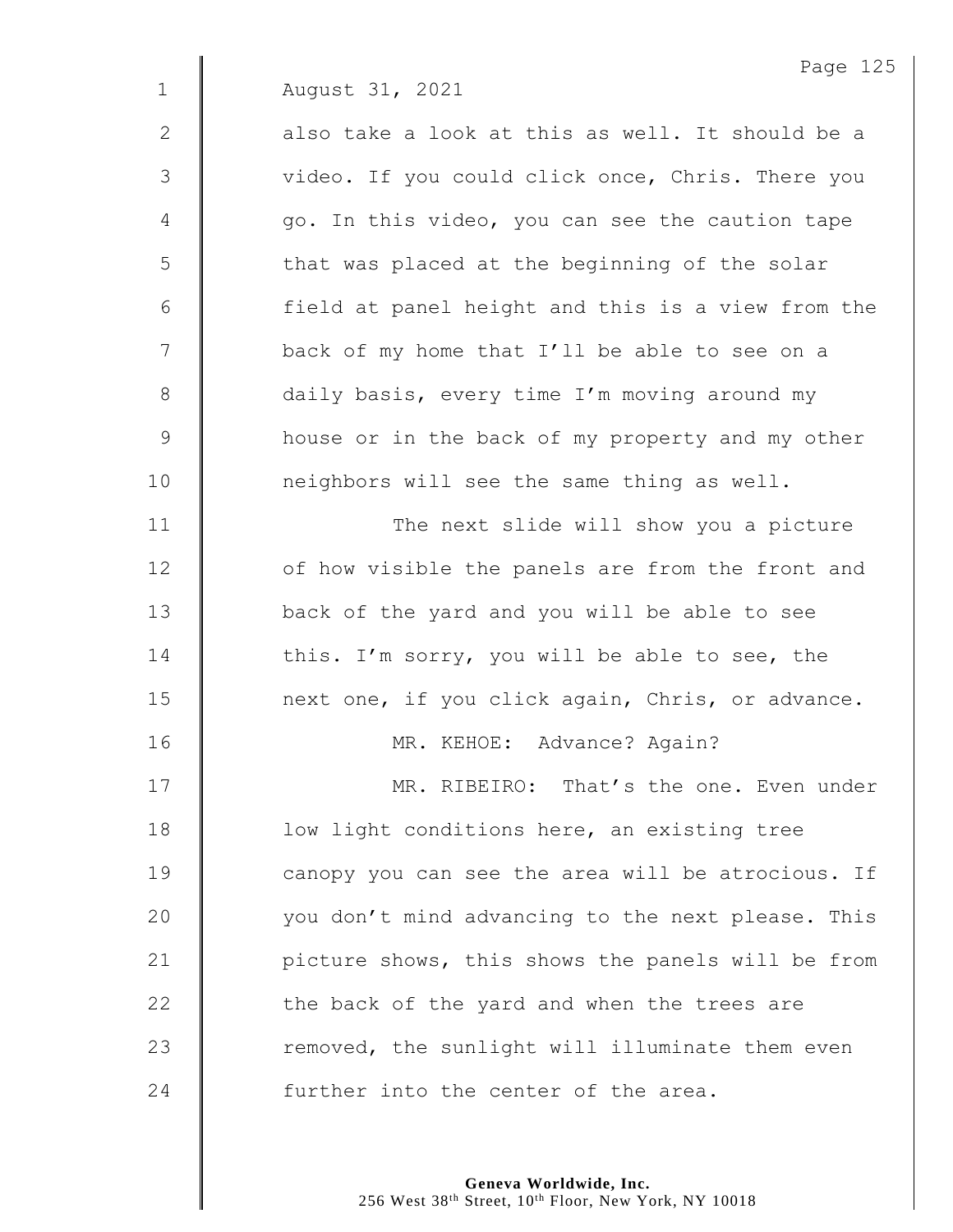August 31, 2021

also take a look at this as well. It should be a video. If you could click once, Chris. There you go. In this video, you can see the caution tape that was placed at the beginning of the solar field at panel height and this is a view from the back of my home that I'll be able to see on a daily basis, every time I'm moving around my house or in the back of my property and my other neighbors will see the same thing as well.

The next slide will show you a picture of how visible the panels are from the front and back of the yard and you will be able to see this. I'm sorry, you will be able to see, the next one, if you click again, Chris, or advance.

MR. KEHOE: Advance? Again?

MR. RIBEIRO: That's the one. Even under low light conditions here, an existing tree canopy you can see the area will be atrocious. If you don't mind advancing to the next please. This picture shows, this shows the panels will be from the back of the yard and when the trees are removed, the sunlight will illuminate them even further into the center of the area.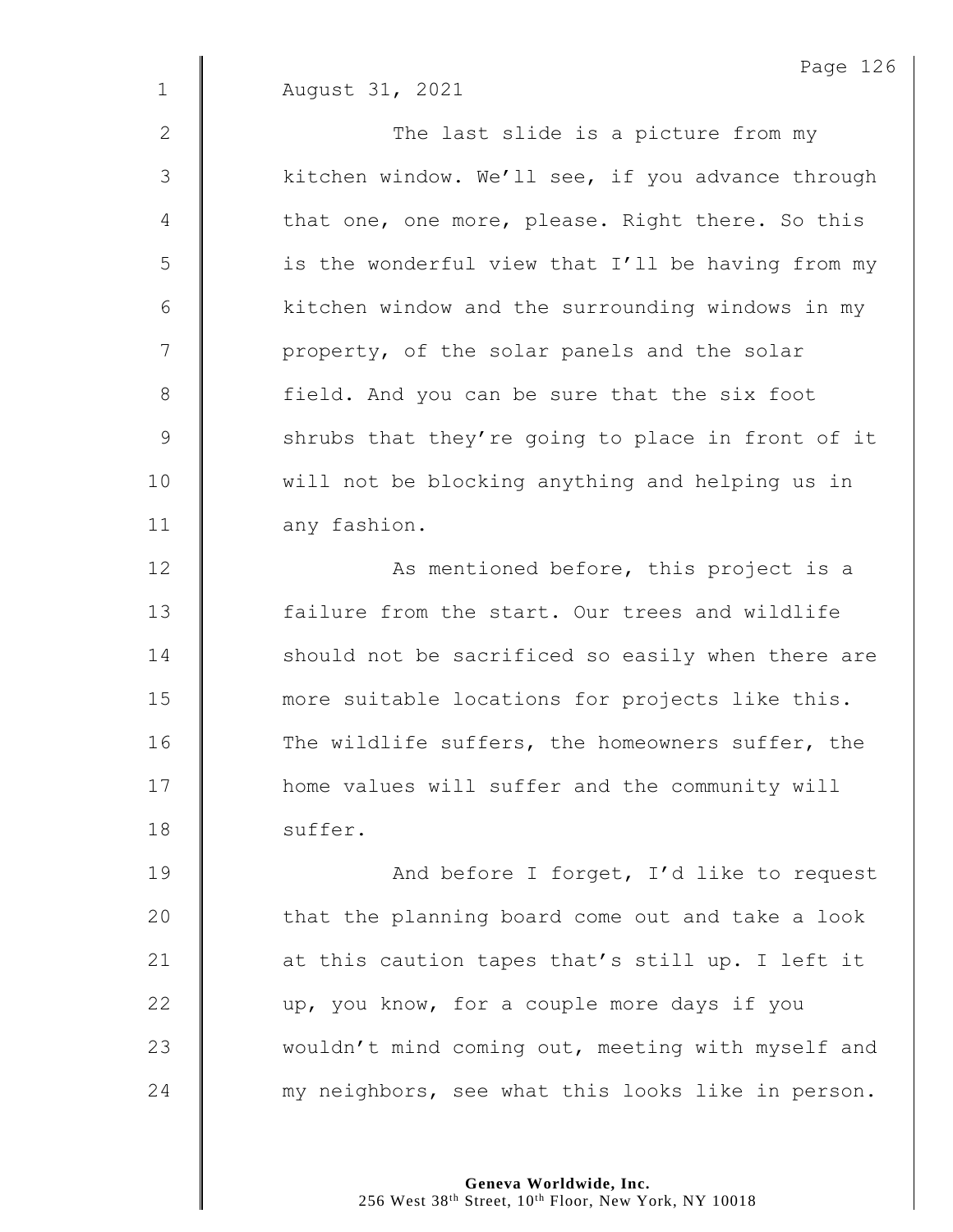August 31, 2021

The last slide is a picture from my kitchen window. We'll see, if you advance through that one, one more, please. Right there. So this is the wonderful view that I'll be having from my kitchen window and the surrounding windows in my property, of the solar panels and the solar field. And you can be sure that the six foot shrubs that they're going to place in front of it will not be blocking anything and helping us in any fashion.

As mentioned before, this project is a failure from the start. Our trees and wildlife should not be sacrificed so easily when there are more suitable locations for projects like this. The wildlife suffers, the homeowners suffer, the home values will suffer and the community will suffer.

And before I forget, I'd like to request that the planning board come out and take a look at this caution tapes that's still up. I left it up, you know, for a couple more days if you wouldn't mind coming out, meeting with myself and my neighbors, see what this looks like in person.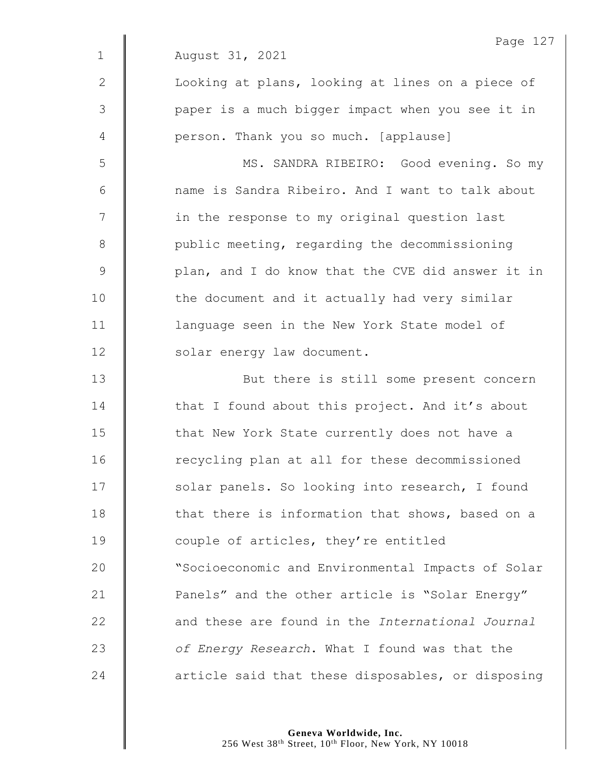August 31, 2021

Looking at plans, looking at lines on a piece of paper is a much bigger impact when you see it in person. Thank you so much. [applause]

MS. SANDRA RIBEIRO: Good evening. So my name is Sandra Ribeiro. And I want to talk about in the response to my original question last public meeting, regarding the decommissioning plan, and I do know that the CVE did answer it in the document and it actually had very similar language seen in the New York State model of solar energy law document.

But there is still some present concern that I found about this project. And it's about that New York State currently does not have a recycling plan at all for these decommissioned solar panels. So looking into research, I found that there is information that shows, based on a couple of articles, they're entitled "Socioeconomic and Environmental Impacts of Solar Panels" and the other article is "Solar Energy" and these are found in the *International Journal of Energy Research*. What I found was that the article said that these disposables, or disposing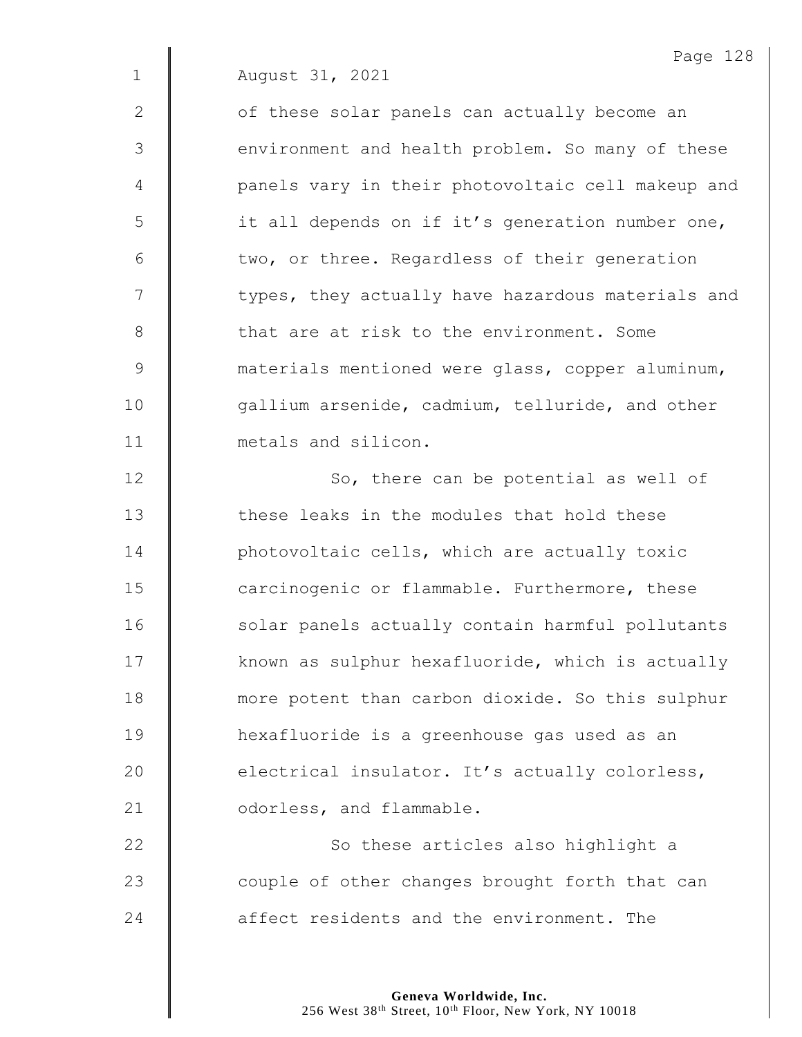August 31, 2021

of these solar panels can actually become an environment and health problem. So many of these panels vary in their photovoltaic cell makeup and it all depends on if it's generation number one, two, or three. Regardless of their generation types, they actually have hazardous materials and that are at risk to the environment. Some materials mentioned were glass, copper aluminum, gallium arsenide, cadmium, telluride, and other metals and silicon.

So, there can be potential as well of these leaks in the modules that hold these photovoltaic cells, which are actually toxic carcinogenic or flammable. Furthermore, these solar panels actually contain harmful pollutants known as sulphur hexafluoride, which is actually more potent than carbon dioxide. So this sulphur hexafluoride is a greenhouse gas used as an electrical insulator. It's actually colorless, odorless, and flammable.

So these articles also highlight a couple of other changes brought forth that can affect residents and the environment. The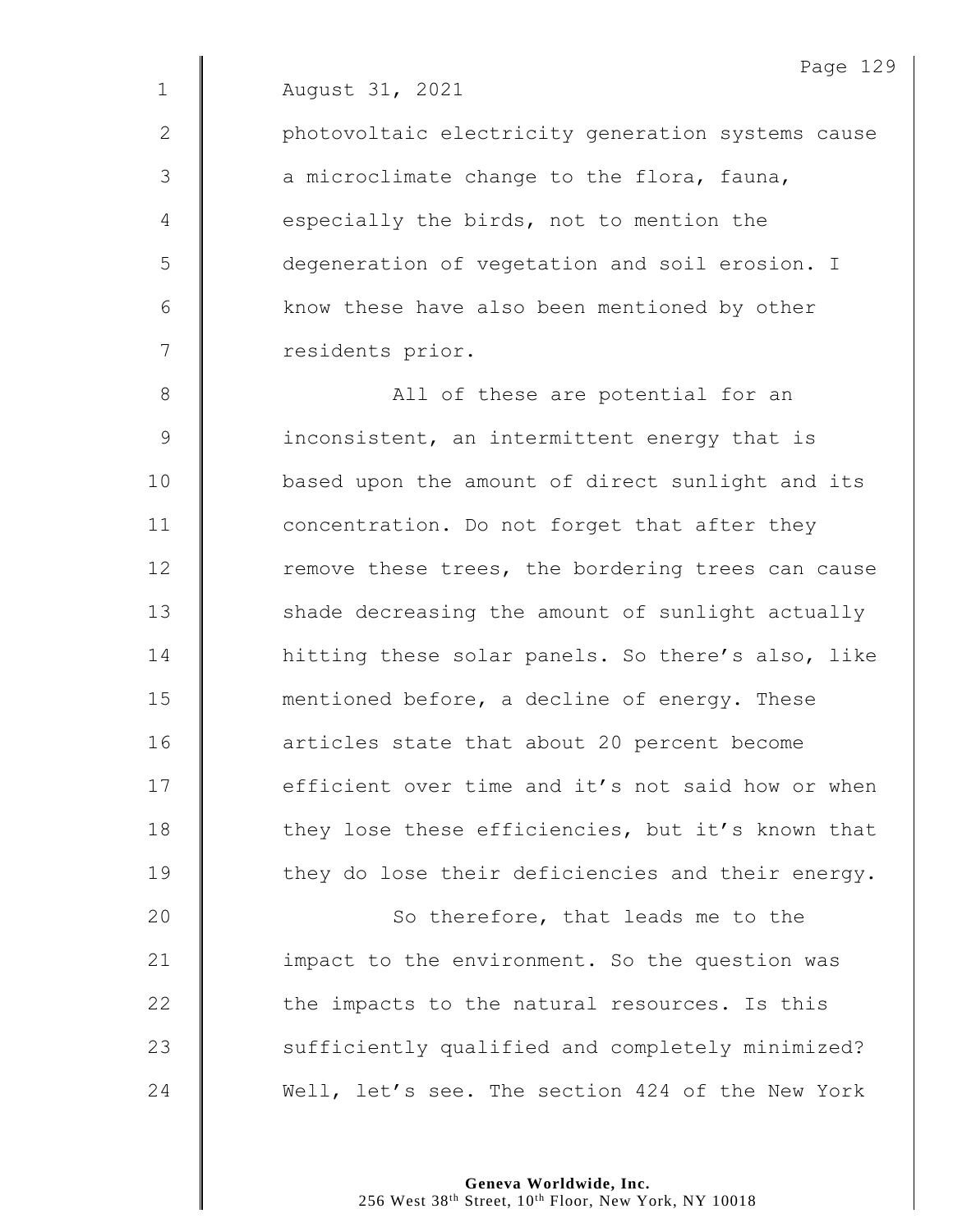August 31, 2021

photovoltaic electricity generation systems cause a microclimate change to the flora, fauna, especially the birds, not to mention the degeneration of vegetation and soil erosion. I know these have also been mentioned by other residents prior.

All of these are potential for an inconsistent, an intermittent energy that is based upon the amount of direct sunlight and its concentration. Do not forget that after they remove these trees, the bordering trees can cause shade decreasing the amount of sunlight actually hitting these solar panels. So there's also, like mentioned before, a decline of energy. These articles state that about 20 percent become efficient over time and it's not said how or when they lose these efficiencies, but it's known that they do lose their deficiencies and their energy.

So therefore, that leads me to the impact to the environment. So the question was the impacts to the natural resources. Is this sufficiently qualified and completely minimized? Well, let's see. The section 424 of the New York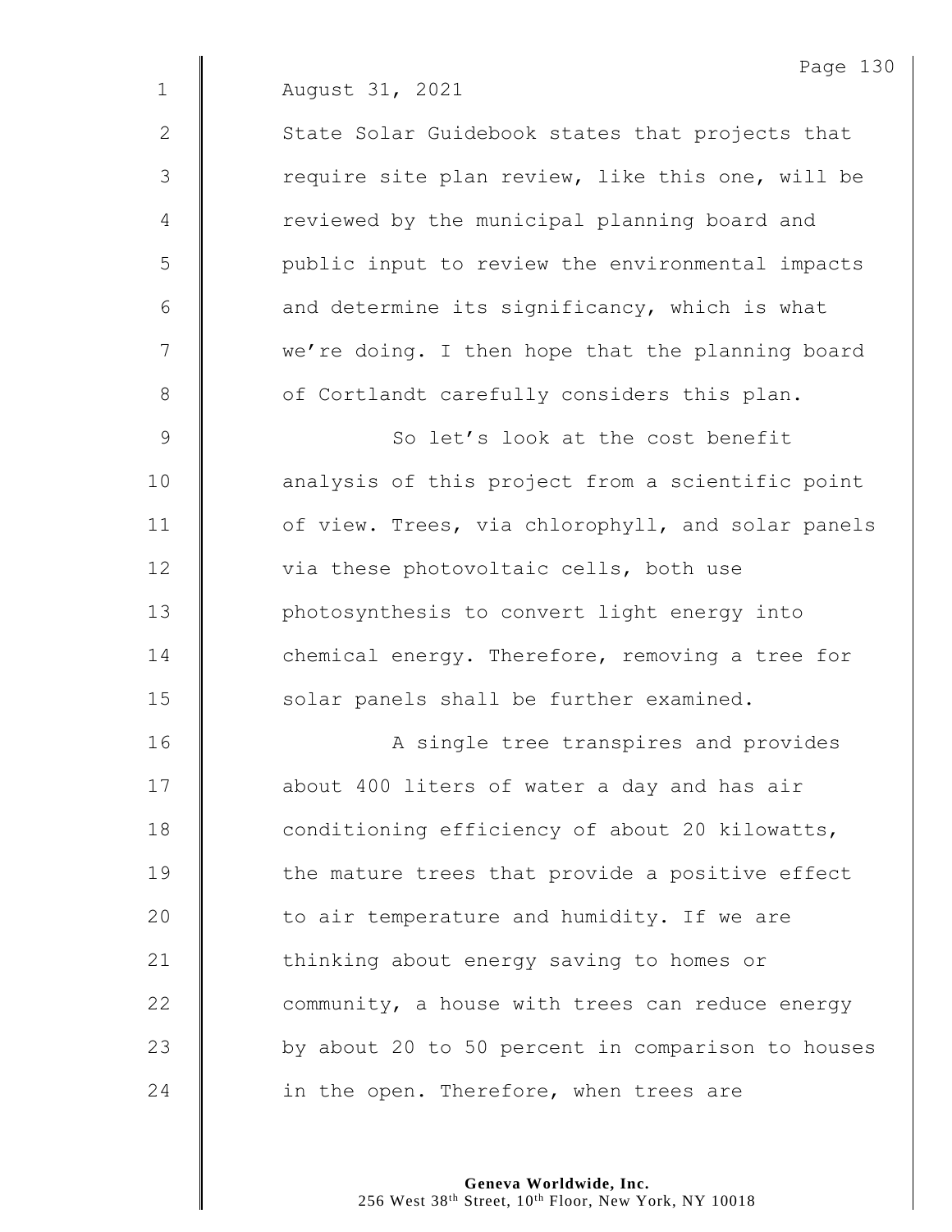August 31, 2021

State Solar Guidebook states that projects that require site plan review, like this one, will be reviewed by the municipal planning board and public input to review the environmental impacts and determine its significancy, which is what we're doing. I then hope that the planning board of Cortlandt carefully considers this plan.

So let's look at the cost benefit analysis of this project from a scientific point of view. Trees, via chlorophyll, and solar panels via these photovoltaic cells, both use photosynthesis to convert light energy into chemical energy. Therefore, removing a tree for solar panels shall be further examined.

A single tree transpires and provides about 400 liters of water a day and has air conditioning efficiency of about 20 kilowatts, the mature trees that provide a positive effect to air temperature and humidity. If we are thinking about energy saving to homes or community, a house with trees can reduce energy by about 20 to 50 percent in comparison to houses in the open. Therefore, when trees are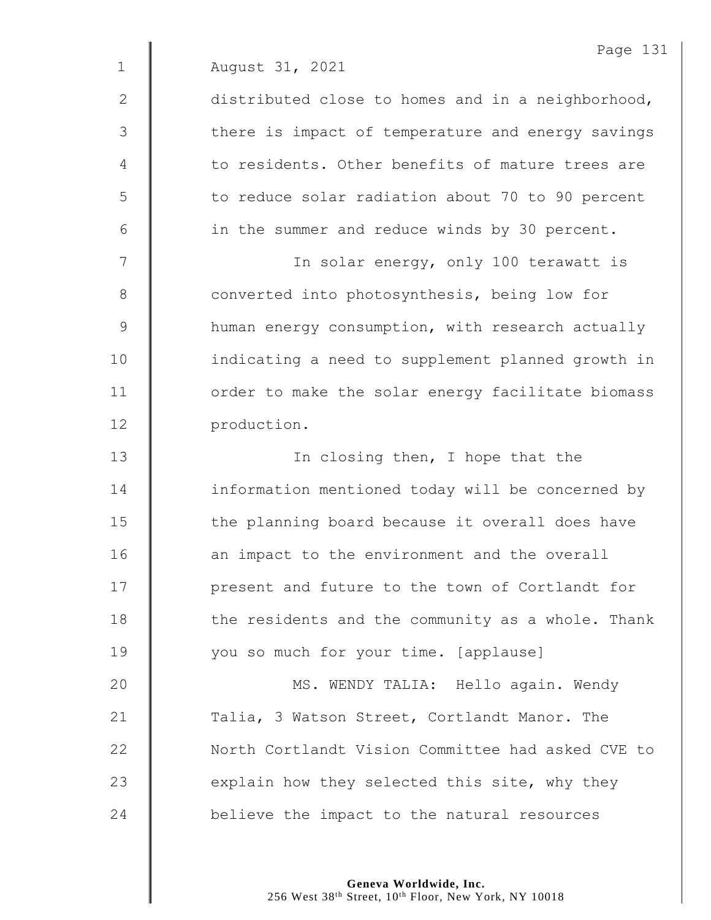August 31, 2021

distributed close to homes and in a neighborhood, there is impact of temperature and energy savings to residents. Other benefits of mature trees are to reduce solar radiation about 70 to 90 percent in the summer and reduce winds by 30 percent.

In solar energy, only 100 terawatt is converted into photosynthesis, being low for human energy consumption, with research actually indicating a need to supplement planned growth in order to make the solar energy facilitate biomass production.

In closing then, I hope that the information mentioned today will be concerned by the planning board because it overall does have an impact to the environment and the overall present and future to the town of Cortlandt for the residents and the community as a whole. Thank you so much for your time. [applause]

MS. WENDY TALIA: Hello again. Wendy Talia, 3 Watson Street, Cortlandt Manor. The North Cortlandt Vision Committee had asked CVE to explain how they selected this site, why they believe the impact to the natural resources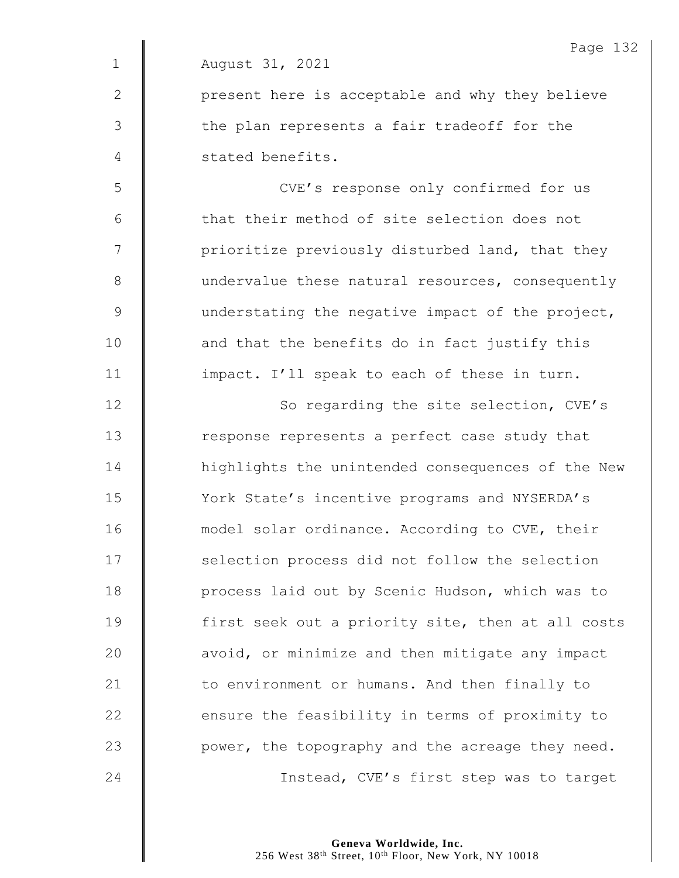August 31, 2021

present here is acceptable and why they believe the plan represents a fair tradeoff for the stated benefits.

CVE's response only confirmed for us that their method of site selection does not prioritize previously disturbed land, that they undervalue these natural resources, consequently understating the negative impact of the project, and that the benefits do in fact justify this impact. I'll speak to each of these in turn.

So regarding the site selection, CVE's response represents a perfect case study that highlights the unintended consequences of the New York State's incentive programs and NYSERDA's model solar ordinance. According to CVE, their selection process did not follow the selection process laid out by Scenic Hudson, which was to first seek out a priority site, then at all costs avoid, or minimize and then mitigate any impact to environment or humans. And then finally to ensure the feasibility in terms of proximity to power, the topography and the acreage they need.

Instead, CVE's first step was to target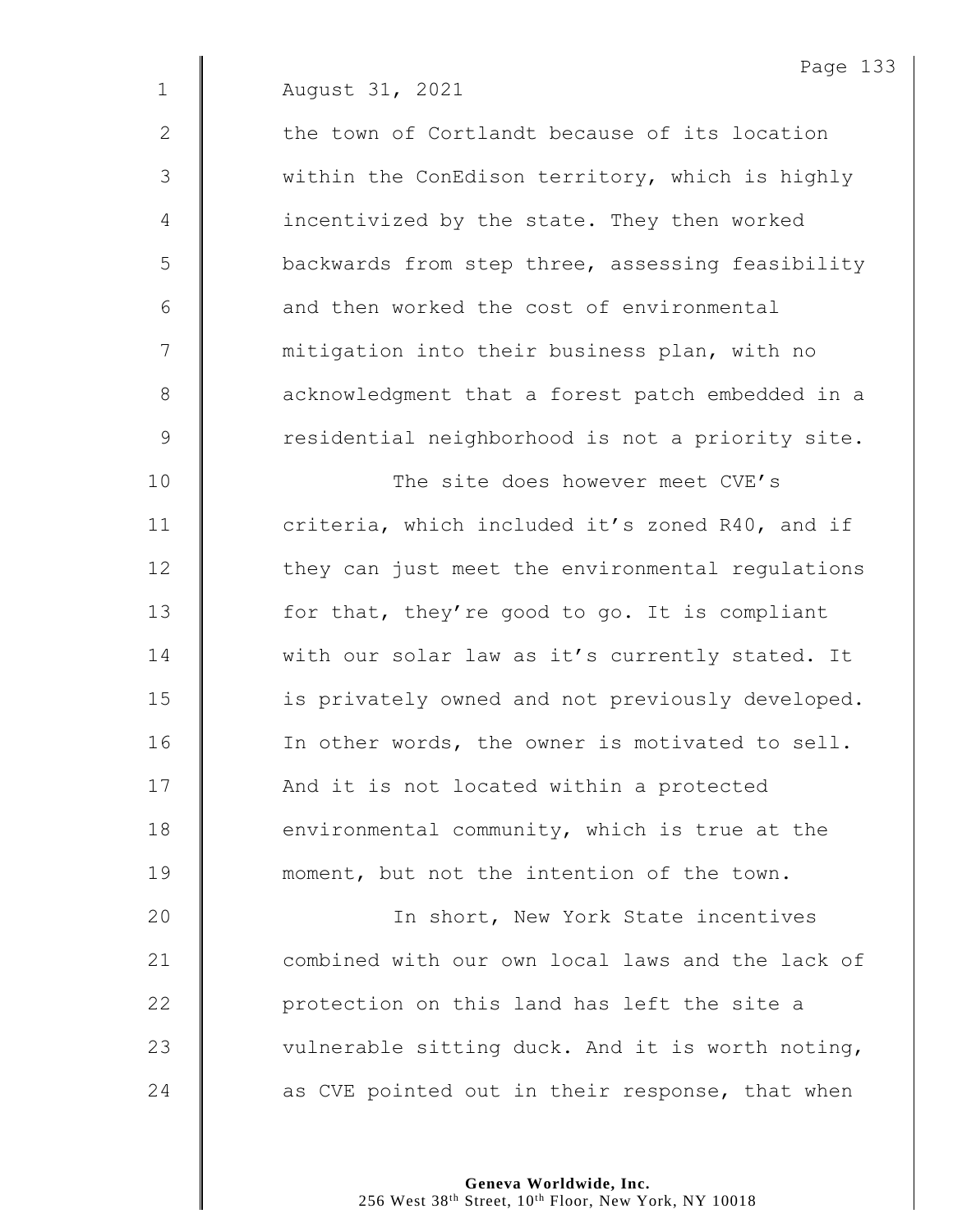August 31, 2021

the town of Cortlandt because of its location within the ConEdison territory, which is highly incentivized by the state. They then worked backwards from step three, assessing feasibility and then worked the cost of environmental mitigation into their business plan, with no acknowledgment that a forest patch embedded in a residential neighborhood is not a priority site.

The site does however meet CVE's criteria, which included it's zoned R40, and if they can just meet the environmental regulations for that, they're good to go. It is compliant with our solar law as it's currently stated. It is privately owned and not previously developed. In other words, the owner is motivated to sell. And it is not located within a protected environmental community, which is true at the moment, but not the intention of the town.

In short, New York State incentives combined with our own local laws and the lack of protection on this land has left the site a vulnerable sitting duck. And it is worth noting, as CVE pointed out in their response, that when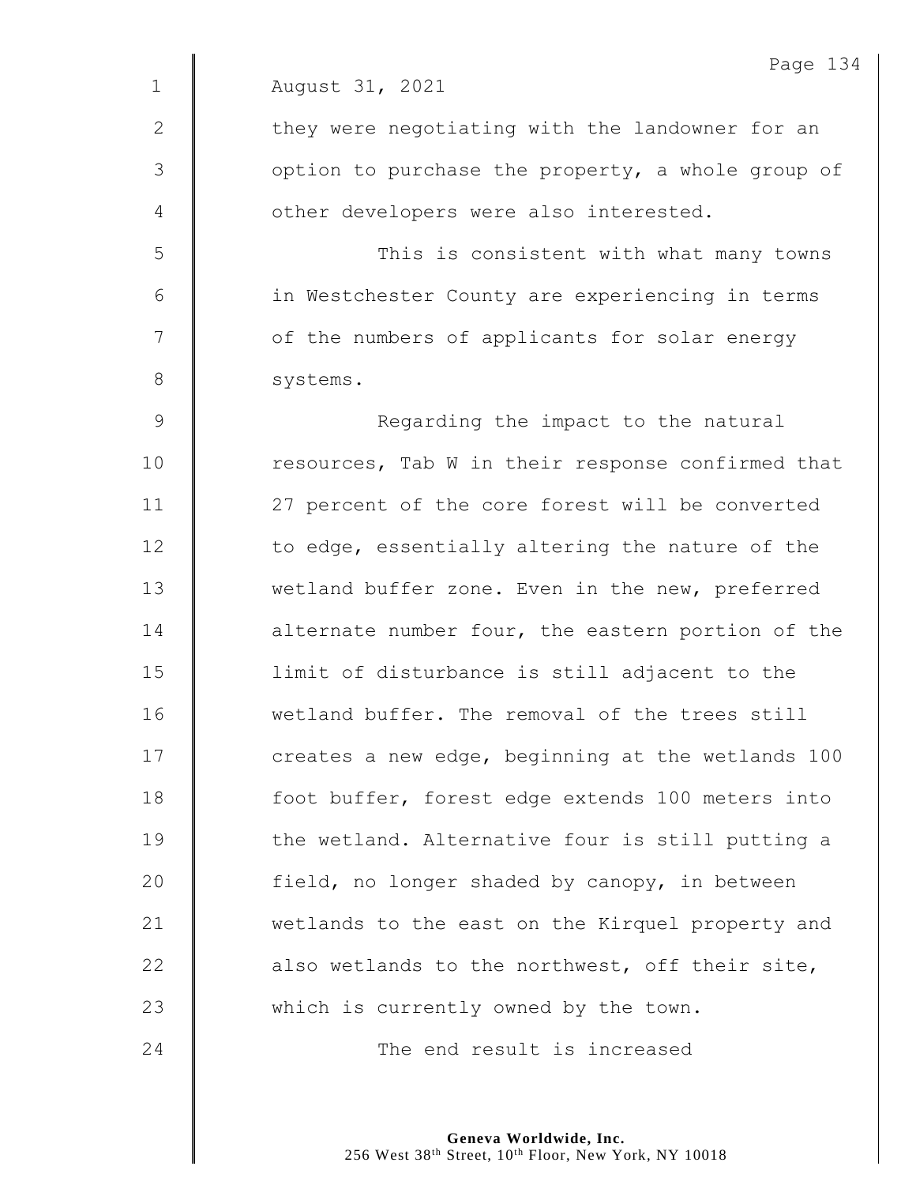August 31, 2021

they were negotiating with the landowner for an option to purchase the property, a whole group of other developers were also interested.

This is consistent with what many towns in Westchester County are experiencing in terms of the numbers of applicants for solar energy systems.

Regarding the impact to the natural resources, Tab W in their response confirmed that 27 percent of the core forest will be converted to edge, essentially altering the nature of the wetland buffer zone. Even in the new, preferred alternate number four, the eastern portion of the limit of disturbance is still adjacent to the wetland buffer. The removal of the trees still creates a new edge, beginning at the wetlands 100 foot buffer, forest edge extends 100 meters into the wetland. Alternative four is still putting a field, no longer shaded by canopy, in between wetlands to the east on the Kirquel property and also wetlands to the northwest, off their site, which is currently owned by the town.

The end result is increased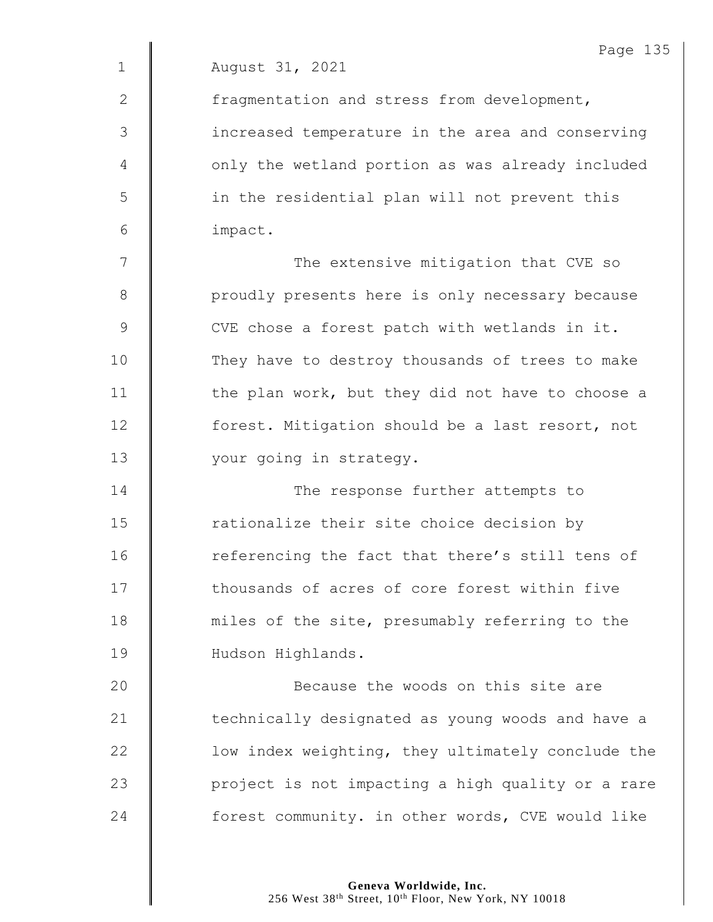August 31, 2021

fragmentation and stress from development, increased temperature in the area and conserving only the wetland portion as was already included in the residential plan will not prevent this impact.

The extensive mitigation that CVE so proudly presents here is only necessary because CVE chose a forest patch with wetlands in it. They have to destroy thousands of trees to make the plan work, but they did not have to choose a forest. Mitigation should be a last resort, not your going in strategy.

The response further attempts to rationalize their site choice decision by referencing the fact that there's still tens of thousands of acres of core forest within five miles of the site, presumably referring to the Hudson Highlands.

Because the woods on this site are technically designated as young woods and have a low index weighting, they ultimately conclude the project is not impacting a high quality or a rare forest community. in other words, CVE would like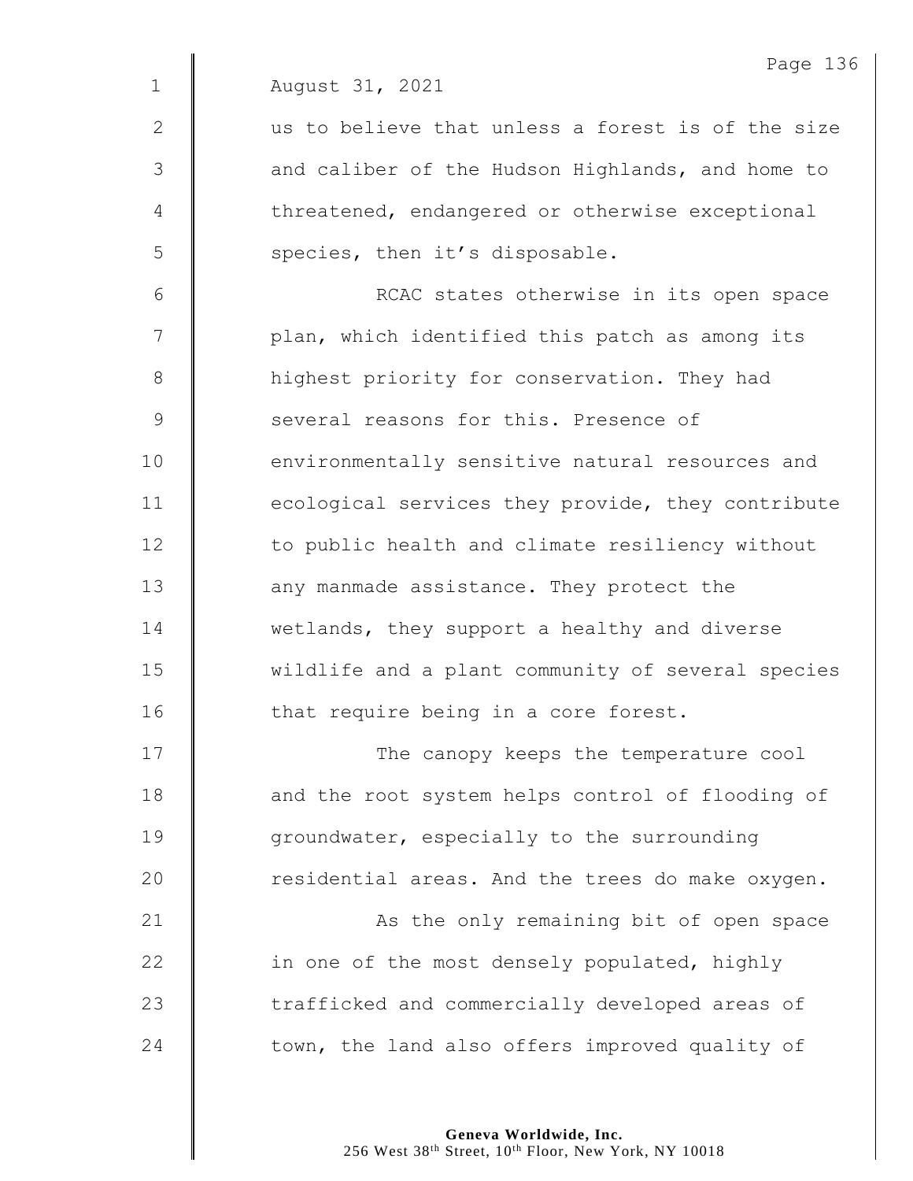August 31, 2021

us to believe that unless a forest is of the size and caliber of the Hudson Highlands, and home to threatened, endangered or otherwise exceptional species, then it's disposable.

RCAC states otherwise in its open space plan, which identified this patch as among its highest priority for conservation. They had several reasons for this. Presence of environmentally sensitive natural resources and ecological services they provide, they contribute to public health and climate resiliency without any manmade assistance. They protect the wetlands, they support a healthy and diverse wildlife and a plant community of several species that require being in a core forest.

The canopy keeps the temperature cool and the root system helps control of flooding of groundwater, especially to the surrounding residential areas. And the trees do make oxygen.

As the only remaining bit of open space in one of the most densely populated, highly trafficked and commercially developed areas of town, the land also offers improved quality of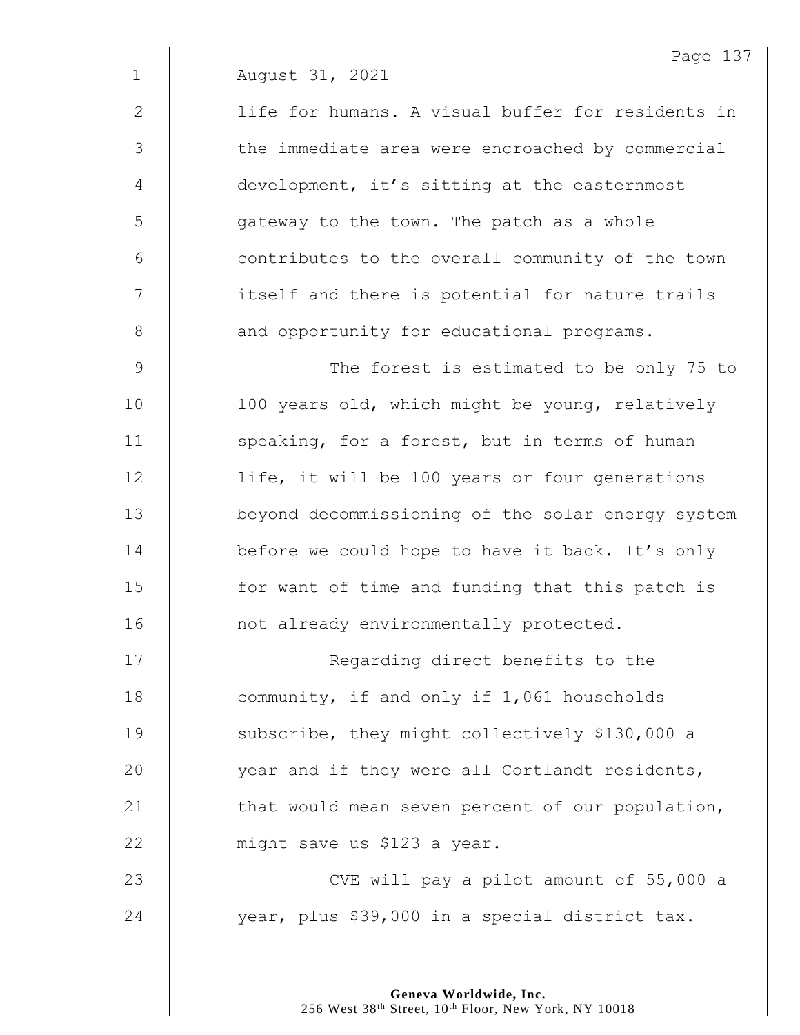August 31, 2021

life for humans. A visual buffer for residents in the immediate area were encroached by commercial development, it's sitting at the easternmost gateway to the town. The patch as a whole contributes to the overall community of the town itself and there is potential for nature trails and opportunity for educational programs.

The forest is estimated to be only 75 to 100 years old, which might be young, relatively speaking, for a forest, but in terms of human life, it will be 100 years or four generations beyond decommissioning of the solar energy system before we could hope to have it back. It's only for want of time and funding that this patch is not already environmentally protected.

Regarding direct benefits to the community, if and only if 1,061 households subscribe, they might collectively $130,000 a year and if they were all Cortlandt residents, that would mean seven percent of our population, might save us $123 a year.

CVE will pay a pilot amount of 55,000 a year, plus $39,000 in a special district tax.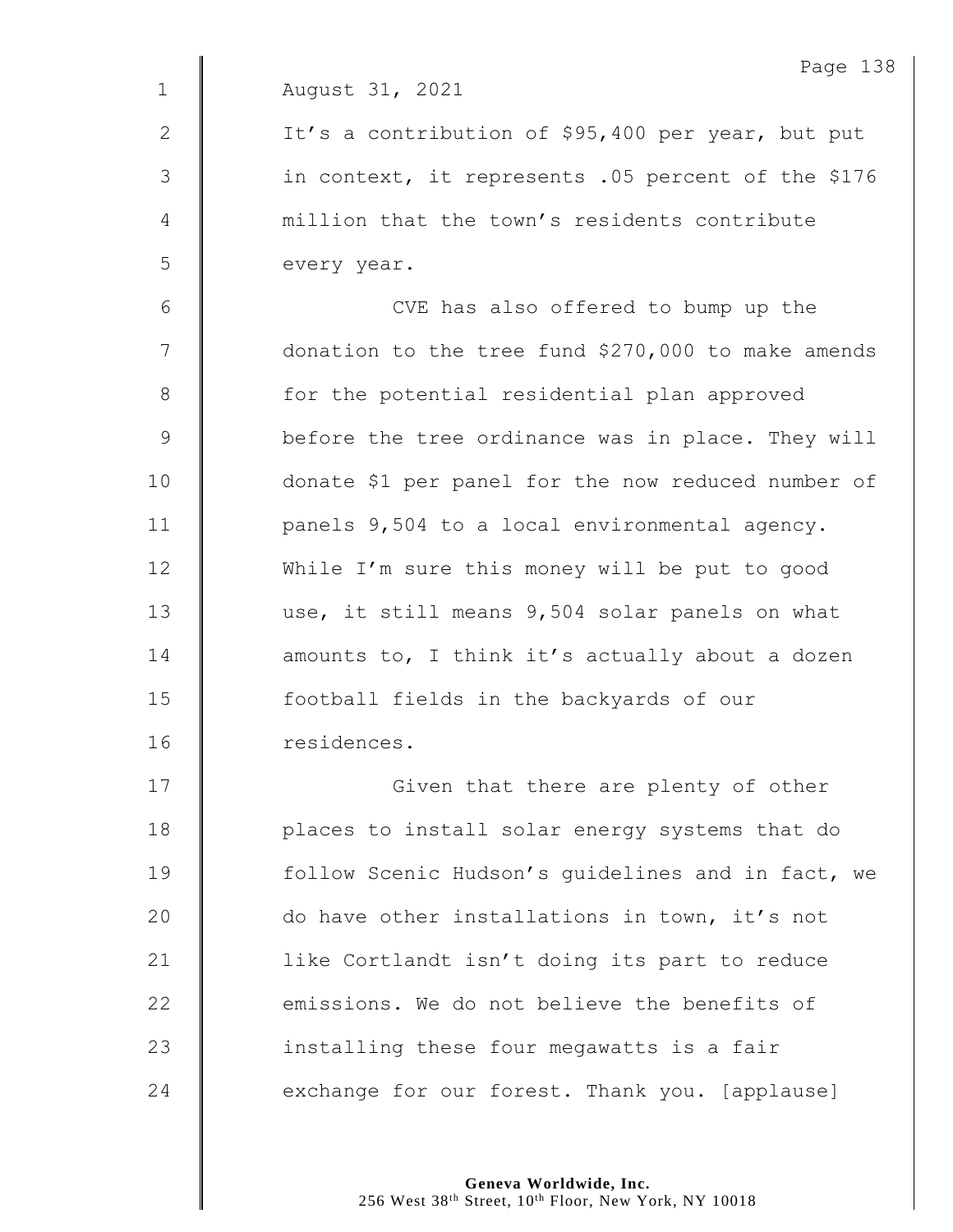August 31, 2021

It's a contribution of $95,400 per year, but put in context, it represents .05 percent of the $176 million that the town's residents contribute every year.

CVE has also offered to bump up the donation to the tree fund $270,000 to make amends for the potential residential plan approved before the tree ordinance was in place. They will donate $1 per panel for the now reduced number of panels 9,504 to a local environmental agency. While I'm sure this money will be put to good use, it still means 9,504 solar panels on what amounts to, I think it's actually about a dozen football fields in the backyards of our residences.

Given that there are plenty of other places to install solar energy systems that do follow Scenic Hudson's guidelines and in fact, we do have other installations in town, it's not like Cortlandt isn't doing its part to reduce emissions. We do not believe the benefits of installing these four megawatts is a fair exchange for our forest. Thank you. [applause]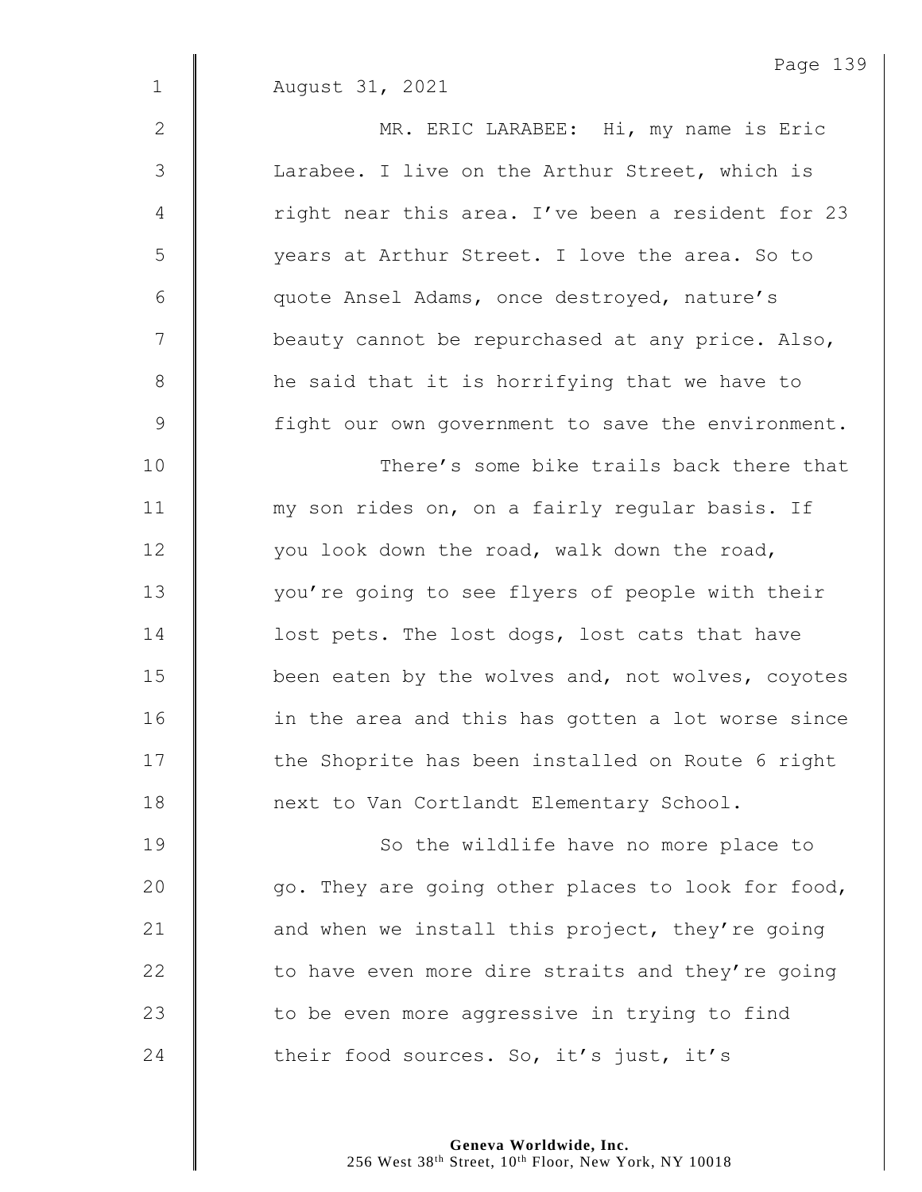August 31, 2021

MR. ERIC LARABEE: Hi, my name is Eric Larabee. I live on the Arthur Street, which is right near this area. I've been a resident for 23 years at Arthur Street. I love the area. So to quote Ansel Adams, once destroyed, nature's beauty cannot be repurchased at any price. Also, he said that it is horrifying that we have to fight our own government to save the environment.

There's some bike trails back there that my son rides on, on a fairly regular basis. If you look down the road, walk down the road, you're going to see flyers of people with their lost pets. The lost dogs, lost cats that have been eaten by the wolves and, not wolves, coyotes in the area and this has gotten a lot worse since the Shoprite has been installed on Route 6 right next to Van Cortlandt Elementary School.

So the wildlife have no more place to go. They are going other places to look for food, and when we install this project, they're going to have even more dire straits and they're going to be even more aggressive in trying to find their food sources. So, it's just, it's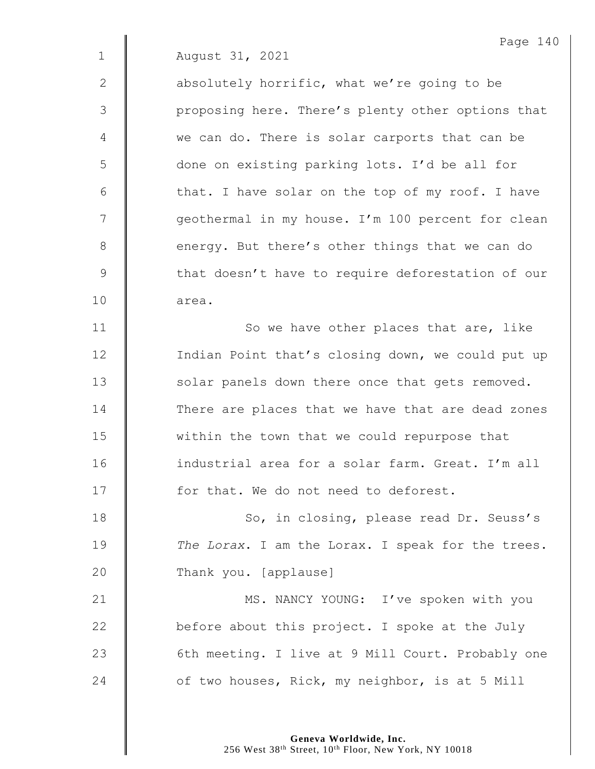August 31, 2021

absolutely horrific, what we're going to be proposing here. There's plenty other options that we can do. There is solar carports that can be done on existing parking lots. I'd be all for that. I have solar on the top of my roof. I have geothermal in my house. I'm 100 percent for clean energy. But there's other things that we can do that doesn't have to require deforestation of our area.

So we have other places that are, like Indian Point that's closing down, we could put up solar panels down there once that gets removed. There are places that we have that are dead zones within the town that we could repurpose that industrial area for a solar farm. Great. I'm all for that. We do not need to deforest.

So, in closing, please read Dr. Seuss's *The Lorax*. I am the Lorax. I speak for the trees. Thank you. [applause]

MS. NANCY YOUNG: I've spoken with you before about this project. I spoke at the July 6th meeting. I live at 9 Mill Court. Probably one of two houses, Rick, my neighbor, is at 5 Mill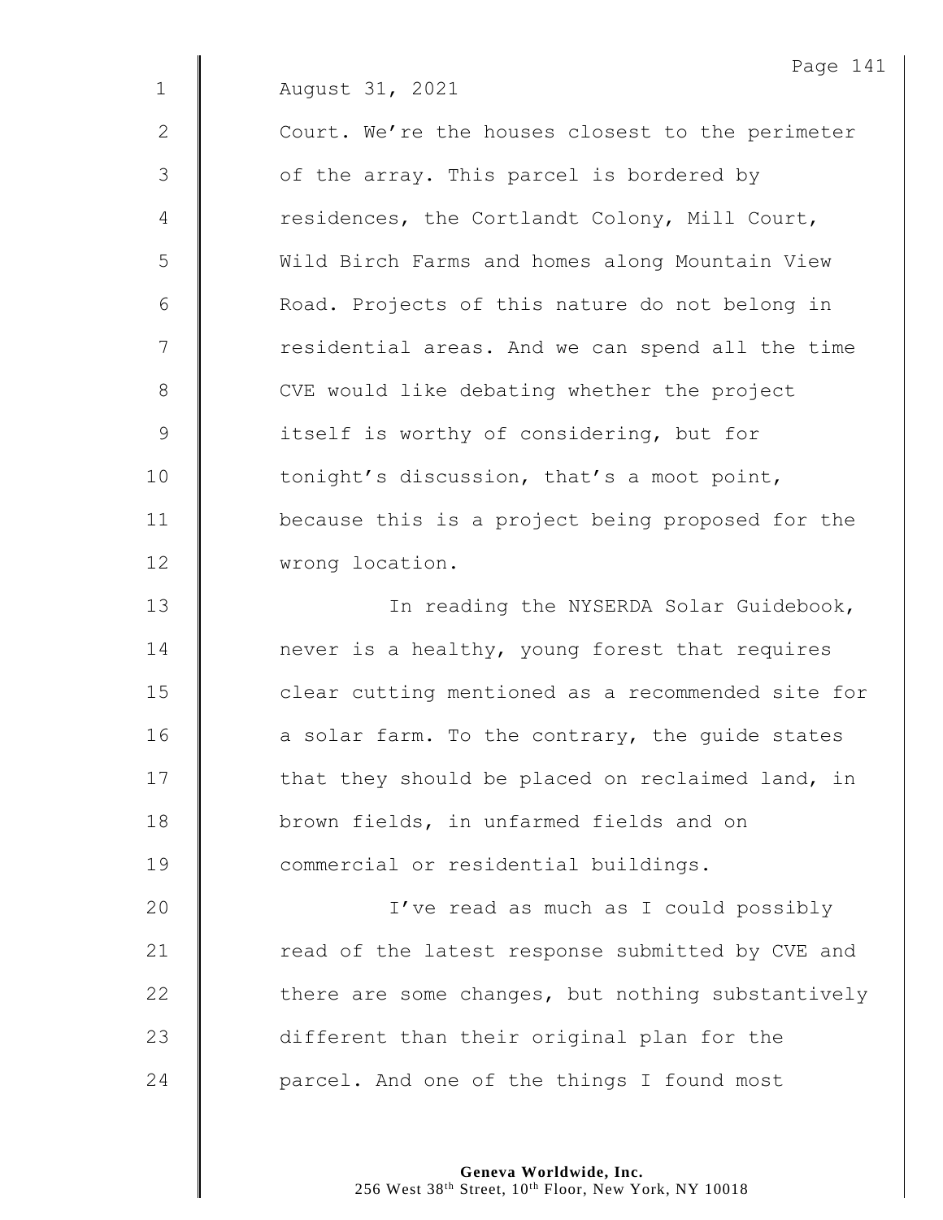August 31, 2021

Court. We're the houses closest to the perimeter of the array. This parcel is bordered by residences, the Cortlandt Colony, Mill Court, Wild Birch Farms and homes along Mountain View Road. Projects of this nature do not belong in residential areas. And we can spend all the time CVE would like debating whether the project itself is worthy of considering, but for tonight's discussion, that's a moot point, because this is a project being proposed for the wrong location.

In reading the NYSERDA Solar Guidebook, never is a healthy, young forest that requires clear cutting mentioned as a recommended site for a solar farm. To the contrary, the guide states that they should be placed on reclaimed land, in brown fields, in unfarmed fields and on commercial or residential buildings.

I've read as much as I could possibly read of the latest response submitted by CVE and there are some changes, but nothing substantively different than their original plan for the parcel. And one of the things I found most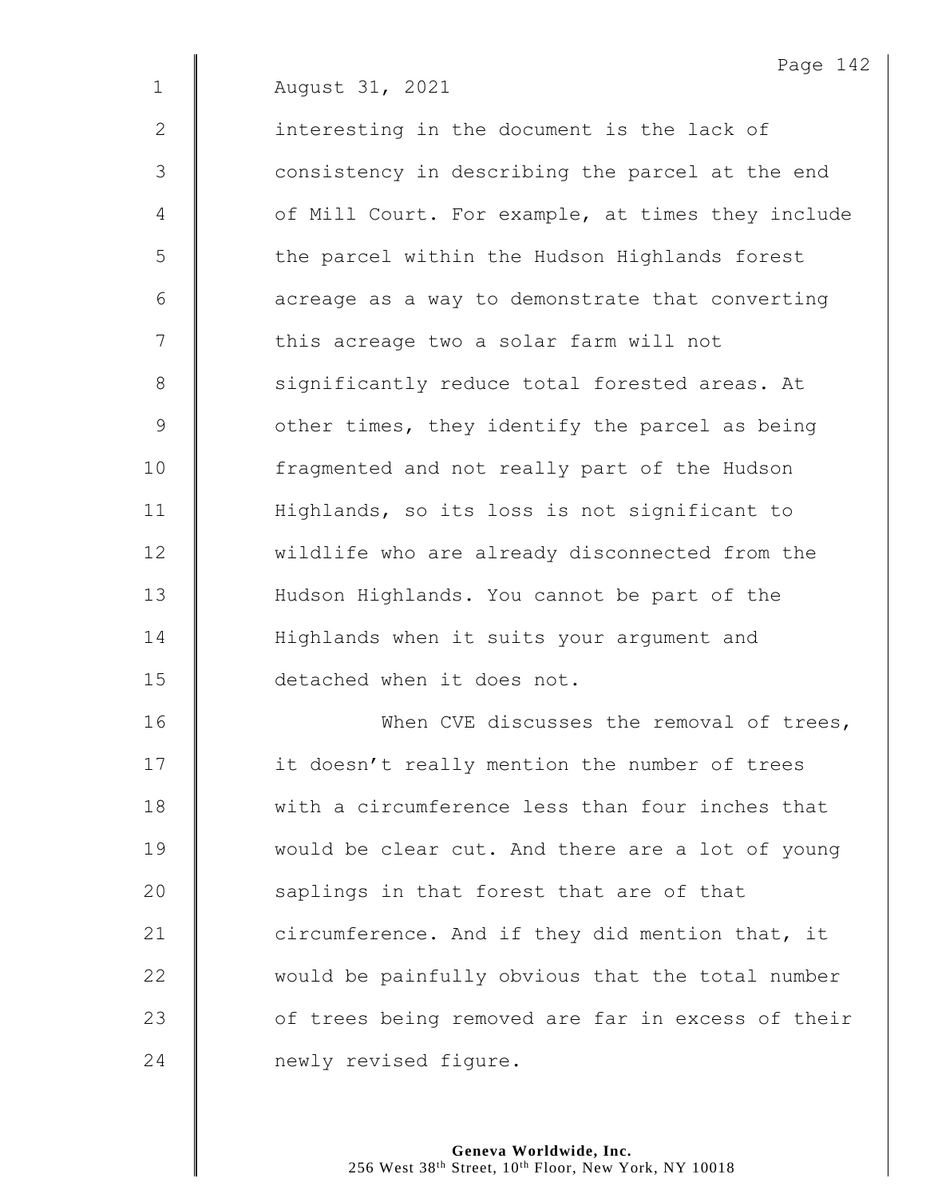August 31, 2021

interesting in the document is the lack of consistency in describing the parcel at the end of Mill Court. For example, at times they include the parcel within the Hudson Highlands forest acreage as a way to demonstrate that converting this acreage two a solar farm will not significantly reduce total forested areas. At other times, they identify the parcel as being fragmented and not really part of the Hudson Highlands, so its loss is not significant to wildlife who are already disconnected from the Hudson Highlands. You cannot be part of the Highlands when it suits your argument and detached when it does not.

When CVE discusses the removal of trees, it doesn't really mention the number of trees with a circumference less than four inches that would be clear cut. And there are a lot of young saplings in that forest that are of that circumference. And if they did mention that, it would be painfully obvious that the total number of trees being removed are far in excess of their newly revised figure.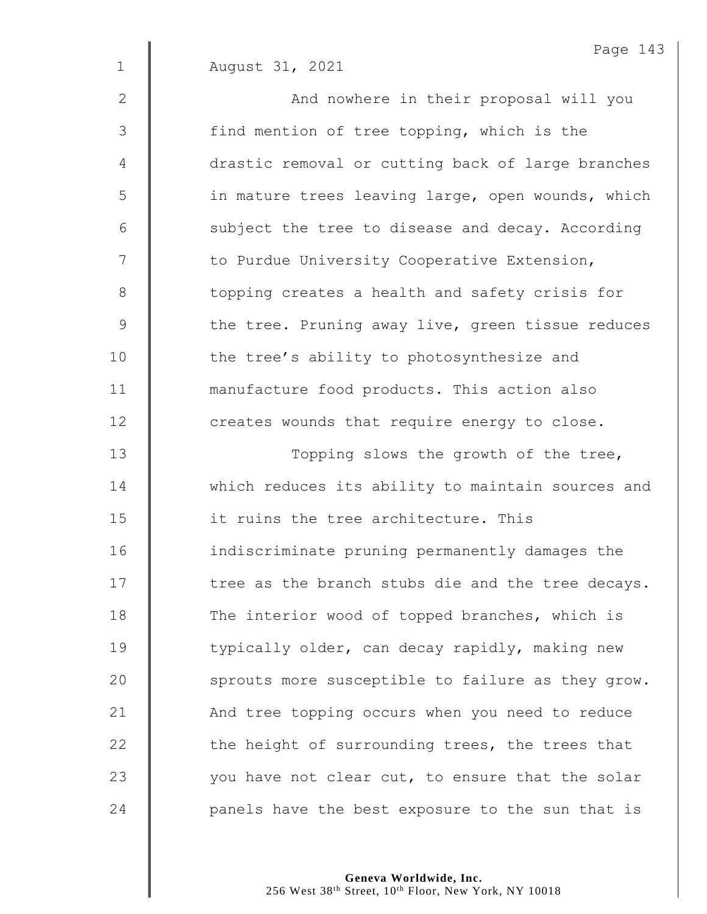August 31, 2021

And nowhere in their proposal will you find mention of tree topping, which is the drastic removal or cutting back of large branches in mature trees leaving large, open wounds, which subject the tree to disease and decay. According to Purdue University Cooperative Extension, topping creates a health and safety crisis for the tree. Pruning away live, green tissue reduces the tree's ability to photosynthesize and manufacture food products. This action also creates wounds that require energy to close.

Topping slows the growth of the tree, which reduces its ability to maintain sources and it ruins the tree architecture. This indiscriminate pruning permanently damages the tree as the branch stubs die and the tree decays. The interior wood of topped branches, which is typically older, can decay rapidly, making new sprouts more susceptible to failure as they grow. And tree topping occurs when you need to reduce the height of surrounding trees, the trees that you have not clear cut, to ensure that the solar panels have the best exposure to the sun that is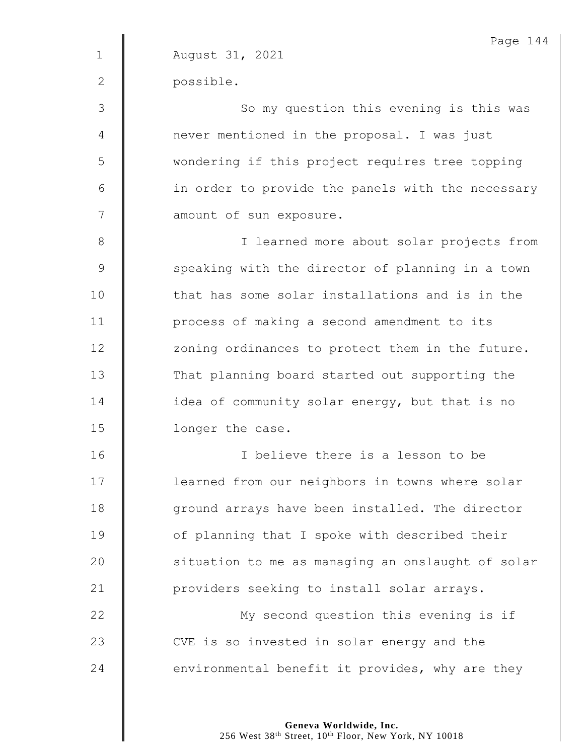August 31, 2021

possible.

So my question this evening is this was never mentioned in the proposal. I was just wondering if this project requires tree topping in order to provide the panels with the necessary amount of sun exposure.

I learned more about solar projects from speaking with the director of planning in a town that has some solar installations and is in the process of making a second amendment to its zoning ordinances to protect them in the future. That planning board started out supporting the idea of community solar energy, but that is no longer the case.

I believe there is a lesson to be learned from our neighbors in towns where solar ground arrays have been installed. The director of planning that I spoke with described their situation to me as managing an onslaught of solar providers seeking to install solar arrays.

My second question this evening is if CVE is so invested in solar energy and the environmental benefit it provides, why are they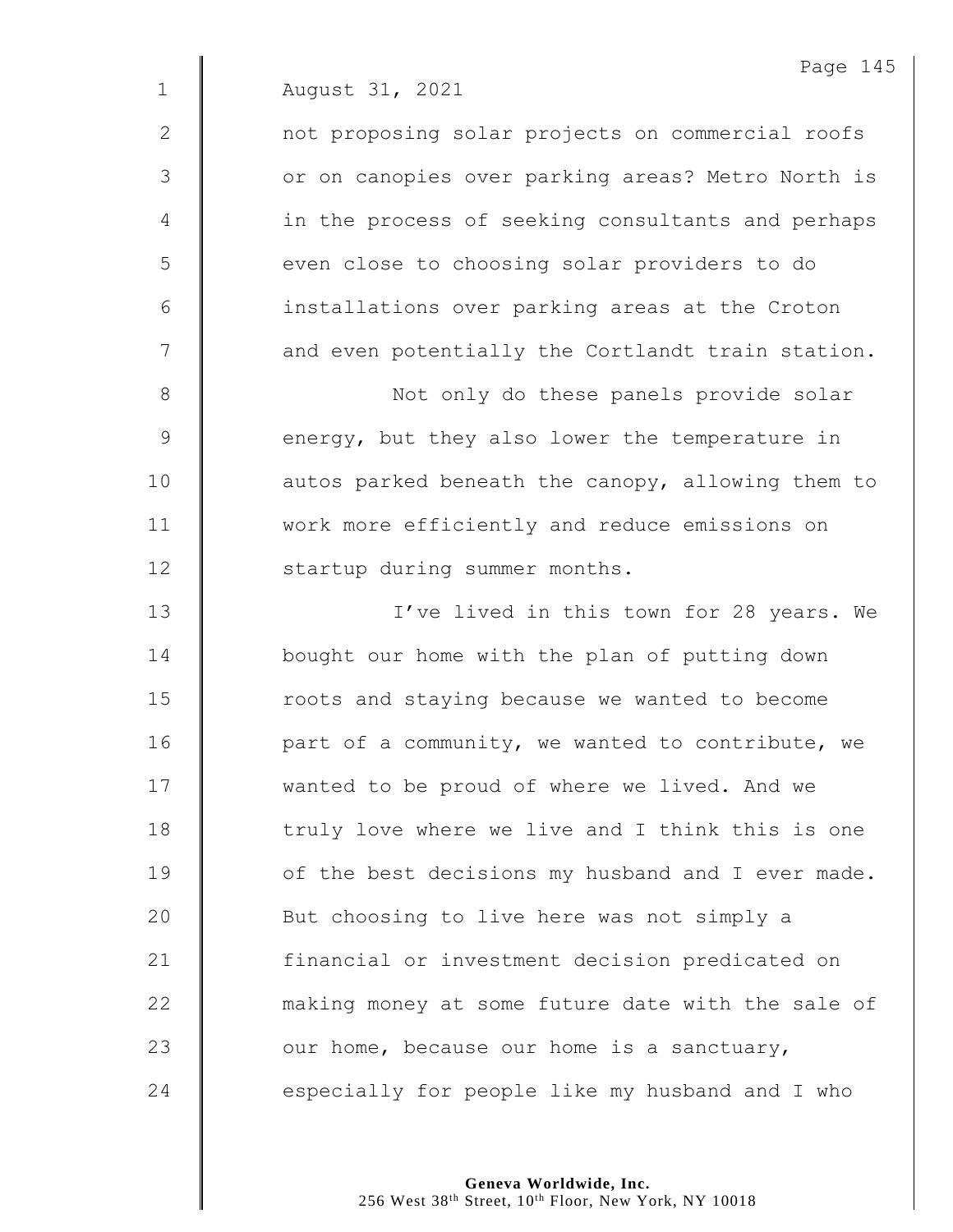August 31, 2021

not proposing solar projects on commercial roofs or on canopies over parking areas? Metro North is in the process of seeking consultants and perhaps even close to choosing solar providers to do installations over parking areas at the Croton and even potentially the Cortlandt train station.

Not only do these panels provide solar energy, but they also lower the temperature in autos parked beneath the canopy, allowing them to work more efficiently and reduce emissions on startup during summer months.

I've lived in this town for 28 years. We bought our home with the plan of putting down roots and staying because we wanted to become part of a community, we wanted to contribute, we wanted to be proud of where we lived. And we truly love where we live and I think this is one of the best decisions my husband and I ever made. But choosing to live here was not simply a financial or investment decision predicated on making money at some future date with the sale of our home, because our home is a sanctuary, especially for people like my husband and I who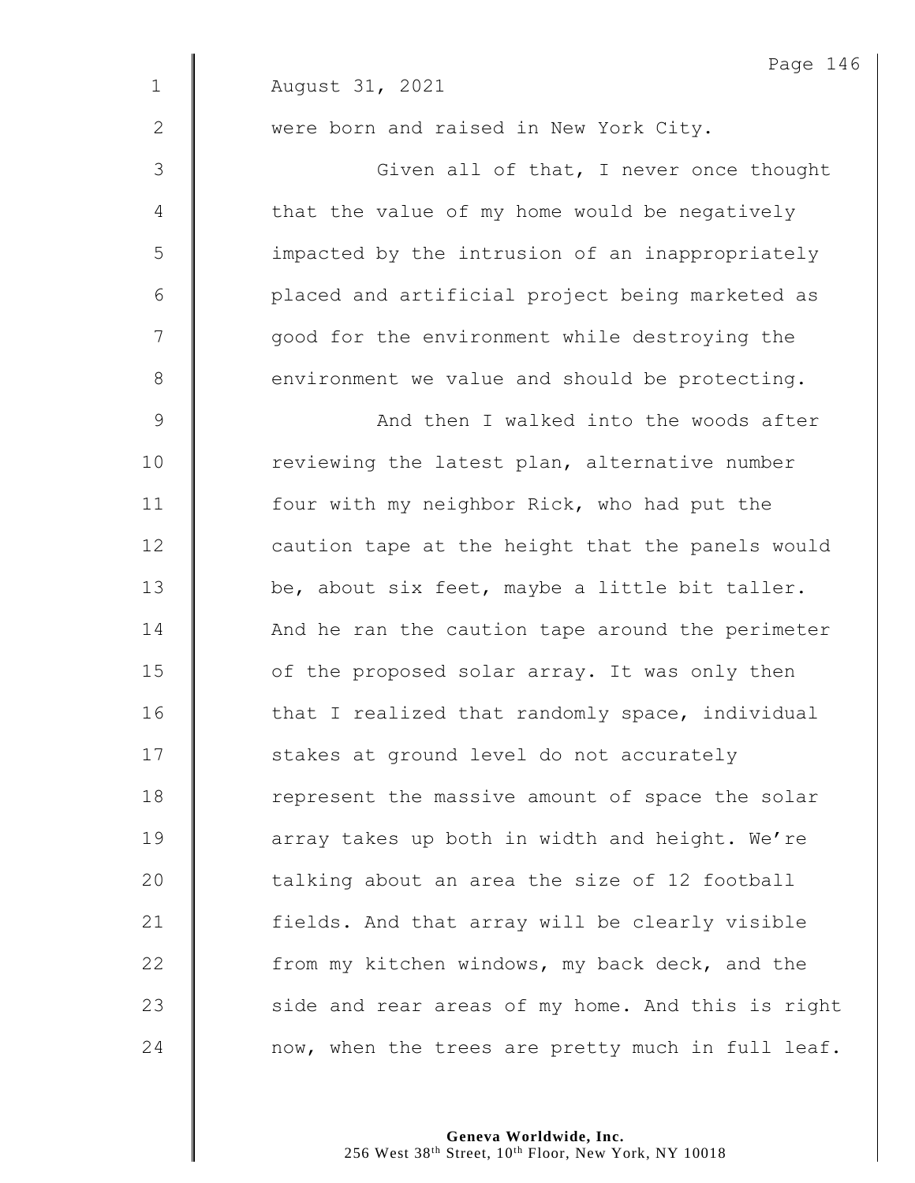August 31, 2021

were born and raised in New York City.

Given all of that, I never once thought that the value of my home would be negatively impacted by the intrusion of an inappropriately placed and artificial project being marketed as good for the environment while destroying the environment we value and should be protecting.

And then I walked into the woods after reviewing the latest plan, alternative number four with my neighbor Rick, who had put the caution tape at the height that the panels would be, about six feet, maybe a little bit taller. And he ran the caution tape around the perimeter of the proposed solar array. It was only then that I realized that randomly space, individual stakes at ground level do not accurately represent the massive amount of space the solar array takes up both in width and height. We're talking about an area the size of 12 football fields. And that array will be clearly visible from my kitchen windows, my back deck, and the side and rear areas of my home. And this is right now, when the trees are pretty much in full leaf.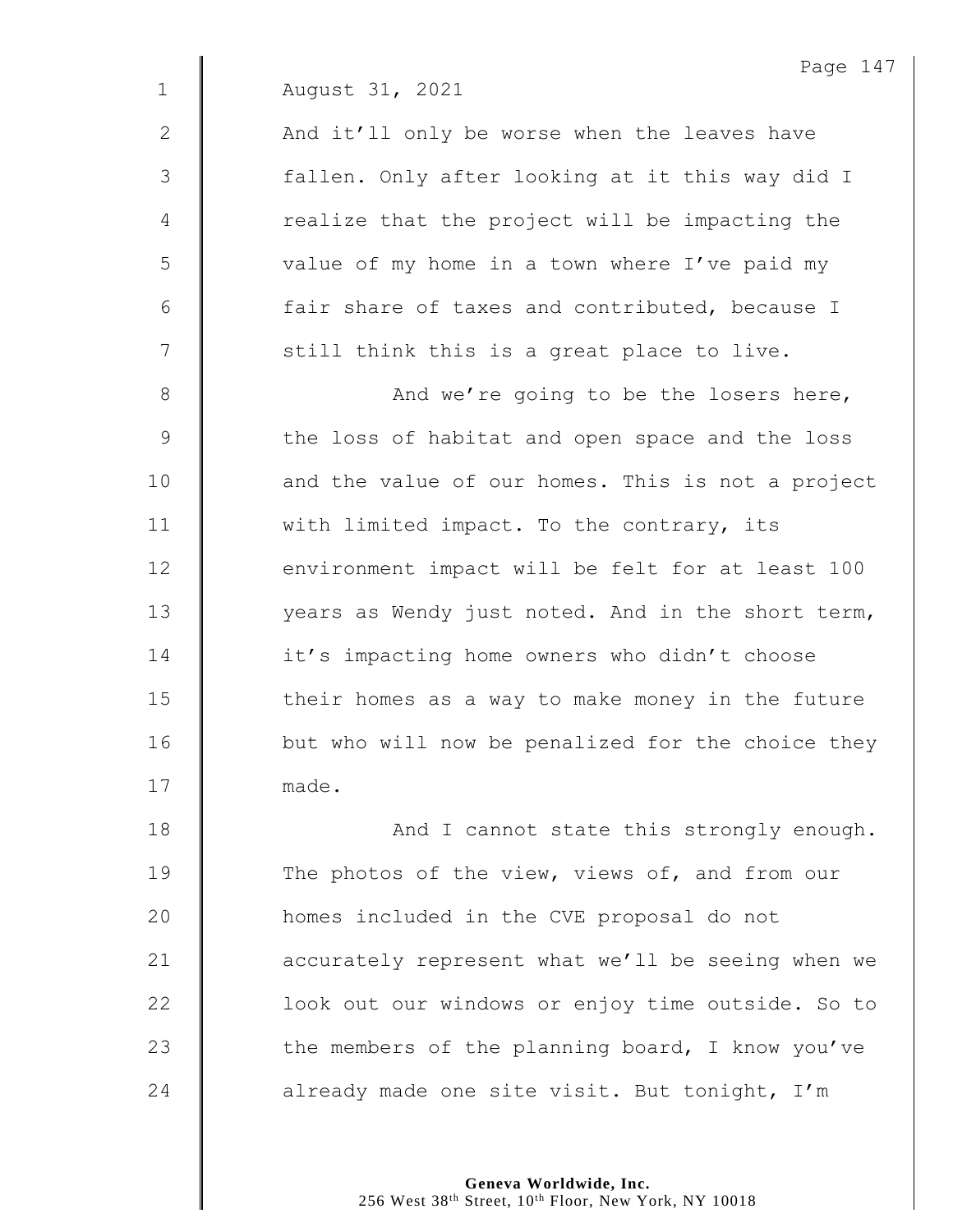August 31, 2021

And it'll only be worse when the leaves have fallen. Only after looking at it this way did I realize that the project will be impacting the value of my home in a town where I've paid my fair share of taxes and contributed, because I still think this is a great place to live.

And we're going to be the losers here, the loss of habitat and open space and the loss and the value of our homes. This is not a project with limited impact. To the contrary, its environment impact will be felt for at least 100 years as Wendy just noted. And in the short term, it's impacting home owners who didn't choose their homes as a way to make money in the future but who will now be penalized for the choice they made.

And I cannot state this strongly enough. The photos of the view, views of, and from our homes included in the CVE proposal do not accurately represent what we'll be seeing when we look out our windows or enjoy time outside. So to the members of the planning board, I know you've already made one site visit. But tonight, I'm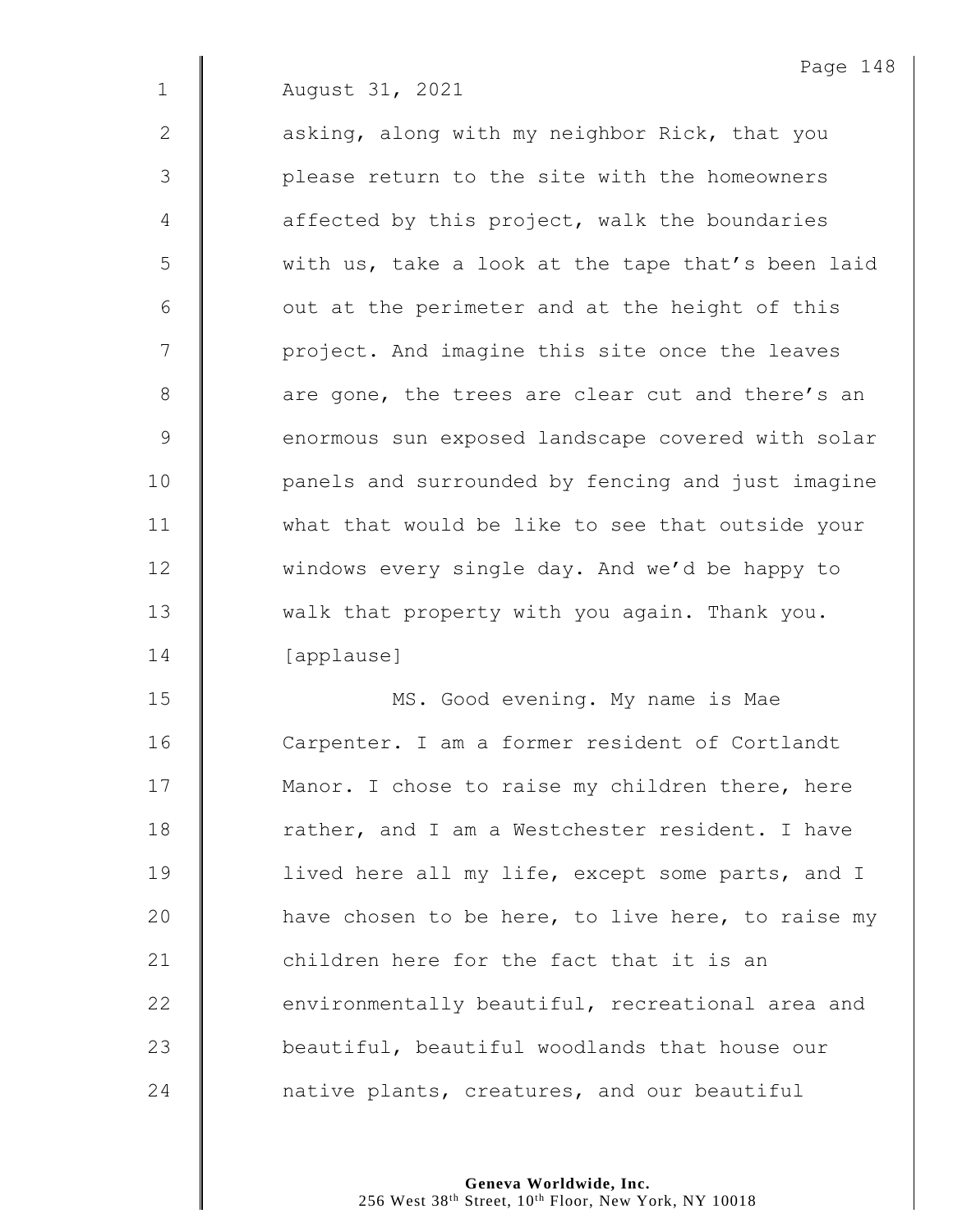August 31, 2021

asking, along with my neighbor Rick, that you please return to the site with the homeowners affected by this project, walk the boundaries with us, take a look at the tape that's been laid out at the perimeter and at the height of this project. And imagine this site once the leaves are gone, the trees are clear cut and there's an enormous sun exposed landscape covered with solar panels and surrounded by fencing and just imagine what that would be like to see that outside your windows every single day. And we'd be happy to walk that property with you again. Thank you. [applause]

MS. Good evening. My name is Mae Carpenter. I am a former resident of Cortlandt Manor. I chose to raise my children there, here rather, and I am a Westchester resident. I have lived here all my life, except some parts, and I have chosen to be here, to live here, to raise my children here for the fact that it is an environmentally beautiful, recreational area and beautiful, beautiful woodlands that house our native plants, creatures, and our beautiful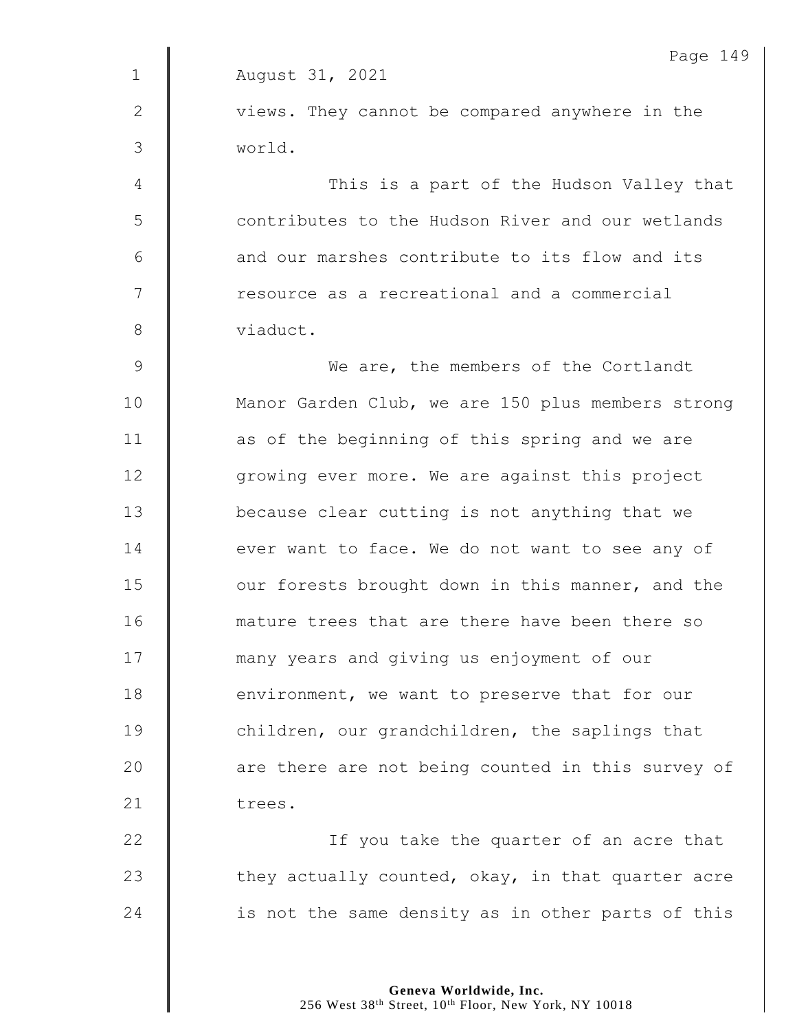August 31, 2021

views. They cannot be compared anywhere in the world.

This is a part of the Hudson Valley that contributes to the Hudson River and our wetlands and our marshes contribute to its flow and its resource as a recreational and a commercial viaduct.

We are, the members of the Cortlandt Manor Garden Club, we are 150 plus members strong as of the beginning of this spring and we are growing ever more. We are against this project because clear cutting is not anything that we ever want to face. We do not want to see any of our forests brought down in this manner, and the mature trees that are there have been there so many years and giving us enjoyment of our environment, we want to preserve that for our children, our grandchildren, the saplings that are there are not being counted in this survey of trees.

If you take the quarter of an acre that they actually counted, okay, in that quarter acre is not the same density as in other parts of this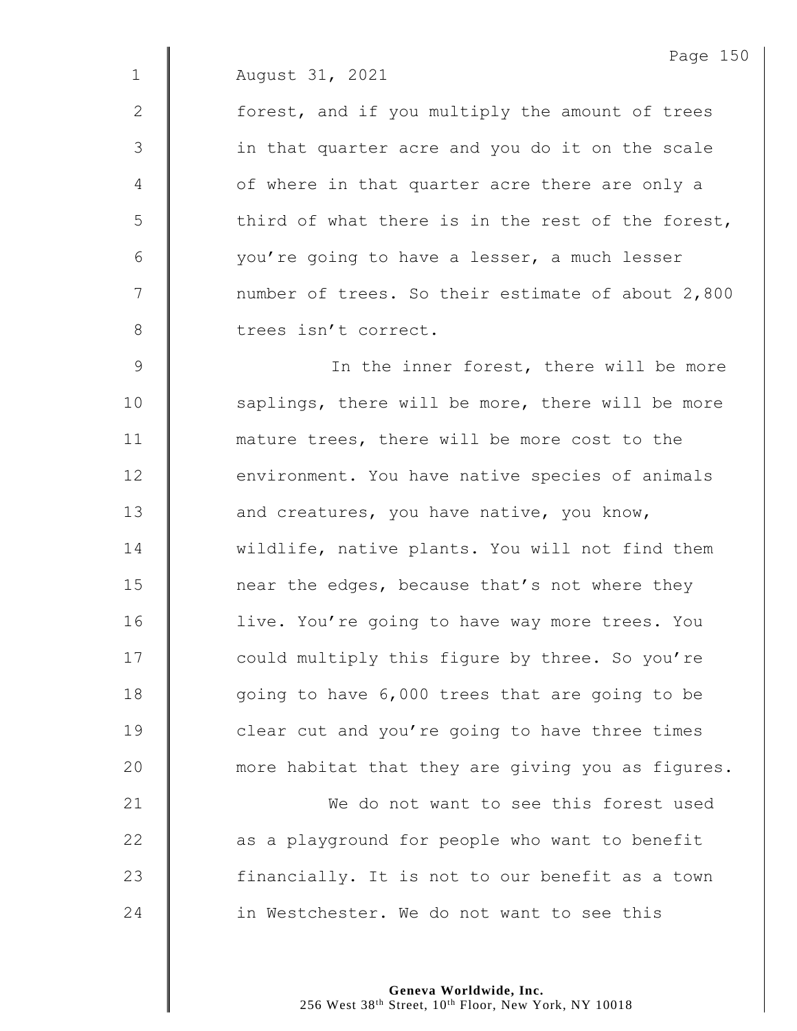August 31, 2021

forest, and if you multiply the amount of trees in that quarter acre and you do it on the scale of where in that quarter acre there are only a third of what there is in the rest of the forest, you're going to have a lesser, a much lesser number of trees. So their estimate of about 2,800 trees isn't correct.

In the inner forest, there will be more saplings, there will be more, there will be more mature trees, there will be more cost to the environment. You have native species of animals and creatures, you have native, you know, wildlife, native plants. You will not find them near the edges, because that's not where they live. You're going to have way more trees. You could multiply this figure by three. So you're going to have 6,000 trees that are going to be clear cut and you're going to have three times more habitat that they are giving you as figures.

We do not want to see this forest used as a playground for people who want to benefit financially. It is not to our benefit as a town in Westchester. We do not want to see this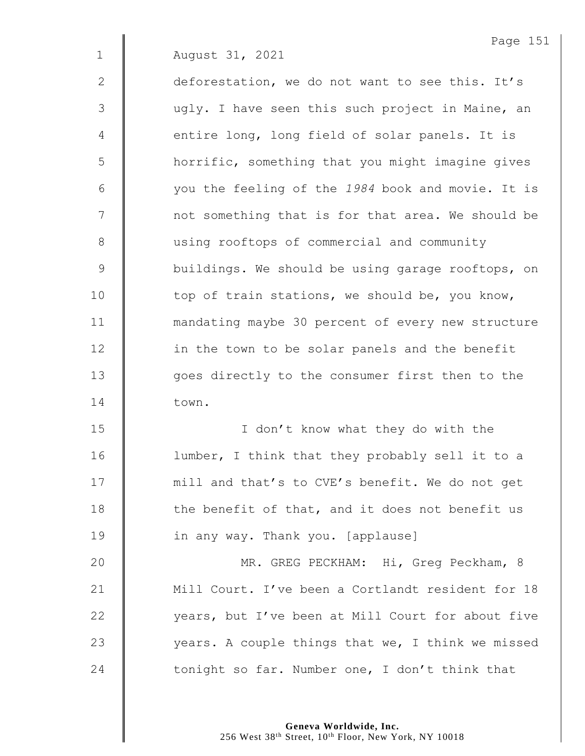August 31, 2021

deforestation, we do not want to see this. It's ugly. I have seen this such project in Maine, an entire long, long field of solar panels. It is horrific, something that you might imagine gives you the feeling of the *1984* book and movie. It is not something that is for that area. We should be using rooftops of commercial and community buildings. We should be using garage rooftops, on top of train stations, we should be, you know, mandating maybe 30 percent of every new structure in the town to be solar panels and the benefit goes directly to the consumer first then to the town.

I don't know what they do with the lumber, I think that they probably sell it to a mill and that's to CVE's benefit. We do not get the benefit of that, and it does not benefit us in any way. Thank you. [applause]

MR. GREG PECKHAM: Hi, Greg Peckham, 8 Mill Court. I've been a Cortlandt resident for 18 years, but I've been at Mill Court for about five years. A couple things that we, I think we missed tonight so far. Number one, I don't think that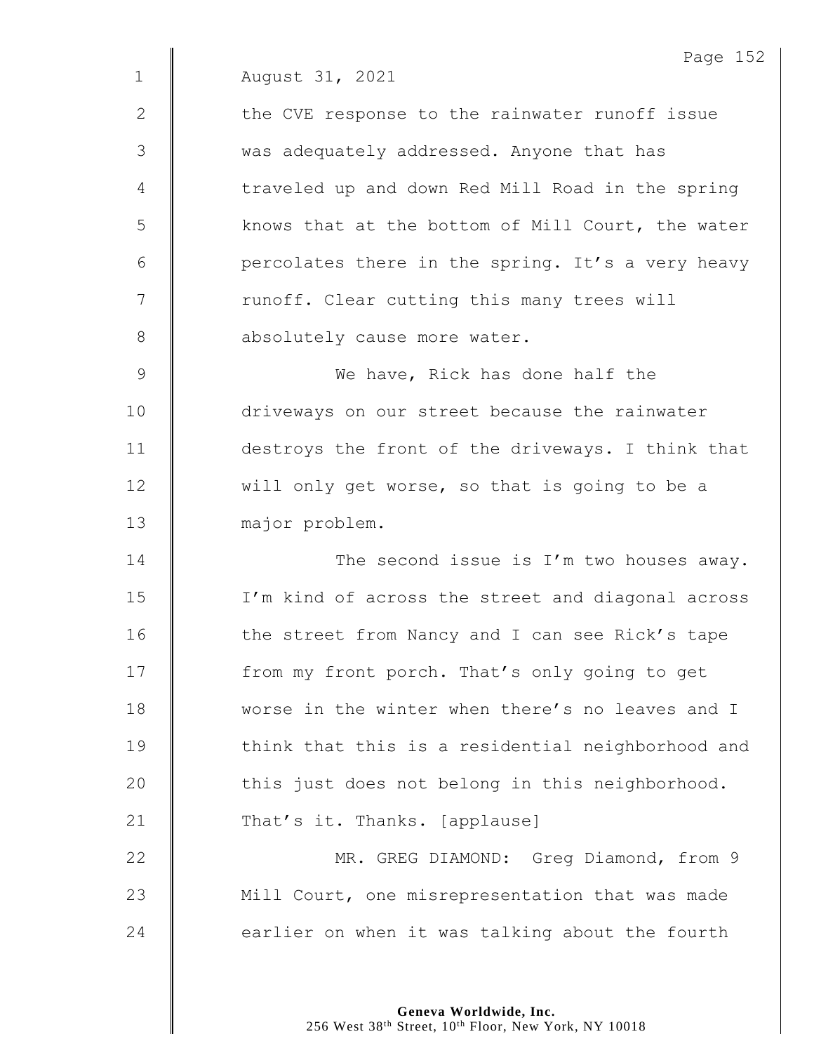August 31, 2021

the CVE response to the rainwater runoff issue was adequately addressed. Anyone that has traveled up and down Red Mill Road in the spring knows that at the bottom of Mill Court, the water percolates there in the spring. It's a very heavy runoff. Clear cutting this many trees will absolutely cause more water.

We have, Rick has done half the driveways on our street because the rainwater destroys the front of the driveways. I think that will only get worse, so that is going to be a major problem.

The second issue is I'm two houses away. I'm kind of across the street and diagonal across the street from Nancy and I can see Rick's tape from my front porch. That's only going to get worse in the winter when there's no leaves and I think that this is a residential neighborhood and this just does not belong in this neighborhood. That's it. Thanks. [applause]

MR. GREG DIAMOND: Greg Diamond, from 9 Mill Court, one misrepresentation that was made earlier on when it was talking about the fourth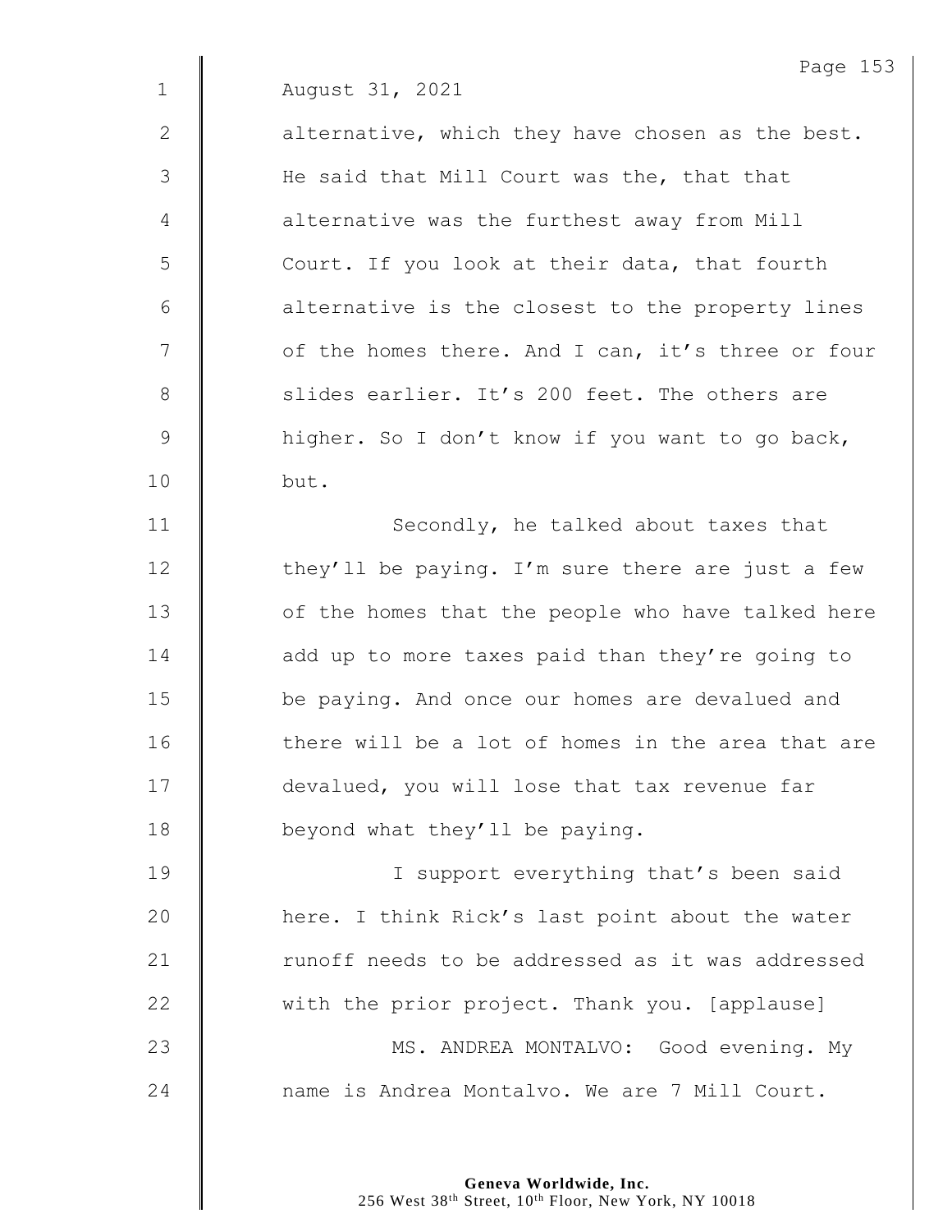August 31, 2021

alternative, which they have chosen as the best. He said that Mill Court was the, that that alternative was the furthest away from Mill Court. If you look at their data, that fourth alternative is the closest to the property lines of the homes there. And I can, it's three or four slides earlier. It's 200 feet. The others are higher. So I don't know if you want to go back, but.

Secondly, he talked about taxes that they'll be paying. I'm sure there are just a few of the homes that the people who have talked here add up to more taxes paid than they're going to be paying. And once our homes are devalued and there will be a lot of homes in the area that are devalued, you will lose that tax revenue far beyond what they'll be paying.

I support everything that's been said here. I think Rick's last point about the water runoff needs to be addressed as it was addressed with the prior project. Thank you. [applause]

MS. ANDREA MONTALVO: Good evening. My name is Andrea Montalvo. We are 7 Mill Court.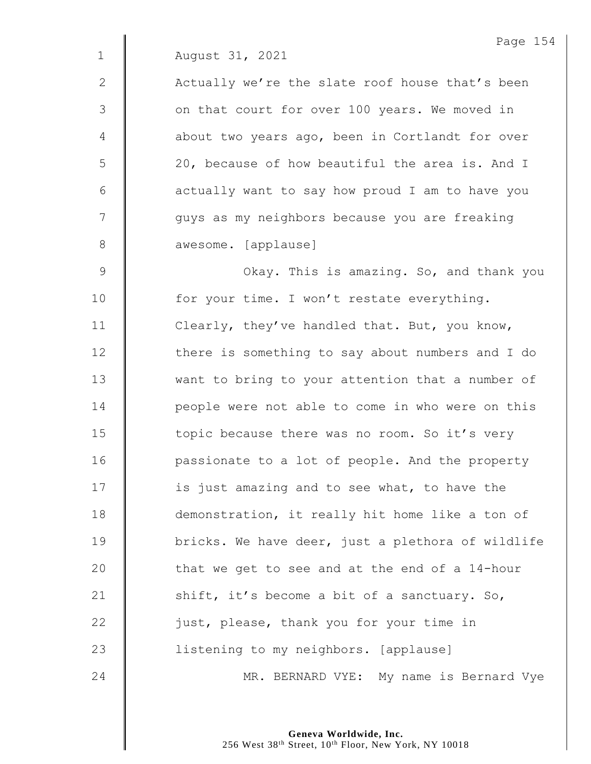August 31, 2021

Actually we're the slate roof house that's been on that court for over 100 years. We moved in about two years ago, been in Cortlandt for over 20, because of how beautiful the area is. And I actually want to say how proud I am to have you guys as my neighbors because you are freaking awesome. [applause]

Okay. This is amazing. So, and thank you for your time. I won't restate everything. Clearly, they've handled that. But, you know, there is something to say about numbers and I do want to bring to your attention that a number of people were not able to come in who were on this topic because there was no room. So it's very passionate to a lot of people. And the property is just amazing and to see what, to have the demonstration, it really hit home like a ton of bricks. We have deer, just a plethora of wildlife that we get to see and at the end of a 14-hour shift, it's become a bit of a sanctuary. So, just, please, thank you for your time in listening to my neighbors. [applause]

MR. BERNARD VYE: My name is Bernard Vye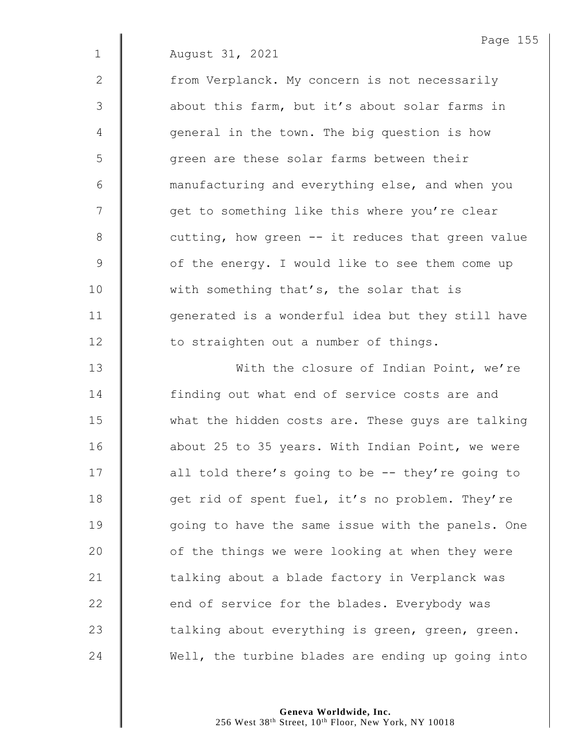August 31, 2021

from Verplanck. My concern is not necessarily about this farm, but it's about solar farms in general in the town. The big question is how green are these solar farms between their manufacturing and everything else, and when you get to something like this where you're clear cutting, how green -- it reduces that green value of the energy. I would like to see them come up with something that's, the solar that is generated is a wonderful idea but they still have to straighten out a number of things.

With the closure of Indian Point, we're finding out what end of service costs are and what the hidden costs are. These guys are talking about 25 to 35 years. With Indian Point, we were all told there's going to be -- they're going to get rid of spent fuel, it's no problem. They're going to have the same issue with the panels. One of the things we were looking at when they were talking about a blade factory in Verplanck was end of service for the blades. Everybody was talking about everything is green, green, green. Well, the turbine blades are ending up going into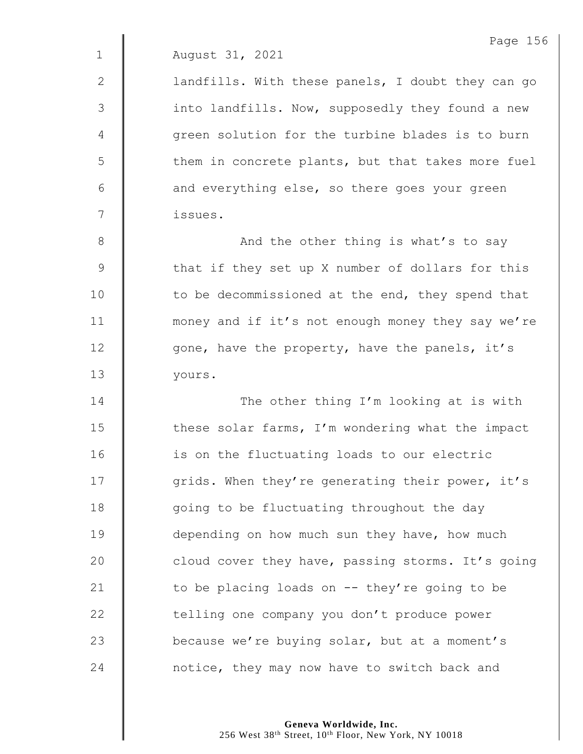August 31, 2021

landfills. With these panels, I doubt they can go into landfills. Now, supposedly they found a new green solution for the turbine blades is to burn them in concrete plants, but that takes more fuel and everything else, so there goes your green issues.

And the other thing is what's to say that if they set up X number of dollars for this to be decommissioned at the end, they spend that money and if it's not enough money they say we're gone, have the property, have the panels, it's yours.

The other thing I'm looking at is with these solar farms, I'm wondering what the impact is on the fluctuating loads to our electric grids. When they're generating their power, it's going to be fluctuating throughout the day depending on how much sun they have, how much cloud cover they have, passing storms. It's going to be placing loads on -- they're going to be telling one company you don't produce power because we're buying solar, but at a moment's notice, they may now have to switch back and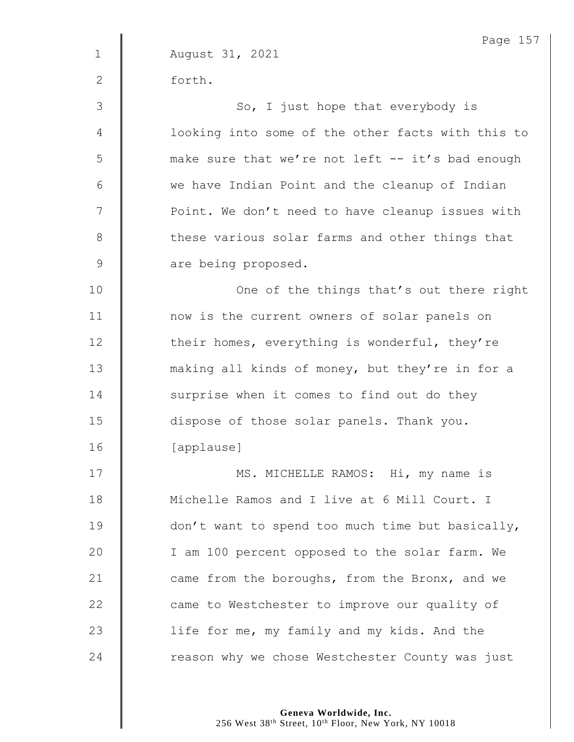August 31, 2021

forth.

So, I just hope that everybody is looking into some of the other facts with this to make sure that we're not left -- it's bad enough we have Indian Point and the cleanup of Indian Point. We don't need to have cleanup issues with these various solar farms and other things that are being proposed.

One of the things that's out there right now is the current owners of solar panels on their homes, everything is wonderful, they're making all kinds of money, but they're in for a surprise when it comes to find out do they dispose of those solar panels. Thank you.

[applause]

MS. MICHELLE RAMOS: Hi, my name is Michelle Ramos and I live at 6 Mill Court. I don't want to spend too much time but basically, I am 100 percent opposed to the solar farm. We came from the boroughs, from the Bronx, and we came to Westchester to improve our quality of life for me, my family and my kids. And the reason why we chose Westchester County was just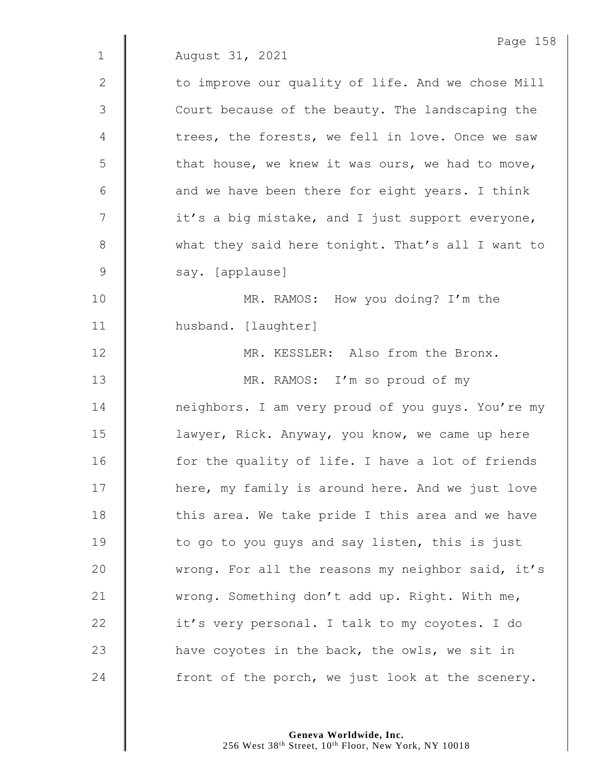August 31, 2021

to improve our quality of life. And we chose Mill Court because of the beauty. The landscaping the trees, the forests, we fell in love. Once we saw that house, we knew it was ours, we had to move, and we have been there for eight years. I think it's a big mistake, and I just support everyone, what they said here tonight. That's all I want to say. [applause]

MR. RAMOS: How you doing? I'm the husband. [laughter]

MR. KESSLER: Also from the Bronx.

MR. RAMOS: I'm so proud of my neighbors. I am very proud of you guys. You're my lawyer, Rick. Anyway, you know, we came up here for the quality of life. I have a lot of friends here, my family is around here. And we just love this area. We take pride I this area and we have to go to you guys and say listen, this is just wrong. For all the reasons my neighbor said, it's wrong. Something don't add up. Right. With me, it's very personal. I talk to my coyotes. I do have coyotes in the back, the owls, we sit in front of the porch, we just look at the scenery.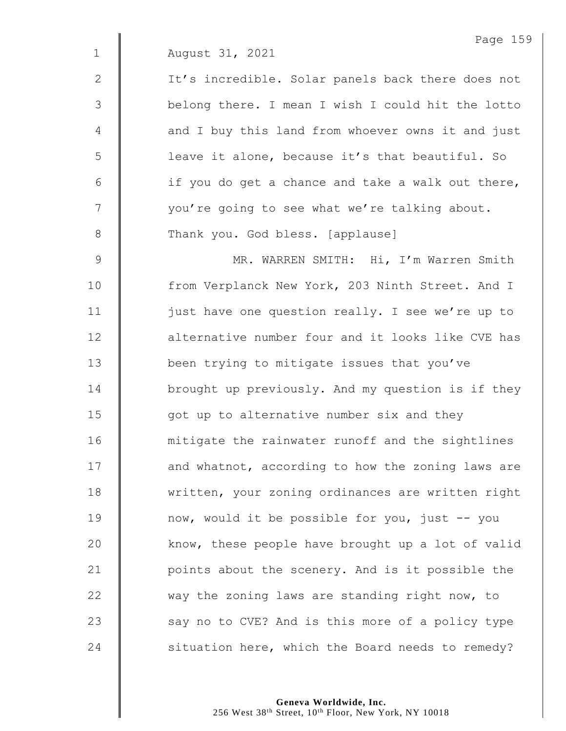August 31, 2021

It's incredible. Solar panels back there does not belong there. I mean I wish I could hit the lotto and I buy this land from whoever owns it and just leave it alone, because it's that beautiful. So if you do get a chance and take a walk out there, you're going to see what we're talking about. Thank you. God bless. [applause]

MR. WARREN SMITH: Hi, I'm Warren Smith from Verplanck New York, 203 Ninth Street. And I just have one question really. I see we're up to alternative number four and it looks like CVE has been trying to mitigate issues that you've brought up previously. And my question is if they got up to alternative number six and they mitigate the rainwater runoff and the sightlines and whatnot, according to how the zoning laws are written, your zoning ordinances are written right now, would it be possible for you, just -- you know, these people have brought up a lot of valid points about the scenery. And is it possible the way the zoning laws are standing right now, to say no to CVE? And is this more of a policy type situation here, which the Board needs to remedy?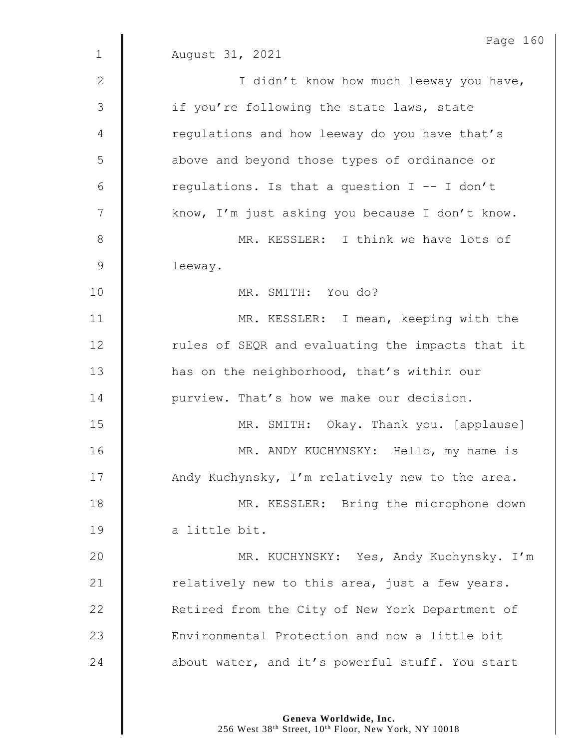August 31, 2021

I didn't know how much leeway you have, if you're following the state laws, state regulations and how leeway do you have that's above and beyond those types of ordinance or regulations. Is that a question I -- I don't know, I'm just asking you because I don't know.

MR. KESSLER: I think we have lots of leeway.

MR. SMITH: You do?

MR. KESSLER: I mean, keeping with the rules of SEQR and evaluating the impacts that it has on the neighborhood, that's within our purview. That's how we make our decision.

MR. SMITH: Okay. Thank you. [applause]

MR. ANDY KUCHYNSKY: Hello, my name is Andy Kuchynsky, I'm relatively new to the area.

MR. KESSLER: Bring the microphone down a little bit.

MR. KUCHYNSKY: Yes, Andy Kuchynsky. I'm relatively new to this area, just a few years. Retired from the City of New York Department of Environmental Protection and now a little bit about water, and it's powerful stuff. You start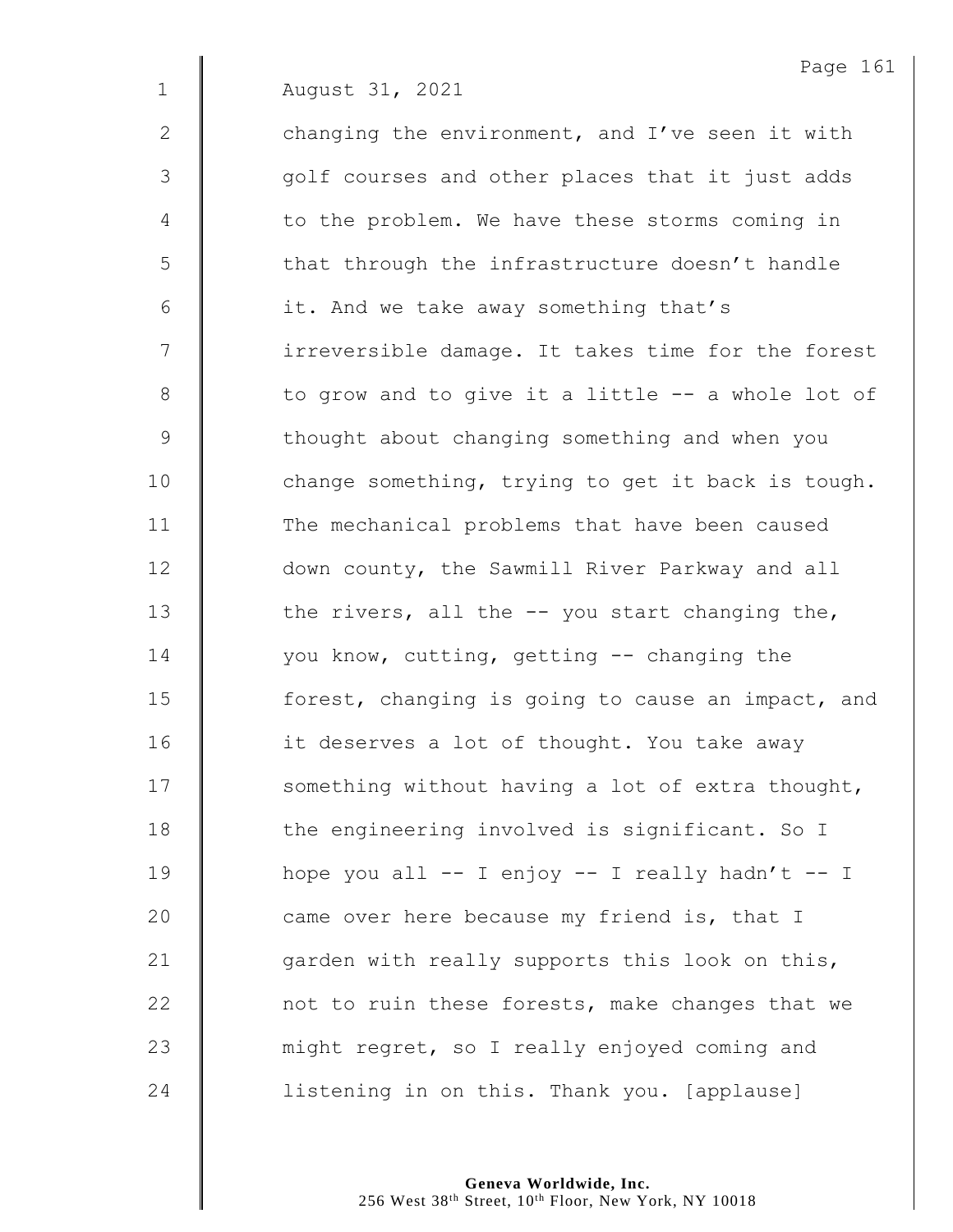August 31, 2021

changing the environment, and I've seen it with golf courses and other places that it just adds to the problem. We have these storms coming in that through the infrastructure doesn't handle it. And we take away something that's irreversible damage. It takes time for the forest to grow and to give it a little -- a whole lot of thought about changing something and when you change something, trying to get it back is tough. The mechanical problems that have been caused down county, the Sawmill River Parkway and all the rivers, all the -- you start changing the, you know, cutting, getting -- changing the forest, changing is going to cause an impact, and it deserves a lot of thought. You take away something without having a lot of extra thought, the engineering involved is significant. So I hope you all -- I enjoy -- I really hadn't -- I came over here because my friend is, that I garden with really supports this look on this, not to ruin these forests, make changes that we might regret, so I really enjoyed coming and listening in on this. Thank you. [applause]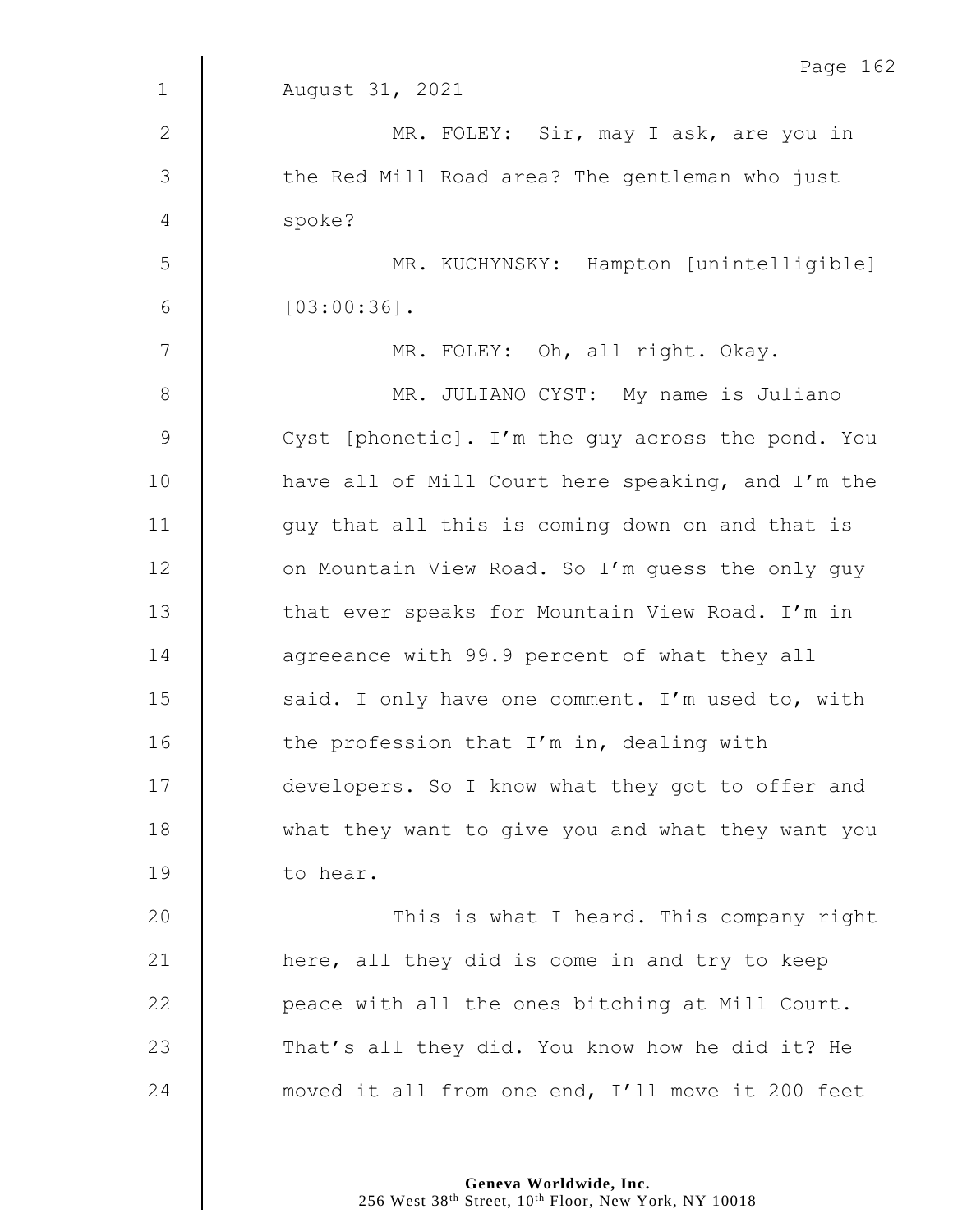August 31, 2021

MR. FOLEY: Sir, may I ask, are you in the Red Mill Road area? The gentleman who just spoke?

MR. KUCHYNSKY: Hampton [unintelligible] [03:00:36].

MR. FOLEY: Oh, all right. Okay.

MR. JULIANO CYST: My name is Juliano Cyst [phonetic]. I'm the guy across the pond. You have all of Mill Court here speaking, and I'm the guy that all this is coming down on and that is on Mountain View Road. So I'm guess the only guy that ever speaks for Mountain View Road. I'm in agreeance with 99.9 percent of what they all said. I only have one comment. I'm used to, with the profession that I'm in, dealing with developers. So I know what they got to offer and what they want to give you and what they want you to hear.

This is what I heard. This company right here, all they did is come in and try to keep peace with all the ones bitching at Mill Court. That's all they did. You know how he did it? He moved it all from one end, I'll move it 200 feet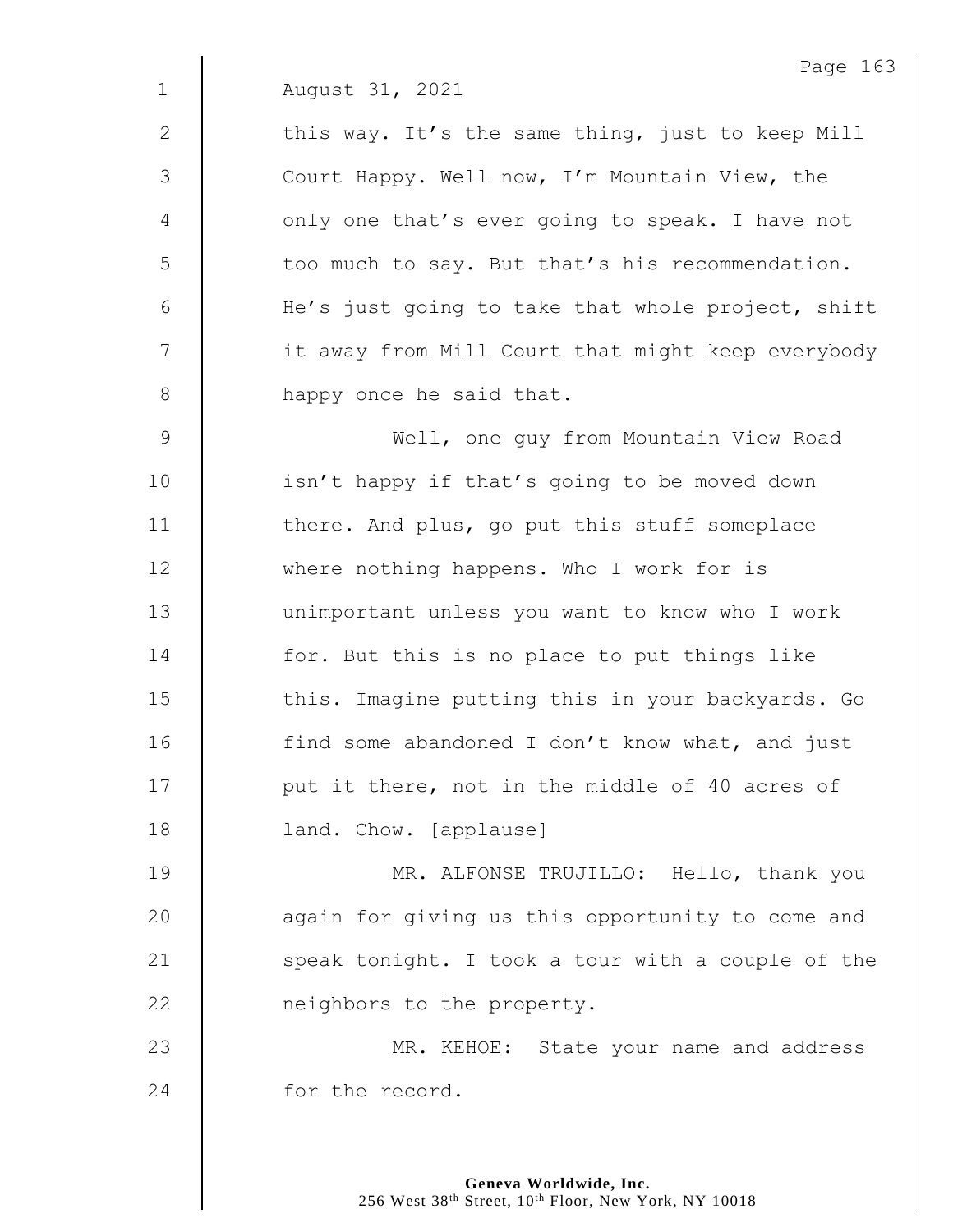August 31, 2021

this way. It's the same thing, just to keep Mill Court Happy. Well now, I'm Mountain View, the only one that's ever going to speak. I have not too much to say. But that's his recommendation. He's just going to take that whole project, shift it away from Mill Court that might keep everybody happy once he said that.

Well, one guy from Mountain View Road isn't happy if that's going to be moved down there. And plus, go put this stuff someplace where nothing happens. Who I work for is unimportant unless you want to know who I work for. But this is no place to put things like this. Imagine putting this in your backyards. Go find some abandoned I don't know what, and just put it there, not in the middle of 40 acres of land. Chow. [applause]

MR. ALFONSE TRUJILLO: Hello, thank you again for giving us this opportunity to come and speak tonight. I took a tour with a couple of the neighbors to the property.

MR. KEHOE: State your name and address for the record.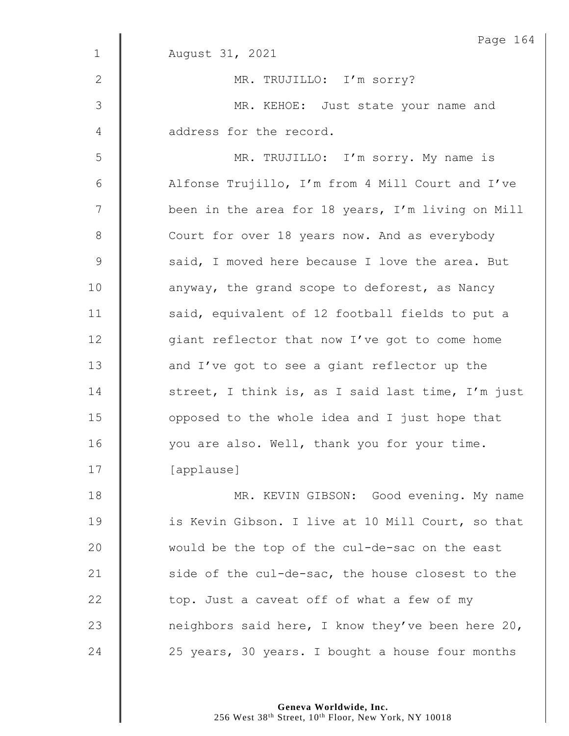August 31, 2021

MR. TRUJILLO: I'm sorry?

MR. KEHOE: Just state your name and address for the record.

MR. TRUJILLO: I'm sorry. My name is Alfonse Trujillo, I'm from 4 Mill Court and I've been in the area for 18 years, I'm living on Mill Court for over 18 years now. And as everybody said, I moved here because I love the area. But anyway, the grand scope to deforest, as Nancy said, equivalent of 12 football fields to put a giant reflector that now I've got to come home and I've got to see a giant reflector up the street, I think is, as I said last time, I'm just opposed to the whole idea and I just hope that you are also. Well, thank you for your time.

[applause]

MR. KEVIN GIBSON: Good evening. My name is Kevin Gibson. I live at 10 Mill Court, so that would be the top of the cul-de-sac on the east side of the cul-de-sac, the house closest to the top. Just a caveat off of what a few of my neighbors said here, I know they've been here 20, 25 years, 30 years. I bought a house four months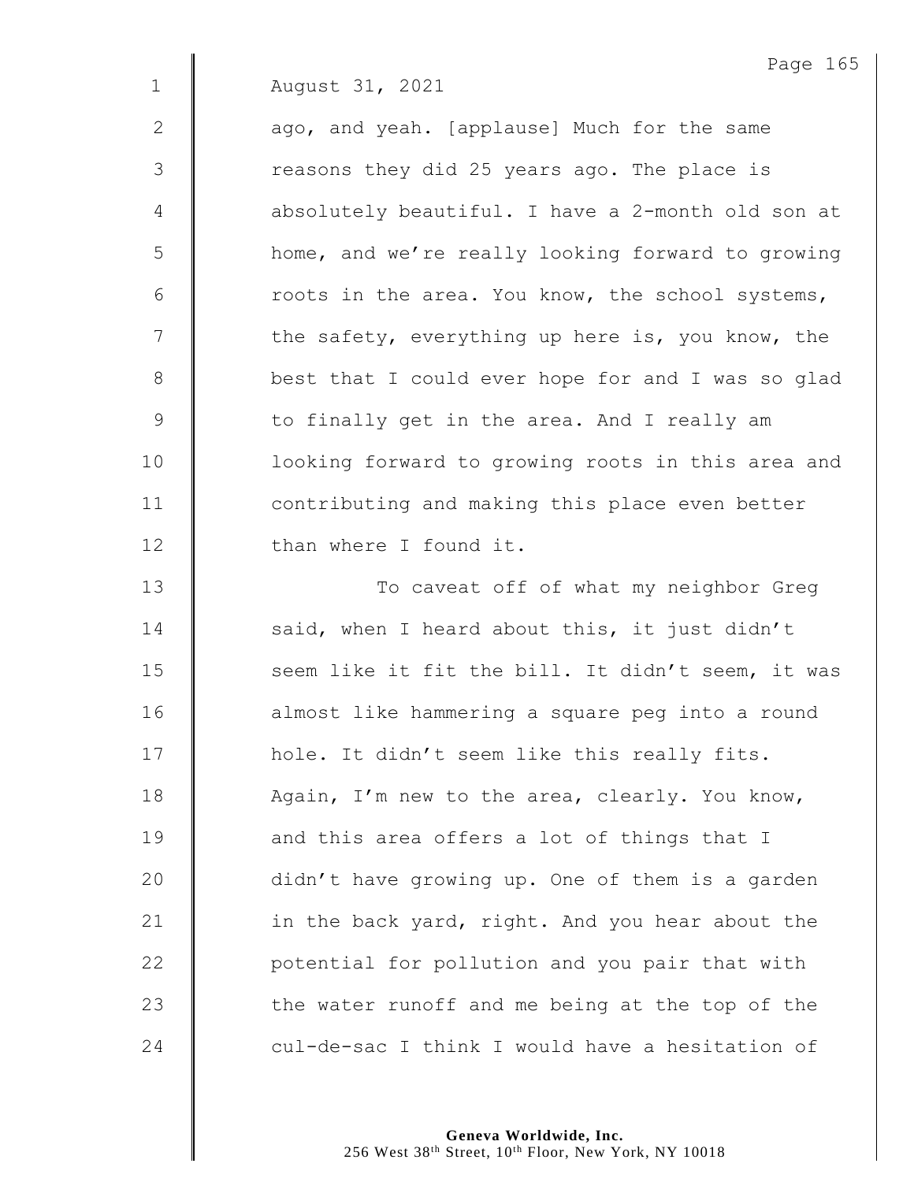August 31, 2021

ago, and yeah. [applause] Much for the same reasons they did 25 years ago. The place is absolutely beautiful. I have a 2-month old son at home, and we're really looking forward to growing roots in the area. You know, the school systems, the safety, everything up here is, you know, the best that I could ever hope for and I was so glad to finally get in the area. And I really am looking forward to growing roots in this area and contributing and making this place even better than where I found it.

To caveat off of what my neighbor Greg said, when I heard about this, it just didn't seem like it fit the bill. It didn't seem, it was almost like hammering a square peg into a round hole. It didn't seem like this really fits. Again, I'm new to the area, clearly. You know, and this area offers a lot of things that I didn't have growing up. One of them is a garden in the back yard, right. And you hear about the potential for pollution and you pair that with the water runoff and me being at the top of the cul-de-sac I think I would have a hesitation of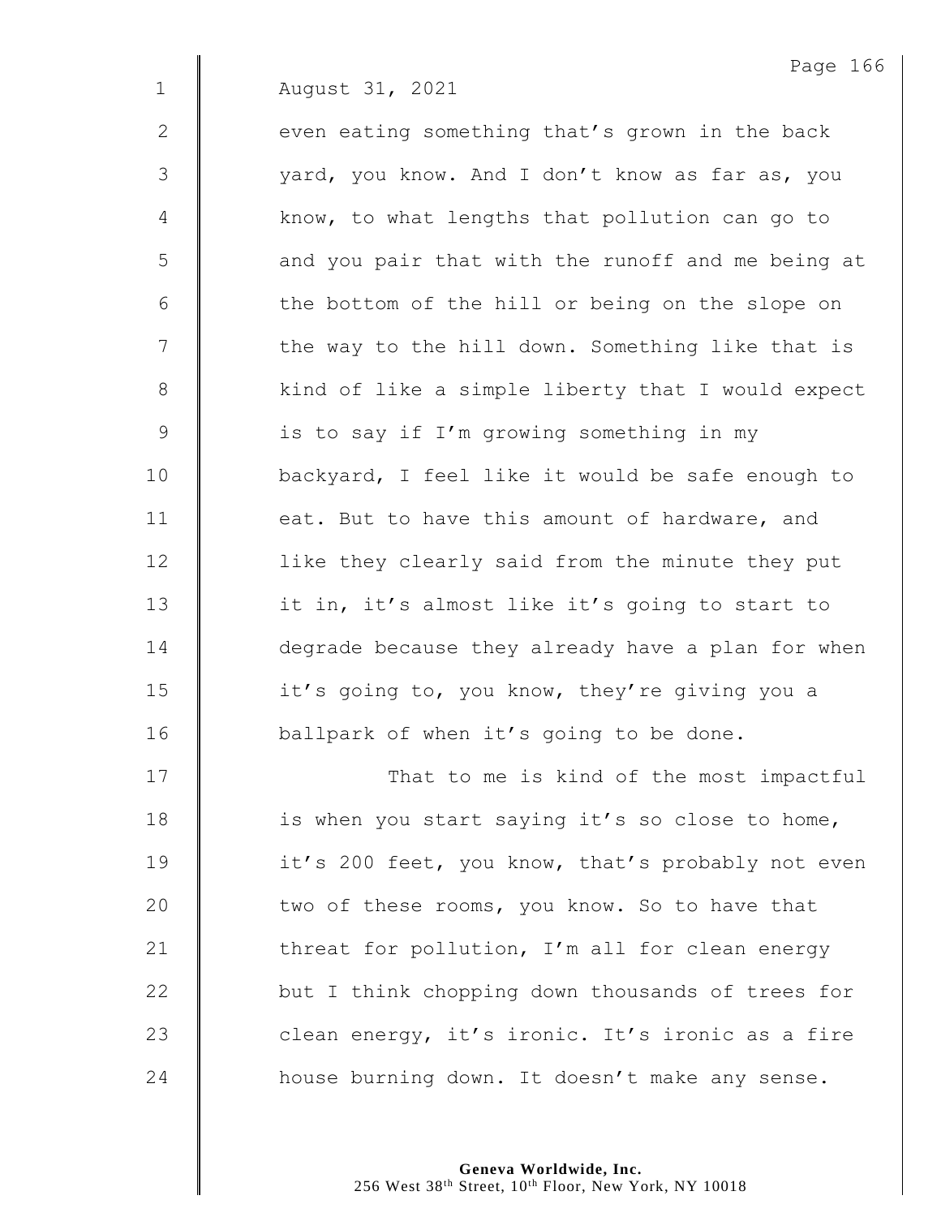August 31, 2021

even eating something that's grown in the back yard, you know. And I don't know as far as, you know, to what lengths that pollution can go to and you pair that with the runoff and me being at the bottom of the hill or being on the slope on the way to the hill down. Something like that is kind of like a simple liberty that I would expect is to say if I'm growing something in my backyard, I feel like it would be safe enough to eat. But to have this amount of hardware, and like they clearly said from the minute they put it in, it's almost like it's going to start to degrade because they already have a plan for when it's going to, you know, they're giving you a ballpark of when it's going to be done.

That to me is kind of the most impactful is when you start saying it's so close to home, it's 200 feet, you know, that's probably not even two of these rooms, you know. So to have that threat for pollution, I'm all for clean energy but I think chopping down thousands of trees for clean energy, it's ironic. It's ironic as a fire house burning down. It doesn't make any sense.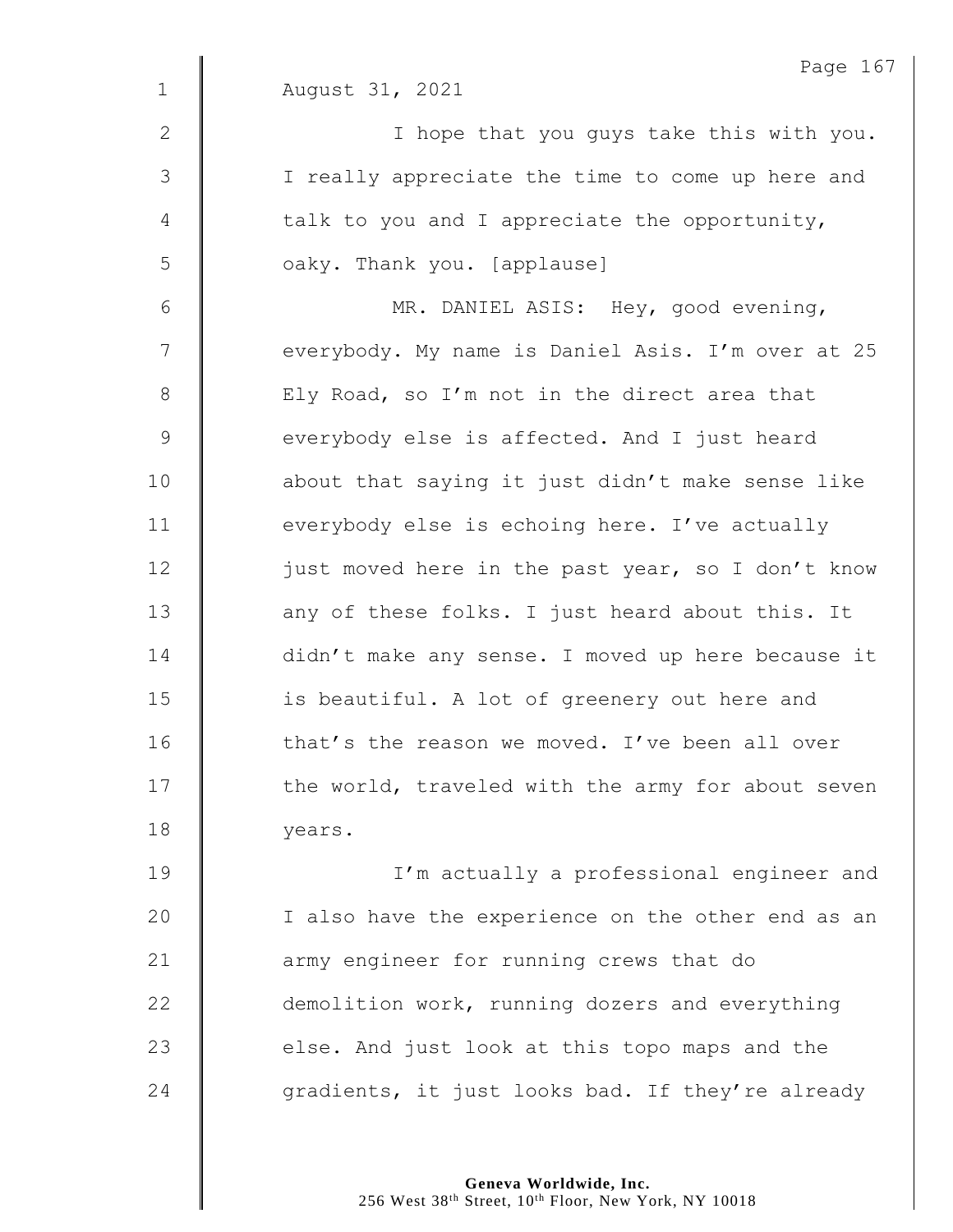August 31, 2021

I hope that you guys take this with you. I really appreciate the time to come up here and talk to you and I appreciate the opportunity, oaky. Thank you. [applause]

MR. DANIEL ASIS: Hey, good evening, everybody. My name is Daniel Asis. I'm over at 25 Ely Road, so I'm not in the direct area that everybody else is affected. And I just heard about that saying it just didn't make sense like everybody else is echoing here. I've actually just moved here in the past year, so I don't know any of these folks. I just heard about this. It didn't make any sense. I moved up here because it is beautiful. A lot of greenery out here and that's the reason we moved. I've been all over the world, traveled with the army for about seven years.

I'm actually a professional engineer and I also have the experience on the other end as an army engineer for running crews that do demolition work, running dozers and everything else. And just look at this topo maps and the gradients, it just looks bad. If they're already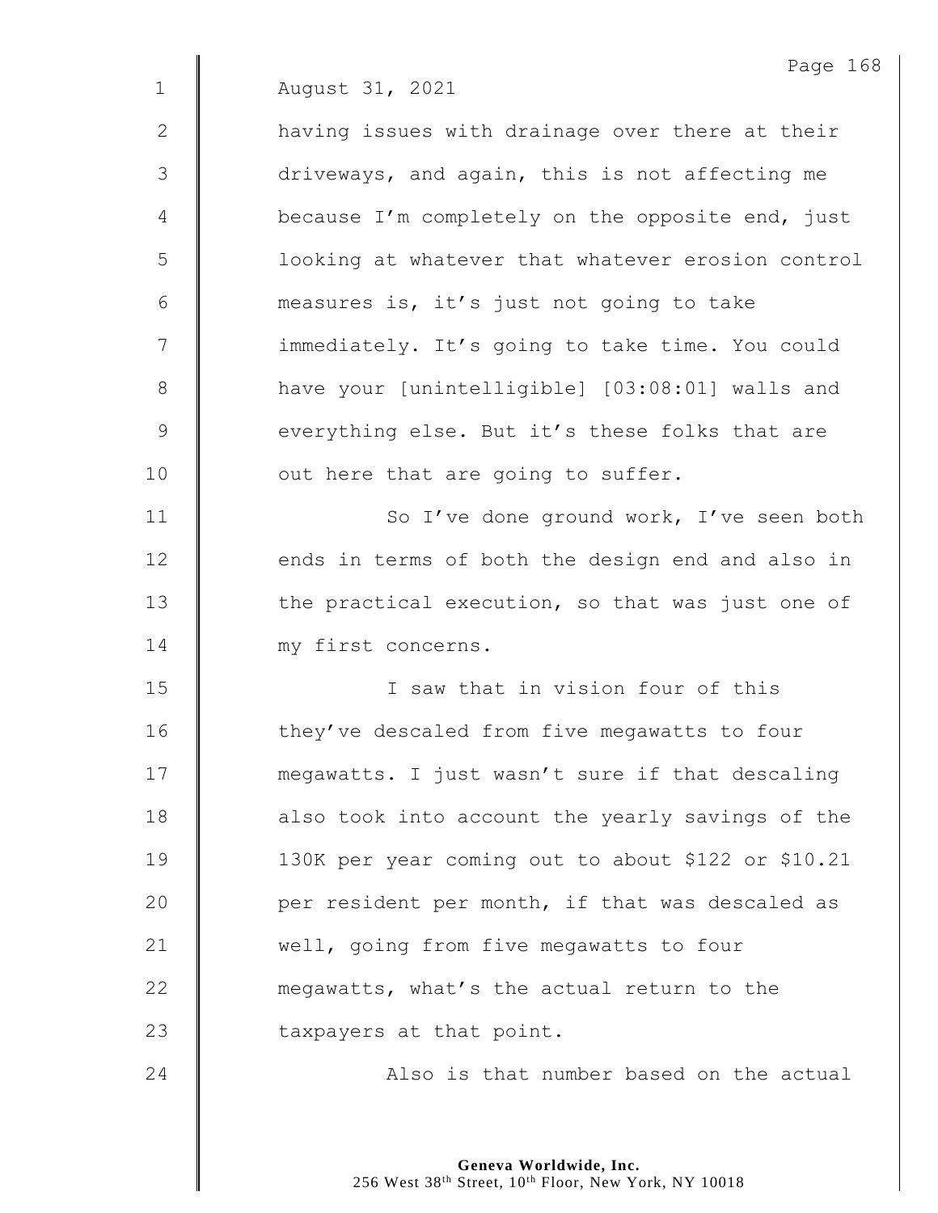August 31, 2021

having issues with drainage over there at their driveways, and again, this is not affecting me because I'm completely on the opposite end, just looking at whatever that whatever erosion control measures is, it's just not going to take immediately. It's going to take time. You could have your [unintelligible] [03:08:01] walls and everything else. But it's these folks that are out here that are going to suffer.

So I've done ground work, I've seen both ends in terms of both the design end and also in the practical execution, so that was just one of my first concerns.

I saw that in vision four of this they've descaled from five megawatts to four megawatts. I just wasn't sure if that descaling also took into account the yearly savings of the 130K per year coming out to about $122 or $10.21 per resident per month, if that was descaled as well, going from five megawatts to four megawatts, what's the actual return to the taxpayers at that point.

Also is that number based on the actual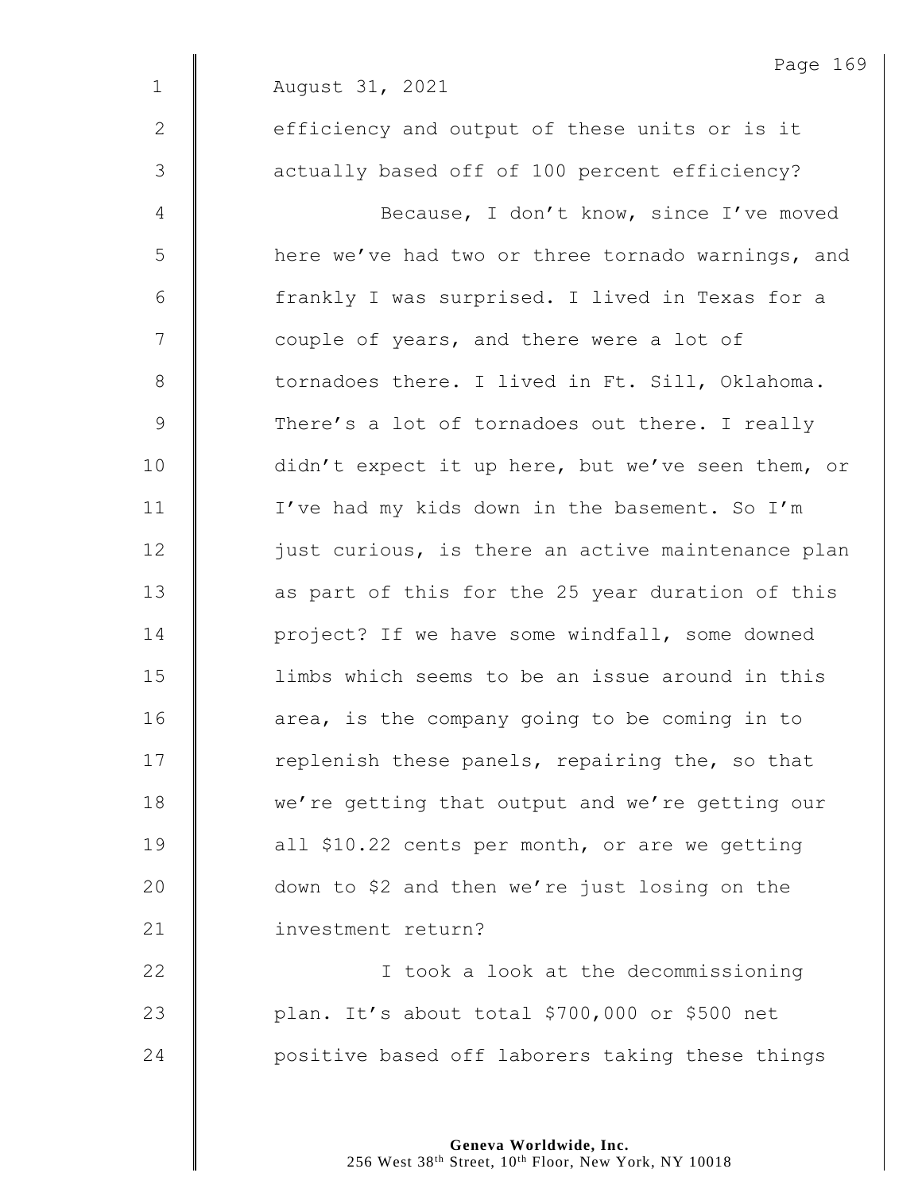August 31, 2021

efficiency and output of these units or is it actually based off of 100 percent efficiency?

Because, I don't know, since I've moved here we've had two or three tornado warnings, and frankly I was surprised. I lived in Texas for a couple of years, and there were a lot of tornadoes there. I lived in Ft. Sill, Oklahoma. There's a lot of tornadoes out there. I really didn't expect it up here, but we've seen them, or I've had my kids down in the basement. So I'm just curious, is there an active maintenance plan as part of this for the 25 year duration of this project? If we have some windfall, some downed limbs which seems to be an issue around in this area, is the company going to be coming in to replenish these panels, repairing the, so that we're getting that output and we're getting our all $10.22 cents per month, or are we getting down to $2 and then we're just losing on the investment return?

I took a look at the decommissioning plan. It's about total $700,000 or $500 net positive based off laborers taking these things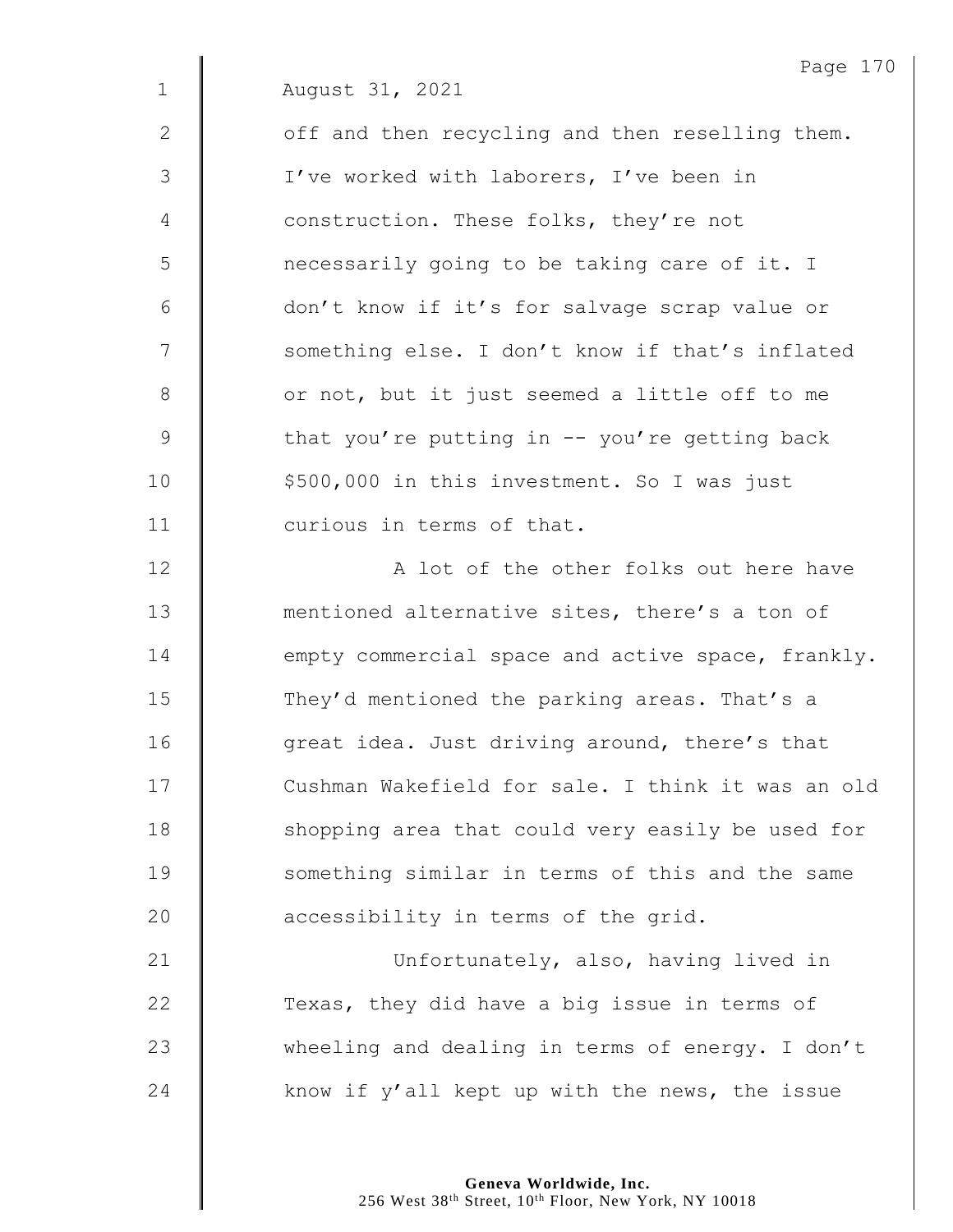August 31, 2021

off and then recycling and then reselling them. I've worked with laborers, I've been in construction. These folks, they're not necessarily going to be taking care of it. I don't know if it's for salvage scrap value or something else. I don't know if that's inflated or not, but it just seemed a little off to me that you're putting in -- you're getting back $500,000 in this investment. So I was just curious in terms of that.

A lot of the other folks out here have mentioned alternative sites, there's a ton of empty commercial space and active space, frankly. They'd mentioned the parking areas. That's a great idea. Just driving around, there's that Cushman Wakefield for sale. I think it was an old shopping area that could very easily be used for something similar in terms of this and the same accessibility in terms of the grid.

Unfortunately, also, having lived in Texas, they did have a big issue in terms of wheeling and dealing in terms of energy. I don't know if y'all kept up with the news, the issue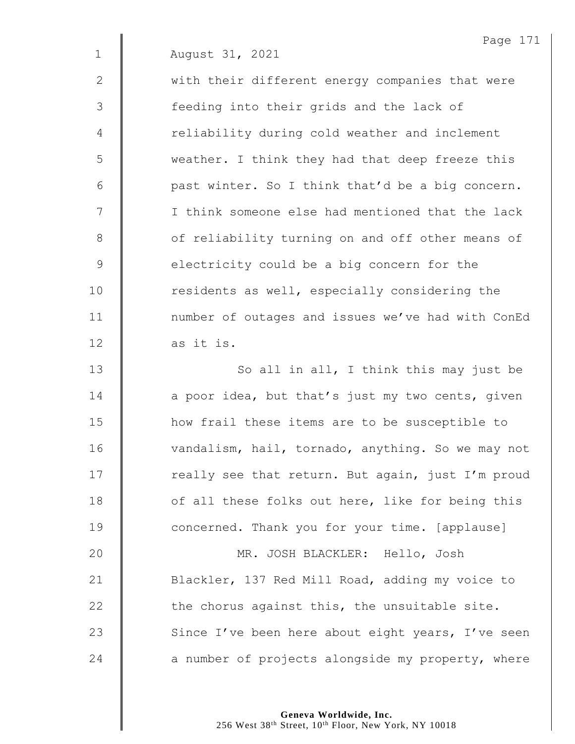August 31, 2021

with their different energy companies that were feeding into their grids and the lack of reliability during cold weather and inclement weather. I think they had that deep freeze this past winter. So I think that'd be a big concern. I think someone else had mentioned that the lack of reliability turning on and off other means of electricity could be a big concern for the residents as well, especially considering the number of outages and issues we've had with ConEd as it is.

So all in all, I think this may just be a poor idea, but that's just my two cents, given how frail these items are to be susceptible to vandalism, hail, tornado, anything. So we may not really see that return. But again, just I'm proud of all these folks out here, like for being this concerned. Thank you for your time. [applause]

MR. JOSH BLACKLER: Hello, Josh Blackler, 137 Red Mill Road, adding my voice to the chorus against this, the unsuitable site. Since I've been here about eight years, I've seen a number of projects alongside my property, where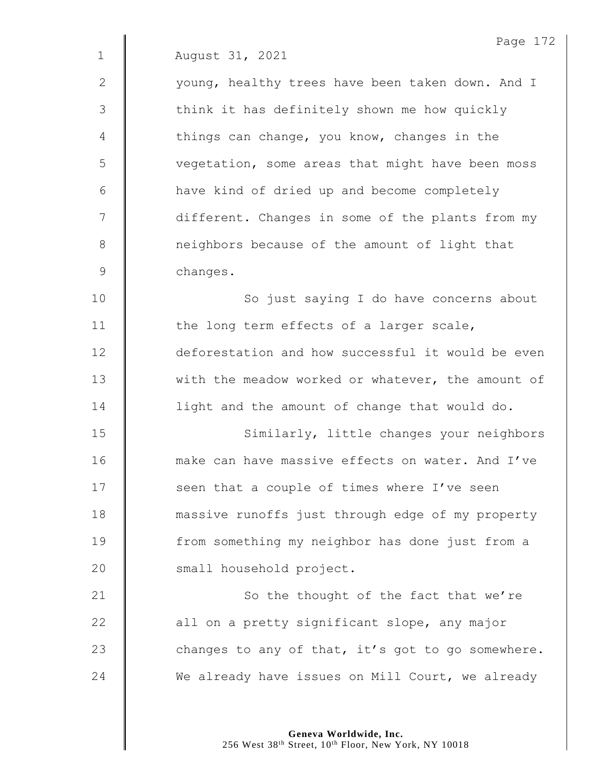August 31, 2021

young, healthy trees have been taken down. And I think it has definitely shown me how quickly things can change, you know, changes in the vegetation, some areas that might have been moss have kind of dried up and become completely different. Changes in some of the plants from my neighbors because of the amount of light that changes.

So just saying I do have concerns about the long term effects of a larger scale, deforestation and how successful it would be even with the meadow worked or whatever, the amount of light and the amount of change that would do.

Similarly, little changes your neighbors make can have massive effects on water. And I've seen that a couple of times where I've seen massive runoffs just through edge of my property from something my neighbor has done just from a small household project.

So the thought of the fact that we're all on a pretty significant slope, any major changes to any of that, it's got to go somewhere. We already have issues on Mill Court, we already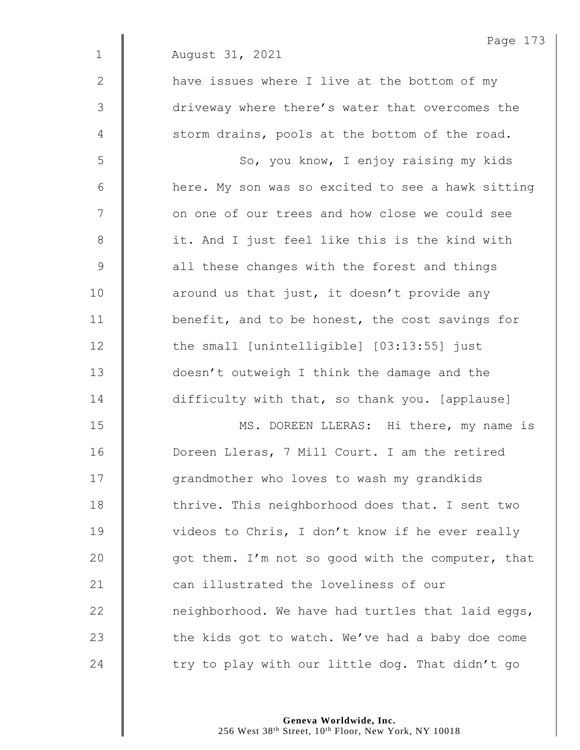August 31, 2021

have issues where I live at the bottom of my driveway where there's water that overcomes the storm drains, pools at the bottom of the road.

So, you know, I enjoy raising my kids here. My son was so excited to see a hawk sitting on one of our trees and how close we could see it. And I just feel like this is the kind with all these changes with the forest and things around us that just, it doesn't provide any benefit, and to be honest, the cost savings for the small [unintelligible] [03:13:55] just doesn't outweigh I think the damage and the difficulty with that, so thank you. [applause]

MS. DOREEN LLERAS: Hi there, my name is Doreen Lleras, 7 Mill Court. I am the retired grandmother who loves to wash my grandkids thrive. This neighborhood does that. I sent two videos to Chris, I don't know if he ever really got them. I'm not so good with the computer, that can illustrated the loveliness of our neighborhood. We have had turtles that laid eggs, the kids got to watch. We've had a baby doe come try to play with our little dog. That didn't go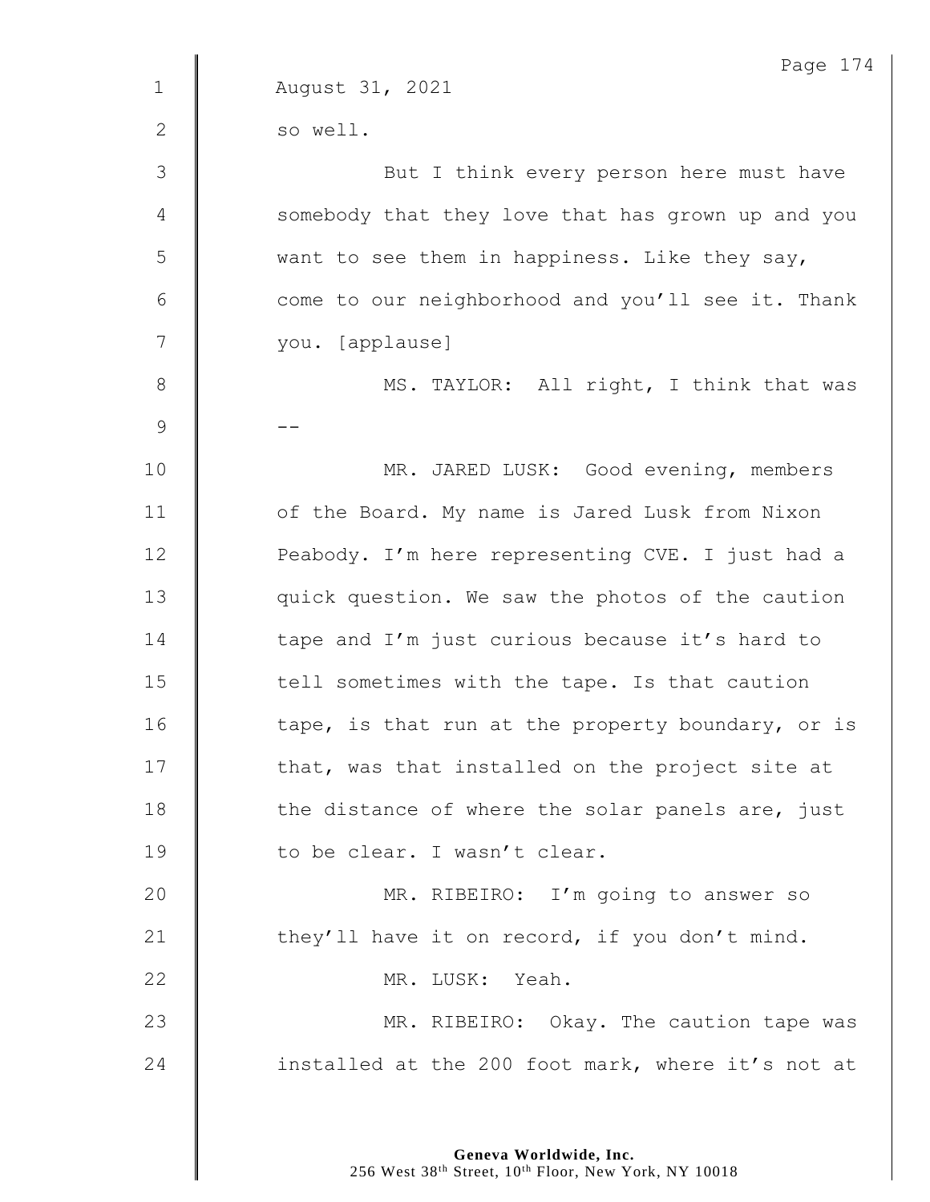August 31, 2021

so well.

But I think every person here must have somebody that they love that has grown up and you want to see them in happiness. Like they say, come to our neighborhood and you'll see it. Thank you. [applause]

MS. TAYLOR: All right, I think that was --

MR. JARED LUSK: Good evening, members of the Board. My name is Jared Lusk from Nixon Peabody. I'm here representing CVE. I just had a quick question. We saw the photos of the caution tape and I'm just curious because it's hard to tell sometimes with the tape. Is that caution tape, is that run at the property boundary, or is that, was that installed on the project site at the distance of where the solar panels are, just to be clear. I wasn't clear.

MR. RIBEIRO: I'm going to answer so they'll have it on record, if you don't mind.

MR. LUSK: Yeah.

MR. RIBEIRO: Okay. The caution tape was installed at the 200 foot mark, where it's not at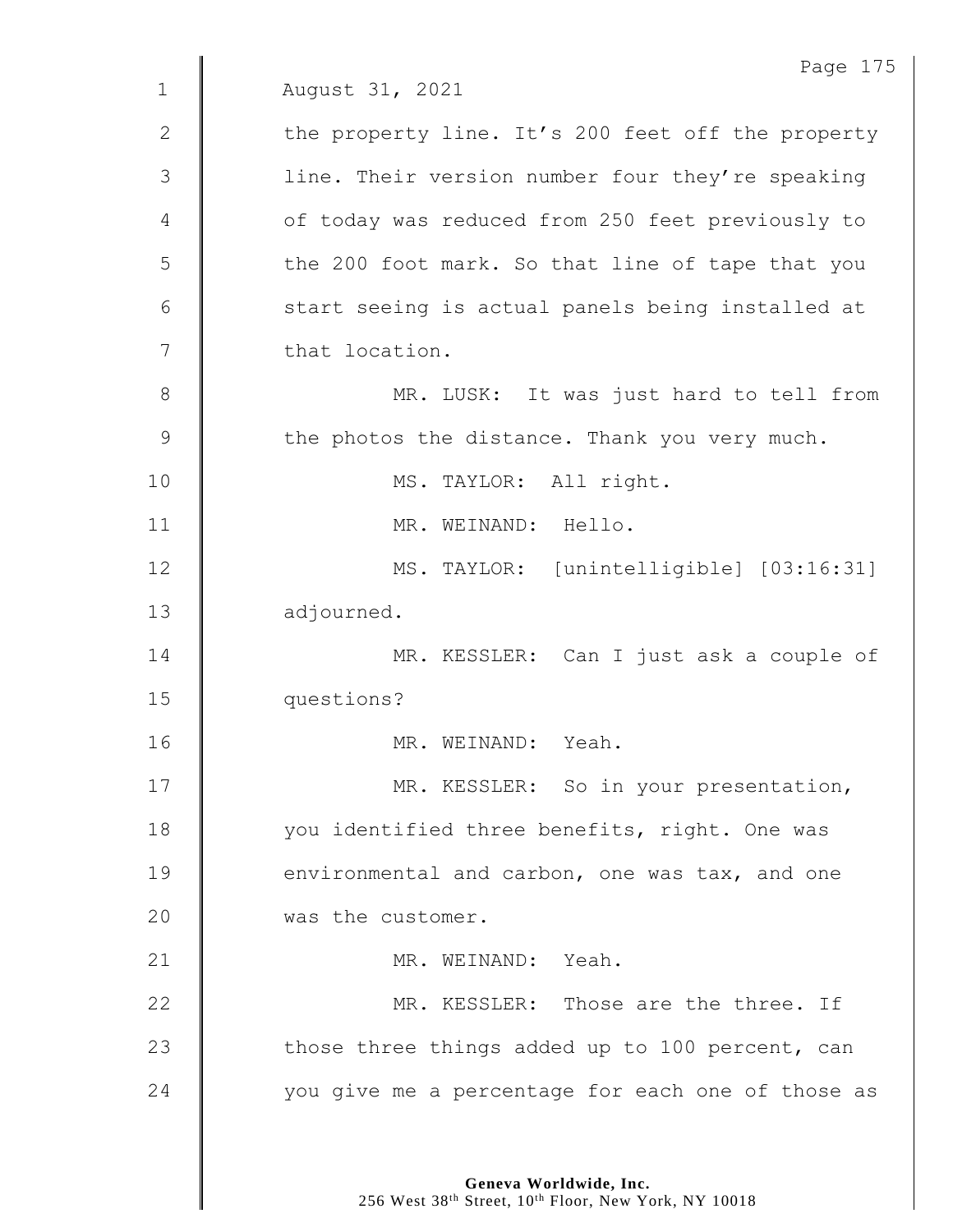August 31, 2021

the property line. It's 200 feet off the property line. Their version number four they're speaking of today was reduced from 250 feet previously to the 200 foot mark. So that line of tape that you start seeing is actual panels being installed at that location.

MR. LUSK: It was just hard to tell from the photos the distance. Thank you very much.

MS. TAYLOR: All right.

MR. WEINAND: Hello.

MS. TAYLOR: [unintelligible] [03:16:31] adjourned.

MR. KESSLER: Can I just ask a couple of questions?

MR. WEINAND: Yeah.

MR. KESSLER: So in your presentation, you identified three benefits, right. One was environmental and carbon, one was tax, and one was the customer.

MR. WEINAND: Yeah.

MR. KESSLER: Those are the three. If those three things added up to 100 percent, can you give me a percentage for each one of those as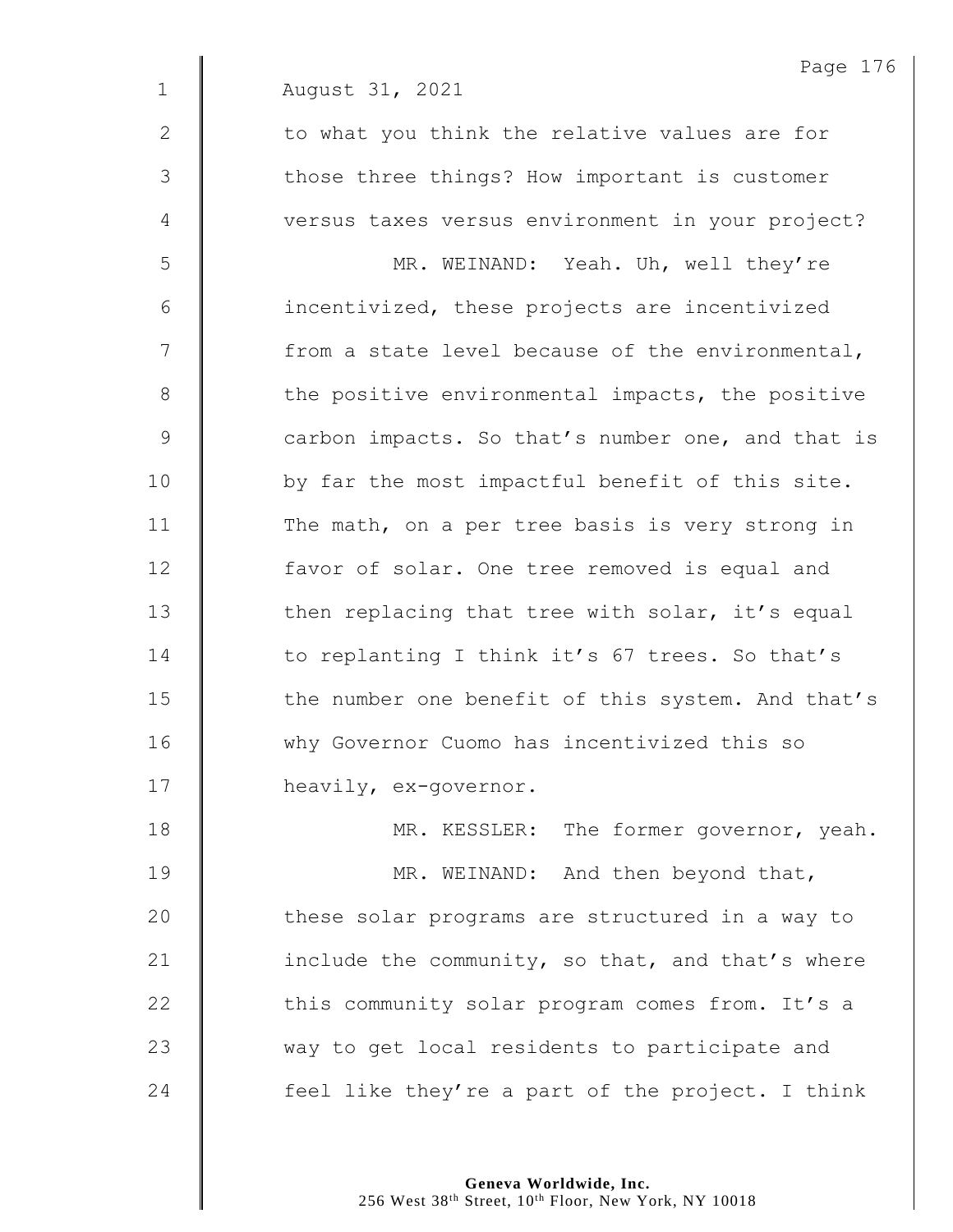August 31, 2021

to what you think the relative values are for those three things? How important is customer versus taxes versus environment in your project?

MR. WEINAND: Yeah. Uh, well they're incentivized, these projects are incentivized from a state level because of the environmental, the positive environmental impacts, the positive carbon impacts. So that's number one, and that is by far the most impactful benefit of this site. The math, on a per tree basis is very strong in favor of solar. One tree removed is equal and then replacing that tree with solar, it's equal to replanting I think it's 67 trees. So that's the number one benefit of this system. And that's why Governor Cuomo has incentivized this so heavily, ex-governor.

MR. KESSLER: The former governor, yeah.

MR. WEINAND: And then beyond that, these solar programs are structured in a way to include the community, so that, and that's where this community solar program comes from. It's a way to get local residents to participate and feel like they're a part of the project. I think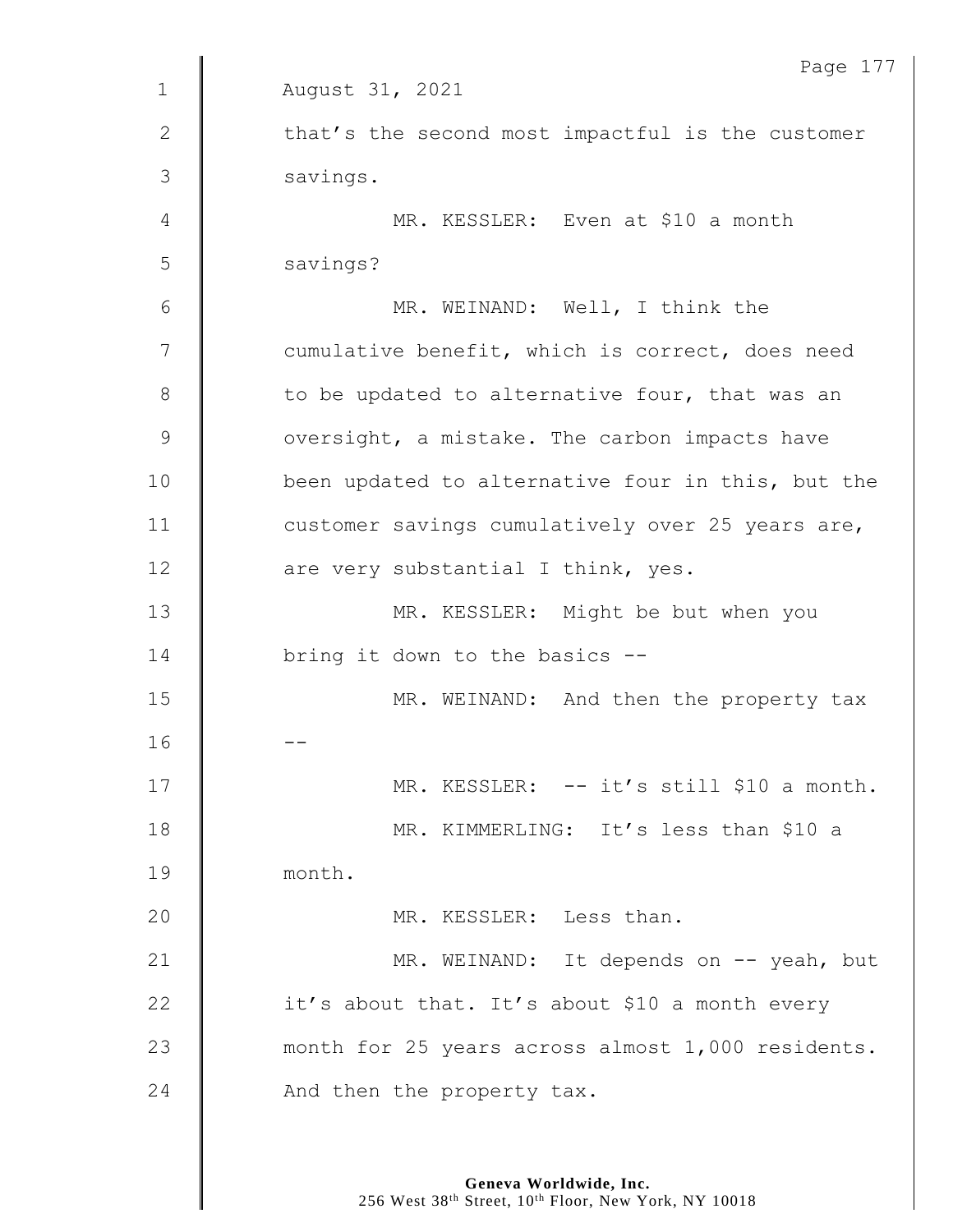August 31, 2021

that's the second most impactful is the customer savings.

MR. KESSLER: Even at $10 a month savings?

MR. WEINAND: Well, I think the cumulative benefit, which is correct, does need to be updated to alternative four, that was an oversight, a mistake. The carbon impacts have been updated to alternative four in this, but the customer savings cumulatively over 25 years are, are very substantial I think, yes.

MR. KESSLER: Might be but when you bring it down to the basics --

MR. WEINAND: And then the property tax --

MR. KESSLER: -- it's still $10 a month.

MR. KIMMERLING: It's less than $10 a month.

MR. KESSLER: Less than.

MR. WEINAND: It depends on -- yeah, but it's about that. It's about $10 a month every month for 25 years across almost 1,000 residents. And then the property tax.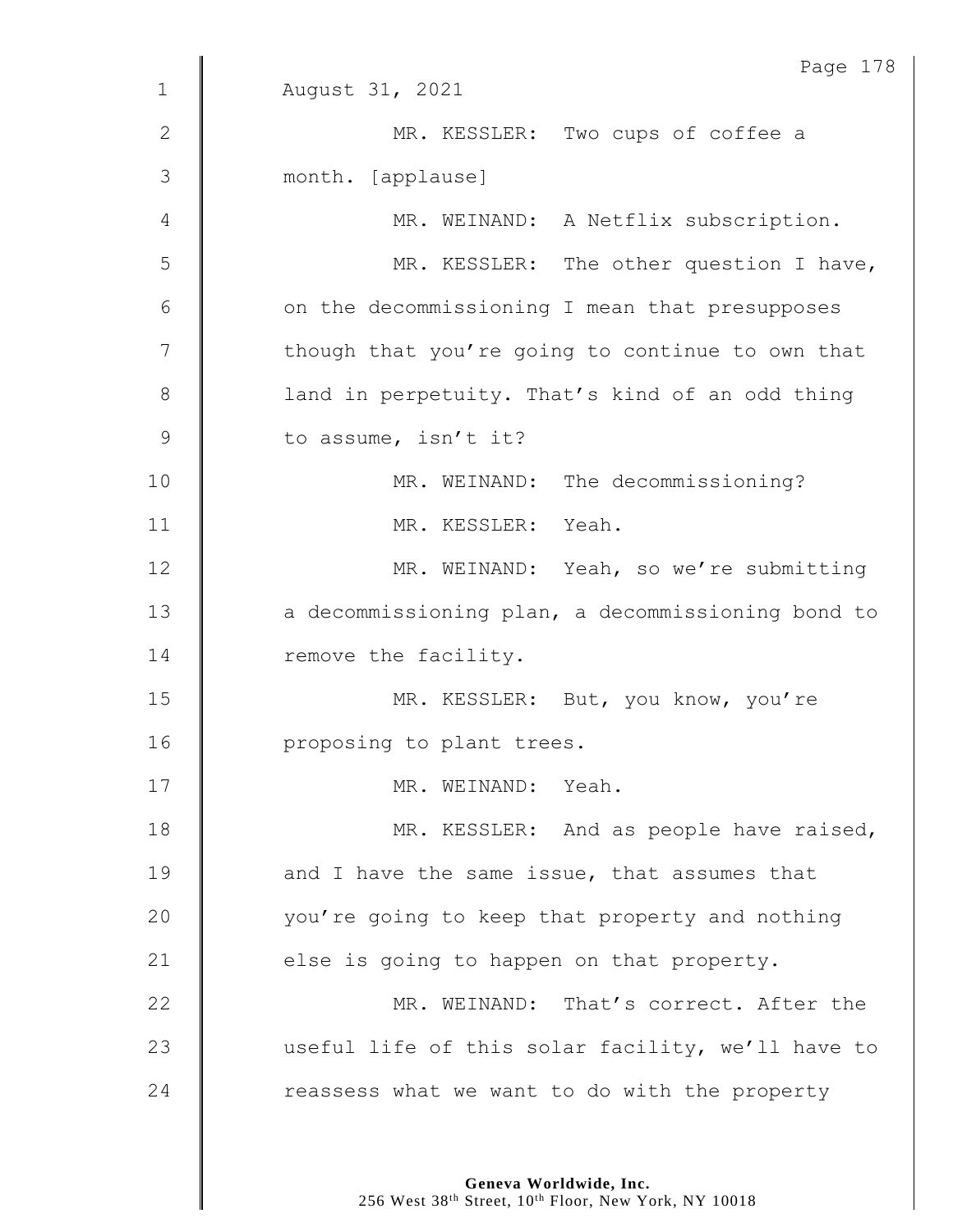August 31, 2021

MR. KESSLER: Two cups of coffee a month. [applause]

MR. WEINAND: A Netflix subscription.

MR. KESSLER: The other question I have, on the decommissioning I mean that presupposes though that you're going to continue to own that land in perpetuity. That's kind of an odd thing to assume, isn't it?

MR. WEINAND: The decommissioning?

MR. KESSLER: Yeah.

MR. WEINAND: Yeah, so we're submitting a decommissioning plan, a decommissioning bond to remove the facility.

MR. KESSLER: But, you know, you're proposing to plant trees.

MR. WEINAND: Yeah.

MR. KESSLER: And as people have raised, and I have the same issue, that assumes that you're going to keep that property and nothing else is going to happen on that property.

MR. WEINAND: That's correct. After the useful life of this solar facility, we'll have to reassess what we want to do with the property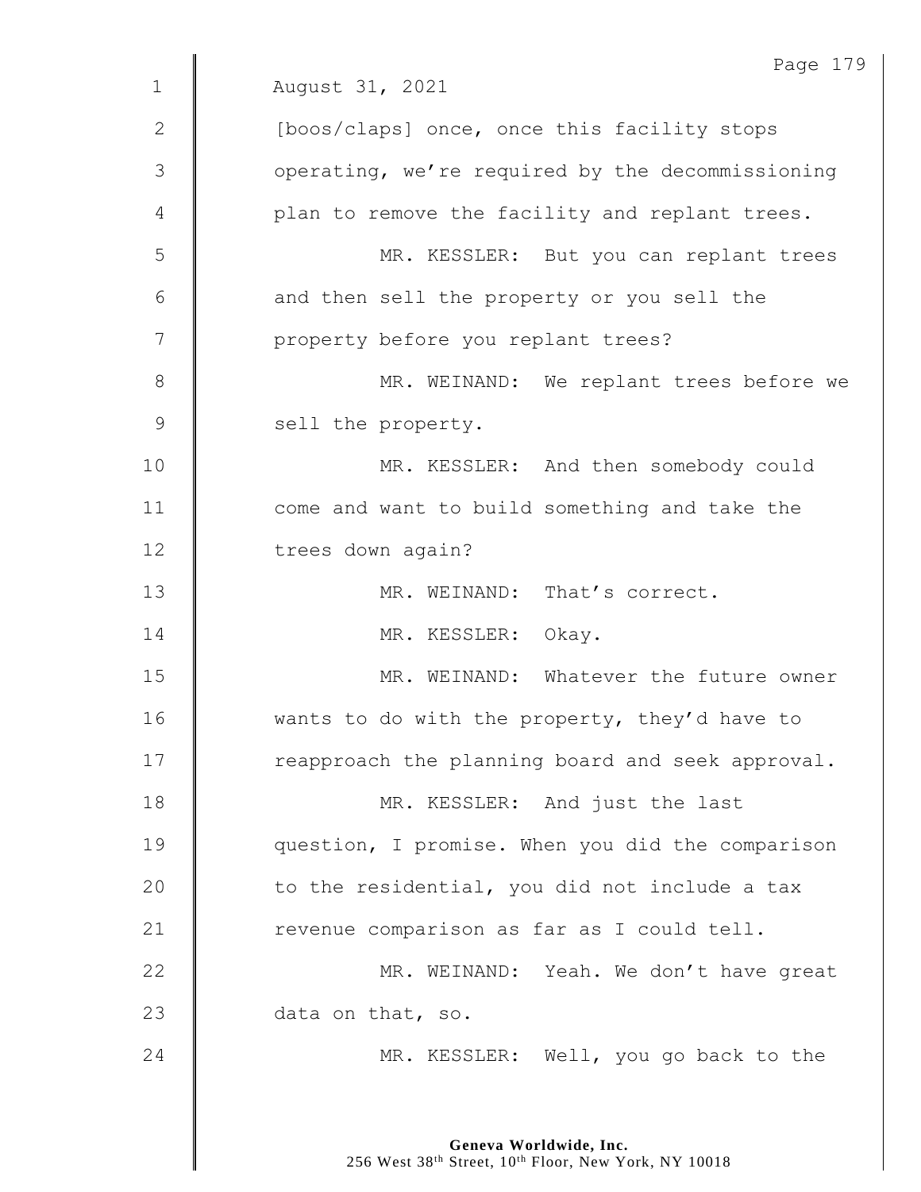August 31, 2021

[boos/claps] once, once this facility stops operating, we're required by the decommissioning plan to remove the facility and replant trees.

MR. KESSLER: But you can replant trees and then sell the property or you sell the property before you replant trees?

MR. WEINAND: We replant trees before we sell the property.

MR. KESSLER: And then somebody could come and want to build something and take the trees down again?

MR. WEINAND: That's correct.

MR. KESSLER: Okay.

MR. WEINAND: Whatever the future owner wants to do with the property, they'd have to reapproach the planning board and seek approval.

MR. KESSLER: And just the last question, I promise. When you did the comparison to the residential, you did not include a tax revenue comparison as far as I could tell.

MR. WEINAND: Yeah. We don't have great data on that, so.

MR. KESSLER: Well, you go back to the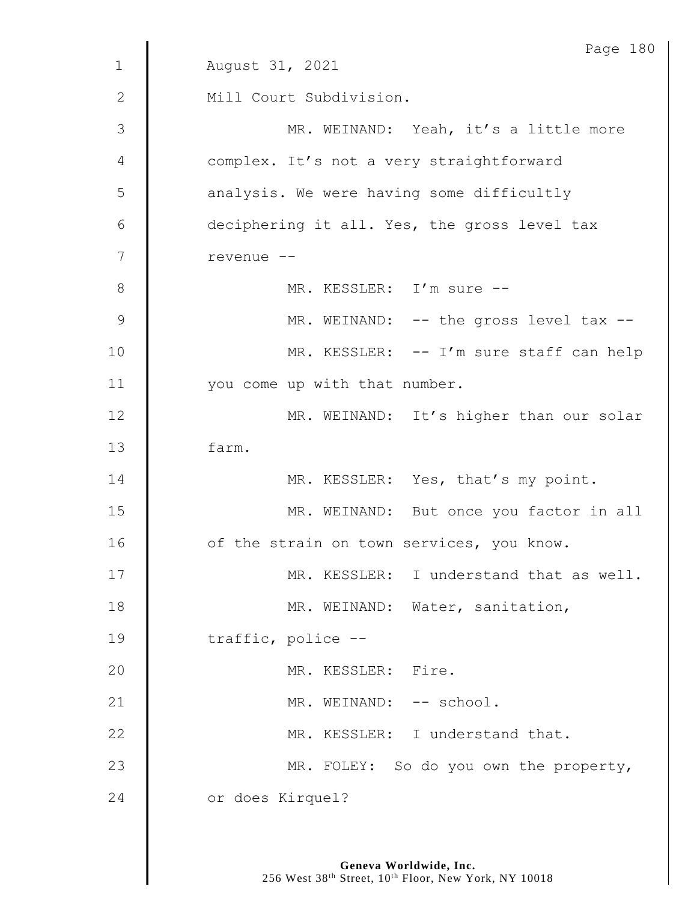August 31, 2021

Mill Court Subdivision.

MR. WEINAND: Yeah, it's a little more complex. It's not a very straightforward analysis. We were having some difficultly deciphering it all. Yes, the gross level tax revenue --

MR. KESSLER: I'm sure --

MR. WEINAND: -- the gross level tax --

MR. KESSLER: -- I'm sure staff can help you come up with that number.

MR. WEINAND: It's higher than our solar farm.

MR. KESSLER: Yes, that's my point.

MR. WEINAND: But once you factor in all of the strain on town services, you know.

MR. KESSLER: I understand that as well.

MR. WEINAND: Water, sanitation, traffic, police --

MR. KESSLER: Fire.

MR. WEINAND: -- school.

MR. KESSLER: I understand that.

MR. FOLEY: So do you own the property, or does Kirquel?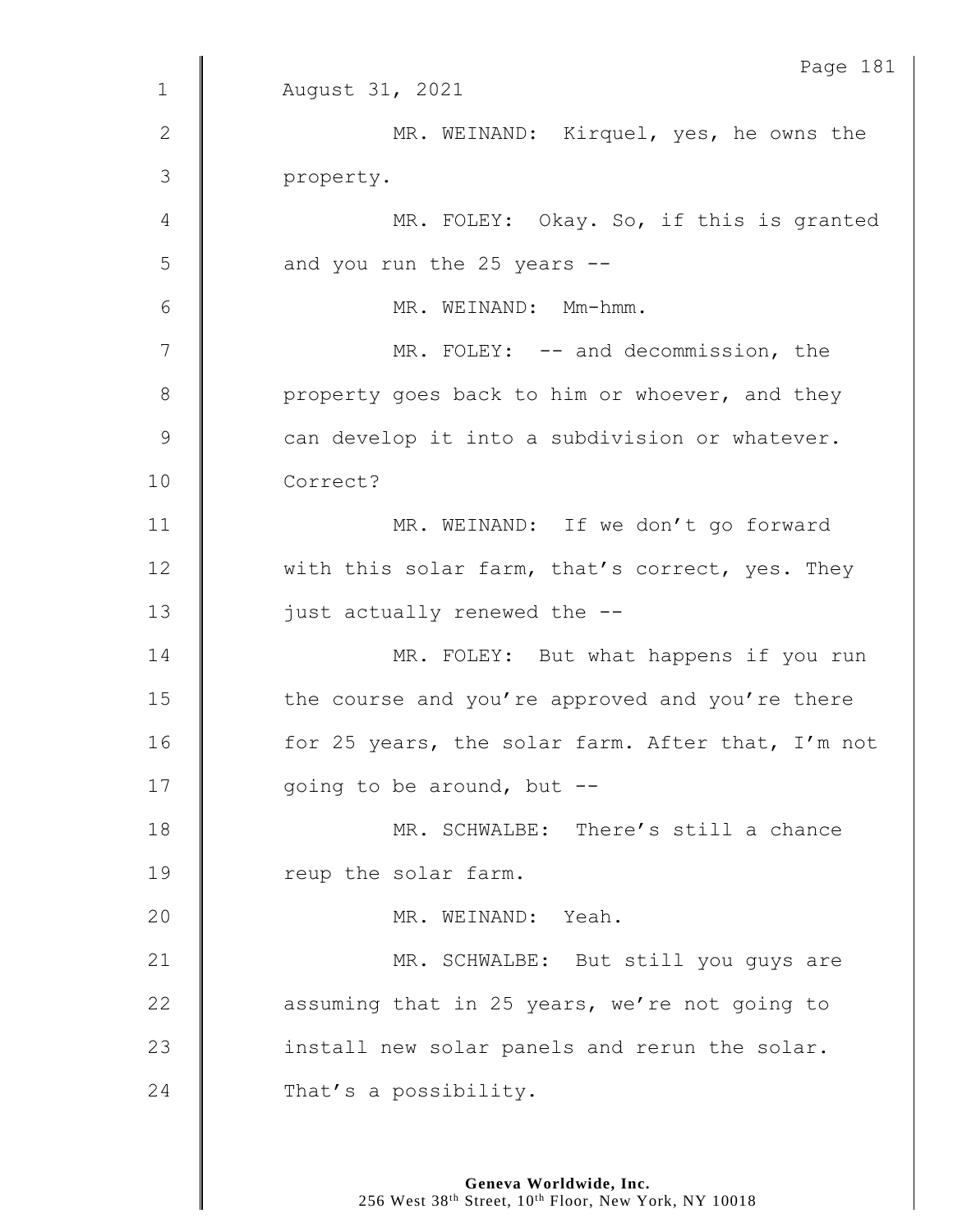August 31, 2021

MR. WEINAND: Kirquel, yes, he owns the property.

MR. FOLEY: Okay. So, if this is granted and you run the 25 years --

MR. WEINAND: Mm-hmm.

MR. FOLEY: -- and decommission, the property goes back to him or whoever, and they can develop it into a subdivision or whatever. Correct?

MR. WEINAND: If we don't go forward with this solar farm, that's correct, yes. They just actually renewed the --

MR. FOLEY: But what happens if you run the course and you're approved and you're there for 25 years, the solar farm. After that, I'm not going to be around, but --

MR. SCHWALBE: There's still a chance reup the solar farm.

MR. WEINAND: Yeah.

MR. SCHWALBE: But still you guys are assuming that in 25 years, we're not going to install new solar panels and rerun the solar. That's a possibility.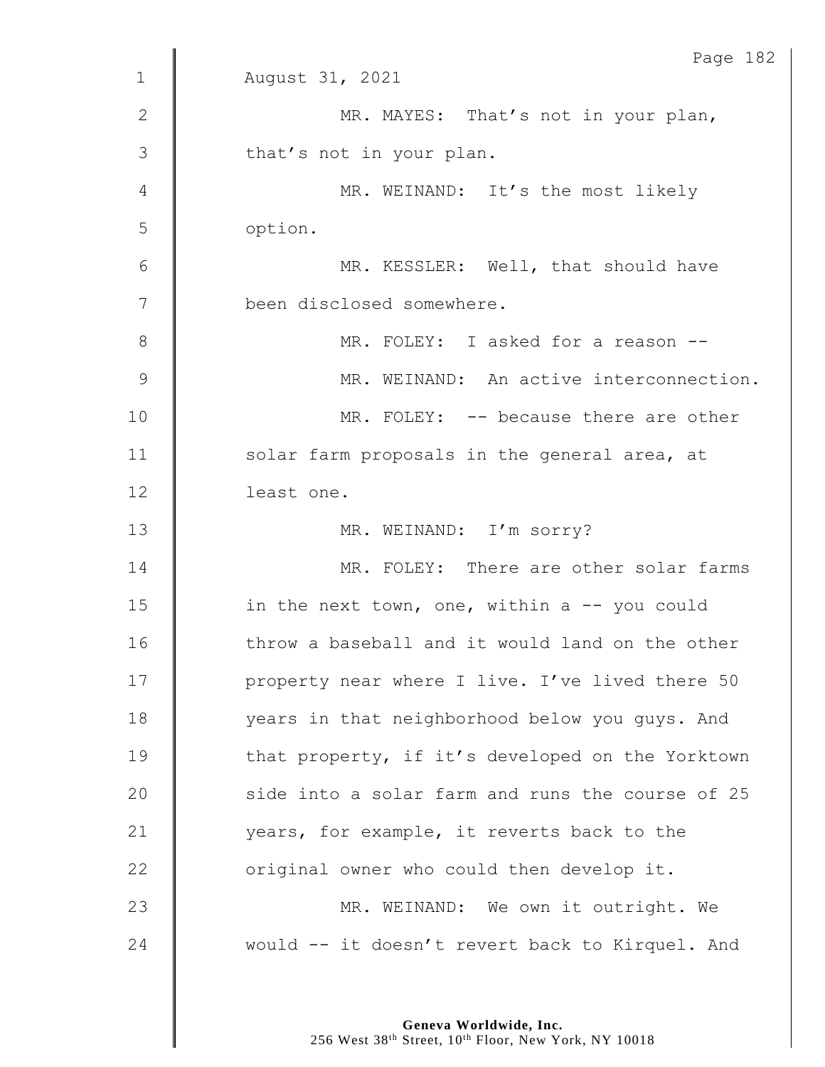August 31, 2021

MR. MAYES: That's not in your plan, that's not in your plan.

MR. WEINAND: It's the most likely option.

MR. KESSLER: Well, that should have been disclosed somewhere.

MR. FOLEY: I asked for a reason --

MR. WEINAND: An active interconnection.

MR. FOLEY: -- because there are other solar farm proposals in the general area, at least one.

MR. WEINAND: I'm sorry?

MR. FOLEY: There are other solar farms in the next town, one, within a -- you could throw a baseball and it would land on the other property near where I live. I've lived there 50 years in that neighborhood below you guys. And that property, if it's developed on the Yorktown side into a solar farm and runs the course of 25 years, for example, it reverts back to the original owner who could then develop it.

MR. WEINAND: We own it outright. We would -- it doesn't revert back to Kirquel. And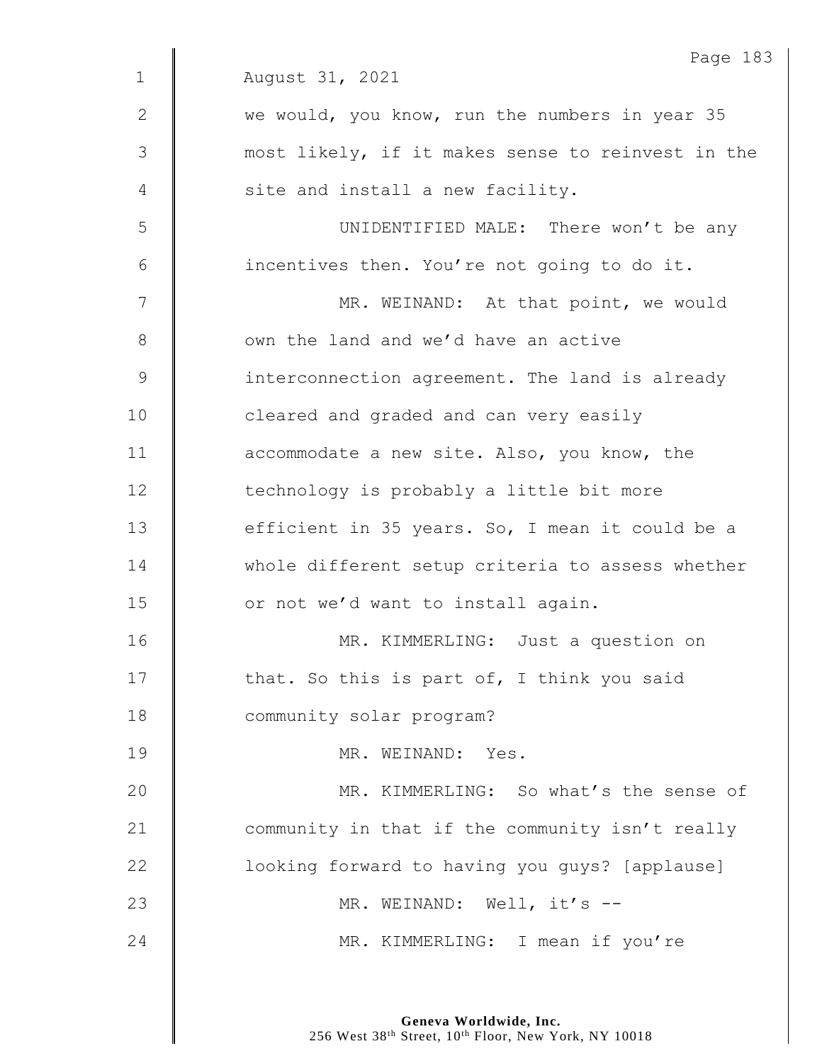August 31, 2021

we would, you know, run the numbers in year 35 most likely, if it makes sense to reinvest in the site and install a new facility.

UNIDENTIFIED MALE: There won't be any incentives then. You're not going to do it.

MR. WEINAND: At that point, we would own the land and we'd have an active interconnection agreement. The land is already cleared and graded and can very easily accommodate a new site. Also, you know, the technology is probably a little bit more efficient in 35 years. So, I mean it could be a whole different setup criteria to assess whether or not we'd want to install again.

MR. KIMMERLING: Just a question on that. So this is part of, I think you said community solar program?

MR. WEINAND: Yes.

MR. KIMMERLING: So what's the sense of community in that if the community isn't really looking forward to having you guys? [applause]

MR. WEINAND: Well, it's --

MR. KIMMERLING: I mean if you're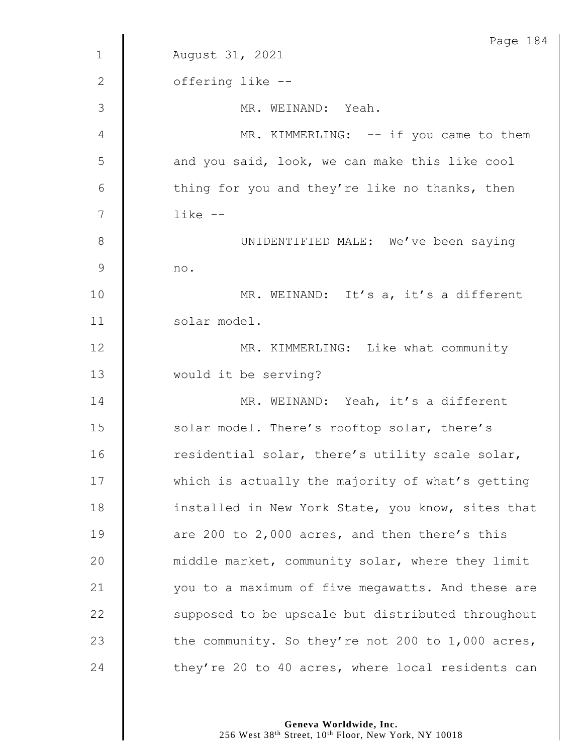August 31, 2021

offering like --

MR. WEINAND: Yeah.

MR. KIMMERLING: -- if you came to them and you said, look, we can make this like cool thing for you and they're like no thanks, then like --

UNIDENTIFIED MALE: We've been saying no.

MR. WEINAND: It's a, it's a different solar model.

MR. KIMMERLING: Like what community would it be serving?

MR. WEINAND: Yeah, it's a different solar model. There's rooftop solar, there's residential solar, there's utility scale solar, which is actually the majority of what's getting installed in New York State, you know, sites that are 200 to 2,000 acres, and then there's this middle market, community solar, where they limit you to a maximum of five megawatts. And these are supposed to be upscale but distributed throughout the community. So they're not 200 to 1,000 acres, they're 20 to 40 acres, where local residents can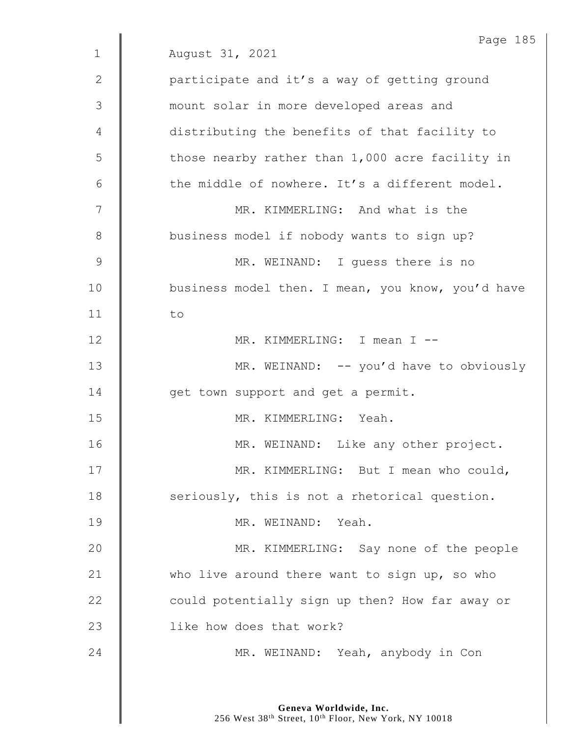August 31, 2021

participate and it’s a way of getting ground mount solar in more developed areas and distributing the benefits of that facility to those nearby rather than 1,000 acre facility in the middle of nowhere. It’s a different model.

MR. KIMMERLING: And what is the business model if nobody wants to sign up?

MR. WEINAND: I guess there is no business model then. I mean, you know, you’d have to

MR. KIMMERLING: I mean I --

MR. WEINAND: -- you’d have to obviously get town support and get a permit.

MR. KIMMERLING: Yeah.

MR. WEINAND: Like any other project.

MR. KIMMERLING: But I mean who could, seriously, this is not a rhetorical question.

MR. WEINAND: Yeah.

MR. KIMMERLING: Say none of the people who live around there want to sign up, so who could potentially sign up then? How far away or like how does that work?

MR. WEINAND: Yeah, anybody in Con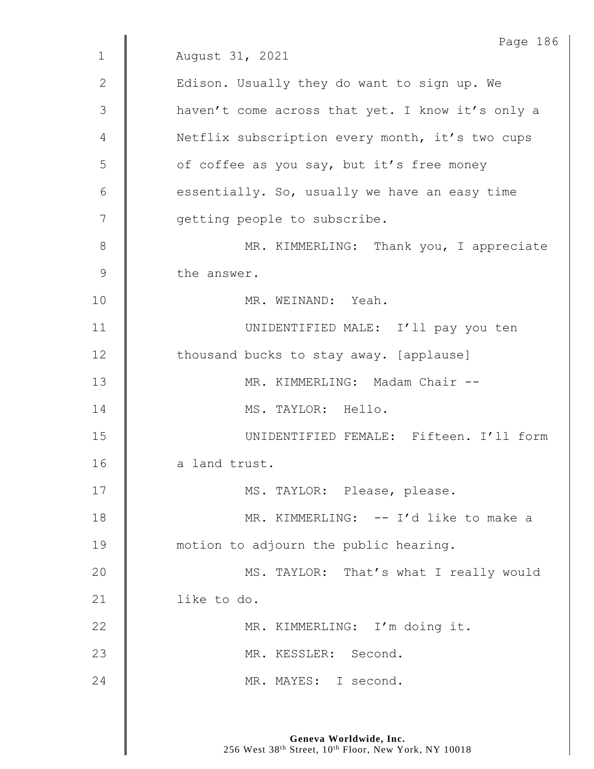August 31, 2021

Edison. Usually they do want to sign up. We haven't come across that yet. I know it's only a Netflix subscription every month, it's two cups of coffee as you say, but it's free money essentially. So, usually we have an easy time getting people to subscribe.

MR. KIMMERLING: Thank you, I appreciate the answer.

MR. WEINAND: Yeah.

UNIDENTIFIED MALE: I'll pay you ten thousand bucks to stay away. [applause]

MR. KIMMERLING: Madam Chair --

MS. TAYLOR: Hello.

UNIDENTIFIED FEMALE: Fifteen. I'll form a land trust.

MS. TAYLOR: Please, please.

MR. KIMMERLING: -- I'd like to make a motion to adjourn the public hearing.

MS. TAYLOR: That's what I really would like to do.

MR. KIMMERLING: I'm doing it.

MR. KESSLER: Second.

MR. MAYES: I second.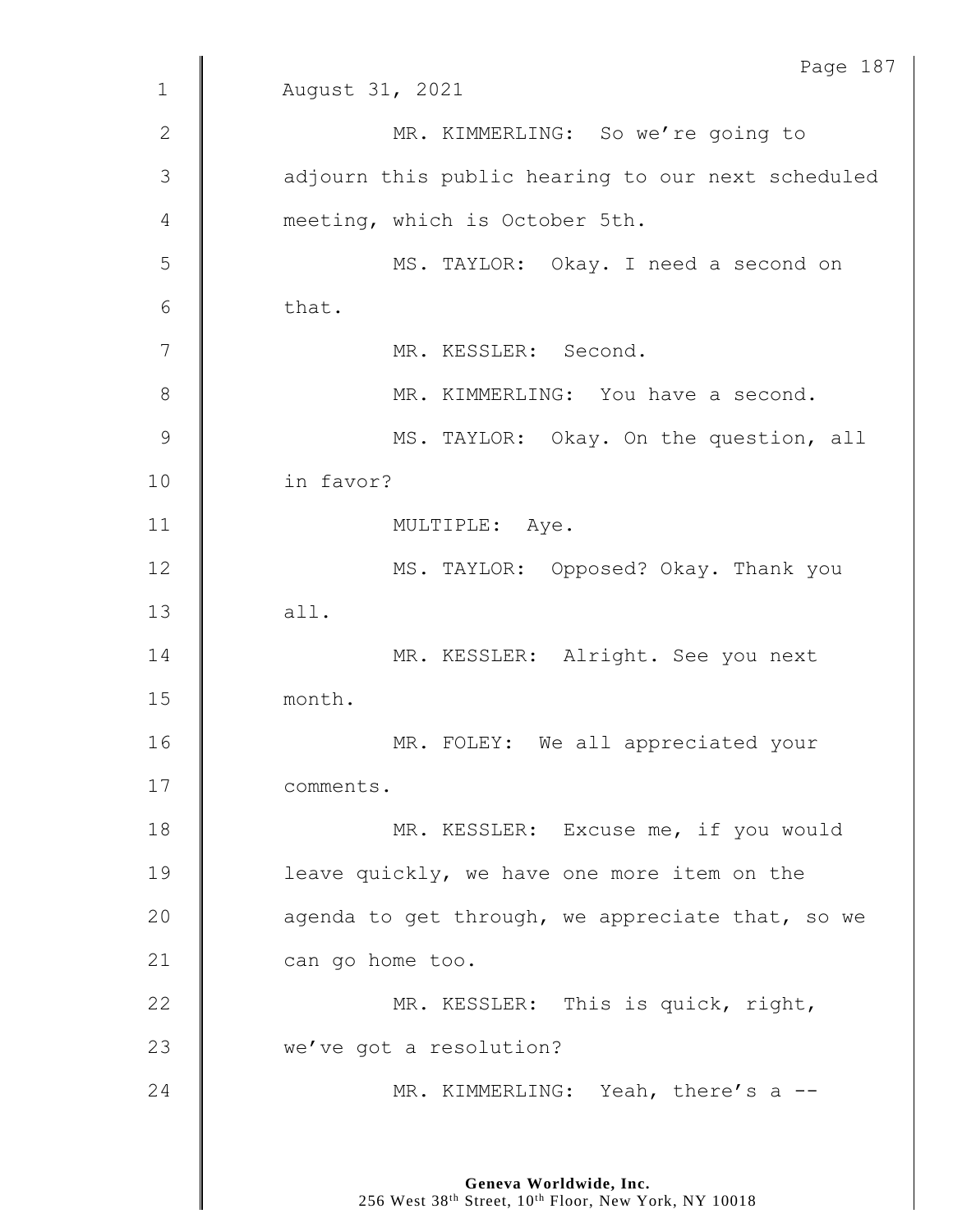August 31, 2021

MR. KIMMERLING: So we're going to adjourn this public hearing to our next scheduled meeting, which is October 5th.

MS. TAYLOR: Okay. I need a second on that.

MR. KESSLER: Second.

MR. KIMMERLING: You have a second.

MS. TAYLOR: Okay. On the question, all in favor?

MULTIPLE: Aye.

MS. TAYLOR: Opposed? Okay. Thank you all.

MR. KESSLER: Alright. See you next month.

MR. FOLEY: We all appreciated your comments.

MR. KESSLER: Excuse me, if you would leave quickly, we have one more item on the agenda to get through, we appreciate that, so we can go home too.

MR. KESSLER: This is quick, right, we've got a resolution?

MR. KIMMERLING: Yeah, there's a --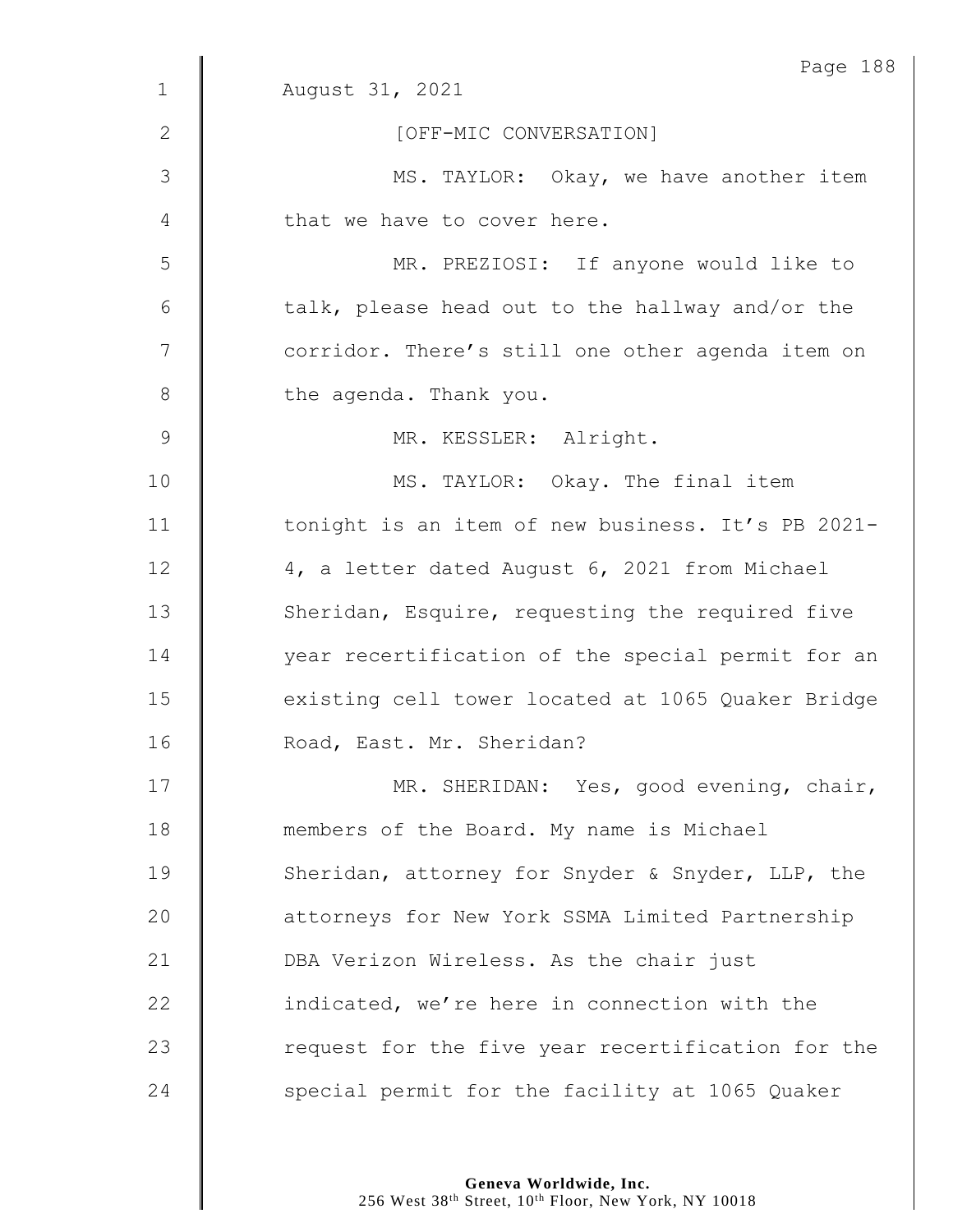August 31, 2021

[OFF-MIC CONVERSATION]

MS. TAYLOR: Okay, we have another item that we have to cover here.

MR. PREZIOSI: If anyone would like to talk, please head out to the hallway and/or the corridor. There's still one other agenda item on the agenda. Thank you.

MR. KESSLER: Alright.

MS. TAYLOR: Okay. The final item tonight is an item of new business. It's PB 2021-4, a letter dated August 6, 2021 from Michael Sheridan, Esquire, requesting the required five year recertification of the special permit for an existing cell tower located at 1065 Quaker Bridge Road, East. Mr. Sheridan?

MR. SHERIDAN: Yes, good evening, chair, members of the Board. My name is Michael Sheridan, attorney for Snyder & Snyder, LLP, the attorneys for New York SSMA Limited Partnership DBA Verizon Wireless. As the chair just indicated, we're here in connection with the request for the five year recertification for the special permit for the facility at 1065 Quaker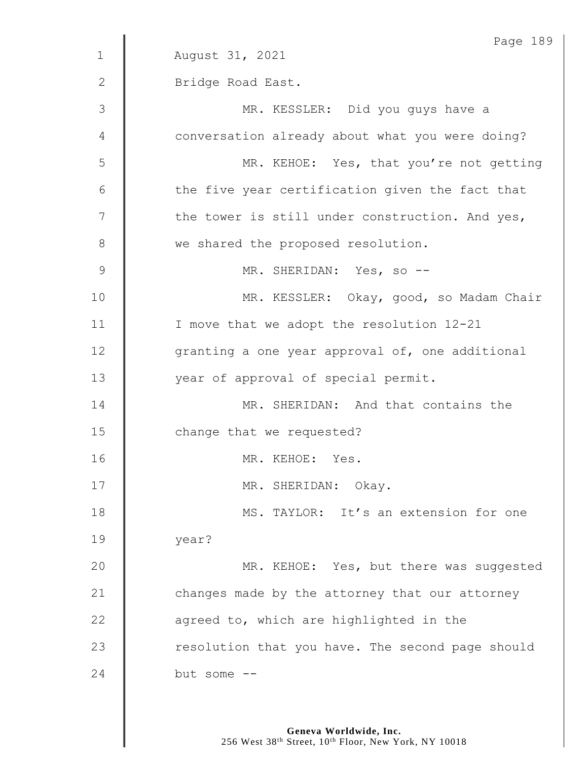August 31, 2021

Bridge Road East.

MR. KESSLER: Did you guys have a conversation already about what you were doing?

MR. KEHOE: Yes, that you're not getting the five year certification given the fact that the tower is still under construction. And yes, we shared the proposed resolution.

MR. SHERIDAN: Yes, so --

MR. KESSLER: Okay, good, so Madam Chair I move that we adopt the resolution 12-21 granting a one year approval of, one additional year of approval of special permit.

MR. SHERIDAN: And that contains the change that we requested?

MR. KEHOE: Yes.

MR. SHERIDAN: Okay.

MS. TAYLOR: It's an extension for one year?

MR. KEHOE: Yes, but there was suggested changes made by the attorney that our attorney agreed to, which are highlighted in the resolution that you have. The second page should but some --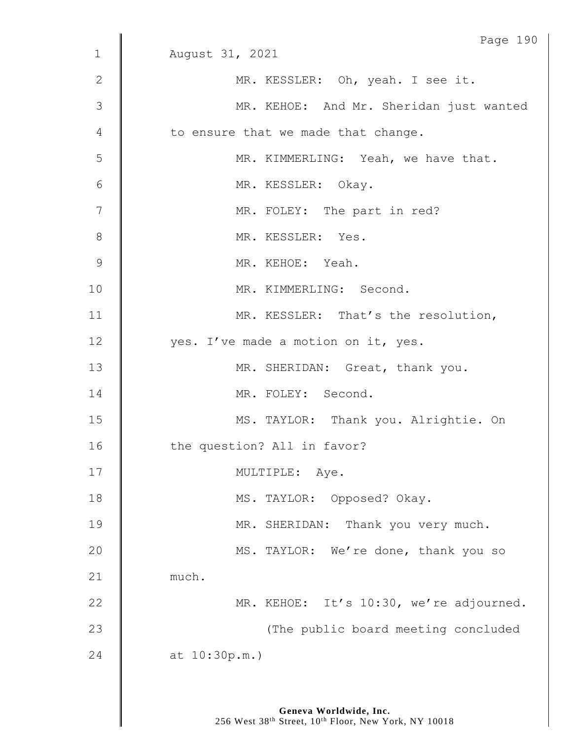August 31, 2021

MR. KESSLER: Oh, yeah. I see it.

MR. KEHOE: And Mr. Sheridan just wanted to ensure that we made that change.

MR. KIMMERLING: Yeah, we have that.

MR. KESSLER: Okay.

MR. FOLEY: The part in red?

MR. KESSLER: Yes.

MR. KEHOE: Yeah.

MR. KIMMERLING: Second.

MR. KESSLER: That's the resolution, yes. I've made a motion on it, yes.

MR. SHERIDAN: Great, thank you.

MR. FOLEY: Second.

MS. TAYLOR: Thank you. Alrightie. On the question? All in favor?

MULTIPLE: Aye.

MS. TAYLOR: Opposed? Okay.

MR. SHERIDAN: Thank you very much.

MS. TAYLOR: We're done, thank you so much.

MR. KEHOE: It's 10:30, we're adjourned.

(The public board meeting concluded at 10:30p.m.)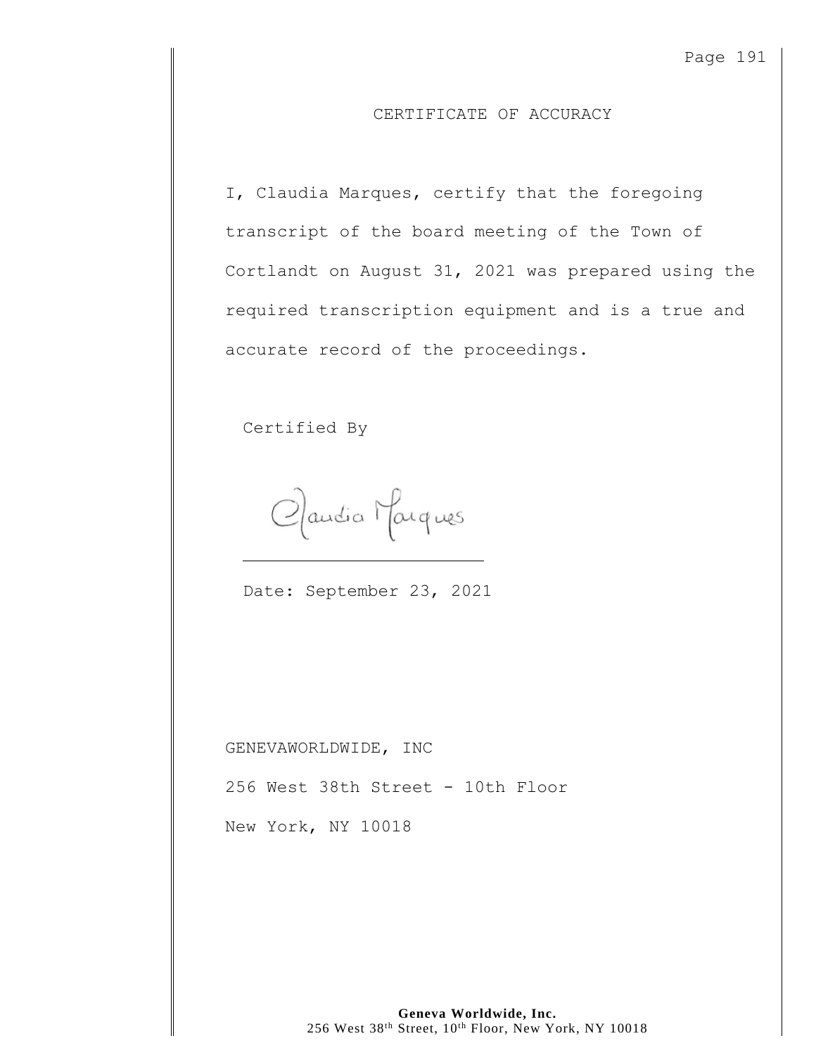CERTIFICATE OF ACCURACY

I, Claudia Marques, certify that the foregoing transcript of the board meeting of the Town of Cortlandt on August 31, 2021 was prepared using the required transcription equipment and is a true and accurate record of the proceedings.

Certified By

Claudia Marques

---

Date: September 23, 2021

GENEVAWORLDWIDE, INC

256 West 38th Street - 10th Floor

New York, NY 10018